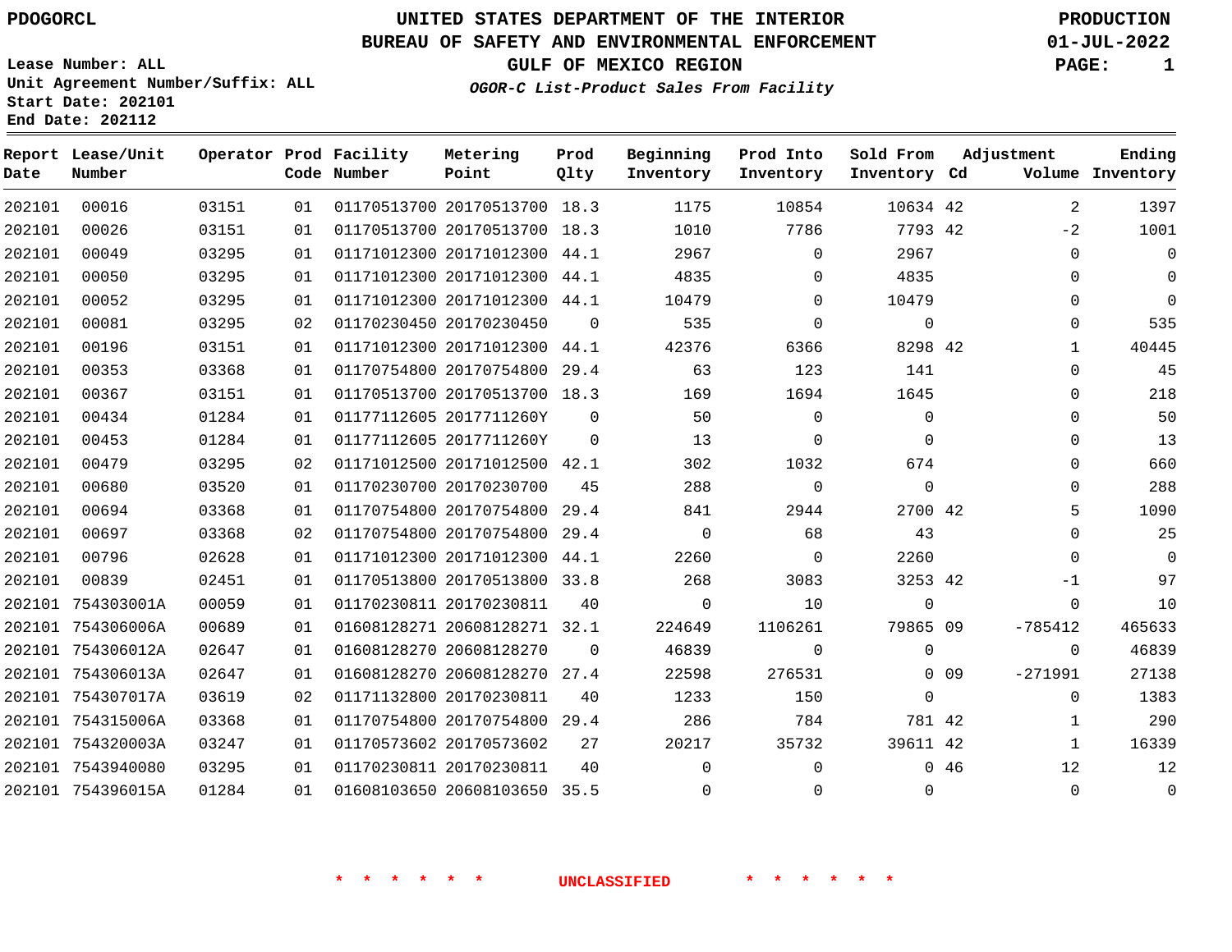PDOGORCL

**UNITED STATES DEPARTMENT OF THE INTERIOR**
**BUREAU OF SAFETY AND ENVIRONMENTAL ENFORCEMENT**
**GULF OF MEXICO REGION**
*OGOR-C List-Product Sales From Facility*

PRODUCTION
01-JUL-2022

Lease Number: ALL
Unit Agreement Number/Suffix: ALL
Start Date: 202101
End Date: 202112

| Report Date | Lease/Unit Number | Operator | Prod Code | Facility Number | Metering Point | Prod Qlty | Beginning Inventory | Prod Into Inventory | Sold From Inventory | Adjustment Cd | Volume | Ending Inventory |
|---|---|---|---|---|---|---|---|---|---|---|---|---|
| 202101 | 00016 | 03151 | 01 | 01170513700 | 20170513700 | 18.3 | 1175 | 10854 | 10634 | 42 | 2 | 1397 |
| 202101 | 00026 | 03151 | 01 | 01170513700 | 20170513700 | 18.3 | 1010 | 7786 | 7793 | 42 | -2 | 1001 |
| 202101 | 00049 | 03295 | 01 | 01171012300 | 20171012300 | 44.1 | 2967 | 0 | 2967 | | 0 | 0 |
| 202101 | 00050 | 03295 | 01 | 01171012300 | 20171012300 | 44.1 | 4835 | 0 | 4835 | | 0 | 0 |
| 202101 | 00052 | 03295 | 01 | 01171012300 | 20171012300 | 44.1 | 10479 | 0 | 10479 | | 0 | 0 |
| 202101 | 00081 | 03295 | 02 | 01170230450 | 20170230450 | 0 | 535 | 0 | 0 | | 0 | 535 |
| 202101 | 00196 | 03151 | 01 | 01171012300 | 20171012300 | 44.1 | 42376 | 6366 | 8298 | 42 | 1 | 40445 |
| 202101 | 00353 | 03368 | 01 | 01170754800 | 20170754800 | 29.4 | 63 | 123 | 141 | | 0 | 45 |
| 202101 | 00367 | 03151 | 01 | 01170513700 | 20170513700 | 18.3 | 169 | 1694 | 1645 | | 0 | 218 |
| 202101 | 00434 | 01284 | 01 | 01177112605 | 2017711260Y | 0 | 50 | 0 | 0 | | 0 | 50 |
| 202101 | 00453 | 01284 | 01 | 01177112605 | 2017711260Y | 0 | 13 | 0 | 0 | | 0 | 13 |
| 202101 | 00479 | 03295 | 02 | 01171012500 | 20171012500 | 42.1 | 302 | 1032 | 674 | | 0 | 660 |
| 202101 | 00680 | 03520 | 01 | 01170230700 | 20170230700 | 45 | 288 | 0 | 0 | | 0 | 288 |
| 202101 | 00694 | 03368 | 01 | 01170754800 | 20170754800 | 29.4 | 841 | 2944 | 2700 | 42 | 5 | 1090 |
| 202101 | 00697 | 03368 | 02 | 01170754800 | 20170754800 | 29.4 | 0 | 68 | 43 | | 0 | 25 |
| 202101 | 00796 | 02628 | 01 | 01171012300 | 20171012300 | 44.1 | 2260 | 0 | 2260 | | 0 | 0 |
| 202101 | 00839 | 02451 | 01 | 01170513800 | 20170513800 | 33.8 | 268 | 3083 | 3253 | 42 | -1 | 97 |
| 202101 | 754303001A | 00059 | 01 | 01170230811 | 20170230811 | 40 | 0 | 10 | 0 | | 0 | 10 |
| 202101 | 754306006A | 00689 | 01 | 01608128271 | 20608128271 | 32.1 | 224649 | 1106261 | 79865 | 09 | -785412 | 465633 |
| 202101 | 754306012A | 02647 | 01 | 01608128270 | 20608128270 | 0 | 46839 | 0 | 0 | | 0 | 46839 |
| 202101 | 754306013A | 02647 | 01 | 01608128270 | 20608128270 | 27.4 | 22598 | 276531 | 0 | 09 | -271991 | 27138 |
| 202101 | 754307017A | 03619 | 02 | 01171132800 | 20170230811 | 40 | 1233 | 150 | 0 | | 0 | 1383 |
| 202101 | 754315006A | 03368 | 01 | 01170754800 | 20170754800 | 29.4 | 286 | 784 | 781 | 42 | 1 | 290 |
| 202101 | 754320003A | 03247 | 01 | 01170573602 | 20170573602 | 27 | 20217 | 35732 | 39611 | 42 | 1 | 16339 |
| 202101 | 7543940080 | 03295 | 01 | 01170230811 | 20170230811 | 40 | 0 | 0 | 0 | 46 | 12 | 12 |
| 202101 | 754396015A | 01284 | 01 | 01608103650 | 20608103650 | 35.5 | 0 | 0 | 0 | | 0 | 0 |

* * * * * * UNCLASSIFIED * * * * * *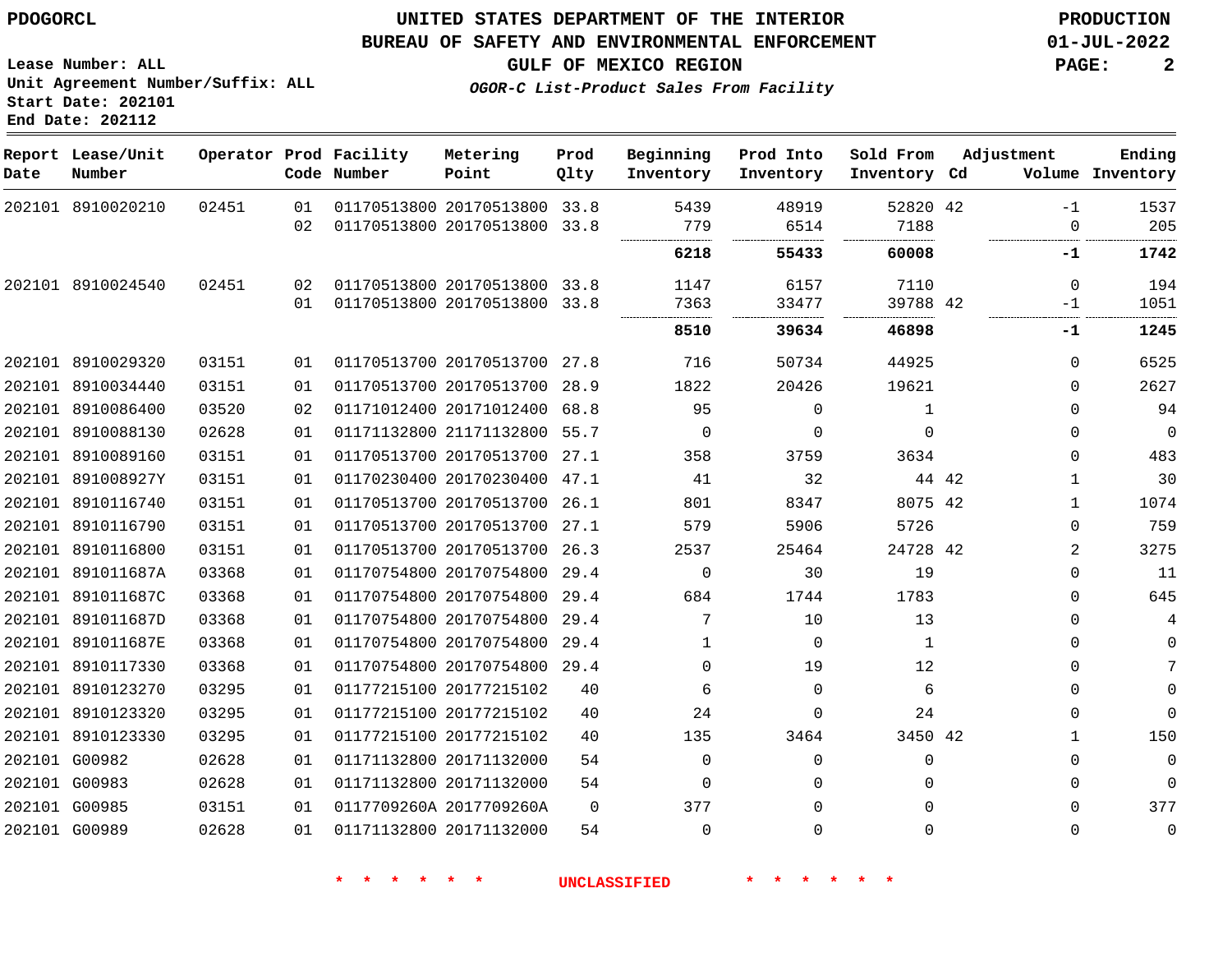PDOGORCL

**UNITED STATES DEPARTMENT OF THE INTERIOR**
**BUREAU OF SAFETY AND ENVIRONMENTAL ENFORCEMENT**
**GULF OF MEXICO REGION**
*OGOR-C List-Product Sales From Facility*

PRODUCTION
01-JUL-2022

Lease Number: ALL
Unit Agreement Number/Suffix: ALL
Start Date: 202101
End Date: 202112

| Report Date | Lease/Unit Number | Operator | Prod Code | Facility Number | Metering Point | Prod Qlty | Beginning Inventory | Prod Into Inventory | Sold From Inventory | Adjustment Cd | Volume | Ending Inventory |
|---|---|---|---|---|---|---|---|---|---|---|---|---|
| 202101 | 8910020210 | 02451 | 01 | 01170513800 | 20170513800 | 33.8 | 5439 | 48919 | 52820 | 42 | -1 | 1537 |
| | | | 02 | 01170513800 | 20170513800 | 33.8 | 779 | 6514 | 7188 | | 0 | 205 |
| | | | | | | | **6218** | **55433** | **60008** | | **-1** | **1742** |
| 202101 | 8910024540 | 02451 | 02 | 01170513800 | 20170513800 | 33.8 | 1147 | 6157 | 7110 | | 0 | 194 |
| | | | 01 | 01170513800 | 20170513800 | 33.8 | 7363 | 33477 | 39788 | 42 | -1 | 1051 |
| | | | | | | | **8510** | **39634** | **46898** | | **-1** | **1245** |
| 202101 | 8910029320 | 03151 | 01 | 01170513700 | 20170513700 | 27.8 | 716 | 50734 | 44925 | | 0 | 6525 |
| 202101 | 8910034440 | 03151 | 01 | 01170513700 | 20170513700 | 28.9 | 1822 | 20426 | 19621 | | 0 | 2627 |
| 202101 | 8910086400 | 03520 | 02 | 01171012400 | 20171012400 | 68.8 | 95 | 0 | 1 | | 0 | 94 |
| 202101 | 8910088130 | 02628 | 01 | 01171132800 | 21171132800 | 55.7 | 0 | 0 | 0 | | 0 | 0 |
| 202101 | 8910089160 | 03151 | 01 | 01170513700 | 20170513700 | 27.1 | 358 | 3759 | 3634 | | 0 | 483 |
| 202101 | 891008927Y | 03151 | 01 | 01170230400 | 20170230400 | 47.1 | 41 | 32 | 44 | 42 | 1 | 30 |
| 202101 | 8910116740 | 03151 | 01 | 01170513700 | 20170513700 | 26.1 | 801 | 8347 | 8075 | 42 | 1 | 1074 |
| 202101 | 8910116790 | 03151 | 01 | 01170513700 | 20170513700 | 27.1 | 579 | 5906 | 5726 | | 0 | 759 |
| 202101 | 8910116800 | 03151 | 01 | 01170513700 | 20170513700 | 26.3 | 2537 | 25464 | 24728 | 42 | 2 | 3275 |
| 202101 | 891011687A | 03368 | 01 | 01170754800 | 20170754800 | 29.4 | 0 | 30 | 19 | | 0 | 11 |
| 202101 | 891011687C | 03368 | 01 | 01170754800 | 20170754800 | 29.4 | 684 | 1744 | 1783 | | 0 | 645 |
| 202101 | 891011687D | 03368 | 01 | 01170754800 | 20170754800 | 29.4 | 7 | 10 | 13 | | 0 | 4 |
| 202101 | 891011687E | 03368 | 01 | 01170754800 | 20170754800 | 29.4 | 1 | 0 | 1 | | 0 | 0 |
| 202101 | 8910117330 | 03368 | 01 | 01170754800 | 20170754800 | 29.4 | 0 | 19 | 12 | | 0 | 7 |
| 202101 | 8910123270 | 03295 | 01 | 01177215100 | 20177215102 | 40 | 6 | 0 | 6 | | 0 | 0 |
| 202101 | 8910123320 | 03295 | 01 | 01177215100 | 20177215102 | 40 | 24 | 0 | 24 | | 0 | 0 |
| 202101 | 8910123330 | 03295 | 01 | 01177215100 | 20177215102 | 40 | 135 | 3464 | 3450 | 42 | 1 | 150 |
| 202101 | G00982 | 02628 | 01 | 01171132800 | 20171132000 | 54 | 0 | 0 | 0 | | 0 | 0 |
| 202101 | G00983 | 02628 | 01 | 01171132800 | 20171132000 | 54 | 0 | 0 | 0 | | 0 | 0 |
| 202101 | G00985 | 03151 | 01 | 0117709260A | 2017709260A | 0 | 377 | 0 | 0 | | 0 | 377 |
| 202101 | G00989 | 02628 | 01 | 01171132800 | 20171132000 | 54 | 0 | 0 | 0 | | 0 | 0 |

* * * * * * UNCLASSIFIED * * * * * *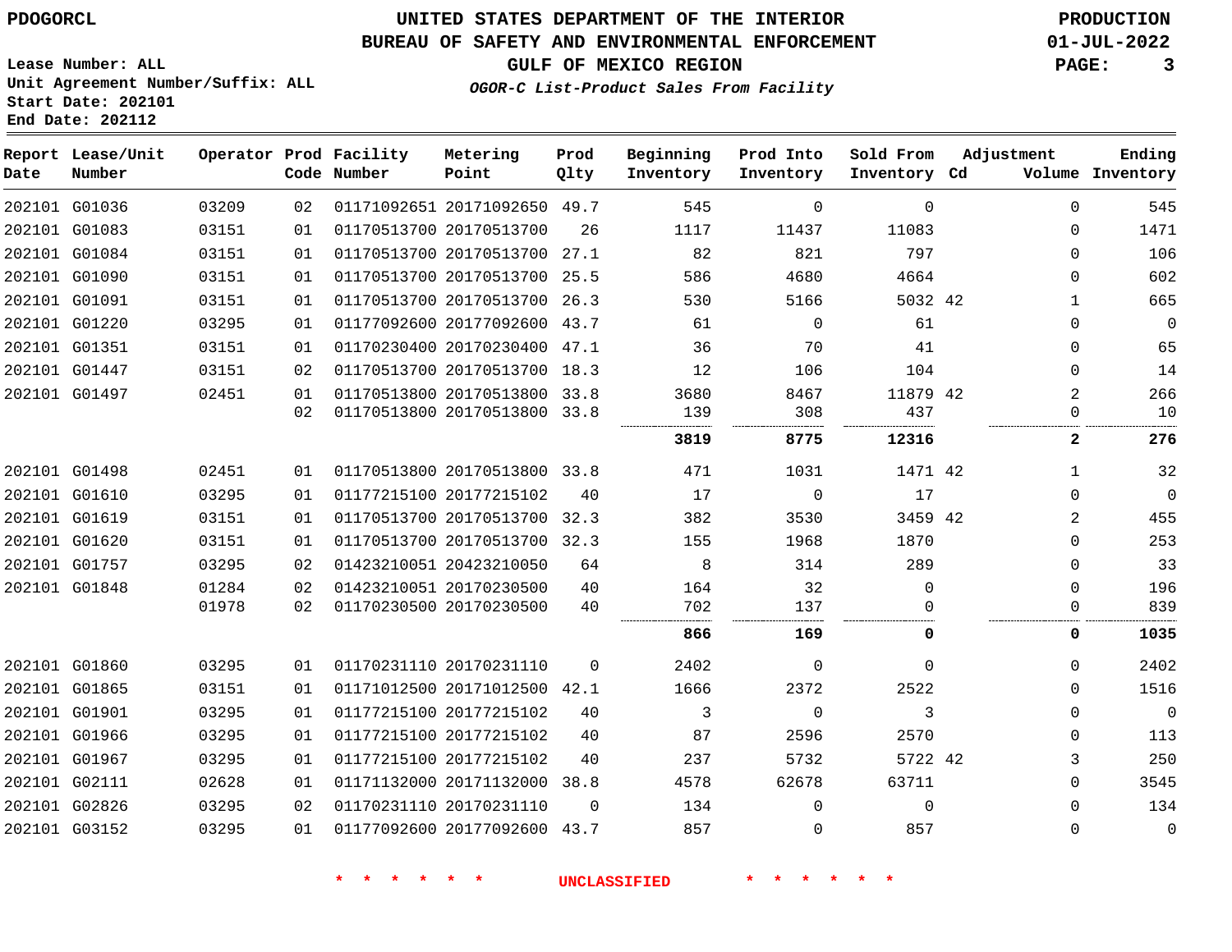PDOGORCL

# UNITED STATES DEPARTMENT OF THE INTERIOR
## BUREAU OF SAFETY AND ENVIRONMENTAL ENFORCEMENT
### GULF OF MEXICO REGION

*OGOR-C List-Product Sales From Facility*

PRODUCTION
01-JUL-2022

Lease Number: ALL
Unit Agreement Number/Suffix: ALL
Start Date: 202101
End Date: 202112

| Report Date | Lease/Unit Number | Operator | Prod Code | Facility Number | Metering Point | Prod Qlty | Beginning Inventory | Prod Into Inventory | Sold From Inventory | Adjustment Cd | Volume | Ending Inventory |
|---|---|---|---|---|---|---|---|---|---|---|---|---|
| 202101 | G01036 | 03209 | 02 | 01171092651 | 20171092650 | 49.7 | 545 | 0 | 0 | | 0 | 545 |
| 202101 | G01083 | 03151 | 01 | 01170513700 | 20170513700 | 26 | 1117 | 11437 | 11083 | | 0 | 1471 |
| 202101 | G01084 | 03151 | 01 | 01170513700 | 20170513700 | 27.1 | 82 | 821 | 797 | | 0 | 106 |
| 202101 | G01090 | 03151 | 01 | 01170513700 | 20170513700 | 25.5 | 586 | 4680 | 4664 | | 0 | 602 |
| 202101 | G01091 | 03151 | 01 | 01170513700 | 20170513700 | 26.3 | 530 | 5166 | 5032 | 42 | 1 | 665 |
| 202101 | G01220 | 03295 | 01 | 01177092600 | 20177092600 | 43.7 | 61 | 0 | 61 | | 0 | 0 |
| 202101 | G01351 | 03151 | 01 | 01170230400 | 20170230400 | 47.1 | 36 | 70 | 41 | | 0 | 65 |
| 202101 | G01447 | 03151 | 02 | 01170513700 | 20170513700 | 18.3 | 12 | 106 | 104 | | 0 | 14 |
| 202101 | G01497 | 02451 | 01 | 01170513800 | 20170513800 | 33.8 | 3680 | 8467 | 11879 | 42 | 2 | 266 |
| | | | 02 | 01170513800 | 20170513800 | 33.8 | 139 | 308 | 437 | | 0 | 10 |
| | | | | | | | **3819** | **8775** | **12316** | | **2** | **276** |
| 202101 | G01498 | 02451 | 01 | 01170513800 | 20170513800 | 33.8 | 471 | 1031 | 1471 | 42 | 1 | 32 |
| 202101 | G01610 | 03295 | 01 | 01177215100 | 20177215102 | 40 | 17 | 0 | 17 | | 0 | 0 |
| 202101 | G01619 | 03151 | 01 | 01170513700 | 20170513700 | 32.3 | 382 | 3530 | 3459 | 42 | 2 | 455 |
| 202101 | G01620 | 03151 | 01 | 01170513700 | 20170513700 | 32.3 | 155 | 1968 | 1870 | | 0 | 253 |
| 202101 | G01757 | 03295 | 02 | 01423210051 | 20423210050 | 64 | 8 | 314 | 289 | | 0 | 33 |
| 202101 | G01848 | 01284 | 02 | 01423210051 | 20170230500 | 40 | 164 | 32 | 0 | | 0 | 196 |
| | | 01978 | 02 | 01170230500 | 20170230500 | 40 | 702 | 137 | 0 | | 0 | 839 |
| | | | | | | | **866** | **169** | **0** | | **0** | **1035** |
| 202101 | G01860 | 03295 | 01 | 01170231110 | 20170231110 | 0 | 2402 | 0 | 0 | | 0 | 2402 |
| 202101 | G01865 | 03151 | 01 | 01171012500 | 20171012500 | 42.1 | 1666 | 2372 | 2522 | | 0 | 1516 |
| 202101 | G01901 | 03295 | 01 | 01177215100 | 20177215102 | 40 | 3 | 0 | 3 | | 0 | 0 |
| 202101 | G01966 | 03295 | 01 | 01177215100 | 20177215102 | 40 | 87 | 2596 | 2570 | | 0 | 113 |
| 202101 | G01967 | 03295 | 01 | 01177215100 | 20177215102 | 40 | 237 | 5732 | 5722 | 42 | 3 | 250 |
| 202101 | G02111 | 02628 | 01 | 01171132000 | 20171132000 | 38.8 | 4578 | 62678 | 63711 | | 0 | 3545 |
| 202101 | G02826 | 03295 | 02 | 01170231110 | 20170231110 | 0 | 134 | 0 | 0 | | 0 | 134 |
| 202101 | G03152 | 03295 | 01 | 01177092600 | 20177092600 | 43.7 | 857 | 0 | 857 | | 0 | 0 |

* * * * * * UNCLASSIFIED * * * * * *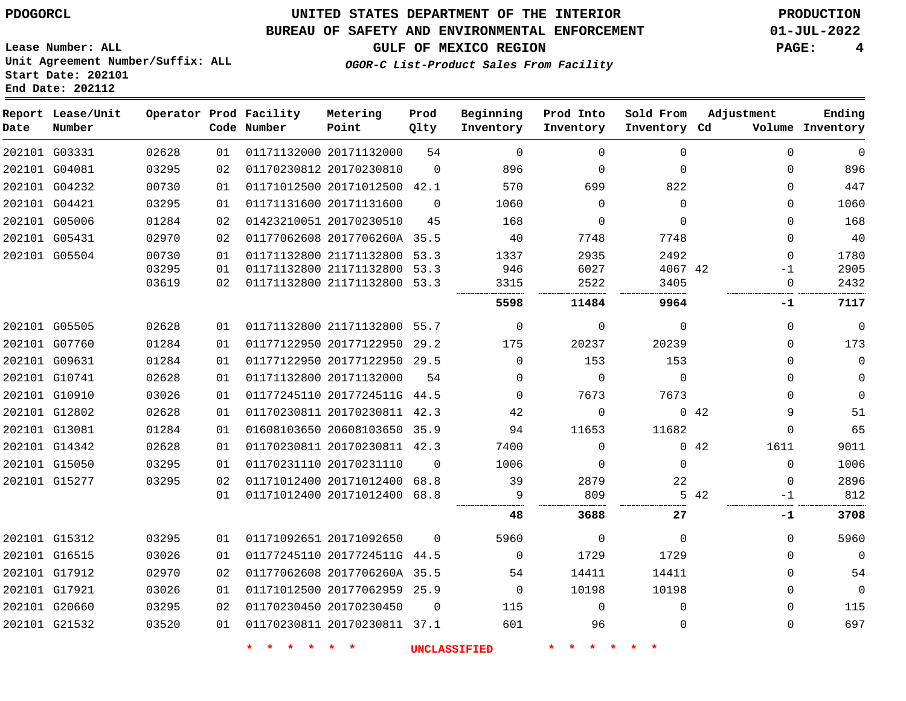PDOGORCL

# UNITED STATES DEPARTMENT OF THE INTERIOR
## BUREAU OF SAFETY AND ENVIRONMENTAL ENFORCEMENT
### GULF OF MEXICO REGION
*OGOR-C List-Product Sales From Facility*

PRODUCTION
01-JUL-2022

Lease Number: ALL
Unit Agreement Number/Suffix: ALL
Start Date: 202101
End Date: 202112

| Report Date | Lease/Unit Number | Operator | Prod Code | Facility Number | Metering Point | Prod Qlty | Beginning Inventory | Prod Into Inventory | Sold From Inventory | Adjustment Cd | Adjustment Volume | Ending Inventory |
|---|---|---|---|---|---|---|---|---|---|---|---|---|
| 202101 | G03331 | 02628 | 01 | 01171132000 | 20171132000 | 54 | 0 | 0 | 0 | | 0 | 0 |
| 202101 | G04081 | 03295 | 02 | 01170230812 | 20170230810 | 0 | 896 | 0 | 0 | | 0 | 896 |
| 202101 | G04232 | 00730 | 01 | 01171012500 | 20171012500 | 42.1 | 570 | 699 | 822 | | 0 | 447 |
| 202101 | G04421 | 03295 | 01 | 01171131600 | 20171131600 | 0 | 1060 | 0 | 0 | | 0 | 1060 |
| 202101 | G05006 | 01284 | 02 | 01423210051 | 20170230510 | 45 | 168 | 0 | 0 | | 0 | 168 |
| 202101 | G05431 | 02970 | 02 | 01177062608 | 2017706260A | 35.5 | 40 | 7748 | 7748 | | 0 | 40 |
| 202101 | G05504 | 00730 | 01 | 01171132800 | 21171132800 | 53.3 | 1337 | 2935 | 2492 | | 0 | 1780 |
| | | 03295 | 01 | 01171132800 | 21171132800 | 53.3 | 946 | 6027 | 4067 | 42 | -1 | 2905 |
| | | 03619 | 02 | 01171132800 | 21171132800 | 53.3 | 3315 | 2522 | 3405 | | 0 | 2432 |
| | | | | | | | **5598** | **11484** | **9964** | | **-1** | **7117** |
| 202101 | G05505 | 02628 | 01 | 01171132800 | 21171132800 | 55.7 | 0 | 0 | 0 | | 0 | 0 |
| 202101 | G07760 | 01284 | 01 | 01177122950 | 20177122950 | 29.2 | 175 | 20237 | 20239 | | 0 | 173 |
| 202101 | G09631 | 01284 | 01 | 01177122950 | 20177122950 | 29.5 | 0 | 153 | 153 | | 0 | 0 |
| 202101 | G10741 | 02628 | 01 | 01171132800 | 20171132000 | 54 | 0 | 0 | 0 | | 0 | 0 |
| 202101 | G10910 | 03026 | 01 | 01177245110 | 2017724511G | 44.5 | 0 | 7673 | 7673 | | 0 | 0 |
| 202101 | G12802 | 02628 | 01 | 01170230811 | 20170230811 | 42.3 | 42 | 0 | 0 | 42 | 9 | 51 |
| 202101 | G13081 | 01284 | 01 | 01608103650 | 20608103650 | 35.9 | 94 | 11653 | 11682 | | 0 | 65 |
| 202101 | G14342 | 02628 | 01 | 01170230811 | 20170230811 | 42.3 | 7400 | 0 | 0 | 42 | 1611 | 9011 |
| 202101 | G15050 | 03295 | 01 | 01170231110 | 20170231110 | 0 | 1006 | 0 | 0 | | 0 | 1006 |
| 202101 | G15277 | 03295 | 02 | 01171012400 | 20171012400 | 68.8 | 39 | 2879 | 22 | | 0 | 2896 |
| | | | 01 | 01171012400 | 20171012400 | 68.8 | 9 | 809 | 5 | 42 | -1 | 812 |
| | | | | | | | **48** | **3688** | **27** | | **-1** | **3708** |
| 202101 | G15312 | 03295 | 01 | 01171092651 | 20171092650 | 0 | 5960 | 0 | 0 | | 0 | 5960 |
| 202101 | G16515 | 03026 | 01 | 01177245110 | 2017724511G | 44.5 | 0 | 1729 | 1729 | | 0 | 0 |
| 202101 | G17912 | 02970 | 02 | 01177062608 | 2017706260A | 35.5 | 54 | 14411 | 14411 | | 0 | 54 |
| 202101 | G17921 | 03026 | 01 | 01171012500 | 20177062959 | 25.9 | 0 | 10198 | 10198 | | 0 | 0 |
| 202101 | G20660 | 03295 | 02 | 01170230450 | 20170230450 | 0 | 115 | 0 | 0 | | 0 | 115 |
| 202101 | G21532 | 03520 | 01 | 01170230811 | 20170230811 | 37.1 | 601 | 96 | 0 | | 0 | 697 |

* * * * * * UNCLASSIFIED * * * * * *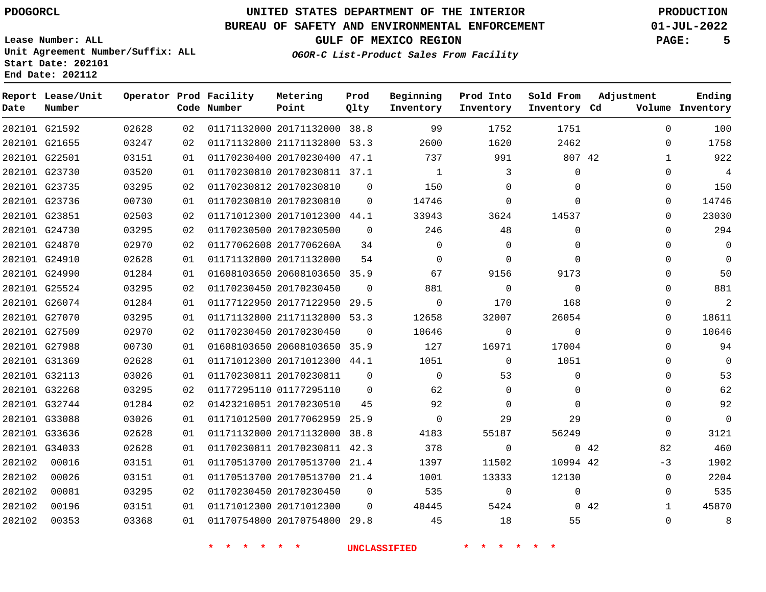PDOGORCL

# UNITED STATES DEPARTMENT OF THE INTERIOR
## BUREAU OF SAFETY AND ENVIRONMENTAL ENFORCEMENT
### GULF OF MEXICO REGION
*OGOR-C List-Product Sales From Facility*

PRODUCTION
01-JUL-2022

Lease Number: ALL
Unit Agreement Number/Suffix: ALL
Start Date: 202101
End Date: 202112

| Report Date | Lease/Unit Number | Operator | Prod Code | Facility Number | Metering Point | Prod Qlty | Beginning Inventory | Prod Into Inventory | Sold From Inventory | Adjustment Cd | Adjustment Volume | Ending Inventory |
|---|---|---|---|---|---|---|---|---|---|---|---|---|
| 202101 | G21592 | 02628 | 02 | 01171132000 | 20171132000 | 38.8 | 99 | 1752 | 1751 | | 0 | 100 |
| 202101 | G21655 | 03247 | 02 | 01171132800 | 21171132800 | 53.3 | 2600 | 1620 | 2462 | | 0 | 1758 |
| 202101 | G22501 | 03151 | 01 | 01170230400 | 20170230400 | 47.1 | 737 | 991 | 807 | 42 | 1 | 922 |
| 202101 | G23730 | 03520 | 01 | 01170230810 | 20170230811 | 37.1 | 1 | 3 | 0 | | 0 | 4 |
| 202101 | G23735 | 03295 | 02 | 01170230812 | 20170230810 | 0 | 150 | 0 | 0 | | 0 | 150 |
| 202101 | G23736 | 00730 | 01 | 01170230810 | 20170230810 | 0 | 14746 | 0 | 0 | | 0 | 14746 |
| 202101 | G23851 | 02503 | 02 | 01171012300 | 20171012300 | 44.1 | 33943 | 3624 | 14537 | | 0 | 23030 |
| 202101 | G24730 | 03295 | 02 | 01170230500 | 20170230500 | 0 | 246 | 48 | 0 | | 0 | 294 |
| 202101 | G24870 | 02970 | 02 | 01177062608 | 2017706260A | 34 | 0 | 0 | 0 | | 0 | 0 |
| 202101 | G24910 | 02628 | 01 | 01171132800 | 20171132000 | 54 | 0 | 0 | 0 | | 0 | 0 |
| 202101 | G24990 | 01284 | 01 | 01608103650 | 20608103650 | 35.9 | 67 | 9156 | 9173 | | 0 | 50 |
| 202101 | G25524 | 03295 | 02 | 01170230450 | 20170230450 | 0 | 881 | 0 | 0 | | 0 | 881 |
| 202101 | G26074 | 01284 | 01 | 01177122950 | 20177122950 | 29.5 | 0 | 170 | 168 | | 0 | 2 |
| 202101 | G27070 | 03295 | 01 | 01171132800 | 21171132800 | 53.3 | 12658 | 32007 | 26054 | | 0 | 18611 |
| 202101 | G27509 | 02970 | 02 | 01170230450 | 20170230450 | 0 | 10646 | 0 | 0 | | 0 | 10646 |
| 202101 | G27988 | 00730 | 01 | 01608103650 | 20608103650 | 35.9 | 127 | 16971 | 17004 | | 0 | 94 |
| 202101 | G31369 | 02628 | 01 | 01171012300 | 20171012300 | 44.1 | 1051 | 0 | 1051 | | 0 | 0 |
| 202101 | G32113 | 03026 | 01 | 01170230811 | 20170230811 | 0 | 0 | 53 | 0 | | 0 | 53 |
| 202101 | G32268 | 03295 | 02 | 01177295110 | 01177295110 | 0 | 62 | 0 | 0 | | 0 | 62 |
| 202101 | G32744 | 01284 | 02 | 01423210051 | 20170230510 | 45 | 92 | 0 | 0 | | 0 | 92 |
| 202101 | G33088 | 03026 | 01 | 01171012500 | 20177062959 | 25.9 | 0 | 29 | 29 | | 0 | 0 |
| 202101 | G33636 | 02628 | 01 | 01171132000 | 20171132000 | 38.8 | 4183 | 55187 | 56249 | | 0 | 3121 |
| 202101 | G34033 | 02628 | 01 | 01170230811 | 20170230811 | 42.3 | 378 | 0 | 0 | 42 | 82 | 460 |
| 202102 | 00016 | 03151 | 01 | 01170513700 | 20170513700 | 21.4 | 1397 | 11502 | 10994 | 42 | -3 | 1902 |
| 202102 | 00026 | 03151 | 01 | 01170513700 | 20170513700 | 21.4 | 1001 | 13333 | 12130 | | 0 | 2204 |
| 202102 | 00081 | 03295 | 02 | 01170230450 | 20170230450 | 0 | 535 | 0 | 0 | | 0 | 535 |
| 202102 | 00196 | 03151 | 01 | 01171012300 | 20171012300 | 0 | 40445 | 5424 | 0 | 42 | 1 | 45870 |
| 202102 | 00353 | 03368 | 01 | 01170754800 | 20170754800 | 29.8 | 45 | 18 | 55 | | 0 | 8 |

* * * * * * UNCLASSIFIED * * * * * *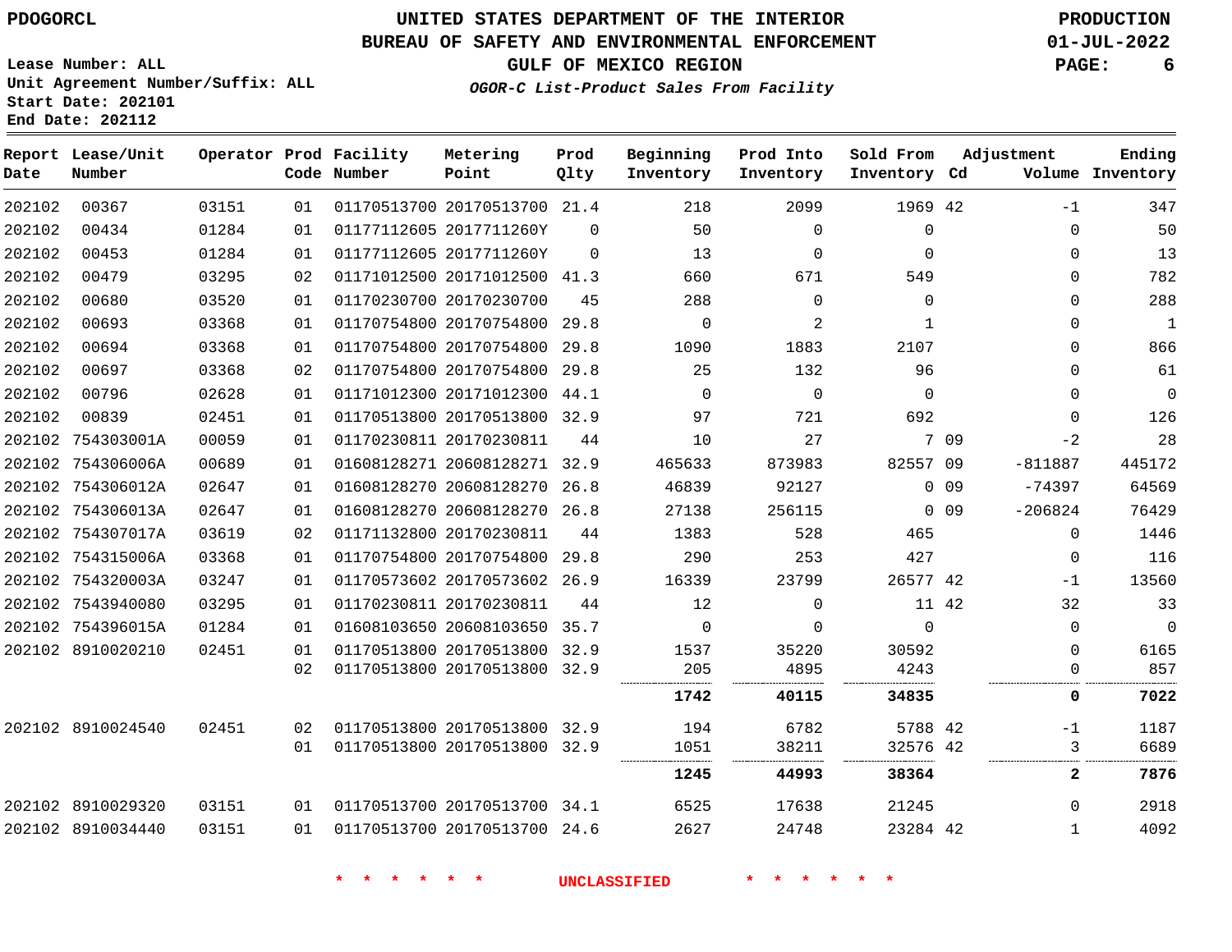PDOGORCL

# UNITED STATES DEPARTMENT OF THE INTERIOR
## BUREAU OF SAFETY AND ENVIRONMENTAL ENFORCEMENT
### GULF OF MEXICO REGION
*OGOR-C List-Product Sales From Facility*

PRODUCTION
01-JUL-2022

Lease Number: ALL
Unit Agreement Number/Suffix: ALL
Start Date: 202101
End Date: 202112

| Report Date | Lease/Unit Number | Operator | Prod Code | Facility Number | Metering Point | Prod Qlty | Beginning Inventory | Prod Into Inventory | Sold From Inventory | Adjustment Cd | Volume | Ending Inventory |
|---|---|---|---|---|---|---|---|---|---|---|---|---|
| 202102 | 00367 | 03151 | 01 | 01170513700 | 20170513700 | 21.4 | 218 | 2099 | 1969 | 42 | -1 | 347 |
| 202102 | 00434 | 01284 | 01 | 01177112605 | 2017711260Y | 0 | 50 | 0 | 0 | | 0 | 50 |
| 202102 | 00453 | 01284 | 01 | 01177112605 | 2017711260Y | 0 | 13 | 0 | 0 | | 0 | 13 |
| 202102 | 00479 | 03295 | 02 | 01171012500 | 20171012500 | 41.3 | 660 | 671 | 549 | | 0 | 782 |
| 202102 | 00680 | 03520 | 01 | 01170230700 | 20170230700 | 45 | 288 | 0 | 0 | | 0 | 288 |
| 202102 | 00693 | 03368 | 01 | 01170754800 | 20170754800 | 29.8 | 0 | 2 | 1 | | 0 | 1 |
| 202102 | 00694 | 03368 | 01 | 01170754800 | 20170754800 | 29.8 | 1090 | 1883 | 2107 | | 0 | 866 |
| 202102 | 00697 | 03368 | 02 | 01170754800 | 20170754800 | 29.8 | 25 | 132 | 96 | | 0 | 61 |
| 202102 | 00796 | 02628 | 01 | 01171012300 | 20171012300 | 44.1 | 0 | 0 | 0 | | 0 | 0 |
| 202102 | 00839 | 02451 | 01 | 01170513800 | 20170513800 | 32.9 | 97 | 721 | 692 | | 0 | 126 |
| 202102 | 754303001A | 00059 | 01 | 01170230811 | 20170230811 | 44 | 10 | 27 | 7 | 09 | -2 | 28 |
| 202102 | 754306006A | 00689 | 01 | 01608128271 | 20608128271 | 32.9 | 465633 | 873983 | 82557 | 09 | -811887 | 445172 |
| 202102 | 754306012A | 02647 | 01 | 01608128270 | 20608128270 | 26.8 | 46839 | 92127 | 0 | 09 | -74397 | 64569 |
| 202102 | 754306013A | 02647 | 01 | 01608128270 | 20608128270 | 26.8 | 27138 | 256115 | 0 | 09 | -206824 | 76429 |
| 202102 | 754307017A | 03619 | 02 | 01171132800 | 20170230811 | 44 | 1383 | 528 | 465 | | 0 | 1446 |
| 202102 | 754315006A | 03368 | 01 | 01170754800 | 20170754800 | 29.8 | 290 | 253 | 427 | | 0 | 116 |
| 202102 | 754320003A | 03247 | 01 | 01170573602 | 20170573602 | 26.9 | 16339 | 23799 | 26577 | 42 | -1 | 13560 |
| 202102 | 7543940080 | 03295 | 01 | 01170230811 | 20170230811 | 44 | 12 | 0 | 11 | 42 | 32 | 33 |
| 202102 | 754396015A | 01284 | 01 | 01608103650 | 20608103650 | 35.7 | 0 | 0 | 0 | | 0 | 0 |
| 202102 | 8910020210 | 02451 | 01 | 01170513800 | 20170513800 | 32.9 | 1537 | 35220 | 30592 | | 0 | 6165 |
| | | | 02 | 01170513800 | 20170513800 | 32.9 | 205 | 4895 | 4243 | | 0 | 857 |
| | | | | | | | **1742** | **40115** | **34835** | | **0** | **7022** |
| 202102 | 8910024540 | 02451 | 02 | 01170513800 | 20170513800 | 32.9 | 194 | 6782 | 5788 | 42 | -1 | 1187 |
| | | | 01 | 01170513800 | 20170513800 | 32.9 | 1051 | 38211 | 32576 | 42 | 3 | 6689 |
| | | | | | | | **1245** | **44993** | **38364** | | **2** | **7876** |
| 202102 | 8910029320 | 03151 | 01 | 01170513700 | 20170513700 | 34.1 | 6525 | 17638 | 21245 | | 0 | 2918 |
| 202102 | 8910034440 | 03151 | 01 | 01170513700 | 20170513700 | 24.6 | 2627 | 24748 | 23284 | 42 | 1 | 4092 |

* * * * * * UNCLASSIFIED * * * * * *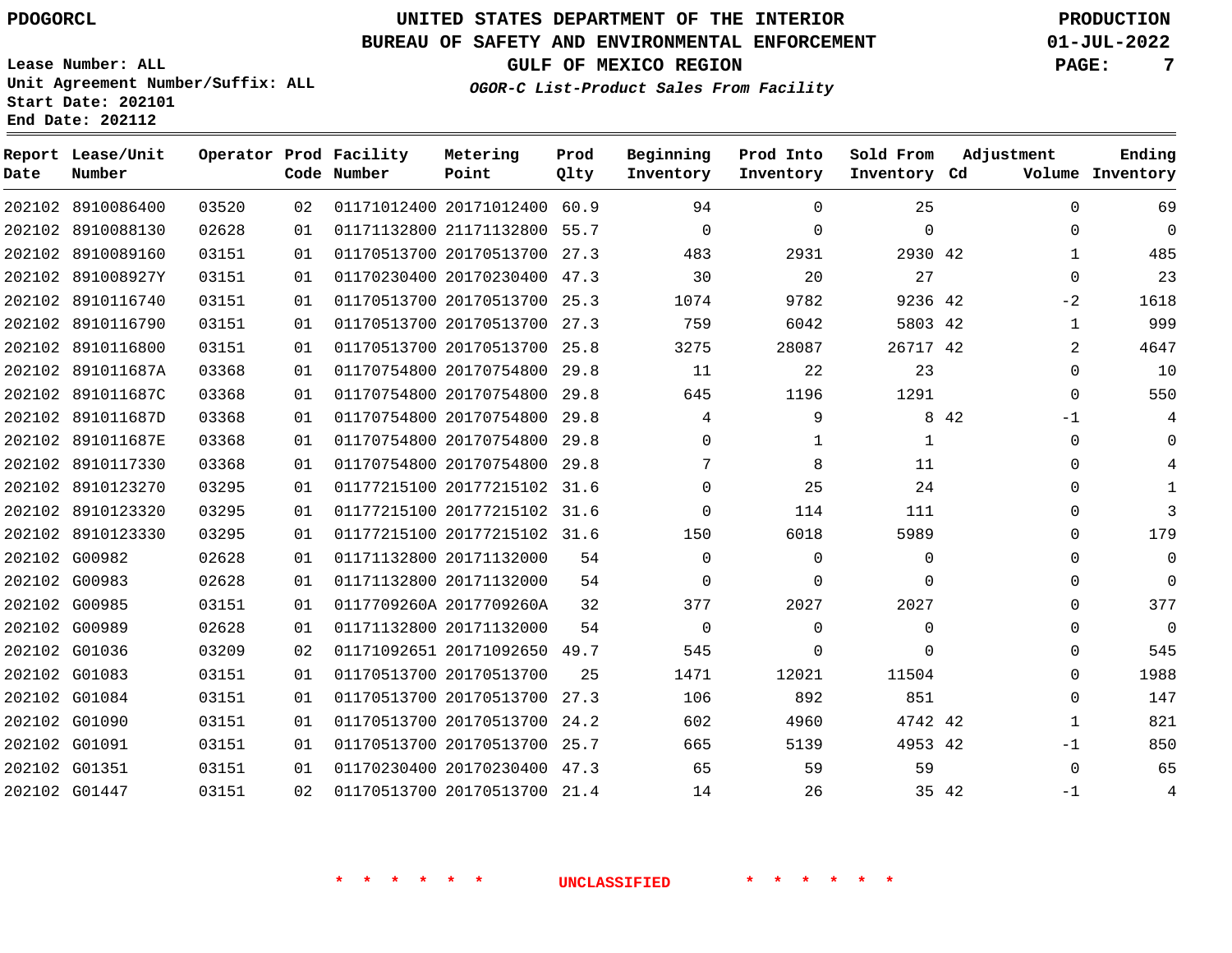PDOGORCL

# UNITED STATES DEPARTMENT OF THE INTERIOR
## BUREAU OF SAFETY AND ENVIRONMENTAL ENFORCEMENT
### GULF OF MEXICO REGION
*OGOR-C List-Product Sales From Facility*

PRODUCTION
01-JUL-2022

Lease Number: ALL
Unit Agreement Number/Suffix: ALL
Start Date: 202101
End Date: 202112

| Report Date | Lease/Unit Number | Operator | Prod Code | Facility Number | Metering Point | Prod Qlty | Beginning Inventory | Prod Into Inventory | Sold From Inventory | Adjustment Cd | Adjustment Volume | Ending Inventory |
|---|---|---|---|---|---|---|---|---|---|---|---|---|
| 202102 | 8910086400 | 03520 | 02 | 01171012400 | 20171012400 | 60.9 | 94 | 0 | 25 | | 0 | 69 |
| 202102 | 8910088130 | 02628 | 01 | 01171132800 | 21171132800 | 55.7 | 0 | 0 | 0 | | 0 | 0 |
| 202102 | 8910089160 | 03151 | 01 | 01170513700 | 20170513700 | 27.3 | 483 | 2931 | 2930 | 42 | 1 | 485 |
| 202102 | 891008927Y | 03151 | 01 | 01170230400 | 20170230400 | 47.3 | 30 | 20 | 27 | | 0 | 23 |
| 202102 | 8910116740 | 03151 | 01 | 01170513700 | 20170513700 | 25.3 | 1074 | 9782 | 9236 | 42 | -2 | 1618 |
| 202102 | 8910116790 | 03151 | 01 | 01170513700 | 20170513700 | 27.3 | 759 | 6042 | 5803 | 42 | 1 | 999 |
| 202102 | 8910116800 | 03151 | 01 | 01170513700 | 20170513700 | 25.8 | 3275 | 28087 | 26717 | 42 | 2 | 4647 |
| 202102 | 891011687A | 03368 | 01 | 01170754800 | 20170754800 | 29.8 | 11 | 22 | 23 | | 0 | 10 |
| 202102 | 891011687C | 03368 | 01 | 01170754800 | 20170754800 | 29.8 | 645 | 1196 | 1291 | | 0 | 550 |
| 202102 | 891011687D | 03368 | 01 | 01170754800 | 20170754800 | 29.8 | 4 | 9 | 8 | 42 | -1 | 4 |
| 202102 | 891011687E | 03368 | 01 | 01170754800 | 20170754800 | 29.8 | 0 | 1 | 1 | | 0 | 0 |
| 202102 | 8910117330 | 03368 | 01 | 01170754800 | 20170754800 | 29.8 | 7 | 8 | 11 | | 0 | 4 |
| 202102 | 8910123270 | 03295 | 01 | 01177215100 | 20177215102 | 31.6 | 0 | 25 | 24 | | 0 | 1 |
| 202102 | 8910123320 | 03295 | 01 | 01177215100 | 20177215102 | 31.6 | 0 | 114 | 111 | | 0 | 3 |
| 202102 | 8910123330 | 03295 | 01 | 01177215100 | 20177215102 | 31.6 | 150 | 6018 | 5989 | | 0 | 179 |
| 202102 | G00982 | 02628 | 01 | 01171132800 | 20171132000 | 54 | 0 | 0 | 0 | | 0 | 0 |
| 202102 | G00983 | 02628 | 01 | 01171132800 | 20171132000 | 54 | 0 | 0 | 0 | | 0 | 0 |
| 202102 | G00985 | 03151 | 01 | 0117709260A | 2017709260A | 32 | 377 | 2027 | 2027 | | 0 | 377 |
| 202102 | G00989 | 02628 | 01 | 01171132800 | 20171132000 | 54 | 0 | 0 | 0 | | 0 | 0 |
| 202102 | G01036 | 03209 | 02 | 01171092651 | 20171092650 | 49.7 | 545 | 0 | 0 | | 0 | 545 |
| 202102 | G01083 | 03151 | 01 | 01170513700 | 20170513700 | 25 | 1471 | 12021 | 11504 | | 0 | 1988 |
| 202102 | G01084 | 03151 | 01 | 01170513700 | 20170513700 | 27.3 | 106 | 892 | 851 | | 0 | 147 |
| 202102 | G01090 | 03151 | 01 | 01170513700 | 20170513700 | 24.2 | 602 | 4960 | 4742 | 42 | 1 | 821 |
| 202102 | G01091 | 03151 | 01 | 01170513700 | 20170513700 | 25.7 | 665 | 5139 | 4953 | 42 | -1 | 850 |
| 202102 | G01351 | 03151 | 01 | 01170230400 | 20170230400 | 47.3 | 65 | 59 | 59 | | 0 | 65 |
| 202102 | G01447 | 03151 | 02 | 01170513700 | 20170513700 | 21.4 | 14 | 26 | 35 | 42 | -1 | 4 |

* * * * * * UNCLASSIFIED * * * * * *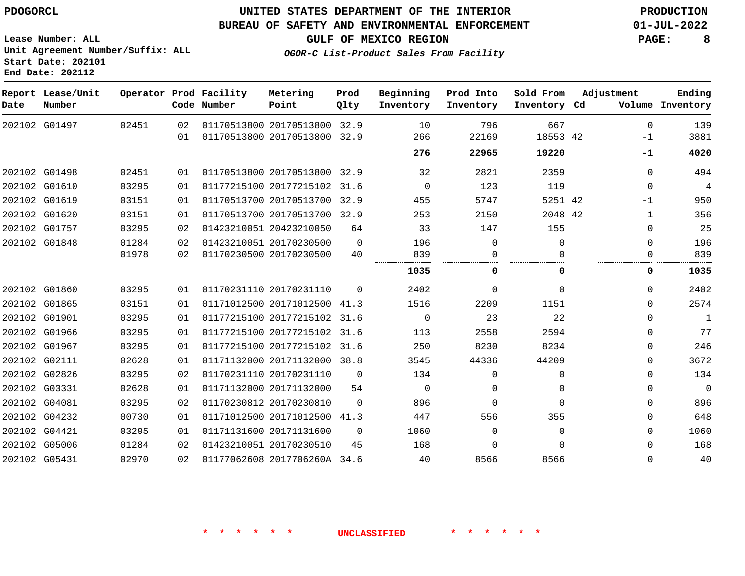PDOGORCL

# UNITED STATES DEPARTMENT OF THE INTERIOR
## BUREAU OF SAFETY AND ENVIRONMENTAL ENFORCEMENT
### GULF OF MEXICO REGION

*OGOR-C List-Product Sales From Facility*

PRODUCTION
01-JUL-2022

Lease Number: ALL
Unit Agreement Number/Suffix: ALL
Start Date: 202101
End Date: 202112

| Report Date | Lease/Unit Number | Operator | Prod Code | Facility Number | Metering Point | Prod Qlty | Beginning Inventory | Prod Into Inventory | Sold From Inventory | Adjustment Cd | Volume | Ending Inventory |
|---|---|---|---|---|---|---|---|---|---|---|---|---|
| 202102 | G01497 | 02451 | 02 | 01170513800 | 20170513800 | 32.9 | 10 | 796 | 667 | | 0 | 139 |
| | | | 01 | 01170513800 | 20170513800 | 32.9 | 266 | 22169 | 18553 | 42 | -1 | 3881 |
| | | | | | | | **276** | **22965** | **19220** | | **-1** | **4020** |
| 202102 | G01498 | 02451 | 01 | 01170513800 | 20170513800 | 32.9 | 32 | 2821 | 2359 | | 0 | 494 |
| 202102 | G01610 | 03295 | 01 | 01177215100 | 20177215102 | 31.6 | 0 | 123 | 119 | | 0 | 4 |
| 202102 | G01619 | 03151 | 01 | 01170513700 | 20170513700 | 32.9 | 455 | 5747 | 5251 | 42 | -1 | 950 |
| 202102 | G01620 | 03151 | 01 | 01170513700 | 20170513700 | 32.9 | 253 | 2150 | 2048 | 42 | 1 | 356 |
| 202102 | G01757 | 03295 | 02 | 01423210051 | 20423210050 | 64 | 33 | 147 | 155 | | 0 | 25 |
| 202102 | G01848 | 01284 | 02 | 01423210051 | 20170230500 | 0 | 196 | 0 | 0 | | 0 | 196 |
| | | 01978 | 02 | 01170230500 | 20170230500 | 40 | 839 | 0 | 0 | | 0 | 839 |
| | | | | | | | **1035** | **0** | **0** | | **0** | **1035** |
| 202102 | G01860 | 03295 | 01 | 01170231110 | 20170231110 | 0 | 2402 | 0 | 0 | | 0 | 2402 |
| 202102 | G01865 | 03151 | 01 | 01171012500 | 20171012500 | 41.3 | 1516 | 2209 | 1151 | | 0 | 2574 |
| 202102 | G01901 | 03295 | 01 | 01177215100 | 20177215102 | 31.6 | 0 | 23 | 22 | | 0 | 1 |
| 202102 | G01966 | 03295 | 01 | 01177215100 | 20177215102 | 31.6 | 113 | 2558 | 2594 | | 0 | 77 |
| 202102 | G01967 | 03295 | 01 | 01177215100 | 20177215102 | 31.6 | 250 | 8230 | 8234 | | 0 | 246 |
| 202102 | G02111 | 02628 | 01 | 01171132000 | 20171132000 | 38.8 | 3545 | 44336 | 44209 | | 0 | 3672 |
| 202102 | G02826 | 03295 | 02 | 01170231110 | 20170231110 | 0 | 134 | 0 | 0 | | 0 | 134 |
| 202102 | G03331 | 02628 | 01 | 01171132000 | 20171132000 | 54 | 0 | 0 | 0 | | 0 | 0 |
| 202102 | G04081 | 03295 | 02 | 01170230812 | 20170230810 | 0 | 896 | 0 | 0 | | 0 | 896 |
| 202102 | G04232 | 00730 | 01 | 01171012500 | 20171012500 | 41.3 | 447 | 556 | 355 | | 0 | 648 |
| 202102 | G04421 | 03295 | 01 | 01171131600 | 20171131600 | 0 | 1060 | 0 | 0 | | 0 | 1060 |
| 202102 | G05006 | 01284 | 02 | 01423210051 | 20170230510 | 45 | 168 | 0 | 0 | | 0 | 168 |
| 202102 | G05431 | 02970 | 02 | 01177062608 | 2017706260A | 34.6 | 40 | 8566 | 8566 | | 0 | 40 |

\* \* \* \* \* \* UNCLASSIFIED \* \* \* \* \* \*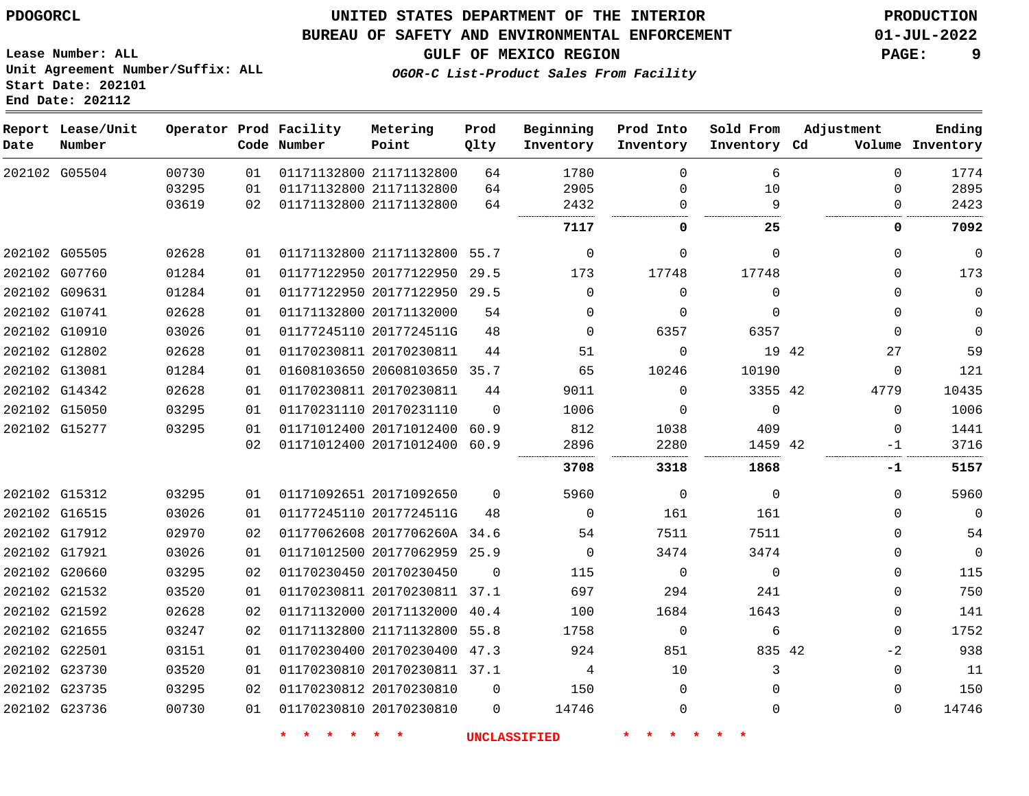PDOGORCL

# UNITED STATES DEPARTMENT OF THE INTERIOR
## BUREAU OF SAFETY AND ENVIRONMENTAL ENFORCEMENT
### GULF OF MEXICO REGION
*OGOR-C List-Product Sales From Facility*

PRODUCTION
01-JUL-2022

Lease Number: ALL
Unit Agreement Number/Suffix: ALL
Start Date: 202101
End Date: 202112

| Report Date | Lease/Unit Number | Operator | Prod Code | Facility Number | Metering Point | Prod Qlty | Beginning Inventory | Prod Into Inventory | Sold From Inventory | Adjustment Cd | Adjustment Volume | Ending Inventory |
|---|---|---|---|---|---|---|---|---|---|---|---|---|
| 202102 | G05504 | 00730 | 01 | 01171132800 | 21171132800 | 64 | 1780 | 0 | 6 | | 0 | 1774 |
| | | 03295 | 01 | 01171132800 | 21171132800 | 64 | 2905 | 0 | 10 | | 0 | 2895 |
| | | 03619 | 02 | 01171132800 | 21171132800 | 64 | 2432 | 0 | 9 | | 0 | 2423 |
| | | | | | | | **7117** | **0** | **25** | | **0** | **7092** |
| 202102 | G05505 | 02628 | 01 | 01171132800 | 21171132800 | 55.7 | 0 | 0 | 0 | | 0 | 0 |
| 202102 | G07760 | 01284 | 01 | 01177122950 | 20177122950 | 29.5 | 173 | 17748 | 17748 | | 0 | 173 |
| 202102 | G09631 | 01284 | 01 | 01177122950 | 20177122950 | 29.5 | 0 | 0 | 0 | | 0 | 0 |
| 202102 | G10741 | 02628 | 01 | 01171132800 | 20171132000 | 54 | 0 | 0 | 0 | | 0 | 0 |
| 202102 | G10910 | 03026 | 01 | 01177245110 | 2017724511G | 48 | 0 | 6357 | 6357 | | 0 | 0 |
| 202102 | G12802 | 02628 | 01 | 01170230811 | 20170230811 | 44 | 51 | 0 | 19 | 42 | 27 | 59 |
| 202102 | G13081 | 01284 | 01 | 01608103650 | 20608103650 | 35.7 | 65 | 10246 | 10190 | | 0 | 121 |
| 202102 | G14342 | 02628 | 01 | 01170230811 | 20170230811 | 44 | 9011 | 0 | 3355 | 42 | 4779 | 10435 |
| 202102 | G15050 | 03295 | 01 | 01170231110 | 20170231110 | 0 | 1006 | 0 | 0 | | 0 | 1006 |
| 202102 | G15277 | 03295 | 01 | 01171012400 | 20171012400 | 60.9 | 812 | 1038 | 409 | | 0 | 1441 |
| | | | 02 | 01171012400 | 20171012400 | 60.9 | 2896 | 2280 | 1459 | 42 | -1 | 3716 |
| | | | | | | | **3708** | **3318** | **1868** | | **-1** | **5157** |
| 202102 | G15312 | 03295 | 01 | 01171092651 | 20171092650 | 0 | 5960 | 0 | 0 | | 0 | 5960 |
| 202102 | G16515 | 03026 | 01 | 01177245110 | 2017724511G | 48 | 0 | 161 | 161 | | 0 | 0 |
| 202102 | G17912 | 02970 | 02 | 01177062608 | 2017706260A | 34.6 | 54 | 7511 | 7511 | | 0 | 54 |
| 202102 | G17921 | 03026 | 01 | 01171012500 | 20177062959 | 25.9 | 0 | 3474 | 3474 | | 0 | 0 |
| 202102 | G20660 | 03295 | 02 | 01170230450 | 20170230450 | 0 | 115 | 0 | 0 | | 0 | 115 |
| 202102 | G21532 | 03520 | 01 | 01170230811 | 20170230811 | 37.1 | 697 | 294 | 241 | | 0 | 750 |
| 202102 | G21592 | 02628 | 02 | 01171132000 | 20171132000 | 40.4 | 100 | 1684 | 1643 | | 0 | 141 |
| 202102 | G21655 | 03247 | 02 | 01171132800 | 21171132800 | 55.8 | 1758 | 0 | 6 | | 0 | 1752 |
| 202102 | G22501 | 03151 | 01 | 01170230400 | 20170230400 | 47.3 | 924 | 851 | 835 | 42 | -2 | 938 |
| 202102 | G23730 | 03520 | 01 | 01170230810 | 20170230811 | 37.1 | 4 | 10 | 3 | | 0 | 11 |
| 202102 | G23735 | 03295 | 02 | 01170230812 | 20170230810 | 0 | 150 | 0 | 0 | | 0 | 150 |
| 202102 | G23736 | 00730 | 01 | 01170230810 | 20170230810 | 0 | 14746 | 0 | 0 | | 0 | 14746 |

\* \* \* \* \* \* UNCLASSIFIED \* \* \* \* \* \*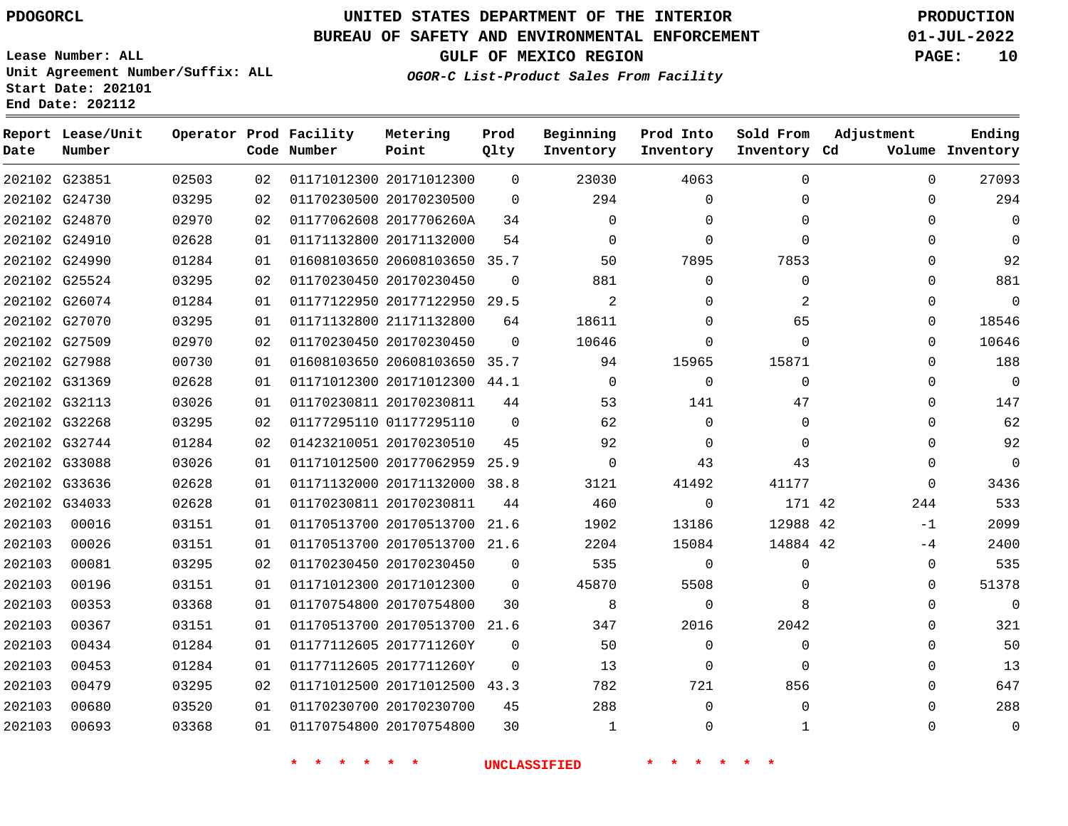PDOGORCL

Lease Number: ALL
Unit Agreement Number/Suffix: ALL
Start Date: 202101
End Date: 202112

# UNITED STATES DEPARTMENT OF THE INTERIOR
## BUREAU OF SAFETY AND ENVIRONMENTAL ENFORCEMENT
### GULF OF MEXICO REGION
*OGOR-C List-Product Sales From Facility*

PRODUCTION
01-JUL-2022

| Report Date | Lease/Unit Number | Operator | Prod Code | Facility Number | Metering Point | Prod Qlty | Beginning Inventory | Prod Into Inventory | Sold From Inventory | Adjustment Cd | Adjustment Volume | Ending Inventory |
|---|---|---|---|---|---|---|---|---|---|---|---|---|
| 202102 | G23851 | 02503 | 02 | 01171012300 | 20171012300 | 0 | 23030 | 4063 | 0 | | 0 | 27093 |
| 202102 | G24730 | 03295 | 02 | 01170230500 | 20170230500 | 0 | 294 | 0 | 0 | | 0 | 294 |
| 202102 | G24870 | 02970 | 02 | 01177062608 | 2017706260A | 34 | 0 | 0 | 0 | | 0 | 0 |
| 202102 | G24910 | 02628 | 01 | 01171132800 | 20171132000 | 54 | 0 | 0 | 0 | | 0 | 0 |
| 202102 | G24990 | 01284 | 01 | 01608103650 | 20608103650 | 35.7 | 50 | 7895 | 7853 | | 0 | 92 |
| 202102 | G25524 | 03295 | 02 | 01170230450 | 20170230450 | 0 | 881 | 0 | 0 | | 0 | 881 |
| 202102 | G26074 | 01284 | 01 | 01177122950 | 20177122950 | 29.5 | 2 | 0 | 2 | | 0 | 0 |
| 202102 | G27070 | 03295 | 01 | 01171132800 | 21171132800 | 64 | 18611 | 0 | 65 | | 0 | 18546 |
| 202102 | G27509 | 02970 | 02 | 01170230450 | 20170230450 | 0 | 10646 | 0 | 0 | | 0 | 10646 |
| 202102 | G27988 | 00730 | 01 | 01608103650 | 20608103650 | 35.7 | 94 | 15965 | 15871 | | 0 | 188 |
| 202102 | G31369 | 02628 | 01 | 01171012300 | 20171012300 | 44.1 | 0 | 0 | 0 | | 0 | 0 |
| 202102 | G32113 | 03026 | 01 | 01170230811 | 20170230811 | 44 | 53 | 141 | 47 | | 0 | 147 |
| 202102 | G32268 | 03295 | 02 | 01177295110 | 01177295110 | 0 | 62 | 0 | 0 | | 0 | 62 |
| 202102 | G32744 | 01284 | 02 | 01423210051 | 20170230510 | 45 | 92 | 0 | 0 | | 0 | 92 |
| 202102 | G33088 | 03026 | 01 | 01171012500 | 20177062959 | 25.9 | 0 | 43 | 43 | | 0 | 0 |
| 202102 | G33636 | 02628 | 01 | 01171132000 | 20171132000 | 38.8 | 3121 | 41492 | 41177 | | 0 | 3436 |
| 202102 | G34033 | 02628 | 01 | 01170230811 | 20170230811 | 44 | 460 | 0 | 171 | 42 | 244 | 533 |
| 202103 | 00016 | 03151 | 01 | 01170513700 | 20170513700 | 21.6 | 1902 | 13186 | 12988 | 42 | -1 | 2099 |
| 202103 | 00026 | 03151 | 01 | 01170513700 | 20170513700 | 21.6 | 2204 | 15084 | 14884 | 42 | -4 | 2400 |
| 202103 | 00081 | 03295 | 02 | 01170230450 | 20170230450 | 0 | 535 | 0 | 0 | | 0 | 535 |
| 202103 | 00196 | 03151 | 01 | 01171012300 | 20171012300 | 0 | 45870 | 5508 | 0 | | 0 | 51378 |
| 202103 | 00353 | 03368 | 01 | 01170754800 | 20170754800 | 30 | 8 | 0 | 8 | | 0 | 0 |
| 202103 | 00367 | 03151 | 01 | 01170513700 | 20170513700 | 21.6 | 347 | 2016 | 2042 | | 0 | 321 |
| 202103 | 00434 | 01284 | 01 | 01177112605 | 2017711260Y | 0 | 50 | 0 | 0 | | 0 | 50 |
| 202103 | 00453 | 01284 | 01 | 01177112605 | 2017711260Y | 0 | 13 | 0 | 0 | | 0 | 13 |
| 202103 | 00479 | 03295 | 02 | 01171012500 | 20171012500 | 43.3 | 782 | 721 | 856 | | 0 | 647 |
| 202103 | 00680 | 03520 | 01 | 01170230700 | 20170230700 | 45 | 288 | 0 | 0 | | 0 | 288 |
| 202103 | 00693 | 03368 | 01 | 01170754800 | 20170754800 | 30 | 1 | 0 | 1 | | 0 | 0 |

* * * * * * UNCLASSIFIED * * * * * *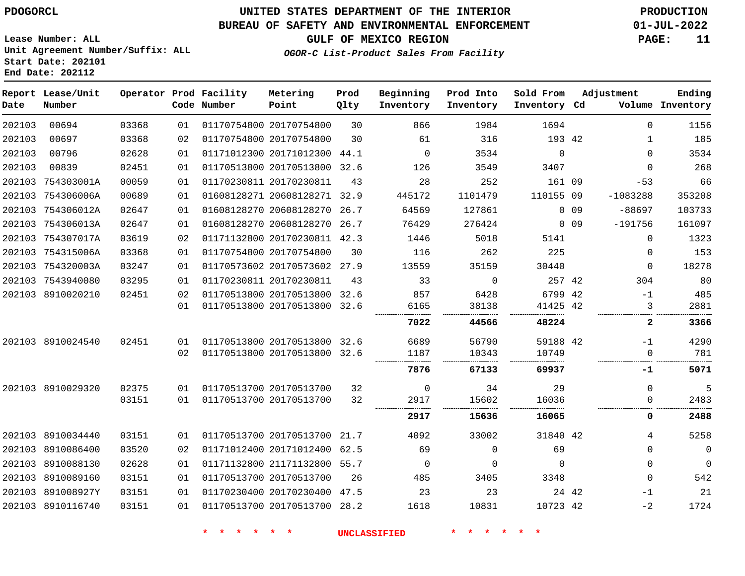PDOGORCL

# UNITED STATES DEPARTMENT OF THE INTERIOR
## BUREAU OF SAFETY AND ENVIRONMENTAL ENFORCEMENT
### GULF OF MEXICO REGION
*OGOR-C List-Product Sales From Facility*

PRODUCTION
01-JUL-2022

Lease Number: ALL
Unit Agreement Number/Suffix: ALL
Start Date: 202101
End Date: 202112

| Report Date | Lease/Unit Number | Operator | Prod Code | Facility Number | Metering Point | Prod Qlty | Beginning Inventory | Prod Into Inventory | Sold From Inventory | Adjustment Cd | Volume | Ending Inventory |
|---|---|---|---|---|---|---|---|---|---|---|---|---|
| 202103 | 00694 | 03368 | 01 | 01170754800 | 20170754800 | 30 | 866 | 1984 | 1694 | | 0 | 1156 |
| 202103 | 00697 | 03368 | 02 | 01170754800 | 20170754800 | 30 | 61 | 316 | 193 | 42 | 1 | 185 |
| 202103 | 00796 | 02628 | 01 | 01171012300 | 20171012300 | 44.1 | 0 | 3534 | 0 | | 0 | 3534 |
| 202103 | 00839 | 02451 | 01 | 01170513800 | 20170513800 | 32.6 | 126 | 3549 | 3407 | | 0 | 268 |
| 202103 | 754303001A | 00059 | 01 | 01170230811 | 20170230811 | 43 | 28 | 252 | 161 | 09 | -53 | 66 |
| 202103 | 754306006A | 00689 | 01 | 01608128271 | 20608128271 | 32.9 | 445172 | 1101479 | 110155 | 09 | -1083288 | 353208 |
| 202103 | 754306012A | 02647 | 01 | 01608128270 | 20608128270 | 26.7 | 64569 | 127861 | 0 | 09 | -88697 | 103733 |
| 202103 | 754306013A | 02647 | 01 | 01608128270 | 20608128270 | 26.7 | 76429 | 276424 | 0 | 09 | -191756 | 161097 |
| 202103 | 754307017A | 03619 | 02 | 01171132800 | 20170230811 | 42.3 | 1446 | 5018 | 5141 | | 0 | 1323 |
| 202103 | 754315006A | 03368 | 01 | 01170754800 | 20170754800 | 30 | 116 | 262 | 225 | | 0 | 153 |
| 202103 | 754320003A | 03247 | 01 | 01170573602 | 20170573602 | 27.9 | 13559 | 35159 | 30440 | | 0 | 18278 |
| 202103 | 7543940080 | 03295 | 01 | 01170230811 | 20170230811 | 43 | 33 | 0 | 257 | 42 | 304 | 80 |
| 202103 | 8910020210 | 02451 | 02 | 01170513800 | 20170513800 | 32.6 | 857 | 6428 | 6799 | 42 | -1 | 485 |
| | | | 01 | 01170513800 | 20170513800 | 32.6 | 6165 | 38138 | 41425 | 42 | 3 | 2881 |
| | | | | | | | **7022** | **44566** | **48224** | | **2** | **3366** |
| 202103 | 8910024540 | 02451 | 01 | 01170513800 | 20170513800 | 32.6 | 6689 | 56790 | 59188 | 42 | -1 | 4290 |
| | | | 02 | 01170513800 | 20170513800 | 32.6 | 1187 | 10343 | 10749 | | 0 | 781 |
| | | | | | | | **7876** | **67133** | **69937** | | **-1** | **5071** |
| 202103 | 8910029320 | 02375 | 01 | 01170513700 | 20170513700 | 32 | 0 | 34 | 29 | | 0 | 5 |
| | | 03151 | 01 | 01170513700 | 20170513700 | 32 | 2917 | 15602 | 16036 | | 0 | 2483 |
| | | | | | | | **2917** | **15636** | **16065** | | **0** | **2488** |
| 202103 | 8910034440 | 03151 | 01 | 01170513700 | 20170513700 | 21.7 | 4092 | 33002 | 31840 | 42 | 4 | 5258 |
| 202103 | 8910086400 | 03520 | 02 | 01171012400 | 20171012400 | 62.5 | 69 | 0 | 69 | | 0 | 0 |
| 202103 | 8910088130 | 02628 | 01 | 01171132800 | 21171132800 | 55.7 | 0 | 0 | 0 | | 0 | 0 |
| 202103 | 8910089160 | 03151 | 01 | 01170513700 | 20170513700 | 26 | 485 | 3405 | 3348 | | 0 | 542 |
| 202103 | 891008927Y | 03151 | 01 | 01170230400 | 20170230400 | 47.5 | 23 | 23 | 24 | 42 | -1 | 21 |
| 202103 | 8910116740 | 03151 | 01 | 01170513700 | 20170513700 | 28.2 | 1618 | 10831 | 10723 | 42 | -2 | 1724 |

* * * * * * UNCLASSIFIED * * * * * *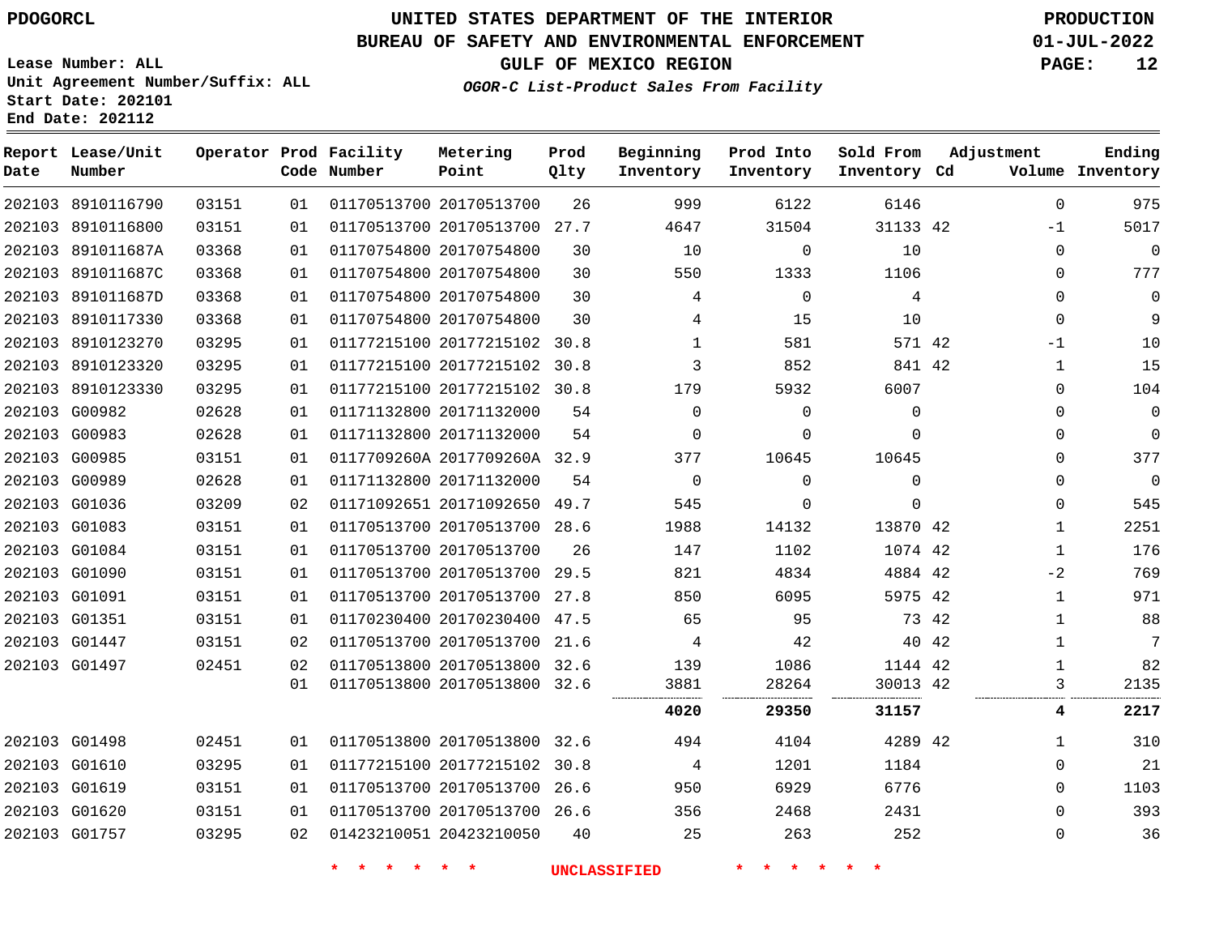# UNITED STATES DEPARTMENT OF THE INTERIOR
## BUREAU OF SAFETY AND ENVIRONMENTAL ENFORCEMENT
### GULF OF MEXICO REGION

PDOGORCL

PRODUCTION
01-JUL-2022

Lease Number: ALL
Unit Agreement Number/Suffix: ALL
Start Date: 202101
End Date: 202112

*OGOR-C List-Product Sales From Facility*

| Report Date | Lease/Unit Number | Operator | Prod Code | Facility Number | Metering Point | Prod Qlty | Beginning Inventory | Prod Into Inventory | Sold From Inventory | Adjustment Cd | Adjustment Volume | Ending Inventory |
|---|---|---|---|---|---|---|---|---|---|---|---|---|
| 202103 | 8910116790 | 03151 | 01 | 01170513700 | 20170513700 | 26 | 999 | 6122 | 6146 | | 0 | 975 |
| 202103 | 8910116800 | 03151 | 01 | 01170513700 | 20170513700 | 27.7 | 4647 | 31504 | 31133 | 42 | -1 | 5017 |
| 202103 | 891011687A | 03368 | 01 | 01170754800 | 20170754800 | 30 | 10 | 0 | 10 | | 0 | 0 |
| 202103 | 891011687C | 03368 | 01 | 01170754800 | 20170754800 | 30 | 550 | 1333 | 1106 | | 0 | 777 |
| 202103 | 891011687D | 03368 | 01 | 01170754800 | 20170754800 | 30 | 4 | 0 | 4 | | 0 | 0 |
| 202103 | 8910117330 | 03368 | 01 | 01170754800 | 20170754800 | 30 | 4 | 15 | 10 | | 0 | 9 |
| 202103 | 8910123270 | 03295 | 01 | 01177215100 | 20177215102 | 30.8 | 1 | 581 | 571 | 42 | -1 | 10 |
| 202103 | 8910123320 | 03295 | 01 | 01177215100 | 20177215102 | 30.8 | 3 | 852 | 841 | 42 | 1 | 15 |
| 202103 | 8910123330 | 03295 | 01 | 01177215100 | 20177215102 | 30.8 | 179 | 5932 | 6007 | | 0 | 104 |
| 202103 | G00982 | 02628 | 01 | 01171132800 | 20171132000 | 54 | 0 | 0 | 0 | | 0 | 0 |
| 202103 | G00983 | 02628 | 01 | 01171132800 | 20171132000 | 54 | 0 | 0 | 0 | | 0 | 0 |
| 202103 | G00985 | 03151 | 01 | 0117709260A | 2017709260A | 32.9 | 377 | 10645 | 10645 | | 0 | 377 |
| 202103 | G00989 | 02628 | 01 | 01171132800 | 20171132000 | 54 | 0 | 0 | 0 | | 0 | 0 |
| 202103 | G01036 | 03209 | 02 | 01171092651 | 20171092650 | 49.7 | 545 | 0 | 0 | | 0 | 545 |
| 202103 | G01083 | 03151 | 01 | 01170513700 | 20170513700 | 28.6 | 1988 | 14132 | 13870 | 42 | 1 | 2251 |
| 202103 | G01084 | 03151 | 01 | 01170513700 | 20170513700 | 26 | 147 | 1102 | 1074 | 42 | 1 | 176 |
| 202103 | G01090 | 03151 | 01 | 01170513700 | 20170513700 | 29.5 | 821 | 4834 | 4884 | 42 | -2 | 769 |
| 202103 | G01091 | 03151 | 01 | 01170513700 | 20170513700 | 27.8 | 850 | 6095 | 5975 | 42 | 1 | 971 |
| 202103 | G01351 | 03151 | 01 | 01170230400 | 20170230400 | 47.5 | 65 | 95 | 73 | 42 | 1 | 88 |
| 202103 | G01447 | 03151 | 02 | 01170513700 | 20170513700 | 21.6 | 4 | 42 | 40 | 42 | 1 | 7 |
| 202103 | G01497 | 02451 | 02 | 01170513800 | 20170513800 | 32.6 | 139 | 1086 | 1144 | 42 | 1 | 82 |
| | | | 01 | 01170513800 | 20170513800 | 32.6 | 3881 | 28264 | 30013 | 42 | 3 | 2135 |
| | | | | | | | **4020** | **29350** | **31157** | | **4** | **2217** |
| 202103 | G01498 | 02451 | 01 | 01170513800 | 20170513800 | 32.6 | 494 | 4104 | 4289 | 42 | 1 | 310 |
| 202103 | G01610 | 03295 | 01 | 01177215100 | 20177215102 | 30.8 | 4 | 1201 | 1184 | | 0 | 21 |
| 202103 | G01619 | 03151 | 01 | 01170513700 | 20170513700 | 26.6 | 950 | 6929 | 6776 | | 0 | 1103 |
| 202103 | G01620 | 03151 | 01 | 01170513700 | 20170513700 | 26.6 | 356 | 2468 | 2431 | | 0 | 393 |
| 202103 | G01757 | 03295 | 02 | 01423210051 | 20423210050 | 40 | 25 | 263 | 252 | | 0 | 36 |

\* \* \* \* \* \* UNCLASSIFIED \* \* \* \* \* \*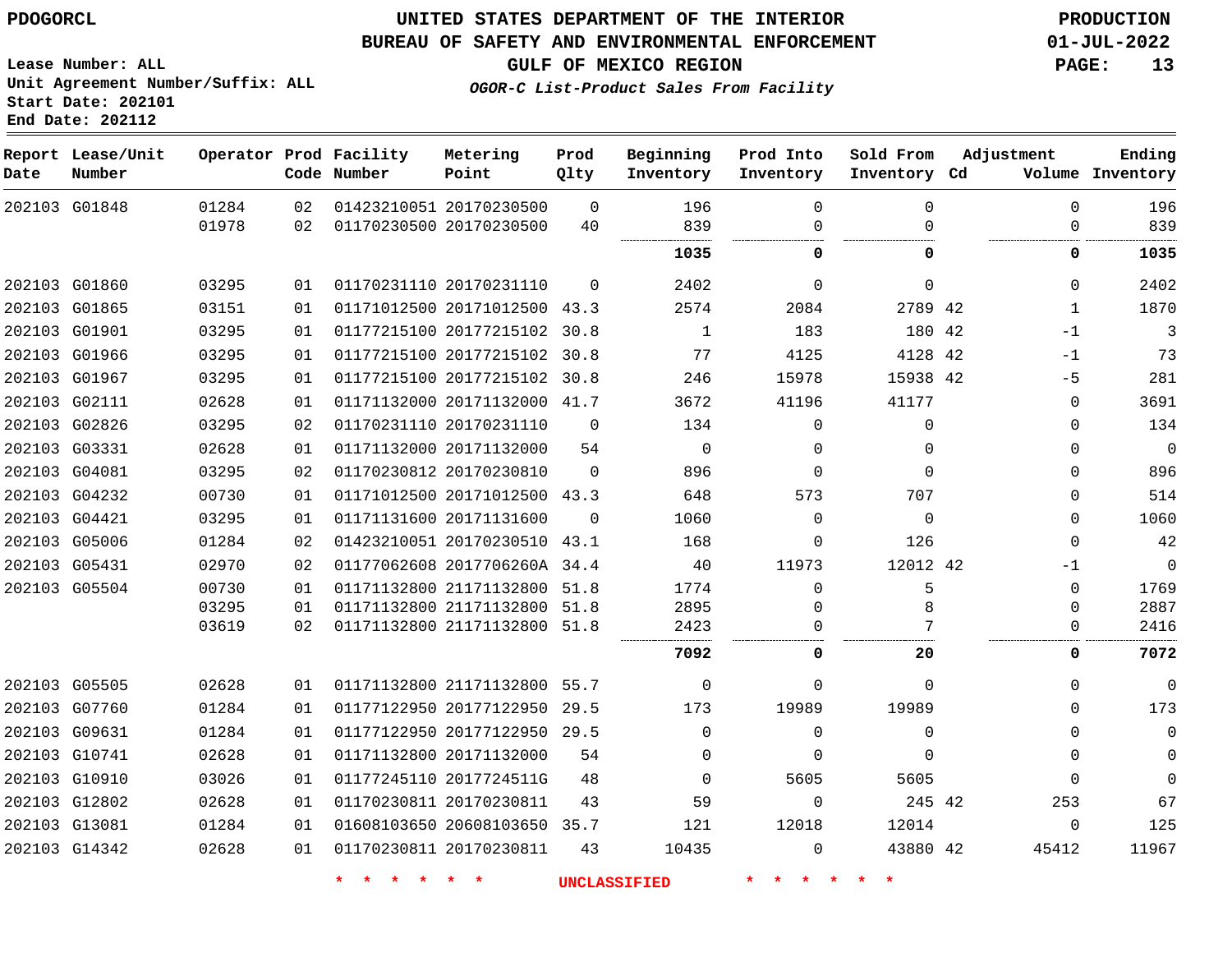PDOGORCL

# UNITED STATES DEPARTMENT OF THE INTERIOR
## BUREAU OF SAFETY AND ENVIRONMENTAL ENFORCEMENT
### GULF OF MEXICO REGION
*OGOR-C List-Product Sales From Facility*

PRODUCTION
01-JUL-2022

Lease Number: ALL
Unit Agreement Number/Suffix: ALL
Start Date: 202101
End Date: 202112

| Report Date | Lease/Unit Number | Operator | Prod Code | Facility Number | Metering Point | Prod Qlty | Beginning Inventory | Prod Into Inventory | Sold From Inventory | Adjustment Cd | Volume | Ending Inventory |
|---|---|---|---|---|---|---|---|---|---|---|---|---|
| 202103 | G01848 | 01284 | 02 | 01423210051 | 20170230500 | 0 | 196 | 0 | 0 | | 0 | 196 |
| | | 01978 | 02 | 01170230500 | 20170230500 | 40 | 839 | 0 | 0 | | 0 | 839 |
| | | | | | | | **1035** | **0** | **0** | | **0** | **1035** |
| 202103 | G01860 | 03295 | 01 | 01170231110 | 20170231110 | 0 | 2402 | 0 | 0 | | 0 | 2402 |
| 202103 | G01865 | 03151 | 01 | 01171012500 | 20171012500 | 43.3 | 2574 | 2084 | 2789 | 42 | 1 | 1870 |
| 202103 | G01901 | 03295 | 01 | 01177215100 | 20177215102 | 30.8 | 1 | 183 | 180 | 42 | -1 | 3 |
| 202103 | G01966 | 03295 | 01 | 01177215100 | 20177215102 | 30.8 | 77 | 4125 | 4128 | 42 | -1 | 73 |
| 202103 | G01967 | 03295 | 01 | 01177215100 | 20177215102 | 30.8 | 246 | 15978 | 15938 | 42 | -5 | 281 |
| 202103 | G02111 | 02628 | 01 | 01171132000 | 20171132000 | 41.7 | 3672 | 41196 | 41177 | | 0 | 3691 |
| 202103 | G02826 | 03295 | 02 | 01170231110 | 20170231110 | 0 | 134 | 0 | 0 | | 0 | 134 |
| 202103 | G03331 | 02628 | 01 | 01171132000 | 20171132000 | 54 | 0 | 0 | 0 | | 0 | 0 |
| 202103 | G04081 | 03295 | 02 | 01170230812 | 20170230810 | 0 | 896 | 0 | 0 | | 0 | 896 |
| 202103 | G04232 | 00730 | 01 | 01171012500 | 20171012500 | 43.3 | 648 | 573 | 707 | | 0 | 514 |
| 202103 | G04421 | 03295 | 01 | 01171131600 | 20171131600 | 0 | 1060 | 0 | 0 | | 0 | 1060 |
| 202103 | G05006 | 01284 | 02 | 01423210051 | 20170230510 | 43.1 | 168 | 0 | 126 | | 0 | 42 |
| 202103 | G05431 | 02970 | 02 | 01177062608 | 2017706260A | 34.4 | 40 | 11973 | 12012 | 42 | -1 | 0 |
| 202103 | G05504 | 00730 | 01 | 01171132800 | 21171132800 | 51.8 | 1774 | 0 | 5 | | 0 | 1769 |
| | | 03295 | 01 | 01171132800 | 21171132800 | 51.8 | 2895 | 0 | 8 | | 0 | 2887 |
| | | 03619 | 02 | 01171132800 | 21171132800 | 51.8 | 2423 | 0 | 7 | | 0 | 2416 |
| | | | | | | | **7092** | **0** | **20** | | **0** | **7072** |
| 202103 | G05505 | 02628 | 01 | 01171132800 | 21171132800 | 55.7 | 0 | 0 | 0 | | 0 | 0 |
| 202103 | G07760 | 01284 | 01 | 01177122950 | 20177122950 | 29.5 | 173 | 19989 | 19989 | | 0 | 173 |
| 202103 | G09631 | 01284 | 01 | 01177122950 | 20177122950 | 29.5 | 0 | 0 | 0 | | 0 | 0 |
| 202103 | G10741 | 02628 | 01 | 01171132800 | 20171132000 | 54 | 0 | 0 | 0 | | 0 | 0 |
| 202103 | G10910 | 03026 | 01 | 01177245110 | 2017724511G | 48 | 0 | 5605 | 5605 | | 0 | 0 |
| 202103 | G12802 | 02628 | 01 | 01170230811 | 20170230811 | 43 | 59 | 0 | 245 | 42 | 253 | 67 |
| 202103 | G13081 | 01284 | 01 | 01608103650 | 20608103650 | 35.7 | 121 | 12018 | 12014 | | 0 | 125 |
| 202103 | G14342 | 02628 | 01 | 01170230811 | 20170230811 | 43 | 10435 | 0 | 43880 | 42 | 45412 | 11967 |

\* \* \* \* \* \* UNCLASSIFIED \* \* \* \* \* \*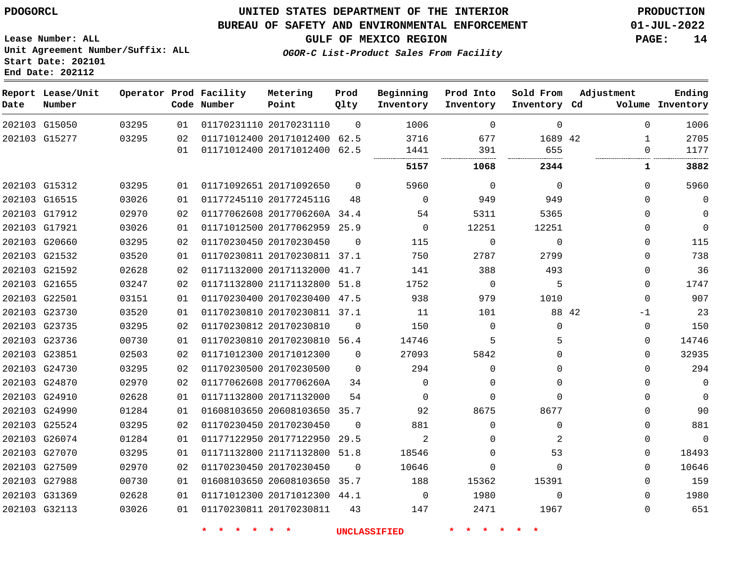PDOGORCL

# UNITED STATES DEPARTMENT OF THE INTERIOR
## BUREAU OF SAFETY AND ENVIRONMENTAL ENFORCEMENT
### GULF OF MEXICO REGION
*OGOR-C List-Product Sales From Facility*

PRODUCTION
01-JUL-2022

Lease Number: ALL
Unit Agreement Number/Suffix: ALL
Start Date: 202101
End Date: 202112

| Report Date | Lease/Unit Number | Operator | Prod Code | Facility Number | Metering Point | Prod Qlty | Beginning Inventory | Prod Into Inventory | Sold From Inventory | Adjustment Cd | Volume | Ending Inventory |
|---|---|---|---|---|---|---|---|---|---|---|---|---|
| 202103 | G15050 | 03295 | 01 | 01170231110 | 20170231110 | 0 | 1006 | 0 | 0 | | 0 | 1006 |
| 202103 | G15277 | 03295 | 02 | 01171012400 | 20171012400 | 62.5 | 3716 | 677 | 1689 | 42 | 1 | 2705 |
| | | | 01 | 01171012400 | 20171012400 | 62.5 | 1441 | 391 | 655 | | 0 | 1177 |
| | | | | | | | **5157** | **1068** | **2344** | | **1** | **3882** |
| 202103 | G15312 | 03295 | 01 | 01171092651 | 20171092650 | 0 | 5960 | 0 | 0 | | 0 | 5960 |
| 202103 | G16515 | 03026 | 01 | 01177245110 | 2017724511G | 48 | 0 | 949 | 949 | | 0 | 0 |
| 202103 | G17912 | 02970 | 02 | 01177062608 | 2017706260A | 34.4 | 54 | 5311 | 5365 | | 0 | 0 |
| 202103 | G17921 | 03026 | 01 | 01171012500 | 20177062959 | 25.9 | 0 | 12251 | 12251 | | 0 | 0 |
| 202103 | G20660 | 03295 | 02 | 01170230450 | 20170230450 | 0 | 115 | 0 | 0 | | 0 | 115 |
| 202103 | G21532 | 03520 | 01 | 01170230811 | 20170230811 | 37.1 | 750 | 2787 | 2799 | | 0 | 738 |
| 202103 | G21592 | 02628 | 02 | 01171132000 | 20171132000 | 41.7 | 141 | 388 | 493 | | 0 | 36 |
| 202103 | G21655 | 03247 | 02 | 01171132800 | 21171132800 | 51.8 | 1752 | 0 | 5 | | 0 | 1747 |
| 202103 | G22501 | 03151 | 01 | 01170230400 | 20170230400 | 47.5 | 938 | 979 | 1010 | | 0 | 907 |
| 202103 | G23730 | 03520 | 01 | 01170230810 | 20170230811 | 37.1 | 11 | 101 | 88 | 42 | -1 | 23 |
| 202103 | G23735 | 03295 | 02 | 01170230812 | 20170230810 | 0 | 150 | 0 | 0 | | 0 | 150 |
| 202103 | G23736 | 00730 | 01 | 01170230810 | 20170230810 | 56.4 | 14746 | 5 | 5 | | 0 | 14746 |
| 202103 | G23851 | 02503 | 02 | 01171012300 | 20171012300 | 0 | 27093 | 5842 | 0 | | 0 | 32935 |
| 202103 | G24730 | 03295 | 02 | 01170230500 | 20170230500 | 0 | 294 | 0 | 0 | | 0 | 294 |
| 202103 | G24870 | 02970 | 02 | 01177062608 | 2017706260A | 34 | 0 | 0 | 0 | | 0 | 0 |
| 202103 | G24910 | 02628 | 01 | 01171132800 | 20171132000 | 54 | 0 | 0 | 0 | | 0 | 0 |
| 202103 | G24990 | 01284 | 01 | 01608103650 | 20608103650 | 35.7 | 92 | 8675 | 8677 | | 0 | 90 |
| 202103 | G25524 | 03295 | 02 | 01170230450 | 20170230450 | 0 | 881 | 0 | 0 | | 0 | 881 |
| 202103 | G26074 | 01284 | 01 | 01177122950 | 20177122950 | 29.5 | 2 | 0 | 2 | | 0 | 0 |
| 202103 | G27070 | 03295 | 01 | 01171132800 | 21171132800 | 51.8 | 18546 | 0 | 53 | | 0 | 18493 |
| 202103 | G27509 | 02970 | 02 | 01170230450 | 20170230450 | 0 | 10646 | 0 | 0 | | 0 | 10646 |
| 202103 | G27988 | 00730 | 01 | 01608103650 | 20608103650 | 35.7 | 188 | 15362 | 15391 | | 0 | 159 |
| 202103 | G31369 | 02628 | 01 | 01171012300 | 20171012300 | 44.1 | 0 | 1980 | 0 | | 0 | 1980 |
| 202103 | G32113 | 03026 | 01 | 01170230811 | 20170230811 | 43 | 147 | 2471 | 1967 | | 0 | 651 |

* * * * * * UNCLASSIFIED * * * * * *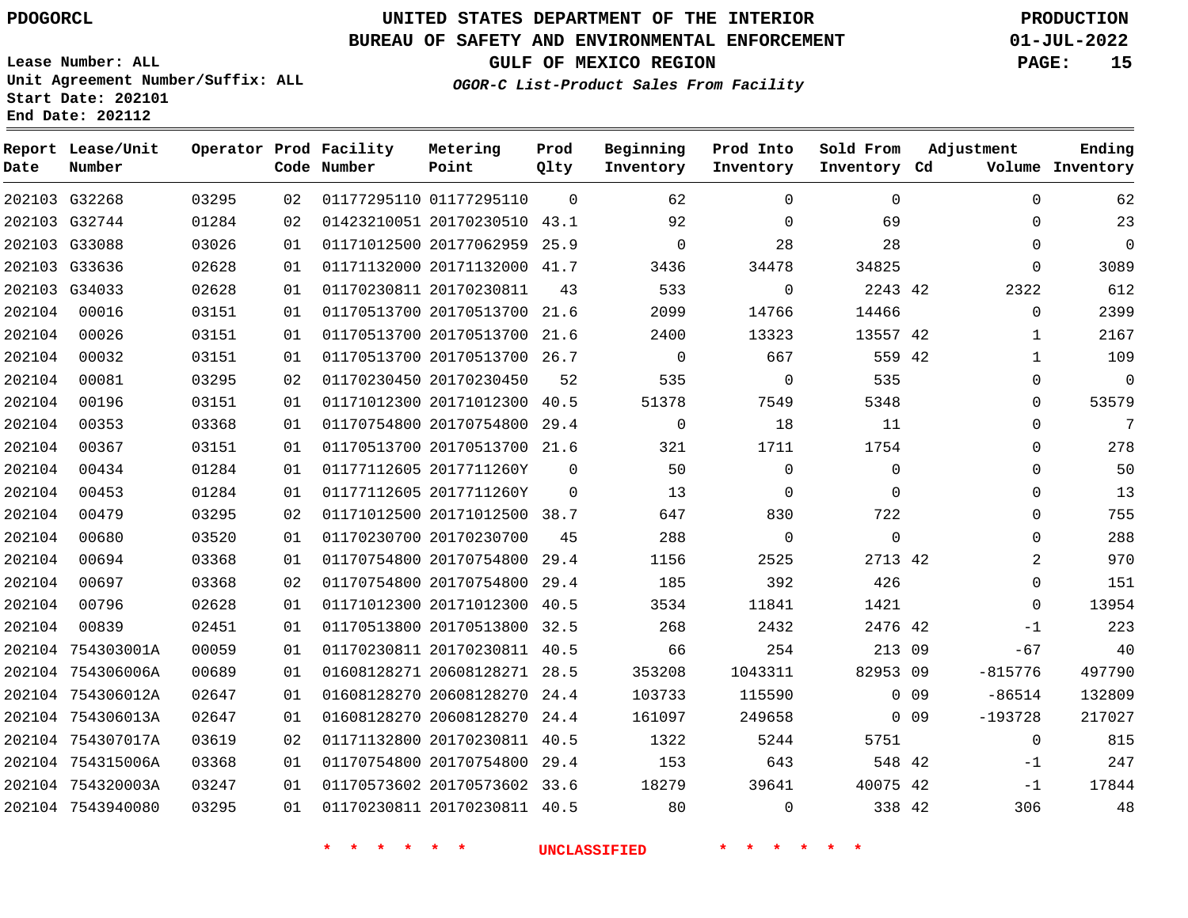PDOGORCL

Lease Number: ALL
Unit Agreement Number/Suffix: ALL
Start Date: 202101
End Date: 202112

# UNITED STATES DEPARTMENT OF THE INTERIOR
## BUREAU OF SAFETY AND ENVIRONMENTAL ENFORCEMENT
### GULF OF MEXICO REGION

*OGOR-C List-Product Sales From Facility*

PRODUCTION
01-JUL-2022

| Report Date | Lease/Unit Number | Operator | Prod Code | Facility Number | Metering Point | Prod Qlty | Beginning Inventory | Prod Into Inventory | Sold From Inventory | Adjustment Cd | Adjustment Volume | Ending Inventory |
|---|---|---|---|---|---|---|---|---|---|---|---|---|
| 202103 | G32268 | 03295 | 02 | 01177295110 | 01177295110 | 0 | 62 | 0 | 0 | | 0 | 62 |
| 202103 | G32744 | 01284 | 02 | 01423210051 | 20170230510 | 43.1 | 92 | 0 | 69 | | 0 | 23 |
| 202103 | G33088 | 03026 | 01 | 01171012500 | 20177062959 | 25.9 | 0 | 28 | 28 | | 0 | 0 |
| 202103 | G33636 | 02628 | 01 | 01171132000 | 20171132000 | 41.7 | 3436 | 34478 | 34825 | | 0 | 3089 |
| 202103 | G34033 | 02628 | 01 | 01170230811 | 20170230811 | 43 | 533 | 0 | 2243 | 42 | 2322 | 612 |
| 202104 | 00016 | 03151 | 01 | 01170513700 | 20170513700 | 21.6 | 2099 | 14766 | 14466 | | 0 | 2399 |
| 202104 | 00026 | 03151 | 01 | 01170513700 | 20170513700 | 21.6 | 2400 | 13323 | 13557 | 42 | 1 | 2167 |
| 202104 | 00032 | 03151 | 01 | 01170513700 | 20170513700 | 26.7 | 0 | 667 | 559 | 42 | 1 | 109 |
| 202104 | 00081 | 03295 | 02 | 01170230450 | 20170230450 | 52 | 535 | 0 | 535 | | 0 | 0 |
| 202104 | 00196 | 03151 | 01 | 01171012300 | 20171012300 | 40.5 | 51378 | 7549 | 5348 | | 0 | 53579 |
| 202104 | 00353 | 03368 | 01 | 01170754800 | 20170754800 | 29.4 | 0 | 18 | 11 | | 0 | 7 |
| 202104 | 00367 | 03151 | 01 | 01170513700 | 20170513700 | 21.6 | 321 | 1711 | 1754 | | 0 | 278 |
| 202104 | 00434 | 01284 | 01 | 01177112605 | 2017711260Y | 0 | 50 | 0 | 0 | | 0 | 50 |
| 202104 | 00453 | 01284 | 01 | 01177112605 | 2017711260Y | 0 | 13 | 0 | 0 | | 0 | 13 |
| 202104 | 00479 | 03295 | 02 | 01171012500 | 20171012500 | 38.7 | 647 | 830 | 722 | | 0 | 755 |
| 202104 | 00680 | 03520 | 01 | 01170230700 | 20170230700 | 45 | 288 | 0 | 0 | | 0 | 288 |
| 202104 | 00694 | 03368 | 01 | 01170754800 | 20170754800 | 29.4 | 1156 | 2525 | 2713 | 42 | 2 | 970 |
| 202104 | 00697 | 03368 | 02 | 01170754800 | 20170754800 | 29.4 | 185 | 392 | 426 | | 0 | 151 |
| 202104 | 00796 | 02628 | 01 | 01171012300 | 20171012300 | 40.5 | 3534 | 11841 | 1421 | | 0 | 13954 |
| 202104 | 00839 | 02451 | 01 | 01170513800 | 20170513800 | 32.5 | 268 | 2432 | 2476 | 42 | -1 | 223 |
| 202104 | 754303001A | 00059 | 01 | 01170230811 | 20170230811 | 40.5 | 66 | 254 | 213 | 09 | -67 | 40 |
| 202104 | 754306006A | 00689 | 01 | 01608128271 | 20608128271 | 28.5 | 353208 | 1043311 | 82953 | 09 | -815776 | 497790 |
| 202104 | 754306012A | 02647 | 01 | 01608128270 | 20608128270 | 24.4 | 103733 | 115590 | 0 | 09 | -86514 | 132809 |
| 202104 | 754306013A | 02647 | 01 | 01608128270 | 20608128270 | 24.4 | 161097 | 249658 | 0 | 09 | -193728 | 217027 |
| 202104 | 754307017A | 03619 | 02 | 01171132800 | 20170230811 | 40.5 | 1322 | 5244 | 5751 | | 0 | 815 |
| 202104 | 754315006A | 03368 | 01 | 01170754800 | 20170754800 | 29.4 | 153 | 643 | 548 | 42 | -1 | 247 |
| 202104 | 754320003A | 03247 | 01 | 01170573602 | 20170573602 | 33.6 | 18279 | 39641 | 40075 | 42 | -1 | 17844 |
| 202104 | 7543940080 | 03295 | 01 | 01170230811 | 20170230811 | 40.5 | 80 | 0 | 338 | 42 | 306 | 48 |

\* \* \* \* \* \* UNCLASSIFIED \* \* \* \* \* \*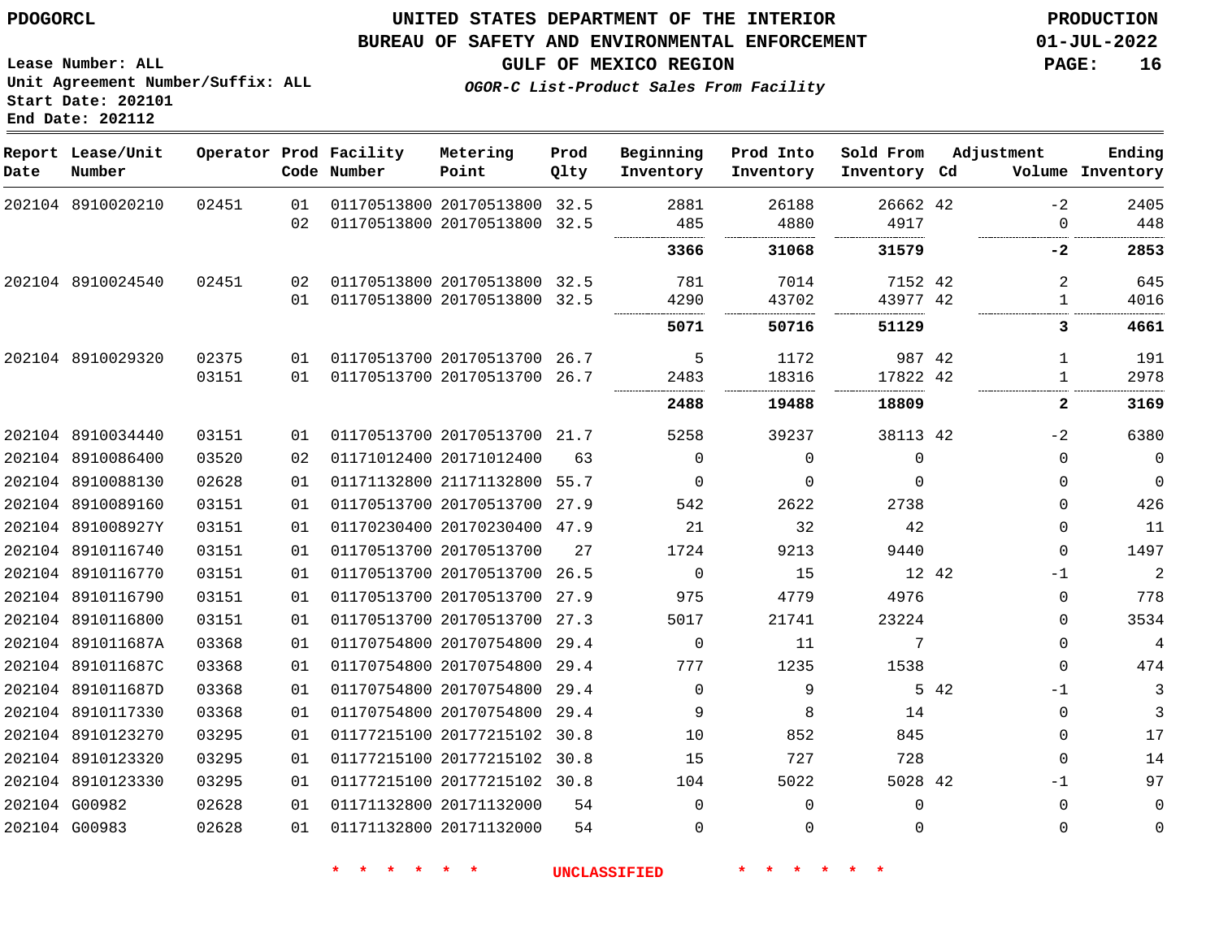PDOGORCL

# UNITED STATES DEPARTMENT OF THE INTERIOR
## BUREAU OF SAFETY AND ENVIRONMENTAL ENFORCEMENT
### GULF OF MEXICO REGION

*OGOR-C List-Product Sales From Facility*

PRODUCTION
01-JUL-2022

Lease Number: ALL
Unit Agreement Number/Suffix: ALL
Start Date: 202101
End Date: 202112

| Report Date | Lease/Unit Number | Operator | Prod Code | Facility Number | Metering Point | Prod Qlty | Beginning Inventory | Prod Into Inventory | Sold From Inventory | Adjustment Cd | Volume | Ending Inventory |
|---|---|---|---|---|---|---|---|---|---|---|---|---|
| 202104 | 8910020210 | 02451 | 01 | 01170513800 | 20170513800 | 32.5 | 2881 | 26188 | 26662 | 42 | -2 | 2405 |
| | | | 02 | 01170513800 | 20170513800 | 32.5 | 485 | 4880 | 4917 | | 0 | 448 |
| | | | | | | | **3366** | **31068** | **31579** | | **-2** | **2853** |
| 202104 | 8910024540 | 02451 | 02 | 01170513800 | 20170513800 | 32.5 | 781 | 7014 | 7152 | 42 | 2 | 645 |
| | | | 01 | 01170513800 | 20170513800 | 32.5 | 4290 | 43702 | 43977 | 42 | 1 | 4016 |
| | | | | | | | **5071** | **50716** | **51129** | | **3** | **4661** |
| 202104 | 8910029320 | 02375 | 01 | 01170513700 | 20170513700 | 26.7 | 5 | 1172 | 987 | 42 | 1 | 191 |
| | | 03151 | 01 | 01170513700 | 20170513700 | 26.7 | 2483 | 18316 | 17822 | 42 | 1 | 2978 |
| | | | | | | | **2488** | **19488** | **18809** | | **2** | **3169** |
| 202104 | 8910034440 | 03151 | 01 | 01170513700 | 20170513700 | 21.7 | 5258 | 39237 | 38113 | 42 | -2 | 6380 |
| 202104 | 8910086400 | 03520 | 02 | 01171012400 | 20171012400 | 63 | 0 | 0 | 0 | | 0 | 0 |
| 202104 | 8910088130 | 02628 | 01 | 01171132800 | 21171132800 | 55.7 | 0 | 0 | 0 | | 0 | 0 |
| 202104 | 8910089160 | 03151 | 01 | 01170513700 | 20170513700 | 27.9 | 542 | 2622 | 2738 | | 0 | 426 |
| 202104 | 891008927Y | 03151 | 01 | 01170230400 | 20170230400 | 47.9 | 21 | 32 | 42 | | 0 | 11 |
| 202104 | 8910116740 | 03151 | 01 | 01170513700 | 20170513700 | 27 | 1724 | 9213 | 9440 | | 0 | 1497 |
| 202104 | 8910116770 | 03151 | 01 | 01170513700 | 20170513700 | 26.5 | 0 | 15 | 12 | 42 | -1 | 2 |
| 202104 | 8910116790 | 03151 | 01 | 01170513700 | 20170513700 | 27.9 | 975 | 4779 | 4976 | | 0 | 778 |
| 202104 | 8910116800 | 03151 | 01 | 01170513700 | 20170513700 | 27.3 | 5017 | 21741 | 23224 | | 0 | 3534 |
| 202104 | 891011687A | 03368 | 01 | 01170754800 | 20170754800 | 29.4 | 0 | 11 | 7 | | 0 | 4 |
| 202104 | 891011687C | 03368 | 01 | 01170754800 | 20170754800 | 29.4 | 777 | 1235 | 1538 | | 0 | 474 |
| 202104 | 891011687D | 03368 | 01 | 01170754800 | 20170754800 | 29.4 | 0 | 9 | 5 | 42 | -1 | 3 |
| 202104 | 8910117330 | 03368 | 01 | 01170754800 | 20170754800 | 29.4 | 9 | 8 | 14 | | 0 | 3 |
| 202104 | 8910123270 | 03295 | 01 | 01177215100 | 20177215102 | 30.8 | 10 | 852 | 845 | | 0 | 17 |
| 202104 | 8910123320 | 03295 | 01 | 01177215100 | 20177215102 | 30.8 | 15 | 727 | 728 | | 0 | 14 |
| 202104 | 8910123330 | 03295 | 01 | 01177215100 | 20177215102 | 30.8 | 104 | 5022 | 5028 | 42 | -1 | 97 |
| 202104 | G00982 | 02628 | 01 | 01171132800 | 20171132000 | 54 | 0 | 0 | 0 | | 0 | 0 |
| 202104 | G00983 | 02628 | 01 | 01171132800 | 20171132000 | 54 | 0 | 0 | 0 | | 0 | 0 |

* * * * * * UNCLASSIFIED * * * * * *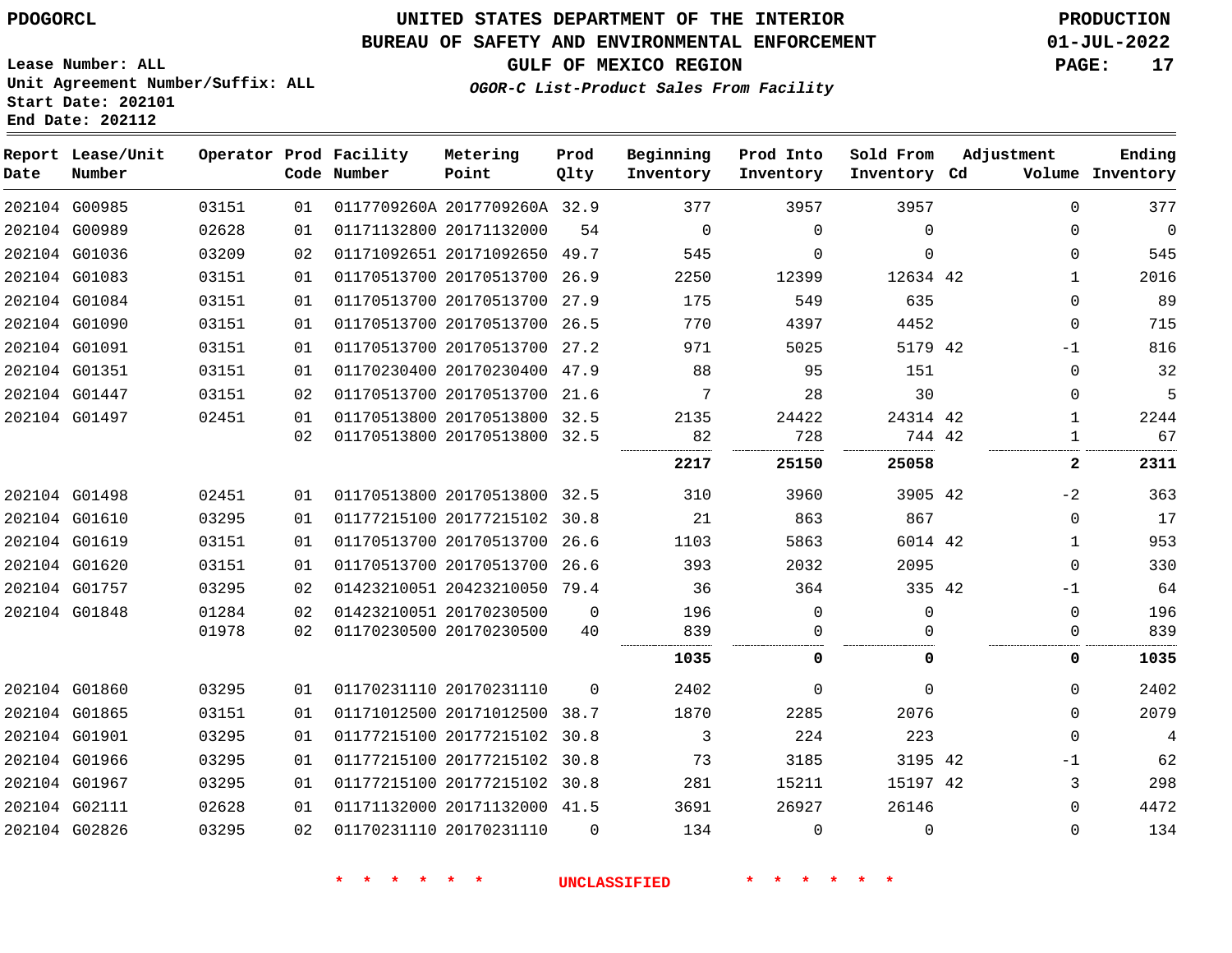PDOGORCL

Lease Number: ALL
Unit Agreement Number/Suffix: ALL
Start Date: 202101
End Date: 202112

# UNITED STATES DEPARTMENT OF THE INTERIOR
## BUREAU OF SAFETY AND ENVIRONMENTAL ENFORCEMENT
### GULF OF MEXICO REGION

*OGOR-C List-Product Sales From Facility*

PRODUCTION
01-JUL-2022

| Report Date | Lease/Unit Number | Operator | Prod Code | Facility Number | Metering Point | Prod Qlty | Beginning Inventory | Prod Into Inventory | Sold From Inventory | Adjustment Cd | Volume | Ending Inventory |
|---|---|---|---|---|---|---|---|---|---|---|---|---|
| 202104 | G00985 | 03151 | 01 | 0117709260A | 2017709260A | 32.9 | 377 | 3957 | 3957 | | 0 | 377 |
| 202104 | G00989 | 02628 | 01 | 01171132800 | 20171132000 | 54 | 0 | 0 | 0 | | 0 | 0 |
| 202104 | G01036 | 03209 | 02 | 01171092651 | 20171092650 | 49.7 | 545 | 0 | 0 | | 0 | 545 |
| 202104 | G01083 | 03151 | 01 | 01170513700 | 20170513700 | 26.9 | 2250 | 12399 | 12634 | 42 | 1 | 2016 |
| 202104 | G01084 | 03151 | 01 | 01170513700 | 20170513700 | 27.9 | 175 | 549 | 635 | | 0 | 89 |
| 202104 | G01090 | 03151 | 01 | 01170513700 | 20170513700 | 26.5 | 770 | 4397 | 4452 | | 0 | 715 |
| 202104 | G01091 | 03151 | 01 | 01170513700 | 20170513700 | 27.2 | 971 | 5025 | 5179 | 42 | -1 | 816 |
| 202104 | G01351 | 03151 | 01 | 01170230400 | 20170230400 | 47.9 | 88 | 95 | 151 | | 0 | 32 |
| 202104 | G01447 | 03151 | 02 | 01170513700 | 20170513700 | 21.6 | 7 | 28 | 30 | | 0 | 5 |
| 202104 | G01497 | 02451 | 01 | 01170513800 | 20170513800 | 32.5 | 2135 | 24422 | 24314 | 42 | 1 | 2244 |
| | | | 02 | 01170513800 | 20170513800 | 32.5 | 82 | 728 | 744 | 42 | 1 | 67 |
| | | | | | | | **2217** | **25150** | **25058** | | **2** | **2311** |
| 202104 | G01498 | 02451 | 01 | 01170513800 | 20170513800 | 32.5 | 310 | 3960 | 3905 | 42 | -2 | 363 |
| 202104 | G01610 | 03295 | 01 | 01177215100 | 20177215102 | 30.8 | 21 | 863 | 867 | | 0 | 17 |
| 202104 | G01619 | 03151 | 01 | 01170513700 | 20170513700 | 26.6 | 1103 | 5863 | 6014 | 42 | 1 | 953 |
| 202104 | G01620 | 03151 | 01 | 01170513700 | 20170513700 | 26.6 | 393 | 2032 | 2095 | | 0 | 330 |
| 202104 | G01757 | 03295 | 02 | 01423210051 | 20423210050 | 79.4 | 36 | 364 | 335 | 42 | -1 | 64 |
| 202104 | G01848 | 01284 | 02 | 01423210051 | 20170230500 | 0 | 196 | 0 | 0 | | 0 | 196 |
| | | 01978 | 02 | 01170230500 | 20170230500 | 40 | 839 | 0 | 0 | | 0 | 839 |
| | | | | | | | **1035** | **0** | **0** | | **0** | **1035** |
| 202104 | G01860 | 03295 | 01 | 01170231110 | 20170231110 | 0 | 2402 | 0 | 0 | | 0 | 2402 |
| 202104 | G01865 | 03151 | 01 | 01171012500 | 20171012500 | 38.7 | 1870 | 2285 | 2076 | | 0 | 2079 |
| 202104 | G01901 | 03295 | 01 | 01177215100 | 20177215102 | 30.8 | 3 | 224 | 223 | | 0 | 4 |
| 202104 | G01966 | 03295 | 01 | 01177215100 | 20177215102 | 30.8 | 73 | 3185 | 3195 | 42 | -1 | 62 |
| 202104 | G01967 | 03295 | 01 | 01177215100 | 20177215102 | 30.8 | 281 | 15211 | 15197 | 42 | 3 | 298 |
| 202104 | G02111 | 02628 | 01 | 01171132000 | 20171132000 | 41.5 | 3691 | 26927 | 26146 | | 0 | 4472 |
| 202104 | G02826 | 03295 | 02 | 01170231110 | 20170231110 | 0 | 134 | 0 | 0 | | 0 | 134 |

* * * * * * UNCLASSIFIED * * * * * *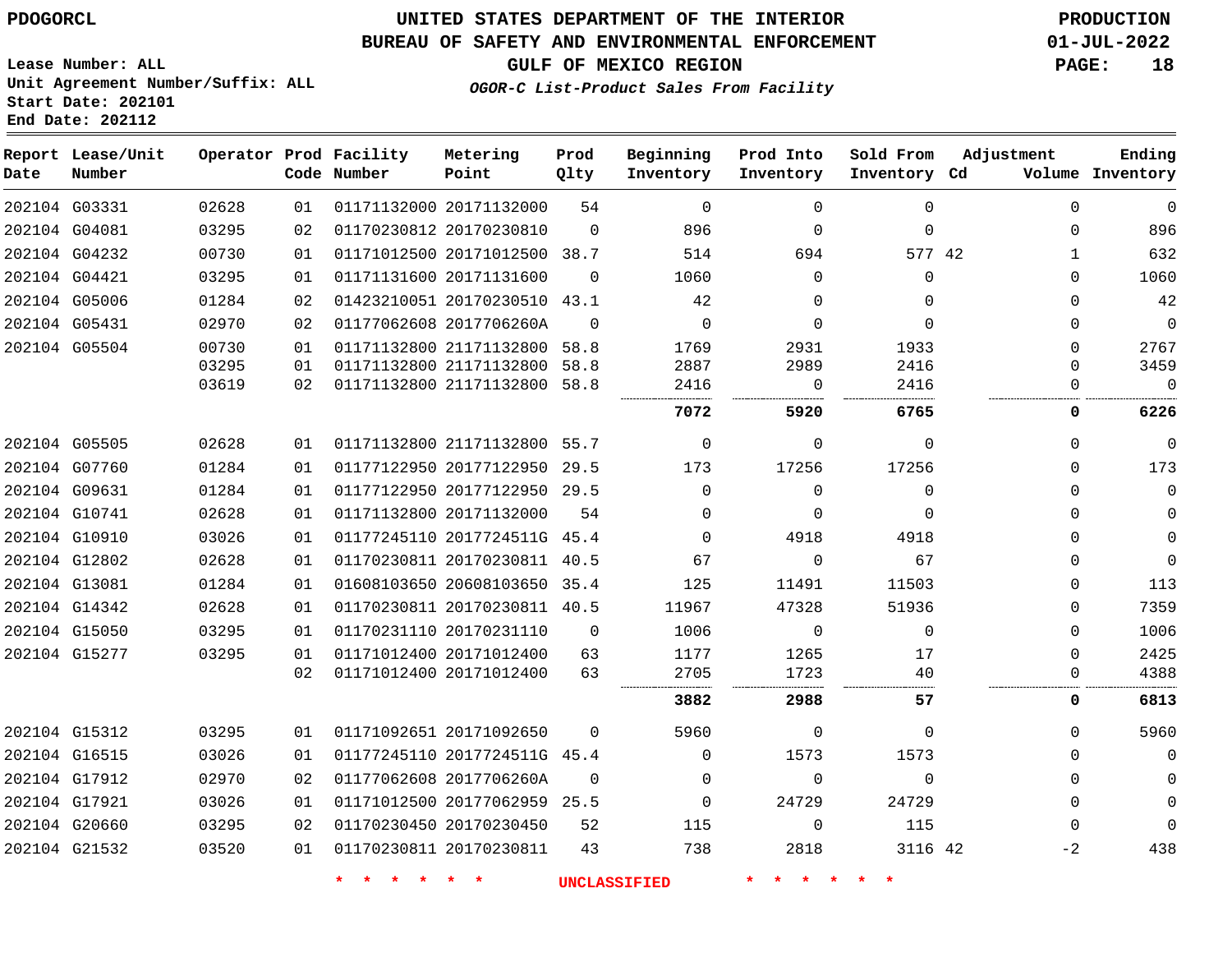PDOGORCL

# UNITED STATES DEPARTMENT OF THE INTERIOR
## BUREAU OF SAFETY AND ENVIRONMENTAL ENFORCEMENT
## GULF OF MEXICO REGION
### *OGOR-C List-Product Sales From Facility*

PRODUCTION
01-JUL-2022

Lease Number: ALL
Unit Agreement Number/Suffix: ALL
Start Date: 202101
End Date: 202112

| Report Date | Lease/Unit Number | Operator | Prod Code | Facility Number | Metering Point | Prod Qlty | Beginning Inventory | Prod Into Inventory | Sold From Inventory | Adjustment Cd | Adjustment Volume | Ending Inventory |
|---|---|---|---|---|---|---|---|---|---|---|---|---|
| 202104 | G03331 | 02628 | 01 | 01171132000 | 20171132000 | 54 | 0 | 0 | 0 | | 0 | 0 |
| 202104 | G04081 | 03295 | 02 | 01170230812 | 20170230810 | 0 | 896 | 0 | 0 | | 0 | 896 |
| 202104 | G04232 | 00730 | 01 | 01171012500 | 20171012500 | 38.7 | 514 | 694 | 577 | 42 | 1 | 632 |
| 202104 | G04421 | 03295 | 01 | 01171131600 | 20171131600 | 0 | 1060 | 0 | 0 | | 0 | 1060 |
| 202104 | G05006 | 01284 | 02 | 01423210051 | 20170230510 | 43.1 | 42 | 0 | 0 | | 0 | 42 |
| 202104 | G05431 | 02970 | 02 | 01177062608 | 2017706260A | 0 | 0 | 0 | 0 | | 0 | 0 |
| 202104 | G05504 | 00730 | 01 | 01171132800 | 21171132800 | 58.8 | 1769 | 2931 | 1933 | | 0 | 2767 |
| | | 03295 | 01 | 01171132800 | 21171132800 | 58.8 | 2887 | 2989 | 2416 | | 0 | 3459 |
| | | 03619 | 02 | 01171132800 | 21171132800 | 58.8 | 2416 | 0 | 2416 | | 0 | 0 |
| | | | | | | | **7072** | **5920** | **6765** | | **0** | **6226** |
| 202104 | G05505 | 02628 | 01 | 01171132800 | 21171132800 | 55.7 | 0 | 0 | 0 | | 0 | 0 |
| 202104 | G07760 | 01284 | 01 | 01177122950 | 20177122950 | 29.5 | 173 | 17256 | 17256 | | 0 | 173 |
| 202104 | G09631 | 01284 | 01 | 01177122950 | 20177122950 | 29.5 | 0 | 0 | 0 | | 0 | 0 |
| 202104 | G10741 | 02628 | 01 | 01171132800 | 20171132000 | 54 | 0 | 0 | 0 | | 0 | 0 |
| 202104 | G10910 | 03026 | 01 | 01177245110 | 2017724511G | 45.4 | 0 | 4918 | 4918 | | 0 | 0 |
| 202104 | G12802 | 02628 | 01 | 01170230811 | 20170230811 | 40.5 | 67 | 0 | 67 | | 0 | 0 |
| 202104 | G13081 | 01284 | 01 | 01608103650 | 20608103650 | 35.4 | 125 | 11491 | 11503 | | 0 | 113 |
| 202104 | G14342 | 02628 | 01 | 01170230811 | 20170230811 | 40.5 | 11967 | 47328 | 51936 | | 0 | 7359 |
| 202104 | G15050 | 03295 | 01 | 01170231110 | 20170231110 | 0 | 1006 | 0 | 0 | | 0 | 1006 |
| 202104 | G15277 | 03295 | 01 | 01171012400 | 20171012400 | 63 | 1177 | 1265 | 17 | | 0 | 2425 |
| | | | 02 | 01171012400 | 20171012400 | 63 | 2705 | 1723 | 40 | | 0 | 4388 |
| | | | | | | | **3882** | **2988** | **57** | | **0** | **6813** |
| 202104 | G15312 | 03295 | 01 | 01171092651 | 20171092650 | 0 | 5960 | 0 | 0 | | 0 | 5960 |
| 202104 | G16515 | 03026 | 01 | 01177245110 | 2017724511G | 45.4 | 0 | 1573 | 1573 | | 0 | 0 |
| 202104 | G17912 | 02970 | 02 | 01177062608 | 2017706260A | 0 | 0 | 0 | 0 | | 0 | 0 |
| 202104 | G17921 | 03026 | 01 | 01171012500 | 20177062959 | 25.5 | 0 | 24729 | 24729 | | 0 | 0 |
| 202104 | G20660 | 03295 | 02 | 01170230450 | 20170230450 | 52 | 115 | 0 | 115 | | 0 | 0 |
| 202104 | G21532 | 03520 | 01 | 01170230811 | 20170230811 | 43 | 738 | 2818 | 3116 | 42 | -2 | 438 |

* * * * * * UNCLASSIFIED * * * * * *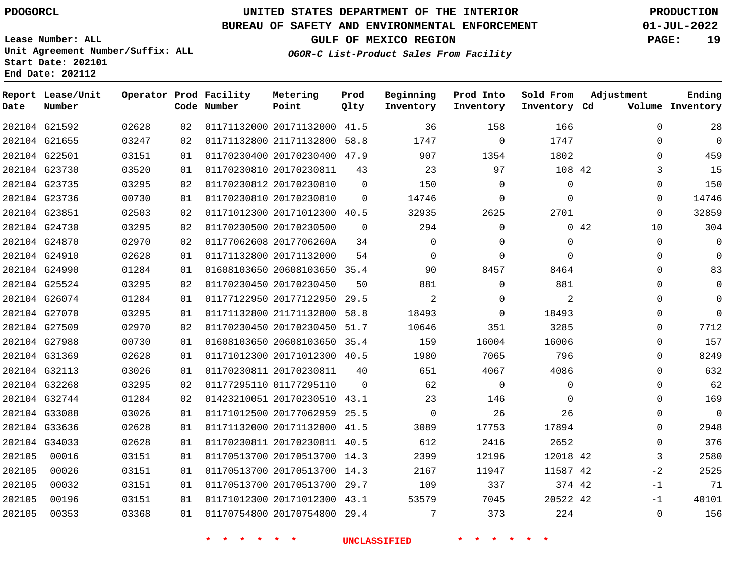PDOGORCL

Lease Number: ALL
Unit Agreement Number/Suffix: ALL
Start Date: 202101
End Date: 202112

# UNITED STATES DEPARTMENT OF THE INTERIOR
## BUREAU OF SAFETY AND ENVIRONMENTAL ENFORCEMENT
### GULF OF MEXICO REGION
*OGOR-C List-Product Sales From Facility*

PRODUCTION
01-JUL-2022

| Report Date | Lease/Unit Number | Operator | Prod Code | Facility Number | Metering Point | Prod Qlty | Beginning Inventory | Prod Into Inventory | Sold From Inventory | Adjustment Cd | Adjustment Volume | Ending Inventory |
|---|---|---|---|---|---|---|---|---|---|---|---|---|
| 202104 | G21592 | 02628 | 02 | 01171132000 | 20171132000 | 41.5 | 36 | 158 | 166 | | 0 | 28 |
| 202104 | G21655 | 03247 | 02 | 01171132800 | 21171132800 | 58.8 | 1747 | 0 | 1747 | | 0 | 0 |
| 202104 | G22501 | 03151 | 01 | 01170230400 | 20170230400 | 47.9 | 907 | 1354 | 1802 | | 0 | 459 |
| 202104 | G23730 | 03520 | 01 | 01170230810 | 20170230811 | 43 | 23 | 97 | 108 | 42 | 3 | 15 |
| 202104 | G23735 | 03295 | 02 | 01170230812 | 20170230810 | 0 | 150 | 0 | 0 | | 0 | 150 |
| 202104 | G23736 | 00730 | 01 | 01170230810 | 20170230810 | 0 | 14746 | 0 | 0 | | 0 | 14746 |
| 202104 | G23851 | 02503 | 02 | 01171012300 | 20171012300 | 40.5 | 32935 | 2625 | 2701 | | 0 | 32859 |
| 202104 | G24730 | 03295 | 02 | 01170230500 | 20170230500 | 0 | 294 | 0 | 0 | 42 | 10 | 304 |
| 202104 | G24870 | 02970 | 02 | 01177062608 | 2017706260A | 34 | 0 | 0 | 0 | | 0 | 0 |
| 202104 | G24910 | 02628 | 01 | 01171132800 | 20171132000 | 54 | 0 | 0 | 0 | | 0 | 0 |
| 202104 | G24990 | 01284 | 01 | 01608103650 | 20608103650 | 35.4 | 90 | 8457 | 8464 | | 0 | 83 |
| 202104 | G25524 | 03295 | 02 | 01170230450 | 20170230450 | 50 | 881 | 0 | 881 | | 0 | 0 |
| 202104 | G26074 | 01284 | 01 | 01177122950 | 20177122950 | 29.5 | 2 | 0 | 2 | | 0 | 0 |
| 202104 | G27070 | 03295 | 01 | 01171132800 | 21171132800 | 58.8 | 18493 | 0 | 18493 | | 0 | 0 |
| 202104 | G27509 | 02970 | 02 | 01170230450 | 20170230450 | 51.7 | 10646 | 351 | 3285 | | 0 | 7712 |
| 202104 | G27988 | 00730 | 01 | 01608103650 | 20608103650 | 35.4 | 159 | 16004 | 16006 | | 0 | 157 |
| 202104 | G31369 | 02628 | 01 | 01171012300 | 20171012300 | 40.5 | 1980 | 7065 | 796 | | 0 | 8249 |
| 202104 | G32113 | 03026 | 01 | 01170230811 | 20170230811 | 40 | 651 | 4067 | 4086 | | 0 | 632 |
| 202104 | G32268 | 03295 | 02 | 01177295110 | 01177295110 | 0 | 62 | 0 | 0 | | 0 | 62 |
| 202104 | G32744 | 01284 | 02 | 01423210051 | 20170230510 | 43.1 | 23 | 146 | 0 | | 0 | 169 |
| 202104 | G33088 | 03026 | 01 | 01171012500 | 20177062959 | 25.5 | 0 | 26 | 26 | | 0 | 0 |
| 202104 | G33636 | 02628 | 01 | 01171132000 | 20171132000 | 41.5 | 3089 | 17753 | 17894 | | 0 | 2948 |
| 202104 | G34033 | 02628 | 01 | 01170230811 | 20170230811 | 40.5 | 612 | 2416 | 2652 | | 0 | 376 |
| 202105 | 00016 | 03151 | 01 | 01170513700 | 20170513700 | 14.3 | 2399 | 12196 | 12018 | 42 | 3 | 2580 |
| 202105 | 00026 | 03151 | 01 | 01170513700 | 20170513700 | 14.3 | 2167 | 11947 | 11587 | 42 | -2 | 2525 |
| 202105 | 00032 | 03151 | 01 | 01170513700 | 20170513700 | 29.7 | 109 | 337 | 374 | 42 | -1 | 71 |
| 202105 | 00196 | 03151 | 01 | 01171012300 | 20171012300 | 43.1 | 53579 | 7045 | 20522 | 42 | -1 | 40101 |
| 202105 | 00353 | 03368 | 01 | 01170754800 | 20170754800 | 29.4 | 7 | 373 | 224 | | 0 | 156 |

* * * * * * * UNCLASSIFIED * * * * * * *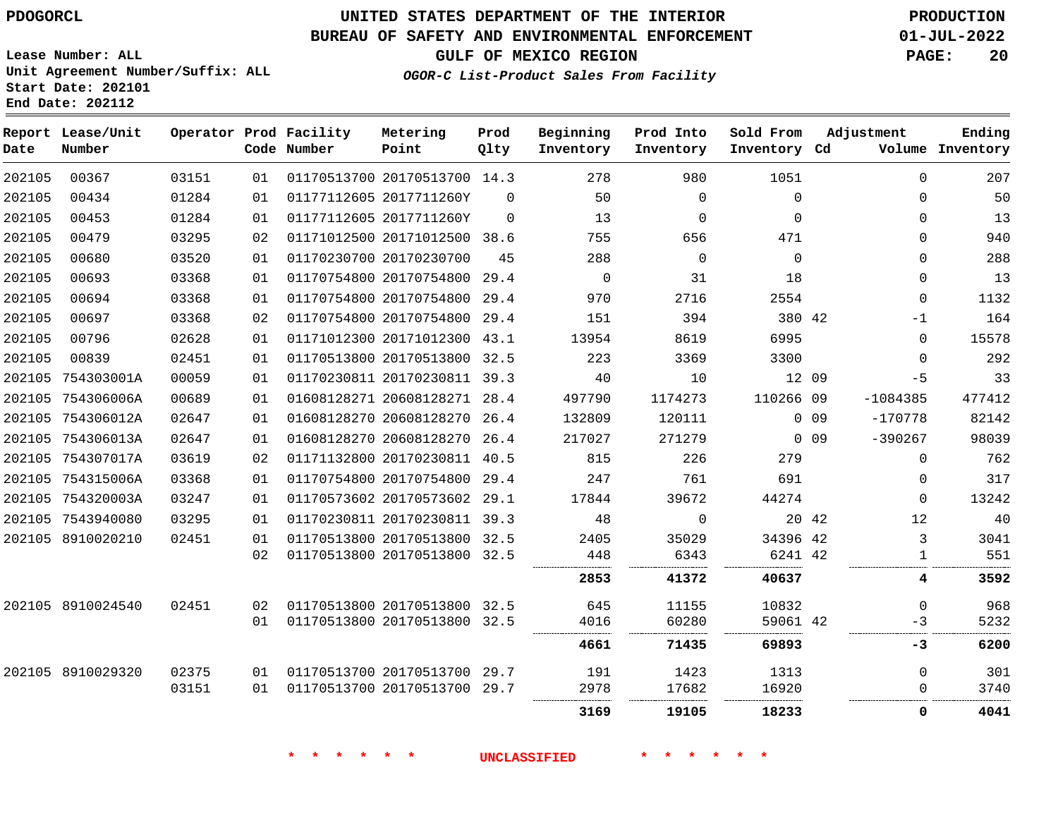PDOGORCL

Lease Number: ALL
Unit Agreement Number/Suffix: ALL
Start Date: 202101
End Date: 202112

# UNITED STATES DEPARTMENT OF THE INTERIOR
## BUREAU OF SAFETY AND ENVIRONMENTAL ENFORCEMENT
### GULF OF MEXICO REGION

*OGOR-C List-Product Sales From Facility*

PRODUCTION
01-JUL-2022

| Report Date | Lease/Unit Number | Operator | Prod Code | Facility Number | Metering Point | Prod Qlty | Beginning Inventory | Prod Into Inventory | Sold From Inventory | Adjustment Cd | Volume | Ending Inventory |
|---|---|---|---|---|---|---|---|---|---|---|---|---|
| 202105 | 00367 | 03151 | 01 | 01170513700 | 20170513700 | 14.3 | 278 | 980 | 1051 | | 0 | 207 |
| 202105 | 00434 | 01284 | 01 | 01177112605 | 2017711260Y | 0 | 50 | 0 | 0 | | 0 | 50 |
| 202105 | 00453 | 01284 | 01 | 01177112605 | 2017711260Y | 0 | 13 | 0 | 0 | | 0 | 13 |
| 202105 | 00479 | 03295 | 02 | 01171012500 | 20171012500 | 38.6 | 755 | 656 | 471 | | 0 | 940 |
| 202105 | 00680 | 03520 | 01 | 01170230700 | 20170230700 | 45 | 288 | 0 | 0 | | 0 | 288 |
| 202105 | 00693 | 03368 | 01 | 01170754800 | 20170754800 | 29.4 | 0 | 31 | 18 | | 0 | 13 |
| 202105 | 00694 | 03368 | 01 | 01170754800 | 20170754800 | 29.4 | 970 | 2716 | 2554 | | 0 | 1132 |
| 202105 | 00697 | 03368 | 02 | 01170754800 | 20170754800 | 29.4 | 151 | 394 | 380 | 42 | -1 | 164 |
| 202105 | 00796 | 02628 | 01 | 01171012300 | 20171012300 | 43.1 | 13954 | 8619 | 6995 | | 0 | 15578 |
| 202105 | 00839 | 02451 | 01 | 01170513800 | 20170513800 | 32.5 | 223 | 3369 | 3300 | | 0 | 292 |
| 202105 | 754303001A | 00059 | 01 | 01170230811 | 20170230811 | 39.3 | 40 | 10 | 12 | 09 | -5 | 33 |
| 202105 | 754306006A | 00689 | 01 | 01608128271 | 20608128271 | 28.4 | 497790 | 1174273 | 110266 | 09 | -1084385 | 477412 |
| 202105 | 754306012A | 02647 | 01 | 01608128270 | 20608128270 | 26.4 | 132809 | 120111 | 0 | 09 | -170778 | 82142 |
| 202105 | 754306013A | 02647 | 01 | 01608128270 | 20608128270 | 26.4 | 217027 | 271279 | 0 | 09 | -390267 | 98039 |
| 202105 | 754307017A | 03619 | 02 | 01171132800 | 20170230811 | 40.5 | 815 | 226 | 279 | | 0 | 762 |
| 202105 | 754315006A | 03368 | 01 | 01170754800 | 20170754800 | 29.4 | 247 | 761 | 691 | | 0 | 317 |
| 202105 | 754320003A | 03247 | 01 | 01170573602 | 20170573602 | 29.1 | 17844 | 39672 | 44274 | | 0 | 13242 |
| 202105 | 7543940080 | 03295 | 01 | 01170230811 | 20170230811 | 39.3 | 48 | 0 | 20 | 42 | 12 | 40 |
| 202105 | 8910020210 | 02451 | 01 | 01170513800 | 20170513800 | 32.5 | 2405 | 35029 | 34396 | 42 | 3 | 3041 |
| | | | 02 | 01170513800 | 20170513800 | 32.5 | 448 | 6343 | 6241 | 42 | 1 | 551 |
| | | | | | | | **2853** | **41372** | **40637** | | **4** | **3592** |
| 202105 | 8910024540 | 02451 | 02 | 01170513800 | 20170513800 | 32.5 | 645 | 11155 | 10832 | | 0 | 968 |
| | | | 01 | 01170513800 | 20170513800 | 32.5 | 4016 | 60280 | 59061 | 42 | -3 | 5232 |
| | | | | | | | **4661** | **71435** | **69893** | | **-3** | **6200** |
| 202105 | 8910029320 | 02375 | 01 | 01170513700 | 20170513700 | 29.7 | 191 | 1423 | 1313 | | 0 | 301 |
| | | 03151 | 01 | 01170513700 | 20170513700 | 29.7 | 2978 | 17682 | 16920 | | 0 | 3740 |
| | | | | | | | **3169** | **19105** | **18233** | | **0** | **4041** |

* * * * * * UNCLASSIFIED * * * * * *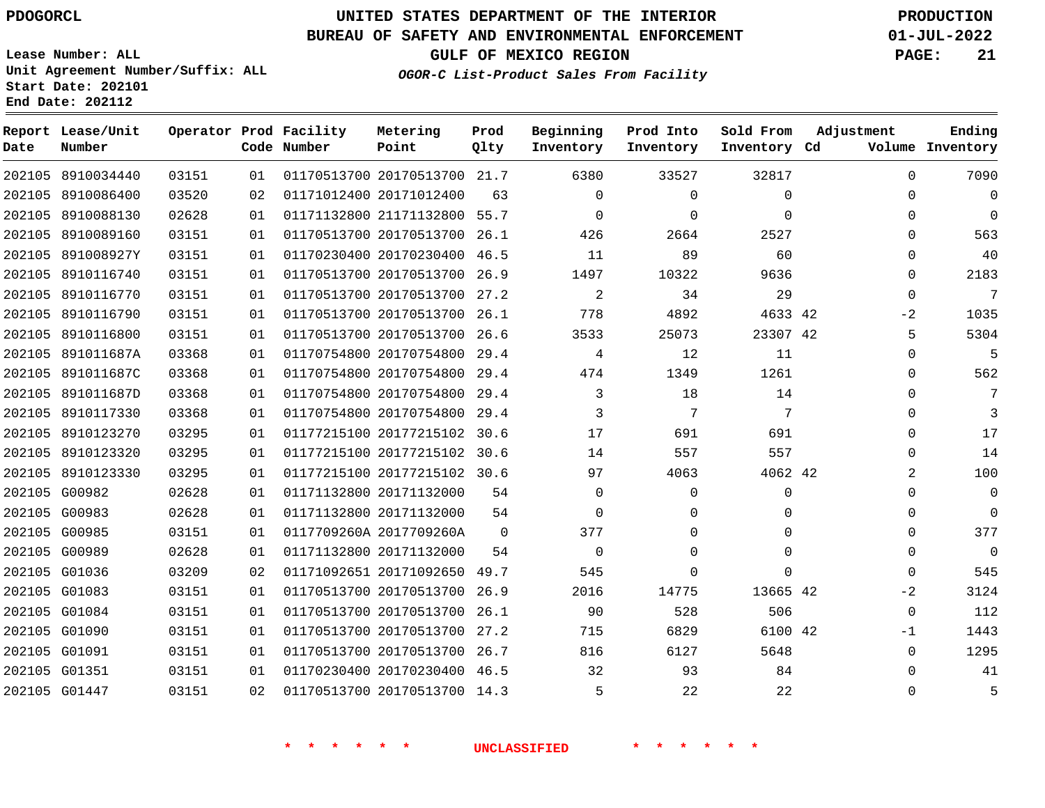PDOGORCL

Lease Number: ALL
Unit Agreement Number/Suffix: ALL
Start Date: 202101
End Date: 202112

# UNITED STATES DEPARTMENT OF THE INTERIOR
## BUREAU OF SAFETY AND ENVIRONMENTAL ENFORCEMENT
### GULF OF MEXICO REGION
*OGOR-C List-Product Sales From Facility*

PRODUCTION
01-JUL-2022

| Report Date | Lease/Unit Number | Operator | Prod Code | Facility Number | Metering Point | Prod Qlty | Beginning Inventory | Prod Into Inventory | Sold From Inventory | Adjustment Cd | Adjustment Volume | Ending Inventory |
|---|---|---|---|---|---|---|---|---|---|---|---|---|
| 202105 | 8910034440 | 03151 | 01 | 01170513700 | 20170513700 | 21.7 | 6380 | 33527 | 32817 | | 0 | 7090 |
| 202105 | 8910086400 | 03520 | 02 | 01171012400 | 20171012400 | 63 | 0 | 0 | 0 | | 0 | 0 |
| 202105 | 8910088130 | 02628 | 01 | 01171132800 | 21171132800 | 55.7 | 0 | 0 | 0 | | 0 | 0 |
| 202105 | 8910089160 | 03151 | 01 | 01170513700 | 20170513700 | 26.1 | 426 | 2664 | 2527 | | 0 | 563 |
| 202105 | 891008927Y | 03151 | 01 | 01170230400 | 20170230400 | 46.5 | 11 | 89 | 60 | | 0 | 40 |
| 202105 | 8910116740 | 03151 | 01 | 01170513700 | 20170513700 | 26.9 | 1497 | 10322 | 9636 | | 0 | 2183 |
| 202105 | 8910116770 | 03151 | 01 | 01170513700 | 20170513700 | 27.2 | 2 | 34 | 29 | | 0 | 7 |
| 202105 | 8910116790 | 03151 | 01 | 01170513700 | 20170513700 | 26.1 | 778 | 4892 | 4633 | 42 | -2 | 1035 |
| 202105 | 8910116800 | 03151 | 01 | 01170513700 | 20170513700 | 26.6 | 3533 | 25073 | 23307 | 42 | 5 | 5304 |
| 202105 | 891011687A | 03368 | 01 | 01170754800 | 20170754800 | 29.4 | 4 | 12 | 11 | | 0 | 5 |
| 202105 | 891011687C | 03368 | 01 | 01170754800 | 20170754800 | 29.4 | 474 | 1349 | 1261 | | 0 | 562 |
| 202105 | 891011687D | 03368 | 01 | 01170754800 | 20170754800 | 29.4 | 3 | 18 | 14 | | 0 | 7 |
| 202105 | 8910117330 | 03368 | 01 | 01170754800 | 20170754800 | 29.4 | 3 | 7 | 7 | | 0 | 3 |
| 202105 | 8910123270 | 03295 | 01 | 01177215100 | 20177215102 | 30.6 | 17 | 691 | 691 | | 0 | 17 |
| 202105 | 8910123320 | 03295 | 01 | 01177215100 | 20177215102 | 30.6 | 14 | 557 | 557 | | 0 | 14 |
| 202105 | 8910123330 | 03295 | 01 | 01177215100 | 20177215102 | 30.6 | 97 | 4063 | 4062 | 42 | 2 | 100 |
| 202105 | G00982 | 02628 | 01 | 01171132800 | 20171132000 | 54 | 0 | 0 | 0 | | 0 | 0 |
| 202105 | G00983 | 02628 | 01 | 01171132800 | 20171132000 | 54 | 0 | 0 | 0 | | 0 | 0 |
| 202105 | G00985 | 03151 | 01 | 0117709260A | 2017709260A | 0 | 377 | 0 | 0 | | 0 | 377 |
| 202105 | G00989 | 02628 | 01 | 01171132800 | 20171132000 | 54 | 0 | 0 | 0 | | 0 | 0 |
| 202105 | G01036 | 03209 | 02 | 01171092651 | 20171092650 | 49.7 | 545 | 0 | 0 | | 0 | 545 |
| 202105 | G01083 | 03151 | 01 | 01170513700 | 20170513700 | 26.9 | 2016 | 14775 | 13665 | 42 | -2 | 3124 |
| 202105 | G01084 | 03151 | 01 | 01170513700 | 20170513700 | 26.1 | 90 | 528 | 506 | | 0 | 112 |
| 202105 | G01090 | 03151 | 01 | 01170513700 | 20170513700 | 27.2 | 715 | 6829 | 6100 | 42 | -1 | 1443 |
| 202105 | G01091 | 03151 | 01 | 01170513700 | 20170513700 | 26.7 | 816 | 6127 | 5648 | | 0 | 1295 |
| 202105 | G01351 | 03151 | 01 | 01170230400 | 20170230400 | 46.5 | 32 | 93 | 84 | | 0 | 41 |
| 202105 | G01447 | 03151 | 02 | 01170513700 | 20170513700 | 14.3 | 5 | 22 | 22 | | 0 | 5 |

* * * * * * UNCLASSIFIED * * * * * *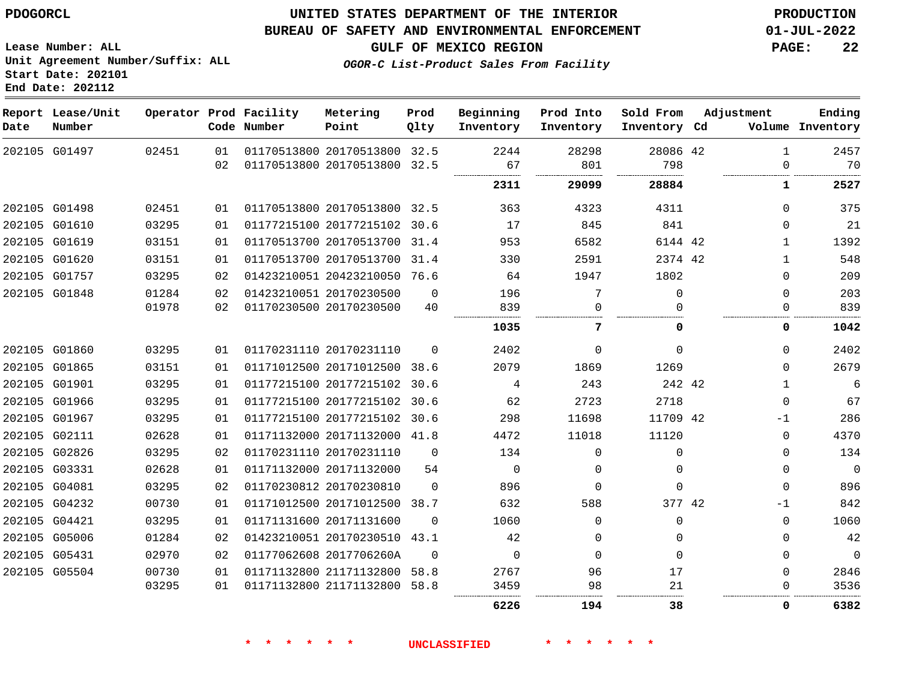PDOGORCL

# UNITED STATES DEPARTMENT OF THE INTERIOR
## BUREAU OF SAFETY AND ENVIRONMENTAL ENFORCEMENT
### GULF OF MEXICO REGION

*OGOR-C List-Product Sales From Facility*

PRODUCTION
01-JUL-2022

Lease Number: ALL
Unit Agreement Number/Suffix: ALL
Start Date: 202101
End Date: 202112

| Report Date | Lease/Unit Number | Operator | Prod Code | Facility Number | Metering Point | Prod Qlty | Beginning Inventory | Prod Into Inventory | Sold From Inventory | Adjustment Cd | Volume | Ending Inventory |
|---|---|---|---|---|---|---|---|---|---|---|---|---|
| 202105 | G01497 | 02451 | 01 | 01170513800 | 20170513800 | 32.5 | 2244 | 28298 | 28086 | 42 | 1 | 2457 |
| | | | 02 | 01170513800 | 20170513800 | 32.5 | 67 | 801 | 798 | | 0 | 70 |
| | | | | | | | **2311** | **29099** | **28884** | | **1** | **2527** |
| 202105 | G01498 | 02451 | 01 | 01170513800 | 20170513800 | 32.5 | 363 | 4323 | 4311 | | 0 | 375 |
| 202105 | G01610 | 03295 | 01 | 01177215100 | 20177215102 | 30.6 | 17 | 845 | 841 | | 0 | 21 |
| 202105 | G01619 | 03151 | 01 | 01170513700 | 20170513700 | 31.4 | 953 | 6582 | 6144 | 42 | 1 | 1392 |
| 202105 | G01620 | 03151 | 01 | 01170513700 | 20170513700 | 31.4 | 330 | 2591 | 2374 | 42 | 1 | 548 |
| 202105 | G01757 | 03295 | 02 | 01423210051 | 20423210050 | 76.6 | 64 | 1947 | 1802 | | 0 | 209 |
| 202105 | G01848 | 01284 | 02 | 01423210051 | 20170230500 | 0 | 196 | 7 | 0 | | 0 | 203 |
| | | 01978 | 02 | 01170230500 | 20170230500 | 40 | 839 | 0 | 0 | | 0 | 839 |
| | | | | | | | **1035** | **7** | **0** | | **0** | **1042** |
| 202105 | G01860 | 03295 | 01 | 01170231110 | 20170231110 | 0 | 2402 | 0 | 0 | | 0 | 2402 |
| 202105 | G01865 | 03151 | 01 | 01171012500 | 20171012500 | 38.6 | 2079 | 1869 | 1269 | | 0 | 2679 |
| 202105 | G01901 | 03295 | 01 | 01177215100 | 20177215102 | 30.6 | 4 | 243 | 242 | 42 | 1 | 6 |
| 202105 | G01966 | 03295 | 01 | 01177215100 | 20177215102 | 30.6 | 62 | 2723 | 2718 | | 0 | 67 |
| 202105 | G01967 | 03295 | 01 | 01177215100 | 20177215102 | 30.6 | 298 | 11698 | 11709 | 42 | -1 | 286 |
| 202105 | G02111 | 02628 | 01 | 01171132000 | 20171132000 | 41.8 | 4472 | 11018 | 11120 | | 0 | 4370 |
| 202105 | G02826 | 03295 | 02 | 01170231110 | 20170231110 | 0 | 134 | 0 | 0 | | 0 | 134 |
| 202105 | G03331 | 02628 | 01 | 01171132000 | 20171132000 | 54 | 0 | 0 | 0 | | 0 | 0 |
| 202105 | G04081 | 03295 | 02 | 01170230812 | 20170230810 | 0 | 896 | 0 | 0 | | 0 | 896 |
| 202105 | G04232 | 00730 | 01 | 01171012500 | 20171012500 | 38.7 | 632 | 588 | 377 | 42 | -1 | 842 |
| 202105 | G04421 | 03295 | 01 | 01171131600 | 20171131600 | 0 | 1060 | 0 | 0 | | 0 | 1060 |
| 202105 | G05006 | 01284 | 02 | 01423210051 | 20170230510 | 43.1 | 42 | 0 | 0 | | 0 | 42 |
| 202105 | G05431 | 02970 | 02 | 01177062608 | 2017706260A | 0 | 0 | 0 | 0 | | 0 | 0 |
| 202105 | G05504 | 00730 | 01 | 01171132800 | 21171132800 | 58.8 | 2767 | 96 | 17 | | 0 | 2846 |
| | | 03295 | 01 | 01171132800 | 21171132800 | 58.8 | 3459 | 98 | 21 | | 0 | 3536 |
| | | | | | | | **6226** | **194** | **38** | | **0** | **6382** |

\* \* \* \* \* \* UNCLASSIFIED \* \* \* \* \* \*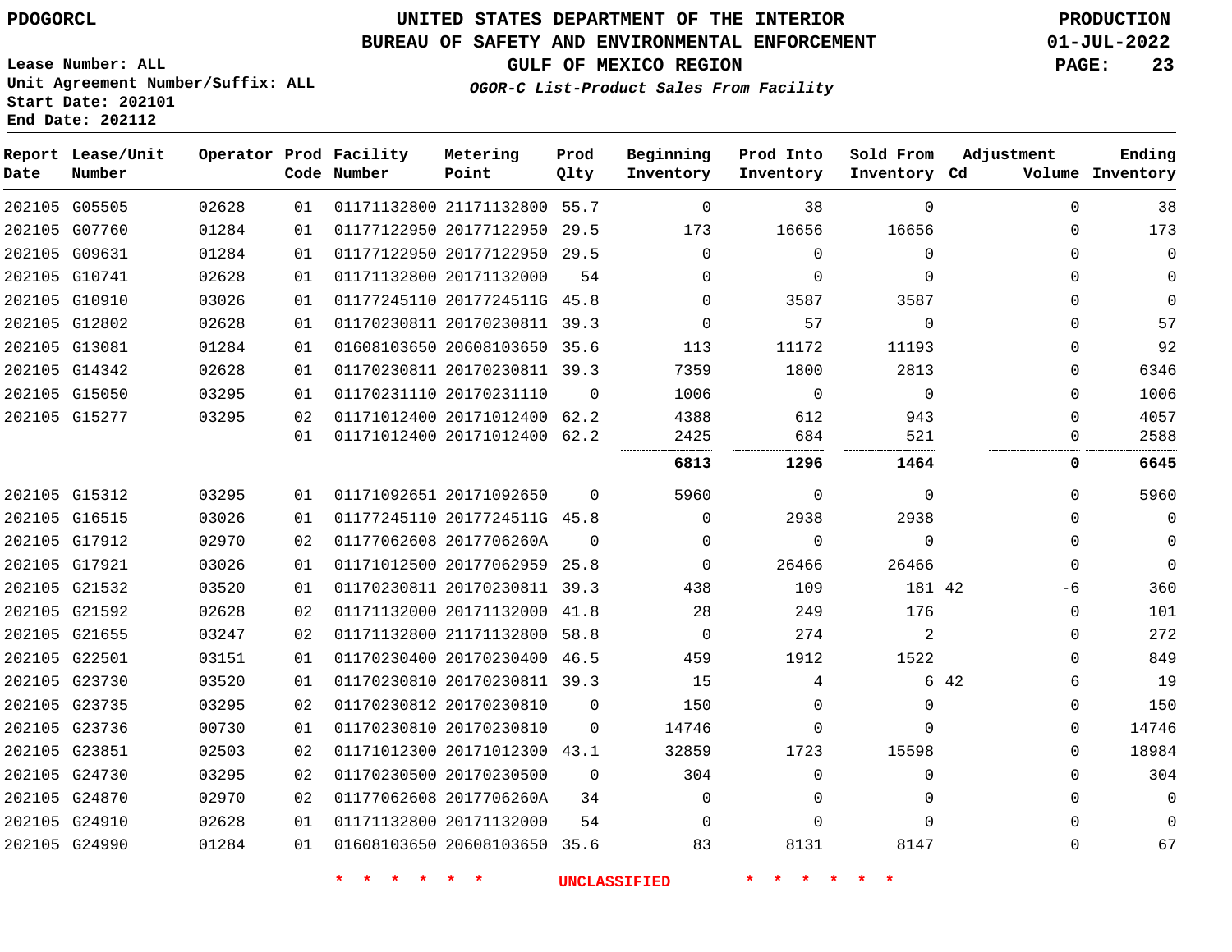PDOGORCL

# UNITED STATES DEPARTMENT OF THE INTERIOR
## BUREAU OF SAFETY AND ENVIRONMENTAL ENFORCEMENT
### GULF OF MEXICO REGION
*OGOR-C List-Product Sales From Facility*

PRODUCTION
01-JUL-2022

Lease Number: ALL
Unit Agreement Number/Suffix: ALL
Start Date: 202101
End Date: 202112

| Report Date | Lease/Unit Number | Operator | Prod Code | Facility Number | Metering Point | Prod Qlty | Beginning Inventory | Prod Into Inventory | Sold From Inventory | Adjustment Cd | Adjustment Volume | Ending Inventory |
|---|---|---|---|---|---|---|---|---|---|---|---|---|
| 202105 | G05505 | 02628 | 01 | 01171132800 | 21171132800 | 55.7 | 0 | 38 | 0 | | 0 | 38 |
| 202105 | G07760 | 01284 | 01 | 01177122950 | 20177122950 | 29.5 | 173 | 16656 | 16656 | | 0 | 173 |
| 202105 | G09631 | 01284 | 01 | 01177122950 | 20177122950 | 29.5 | 0 | 0 | 0 | | 0 | 0 |
| 202105 | G10741 | 02628 | 01 | 01171132800 | 20171132000 | 54 | 0 | 0 | 0 | | 0 | 0 |
| 202105 | G10910 | 03026 | 01 | 01177245110 | 2017724511G | 45.8 | 0 | 3587 | 3587 | | 0 | 0 |
| 202105 | G12802 | 02628 | 01 | 01170230811 | 20170230811 | 39.3 | 0 | 57 | 0 | | 0 | 57 |
| 202105 | G13081 | 01284 | 01 | 01608103650 | 20608103650 | 35.6 | 113 | 11172 | 11193 | | 0 | 92 |
| 202105 | G14342 | 02628 | 01 | 01170230811 | 20170230811 | 39.3 | 7359 | 1800 | 2813 | | 0 | 6346 |
| 202105 | G15050 | 03295 | 01 | 01170231110 | 20170231110 | 0 | 1006 | 0 | 0 | | 0 | 1006 |
| 202105 | G15277 | 03295 | 02 | 01171012400 | 20171012400 | 62.2 | 4388 | 612 | 943 | | 0 | 4057 |
| | | | 01 | 01171012400 | 20171012400 | 62.2 | 2425 | 684 | 521 | | 0 | 2588 |
| | | | | | | | **6813** | **1296** | **1464** | | **0** | **6645** |
| 202105 | G15312 | 03295 | 01 | 01171092651 | 20171092650 | 0 | 5960 | 0 | 0 | | 0 | 5960 |
| 202105 | G16515 | 03026 | 01 | 01177245110 | 2017724511G | 45.8 | 0 | 2938 | 2938 | | 0 | 0 |
| 202105 | G17912 | 02970 | 02 | 01177062608 | 2017706260A | 0 | 0 | 0 | 0 | | 0 | 0 |
| 202105 | G17921 | 03026 | 01 | 01171012500 | 20177062959 | 25.8 | 0 | 26466 | 26466 | | 0 | 0 |
| 202105 | G21532 | 03520 | 01 | 01170230811 | 20170230811 | 39.3 | 438 | 109 | 181 | 42 | -6 | 360 |
| 202105 | G21592 | 02628 | 02 | 01171132000 | 20171132000 | 41.8 | 28 | 249 | 176 | | 0 | 101 |
| 202105 | G21655 | 03247 | 02 | 01171132800 | 21171132800 | 58.8 | 0 | 274 | 2 | | 0 | 272 |
| 202105 | G22501 | 03151 | 01 | 01170230400 | 20170230400 | 46.5 | 459 | 1912 | 1522 | | 0 | 849 |
| 202105 | G23730 | 03520 | 01 | 01170230810 | 20170230811 | 39.3 | 15 | 4 | 6 | 42 | 6 | 19 |
| 202105 | G23735 | 03295 | 02 | 01170230812 | 20170230810 | 0 | 150 | 0 | 0 | | 0 | 150 |
| 202105 | G23736 | 00730 | 01 | 01170230810 | 20170230810 | 0 | 14746 | 0 | 0 | | 0 | 14746 |
| 202105 | G23851 | 02503 | 02 | 01171012300 | 20171012300 | 43.1 | 32859 | 1723 | 15598 | | 0 | 18984 |
| 202105 | G24730 | 03295 | 02 | 01170230500 | 20170230500 | 0 | 304 | 0 | 0 | | 0 | 304 |
| 202105 | G24870 | 02970 | 02 | 01177062608 | 2017706260A | 34 | 0 | 0 | 0 | | 0 | 0 |
| 202105 | G24910 | 02628 | 01 | 01171132800 | 20171132000 | 54 | 0 | 0 | 0 | | 0 | 0 |
| 202105 | G24990 | 01284 | 01 | 01608103650 | 20608103650 | 35.6 | 83 | 8131 | 8147 | | 0 | 67 |

* * * * * * UNCLASSIFIED * * * * * *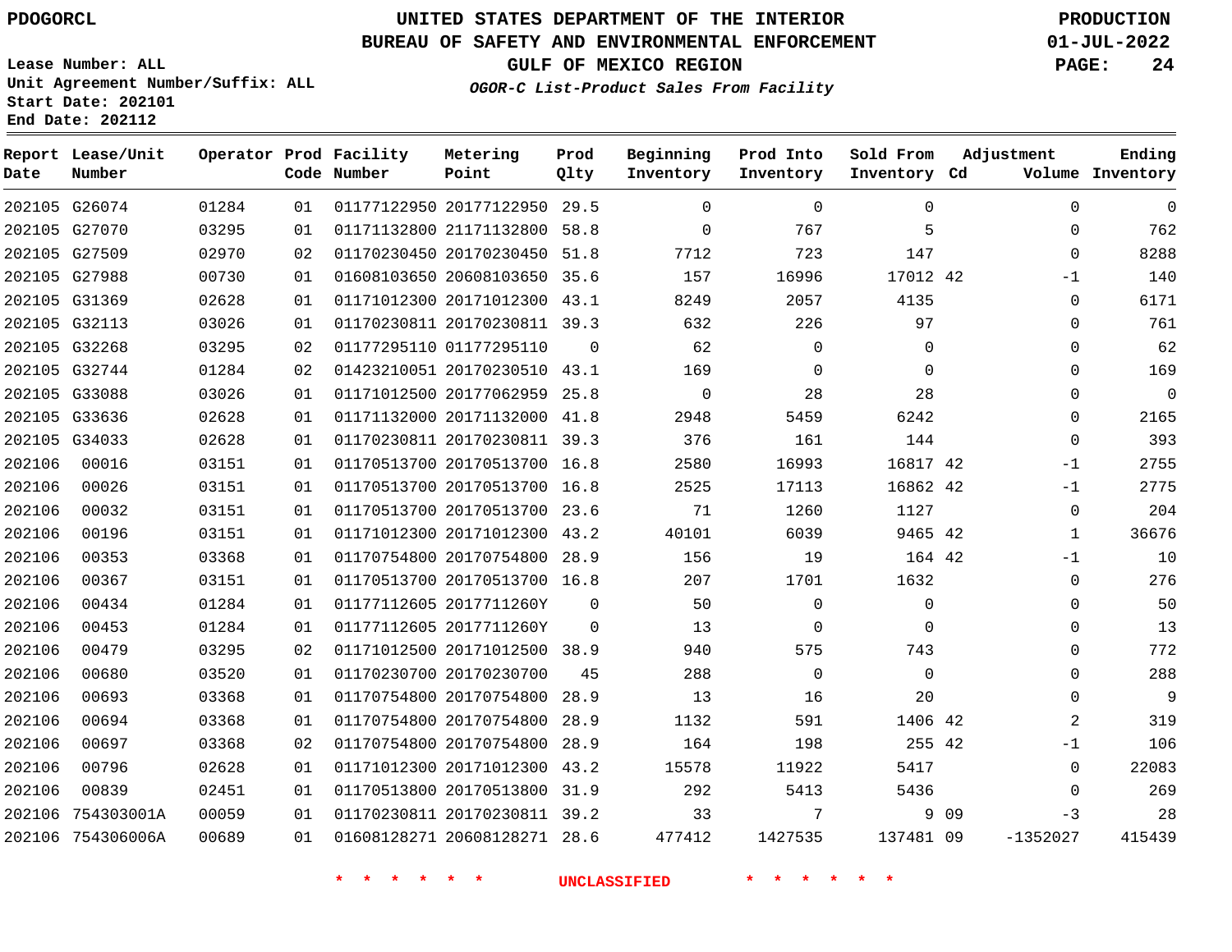PDOGORCL

# UNITED STATES DEPARTMENT OF THE INTERIOR
## BUREAU OF SAFETY AND ENVIRONMENTAL ENFORCEMENT
### GULF OF MEXICO REGION
*OGOR-C List-Product Sales From Facility*

PRODUCTION
01-JUL-2022

Lease Number: ALL
Unit Agreement Number/Suffix: ALL
Start Date: 202101
End Date: 202112

| Report Date | Lease/Unit Number | Operator | Prod Code | Facility Number | Metering Point | Prod Qlty | Beginning Inventory | Prod Into Inventory | Sold From Inventory | Adjustment Cd | Volume | Ending Inventory |
|---|---|---|---|---|---|---|---|---|---|---|---|---|
| 202105 | G26074 | 01284 | 01 | 01177122950 | 20177122950 | 29.5 | 0 | 0 | 0 | | 0 | 0 |
| 202105 | G27070 | 03295 | 01 | 01171132800 | 21171132800 | 58.8 | 0 | 767 | 5 | | 0 | 762 |
| 202105 | G27509 | 02970 | 02 | 01170230450 | 20170230450 | 51.8 | 7712 | 723 | 147 | | 0 | 8288 |
| 202105 | G27988 | 00730 | 01 | 01608103650 | 20608103650 | 35.6 | 157 | 16996 | 17012 | 42 | -1 | 140 |
| 202105 | G31369 | 02628 | 01 | 01171012300 | 20171012300 | 43.1 | 8249 | 2057 | 4135 | | 0 | 6171 |
| 202105 | G32113 | 03026 | 01 | 01170230811 | 20170230811 | 39.3 | 632 | 226 | 97 | | 0 | 761 |
| 202105 | G32268 | 03295 | 02 | 01177295110 | 01177295110 | 0 | 62 | 0 | 0 | | 0 | 62 |
| 202105 | G32744 | 01284 | 02 | 01423210051 | 20170230510 | 43.1 | 169 | 0 | 0 | | 0 | 169 |
| 202105 | G33088 | 03026 | 01 | 01171012500 | 20177062959 | 25.8 | 0 | 28 | 28 | | 0 | 0 |
| 202105 | G33636 | 02628 | 01 | 01171132000 | 20171132000 | 41.8 | 2948 | 5459 | 6242 | | 0 | 2165 |
| 202105 | G34033 | 02628 | 01 | 01170230811 | 20170230811 | 39.3 | 376 | 161 | 144 | | 0 | 393 |
| 202106 | 00016 | 03151 | 01 | 01170513700 | 20170513700 | 16.8 | 2580 | 16993 | 16817 | 42 | -1 | 2755 |
| 202106 | 00026 | 03151 | 01 | 01170513700 | 20170513700 | 16.8 | 2525 | 17113 | 16862 | 42 | -1 | 2775 |
| 202106 | 00032 | 03151 | 01 | 01170513700 | 20170513700 | 23.6 | 71 | 1260 | 1127 | | 0 | 204 |
| 202106 | 00196 | 03151 | 01 | 01171012300 | 20171012300 | 43.2 | 40101 | 6039 | 9465 | 42 | 1 | 36676 |
| 202106 | 00353 | 03368 | 01 | 01170754800 | 20170754800 | 28.9 | 156 | 19 | 164 | 42 | -1 | 10 |
| 202106 | 00367 | 03151 | 01 | 01170513700 | 20170513700 | 16.8 | 207 | 1701 | 1632 | | 0 | 276 |
| 202106 | 00434 | 01284 | 01 | 01177112605 | 2017711260Y | 0 | 50 | 0 | 0 | | 0 | 50 |
| 202106 | 00453 | 01284 | 01 | 01177112605 | 2017711260Y | 0 | 13 | 0 | 0 | | 0 | 13 |
| 202106 | 00479 | 03295 | 02 | 01171012500 | 20171012500 | 38.9 | 940 | 575 | 743 | | 0 | 772 |
| 202106 | 00680 | 03520 | 01 | 01170230700 | 20170230700 | 45 | 288 | 0 | 0 | | 0 | 288 |
| 202106 | 00693 | 03368 | 01 | 01170754800 | 20170754800 | 28.9 | 13 | 16 | 20 | | 0 | 9 |
| 202106 | 00694 | 03368 | 01 | 01170754800 | 20170754800 | 28.9 | 1132 | 591 | 1406 | 42 | 2 | 319 |
| 202106 | 00697 | 03368 | 02 | 01170754800 | 20170754800 | 28.9 | 164 | 198 | 255 | 42 | -1 | 106 |
| 202106 | 00796 | 02628 | 01 | 01171012300 | 20171012300 | 43.2 | 15578 | 11922 | 5417 | | 0 | 22083 |
| 202106 | 00839 | 02451 | 01 | 01170513800 | 20170513800 | 31.9 | 292 | 5413 | 5436 | | 0 | 269 |
| 202106 | 754303001A | 00059 | 01 | 01170230811 | 20170230811 | 39.2 | 33 | 7 | 9 | 09 | -3 | 28 |
| 202106 | 754306006A | 00689 | 01 | 01608128271 | 20608128271 | 28.6 | 477412 | 1427535 | 137481 | 09 | -1352027 | 415439 |

\* \* \* \* \* \* UNCLASSIFIED \* \* \* \* \* \*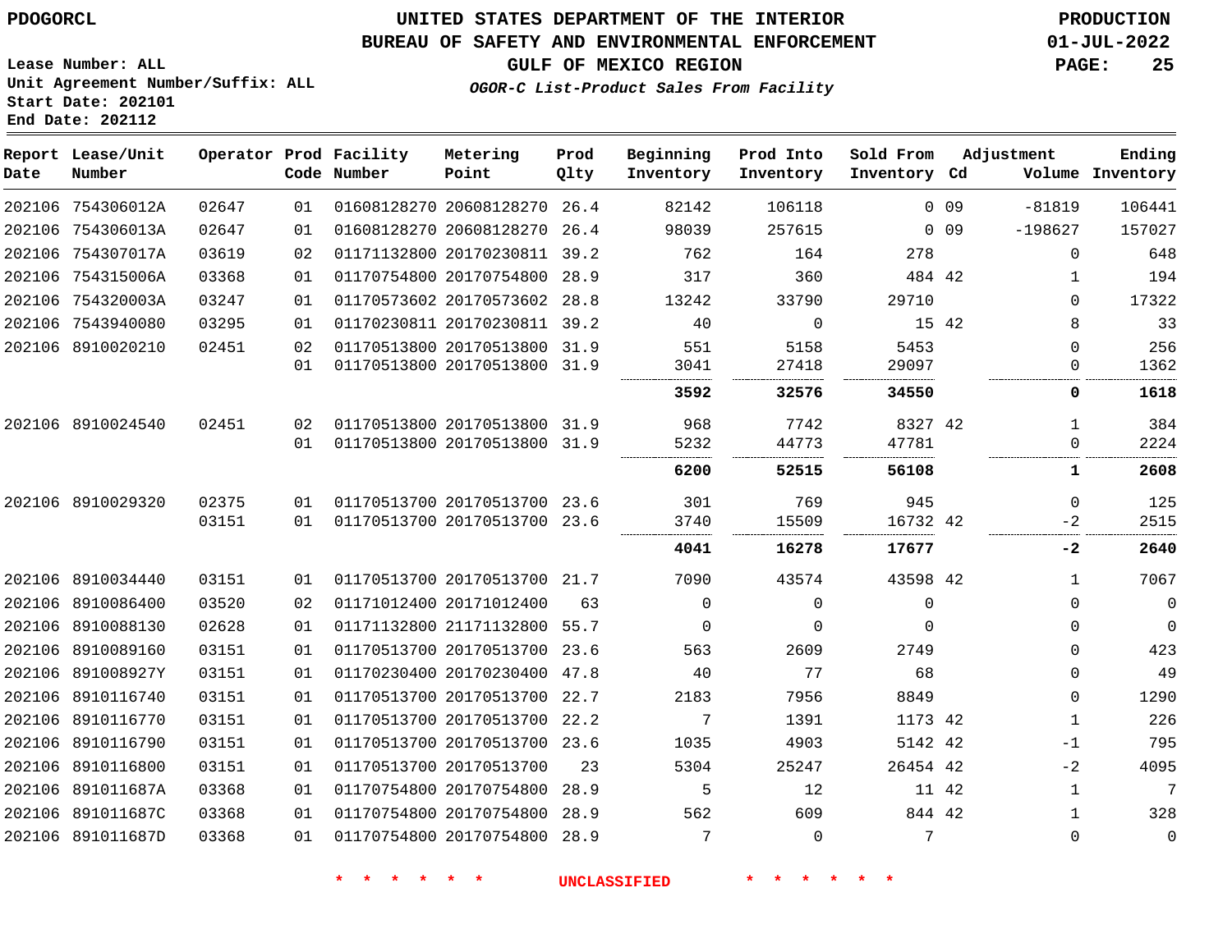PDOGORCL

# UNITED STATES DEPARTMENT OF THE INTERIOR
## BUREAU OF SAFETY AND ENVIRONMENTAL ENFORCEMENT
### GULF OF MEXICO REGION
*OGOR-C List-Product Sales From Facility*

PRODUCTION
01-JUL-2022

Lease Number: ALL
Unit Agreement Number/Suffix: ALL
Start Date: 202101
End Date: 202112

| Report Date | Lease/Unit Number | Operator | Prod Code | Facility Number | Metering Point | Prod Qlty | Beginning Inventory | Prod Into Inventory | Sold From Inventory | Adjustment Cd | Volume | Ending Inventory |
|---|---|---|---|---|---|---|---|---|---|---|---|---|
| 202106 | 754306012A | 02647 | 01 | 01608128270 | 20608128270 | 26.4 | 82142 | 106118 | 0 | 09 | -81819 | 106441 |
| 202106 | 754306013A | 02647 | 01 | 01608128270 | 20608128270 | 26.4 | 98039 | 257615 | 0 | 09 | -198627 | 157027 |
| 202106 | 754307017A | 03619 | 02 | 01171132800 | 20170230811 | 39.2 | 762 | 164 | 278 | | 0 | 648 |
| 202106 | 754315006A | 03368 | 01 | 01170754800 | 20170754800 | 28.9 | 317 | 360 | 484 | 42 | 1 | 194 |
| 202106 | 754320003A | 03247 | 01 | 01170573602 | 20170573602 | 28.8 | 13242 | 33790 | 29710 | | 0 | 17322 |
| 202106 | 7543940080 | 03295 | 01 | 01170230811 | 20170230811 | 39.2 | 40 | 0 | 15 | 42 | 8 | 33 |
| 202106 | 8910020210 | 02451 | 02 | 01170513800 | 20170513800 | 31.9 | 551 | 5158 | 5453 | | 0 | 256 |
| | | | 01 | 01170513800 | 20170513800 | 31.9 | 3041 | 27418 | 29097 | | 0 | 1362 |
| | | | | | | | **3592** | **32576** | **34550** | | **0** | **1618** |
| 202106 | 8910024540 | 02451 | 02 | 01170513800 | 20170513800 | 31.9 | 968 | 7742 | 8327 | 42 | 1 | 384 |
| | | | 01 | 01170513800 | 20170513800 | 31.9 | 5232 | 44773 | 47781 | | 0 | 2224 |
| | | | | | | | **6200** | **52515** | **56108** | | **1** | **2608** |
| 202106 | 8910029320 | 02375 | 01 | 01170513700 | 20170513700 | 23.6 | 301 | 769 | 945 | | 0 | 125 |
| | | 03151 | 01 | 01170513700 | 20170513700 | 23.6 | 3740 | 15509 | 16732 | 42 | -2 | 2515 |
| | | | | | | | **4041** | **16278** | **17677** | | **-2** | **2640** |
| 202106 | 8910034440 | 03151 | 01 | 01170513700 | 20170513700 | 21.7 | 7090 | 43574 | 43598 | 42 | 1 | 7067 |
| 202106 | 8910086400 | 03520 | 02 | 01171012400 | 20171012400 | 63 | 0 | 0 | 0 | | 0 | 0 |
| 202106 | 8910088130 | 02628 | 01 | 01171132800 | 21171132800 | 55.7 | 0 | 0 | 0 | | 0 | 0 |
| 202106 | 8910089160 | 03151 | 01 | 01170513700 | 20170513700 | 23.6 | 563 | 2609 | 2749 | | 0 | 423 |
| 202106 | 891008927Y | 03151 | 01 | 01170230400 | 20170230400 | 47.8 | 40 | 77 | 68 | | 0 | 49 |
| 202106 | 8910116740 | 03151 | 01 | 01170513700 | 20170513700 | 22.7 | 2183 | 7956 | 8849 | | 0 | 1290 |
| 202106 | 8910116770 | 03151 | 01 | 01170513700 | 20170513700 | 22.2 | 7 | 1391 | 1173 | 42 | 1 | 226 |
| 202106 | 8910116790 | 03151 | 01 | 01170513700 | 20170513700 | 23.6 | 1035 | 4903 | 5142 | 42 | -1 | 795 |
| 202106 | 8910116800 | 03151 | 01 | 01170513700 | 20170513700 | 23 | 5304 | 25247 | 26454 | 42 | -2 | 4095 |
| 202106 | 891011687A | 03368 | 01 | 01170754800 | 20170754800 | 28.9 | 5 | 12 | 11 | 42 | 1 | 7 |
| 202106 | 891011687C | 03368 | 01 | 01170754800 | 20170754800 | 28.9 | 562 | 609 | 844 | 42 | 1 | 328 |
| 202106 | 891011687D | 03368 | 01 | 01170754800 | 20170754800 | 28.9 | 7 | 0 | 7 | | 0 | 0 |

* * * * * * UNCLASSIFIED * * * * * *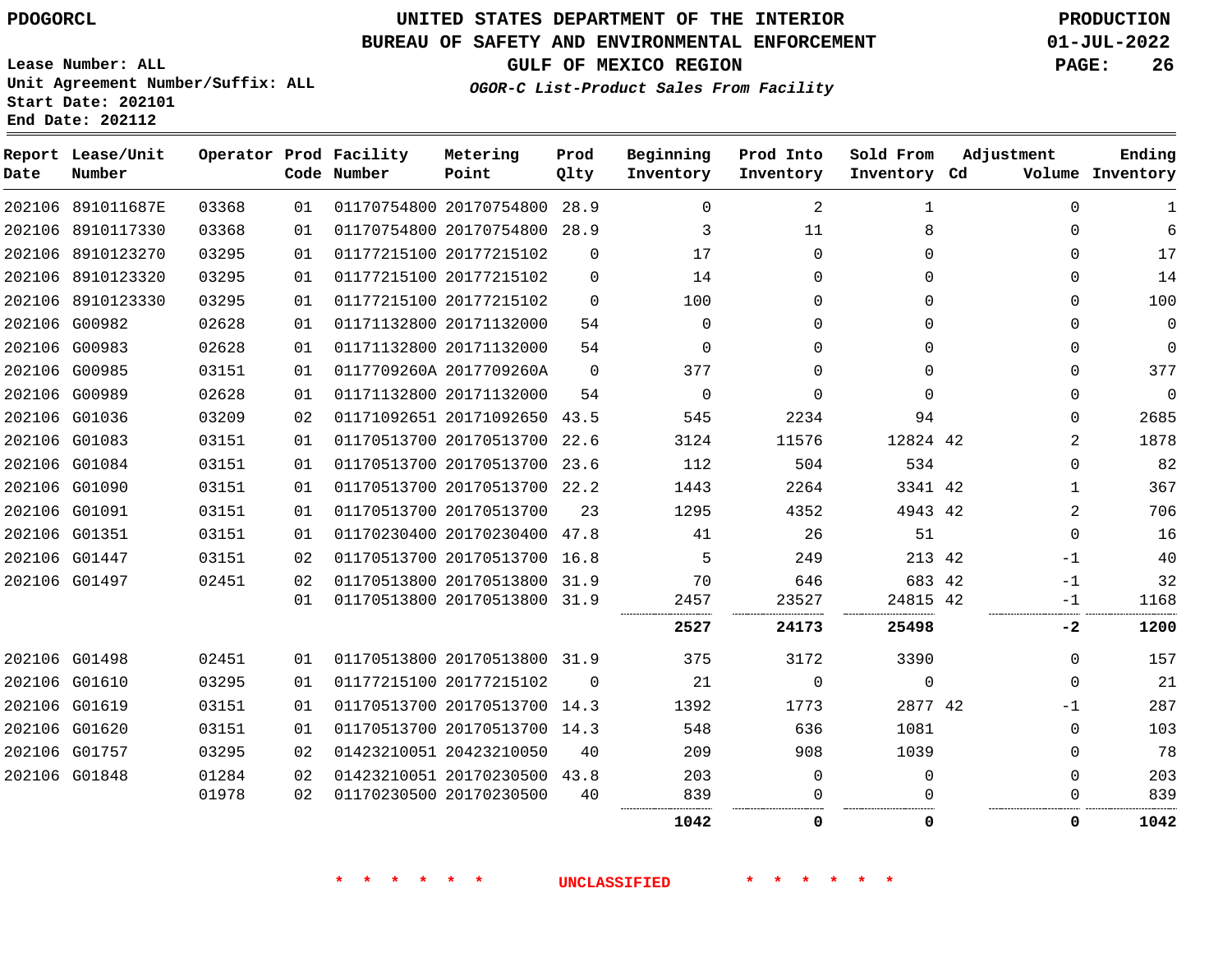# UNITED STATES DEPARTMENT OF THE INTERIOR
## BUREAU OF SAFETY AND ENVIRONMENTAL ENFORCEMENT
### GULF OF MEXICO REGION

PDOGORCL

PRODUCTION 01-JUL-2022

Lease Number: ALL
Unit Agreement Number/Suffix: ALL
Start Date: 202101
End Date: 202112

*OGOR-C List-Product Sales From Facility*

| Report Date | Lease/Unit Number | Operator | Prod Code | Facility Number | Metering Point | Prod Qlty | Beginning Inventory | Prod Into Inventory | Sold From Inventory | Adjustment Cd | Adjustment Volume | Ending Inventory |
|---|---|---|---|---|---|---|---|---|---|---|---|---|
| 202106 | 891011687E | 03368 | 01 | 01170754800 | 20170754800 | 28.9 | 0 | 2 | 1 | | 0 | 1 |
| 202106 | 8910117330 | 03368 | 01 | 01170754800 | 20170754800 | 28.9 | 3 | 11 | 8 | | 0 | 6 |
| 202106 | 8910123270 | 03295 | 01 | 01177215100 | 20177215102 | 0 | 17 | 0 | 0 | | 0 | 17 |
| 202106 | 8910123320 | 03295 | 01 | 01177215100 | 20177215102 | 0 | 14 | 0 | 0 | | 0 | 14 |
| 202106 | 8910123330 | 03295 | 01 | 01177215100 | 20177215102 | 0 | 100 | 0 | 0 | | 0 | 100 |
| 202106 | G00982 | 02628 | 01 | 01171132800 | 20171132000 | 54 | 0 | 0 | 0 | | 0 | 0 |
| 202106 | G00983 | 02628 | 01 | 01171132800 | 20171132000 | 54 | 0 | 0 | 0 | | 0 | 0 |
| 202106 | G00985 | 03151 | 01 | 0117709260A | 2017709260A | 0 | 377 | 0 | 0 | | 0 | 377 |
| 202106 | G00989 | 02628 | 01 | 01171132800 | 20171132000 | 54 | 0 | 0 | 0 | | 0 | 0 |
| 202106 | G01036 | 03209 | 02 | 01171092651 | 20171092650 | 43.5 | 545 | 2234 | 94 | | 0 | 2685 |
| 202106 | G01083 | 03151 | 01 | 01170513700 | 20170513700 | 22.6 | 3124 | 11576 | 12824 | 42 | 2 | 1878 |
| 202106 | G01084 | 03151 | 01 | 01170513700 | 20170513700 | 23.6 | 112 | 504 | 534 | | 0 | 82 |
| 202106 | G01090 | 03151 | 01 | 01170513700 | 20170513700 | 22.2 | 1443 | 2264 | 3341 | 42 | 1 | 367 |
| 202106 | G01091 | 03151 | 01 | 01170513700 | 20170513700 | 23 | 1295 | 4352 | 4943 | 42 | 2 | 706 |
| 202106 | G01351 | 03151 | 01 | 01170230400 | 20170230400 | 47.8 | 41 | 26 | 51 | | 0 | 16 |
| 202106 | G01447 | 03151 | 02 | 01170513700 | 20170513700 | 16.8 | 5 | 249 | 213 | 42 | -1 | 40 |
| 202106 | G01497 | 02451 | 02 | 01170513800 | 20170513800 | 31.9 | 70 | 646 | 683 | 42 | -1 | 32 |
| | | | 01 | 01170513800 | 20170513800 | 31.9 | 2457 | 23527 | 24815 | 42 | -1 | 1168 |
| | | | | | | | **2527** | **24173** | **25498** | | **-2** | **1200** |
| 202106 | G01498 | 02451 | 01 | 01170513800 | 20170513800 | 31.9 | 375 | 3172 | 3390 | | 0 | 157 |
| 202106 | G01610 | 03295 | 01 | 01177215100 | 20177215102 | 0 | 21 | 0 | 0 | | 0 | 21 |
| 202106 | G01619 | 03151 | 01 | 01170513700 | 20170513700 | 14.3 | 1392 | 1773 | 2877 | 42 | -1 | 287 |
| 202106 | G01620 | 03151 | 01 | 01170513700 | 20170513700 | 14.3 | 548 | 636 | 1081 | | 0 | 103 |
| 202106 | G01757 | 03295 | 02 | 01423210051 | 20423210050 | 40 | 209 | 908 | 1039 | | 0 | 78 |
| 202106 | G01848 | 01284 | 02 | 01423210051 | 20170230500 | 43.8 | 203 | 0 | 0 | | 0 | 203 |
| | | 01978 | 02 | 01170230500 | 20170230500 | 40 | 839 | 0 | 0 | | 0 | 839 |
| | | | | | | | **1042** | **0** | **0** | | **0** | **1042** |

\* \* \* \* \* \* UNCLASSIFIED \* \* \* \* \* \*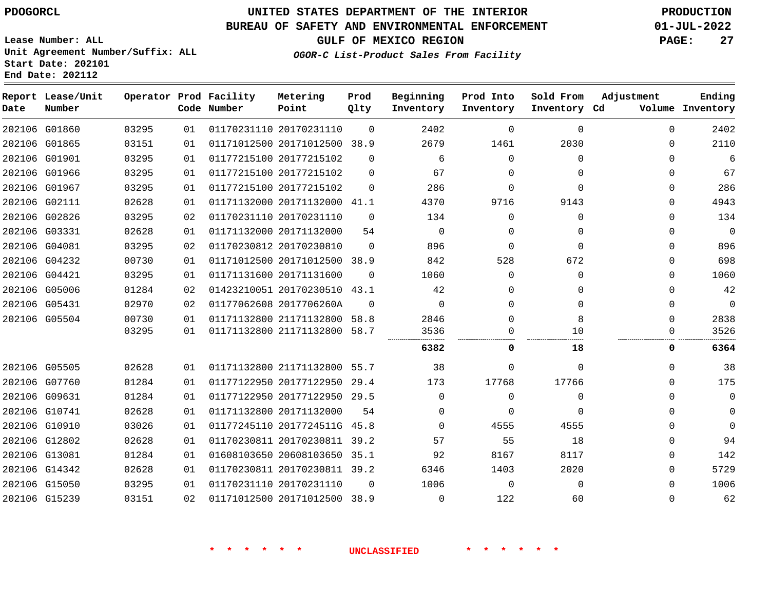PDOGORCL

UNITED STATES DEPARTMENT OF THE INTERIOR
BUREAU OF SAFETY AND ENVIRONMENTAL ENFORCEMENT
GULF OF MEXICO REGION
*OGOR-C List-Product Sales From Facility*

PRODUCTION
01-JUL-2022

Lease Number: ALL
Unit Agreement Number/Suffix: ALL
Start Date: 202101
End Date: 202112

| Report Date | Lease/Unit Number | Operator | Prod Code | Facility Number | Metering Point | Prod Qlty | Beginning Inventory | Prod Into Inventory | Sold From Inventory | Adjustment Cd | Volume | Ending Inventory |
|---|---|---|---|---|---|---|---|---|---|---|---|---|
| 202106 | G01860 | 03295 | 01 | 01170231110 | 20170231110 | 0 | 2402 | 0 | 0 | | 0 | 2402 |
| 202106 | G01865 | 03151 | 01 | 01171012500 | 20171012500 | 38.9 | 2679 | 1461 | 2030 | | 0 | 2110 |
| 202106 | G01901 | 03295 | 01 | 01177215100 | 20177215102 | 0 | 6 | 0 | 0 | | 0 | 6 |
| 202106 | G01966 | 03295 | 01 | 01177215100 | 20177215102 | 0 | 67 | 0 | 0 | | 0 | 67 |
| 202106 | G01967 | 03295 | 01 | 01177215100 | 20177215102 | 0 | 286 | 0 | 0 | | 0 | 286 |
| 202106 | G02111 | 02628 | 01 | 01171132000 | 20171132000 | 41.1 | 4370 | 9716 | 9143 | | 0 | 4943 |
| 202106 | G02826 | 03295 | 02 | 01170231110 | 20170231110 | 0 | 134 | 0 | 0 | | 0 | 134 |
| 202106 | G03331 | 02628 | 01 | 01171132000 | 20171132000 | 54 | 0 | 0 | 0 | | 0 | 0 |
| 202106 | G04081 | 03295 | 02 | 01170230812 | 20170230810 | 0 | 896 | 0 | 0 | | 0 | 896 |
| 202106 | G04232 | 00730 | 01 | 01171012500 | 20171012500 | 38.9 | 842 | 528 | 672 | | 0 | 698 |
| 202106 | G04421 | 03295 | 01 | 01171131600 | 20171131600 | 0 | 1060 | 0 | 0 | | 0 | 1060 |
| 202106 | G05006 | 01284 | 02 | 01423210051 | 20170230510 | 43.1 | 42 | 0 | 0 | | 0 | 42 |
| 202106 | G05431 | 02970 | 02 | 01177062608 | 2017706260A | 0 | 0 | 0 | 0 | | 0 | 0 |
| 202106 | G05504 | 00730 | 01 | 01171132800 | 21171132800 | 58.8 | 2846 | 0 | 8 | | 0 | 2838 |
| | | 03295 | 01 | 01171132800 | 21171132800 | 58.7 | 3536 | 0 | 10 | | 0 | 3526 |
| | | | | | | | **6382** | **0** | **18** | | **0** | **6364** |
| 202106 | G05505 | 02628 | 01 | 01171132800 | 21171132800 | 55.7 | 38 | 0 | 0 | | 0 | 38 |
| 202106 | G07760 | 01284 | 01 | 01177122950 | 20177122950 | 29.4 | 173 | 17768 | 17766 | | 0 | 175 |
| 202106 | G09631 | 01284 | 01 | 01177122950 | 20177122950 | 29.5 | 0 | 0 | 0 | | 0 | 0 |
| 202106 | G10741 | 02628 | 01 | 01171132800 | 20171132000 | 54 | 0 | 0 | 0 | | 0 | 0 |
| 202106 | G10910 | 03026 | 01 | 01177245110 | 2017724511G | 45.8 | 0 | 4555 | 4555 | | 0 | 0 |
| 202106 | G12802 | 02628 | 01 | 01170230811 | 20170230811 | 39.2 | 57 | 55 | 18 | | 0 | 94 |
| 202106 | G13081 | 01284 | 01 | 01608103650 | 20608103650 | 35.1 | 92 | 8167 | 8117 | | 0 | 142 |
| 202106 | G14342 | 02628 | 01 | 01170230811 | 20170230811 | 39.2 | 6346 | 1403 | 2020 | | 0 | 5729 |
| 202106 | G15050 | 03295 | 01 | 01170231110 | 20170231110 | 0 | 1006 | 0 | 0 | | 0 | 1006 |
| 202106 | G15239 | 03151 | 02 | 01171012500 | 20171012500 | 38.9 | 0 | 122 | 60 | | 0 | 62 |

* * * * * * UNCLASSIFIED * * * * * *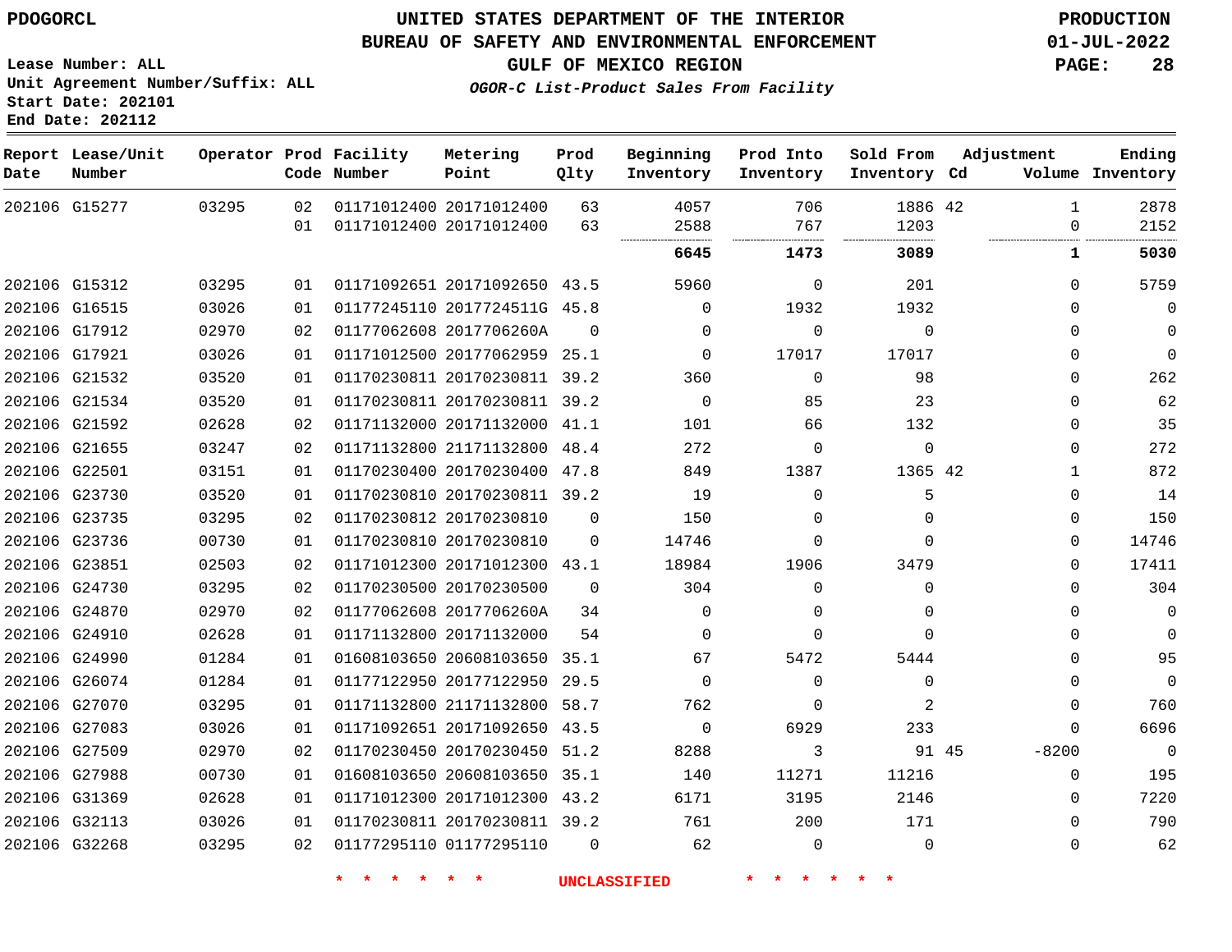PDOGORCL

# UNITED STATES DEPARTMENT OF THE INTERIOR
## BUREAU OF SAFETY AND ENVIRONMENTAL ENFORCEMENT
### GULF OF MEXICO REGION
*OGOR-C List-Product Sales From Facility*

PRODUCTION
01-JUL-2022

Lease Number: ALL
Unit Agreement Number/Suffix: ALL
Start Date: 202101
End Date: 202112

| Report Date | Lease/Unit Number | Operator | Prod Code | Facility Number | Metering Point | Prod Qlty | Beginning Inventory | Prod Into Inventory | Sold From Inventory | Adjustment Cd | Adjustment Volume | Ending Inventory |
|---|---|---|---|---|---|---|---|---|---|---|---|---|
| 202106 | G15277 | 03295 | 02 | 01171012400 | 20171012400 | 63 | 4057 | 706 | 1886 | 42 | 1 | 2878 |
| | | | 01 | 01171012400 | 20171012400 | 63 | 2588 | 767 | 1203 | | 0 | 2152 |
| | | | | | | | **6645** | **1473** | **3089** | | **1** | **5030** |
| 202106 | G15312 | 03295 | 01 | 01171092651 | 20171092650 | 43.5 | 5960 | 0 | 201 | | 0 | 5759 |
| 202106 | G16515 | 03026 | 01 | 01177245110 | 2017724511G | 45.8 | 0 | 1932 | 1932 | | 0 | 0 |
| 202106 | G17912 | 02970 | 02 | 01177062608 | 2017706260A | 0 | 0 | 0 | 0 | | 0 | 0 |
| 202106 | G17921 | 03026 | 01 | 01171012500 | 20177062959 | 25.1 | 0 | 17017 | 17017 | | 0 | 0 |
| 202106 | G21532 | 03520 | 01 | 01170230811 | 20170230811 | 39.2 | 360 | 0 | 98 | | 0 | 262 |
| 202106 | G21534 | 03520 | 01 | 01170230811 | 20170230811 | 39.2 | 0 | 85 | 23 | | 0 | 62 |
| 202106 | G21592 | 02628 | 02 | 01171132000 | 20171132000 | 41.1 | 101 | 66 | 132 | | 0 | 35 |
| 202106 | G21655 | 03247 | 02 | 01171132800 | 21171132800 | 48.4 | 272 | 0 | 0 | | 0 | 272 |
| 202106 | G22501 | 03151 | 01 | 01170230400 | 20170230400 | 47.8 | 849 | 1387 | 1365 | 42 | 1 | 872 |
| 202106 | G23730 | 03520 | 01 | 01170230810 | 20170230811 | 39.2 | 19 | 0 | 5 | | 0 | 14 |
| 202106 | G23735 | 03295 | 02 | 01170230812 | 20170230810 | 0 | 150 | 0 | 0 | | 0 | 150 |
| 202106 | G23736 | 00730 | 01 | 01170230810 | 20170230810 | 0 | 14746 | 0 | 0 | | 0 | 14746 |
| 202106 | G23851 | 02503 | 02 | 01171012300 | 20171012300 | 43.1 | 18984 | 1906 | 3479 | | 0 | 17411 |
| 202106 | G24730 | 03295 | 02 | 01170230500 | 20170230500 | 0 | 304 | 0 | 0 | | 0 | 304 |
| 202106 | G24870 | 02970 | 02 | 01177062608 | 2017706260A | 34 | 0 | 0 | 0 | | 0 | 0 |
| 202106 | G24910 | 02628 | 01 | 01171132800 | 20171132000 | 54 | 0 | 0 | 0 | | 0 | 0 |
| 202106 | G24990 | 01284 | 01 | 01608103650 | 20608103650 | 35.1 | 67 | 5472 | 5444 | | 0 | 95 |
| 202106 | G26074 | 01284 | 01 | 01177122950 | 20177122950 | 29.5 | 0 | 0 | 0 | | 0 | 0 |
| 202106 | G27070 | 03295 | 01 | 01171132800 | 21171132800 | 58.7 | 762 | 0 | 2 | | 0 | 760 |
| 202106 | G27083 | 03026 | 01 | 01171092651 | 20171092650 | 43.5 | 0 | 6929 | 233 | | 0 | 6696 |
| 202106 | G27509 | 02970 | 02 | 01170230450 | 20170230450 | 51.2 | 8288 | 3 | 91 | 45 | -8200 | 0 |
| 202106 | G27988 | 00730 | 01 | 01608103650 | 20608103650 | 35.1 | 140 | 11271 | 11216 | | 0 | 195 |
| 202106 | G31369 | 02628 | 01 | 01171012300 | 20171012300 | 43.2 | 6171 | 3195 | 2146 | | 0 | 7220 |
| 202106 | G32113 | 03026 | 01 | 01170230811 | 20170230811 | 39.2 | 761 | 200 | 171 | | 0 | 790 |
| 202106 | G32268 | 03295 | 02 | 01177295110 | 01177295110 | 0 | 62 | 0 | 0 | | 0 | 62 |

* * * * * * UNCLASSIFIED * * * * * *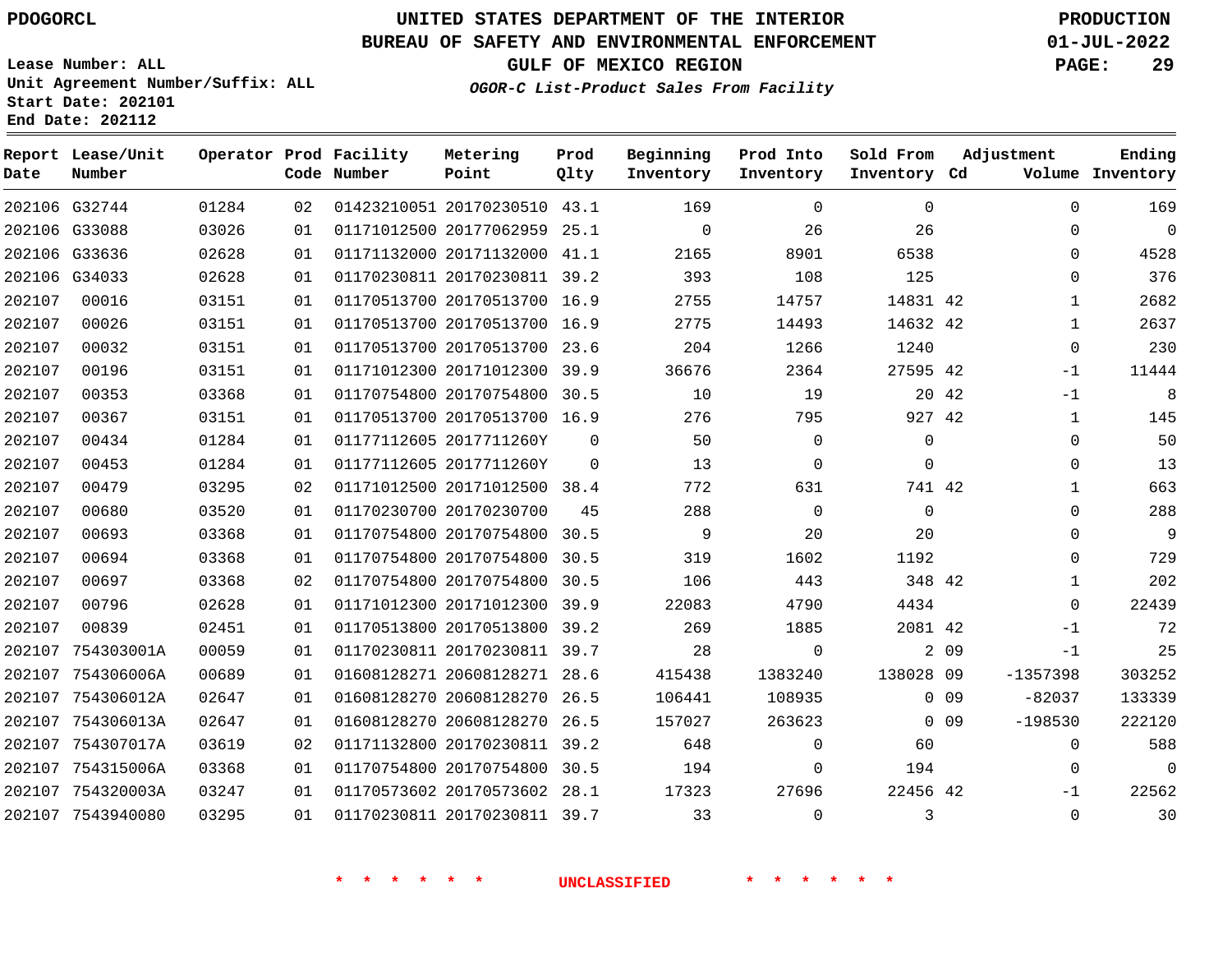PDOGORCL

# UNITED STATES DEPARTMENT OF THE INTERIOR
## BUREAU OF SAFETY AND ENVIRONMENTAL ENFORCEMENT
### GULF OF MEXICO REGION

*OGOR-C List-Product Sales From Facility*

PRODUCTION
01-JUL-2022

Lease Number: ALL
Unit Agreement Number/Suffix: ALL
Start Date: 202101
End Date: 202112

| Report Date | Lease/Unit Number | Operator | Prod Code | Facility Number | Metering Point | Prod Qlty | Beginning Inventory | Prod Into Inventory | Sold From Inventory | Adjustment Cd | Adjustment Volume | Ending Inventory |
|---|---|---|---|---|---|---|---|---|---|---|---|---|
| 202106 | G32744 | 01284 | 02 | 01423210051 | 20170230510 | 43.1 | 169 | 0 | 0 | | 0 | 169 |
| 202106 | G33088 | 03026 | 01 | 01171012500 | 20177062959 | 25.1 | 0 | 26 | 26 | | 0 | 0 |
| 202106 | G33636 | 02628 | 01 | 01171132000 | 20171132000 | 41.1 | 2165 | 8901 | 6538 | | 0 | 4528 |
| 202106 | G34033 | 02628 | 01 | 01170230811 | 20170230811 | 39.2 | 393 | 108 | 125 | | 0 | 376 |
| 202107 | 00016 | 03151 | 01 | 01170513700 | 20170513700 | 16.9 | 2755 | 14757 | 14831 | 42 | 1 | 2682 |
| 202107 | 00026 | 03151 | 01 | 01170513700 | 20170513700 | 16.9 | 2775 | 14493 | 14632 | 42 | 1 | 2637 |
| 202107 | 00032 | 03151 | 01 | 01170513700 | 20170513700 | 23.6 | 204 | 1266 | 1240 | | 0 | 230 |
| 202107 | 00196 | 03151 | 01 | 01171012300 | 20171012300 | 39.9 | 36676 | 2364 | 27595 | 42 | -1 | 11444 |
| 202107 | 00353 | 03368 | 01 | 01170754800 | 20170754800 | 30.5 | 10 | 19 | 20 | 42 | -1 | 8 |
| 202107 | 00367 | 03151 | 01 | 01170513700 | 20170513700 | 16.9 | 276 | 795 | 927 | 42 | 1 | 145 |
| 202107 | 00434 | 01284 | 01 | 01177112605 | 2017711260Y | 0 | 50 | 0 | 0 | | 0 | 50 |
| 202107 | 00453 | 01284 | 01 | 01177112605 | 2017711260Y | 0 | 13 | 0 | 0 | | 0 | 13 |
| 202107 | 00479 | 03295 | 02 | 01171012500 | 20171012500 | 38.4 | 772 | 631 | 741 | 42 | 1 | 663 |
| 202107 | 00680 | 03520 | 01 | 01170230700 | 20170230700 | 45 | 288 | 0 | 0 | | 0 | 288 |
| 202107 | 00693 | 03368 | 01 | 01170754800 | 20170754800 | 30.5 | 9 | 20 | 20 | | 0 | 9 |
| 202107 | 00694 | 03368 | 01 | 01170754800 | 20170754800 | 30.5 | 319 | 1602 | 1192 | | 0 | 729 |
| 202107 | 00697 | 03368 | 02 | 01170754800 | 20170754800 | 30.5 | 106 | 443 | 348 | 42 | 1 | 202 |
| 202107 | 00796 | 02628 | 01 | 01171012300 | 20171012300 | 39.9 | 22083 | 4790 | 4434 | | 0 | 22439 |
| 202107 | 00839 | 02451 | 01 | 01170513800 | 20170513800 | 39.2 | 269 | 1885 | 2081 | 42 | -1 | 72 |
| 202107 | 754303001A | 00059 | 01 | 01170230811 | 20170230811 | 39.7 | 28 | 0 | 2 | 09 | -1 | 25 |
| 202107 | 754306006A | 00689 | 01 | 01608128271 | 20608128271 | 28.6 | 415438 | 1383240 | 138028 | 09 | -1357398 | 303252 |
| 202107 | 754306012A | 02647 | 01 | 01608128270 | 20608128270 | 26.5 | 106441 | 108935 | 0 | 09 | -82037 | 133339 |
| 202107 | 754306013A | 02647 | 01 | 01608128270 | 20608128270 | 26.5 | 157027 | 263623 | 0 | 09 | -198530 | 222120 |
| 202107 | 754307017A | 03619 | 02 | 01171132800 | 20170230811 | 39.2 | 648 | 0 | 60 | | 0 | 588 |
| 202107 | 754315006A | 03368 | 01 | 01170754800 | 20170754800 | 30.5 | 194 | 0 | 194 | | 0 | 0 |
| 202107 | 754320003A | 03247 | 01 | 01170573602 | 20170573602 | 28.1 | 17323 | 27696 | 22456 | 42 | -1 | 22562 |
| 202107 | 7543940080 | 03295 | 01 | 01170230811 | 20170230811 | 39.7 | 33 | 0 | 3 | | 0 | 30 |

\* \* \* \* \* \* UNCLASSIFIED \* \* \* \* \* \*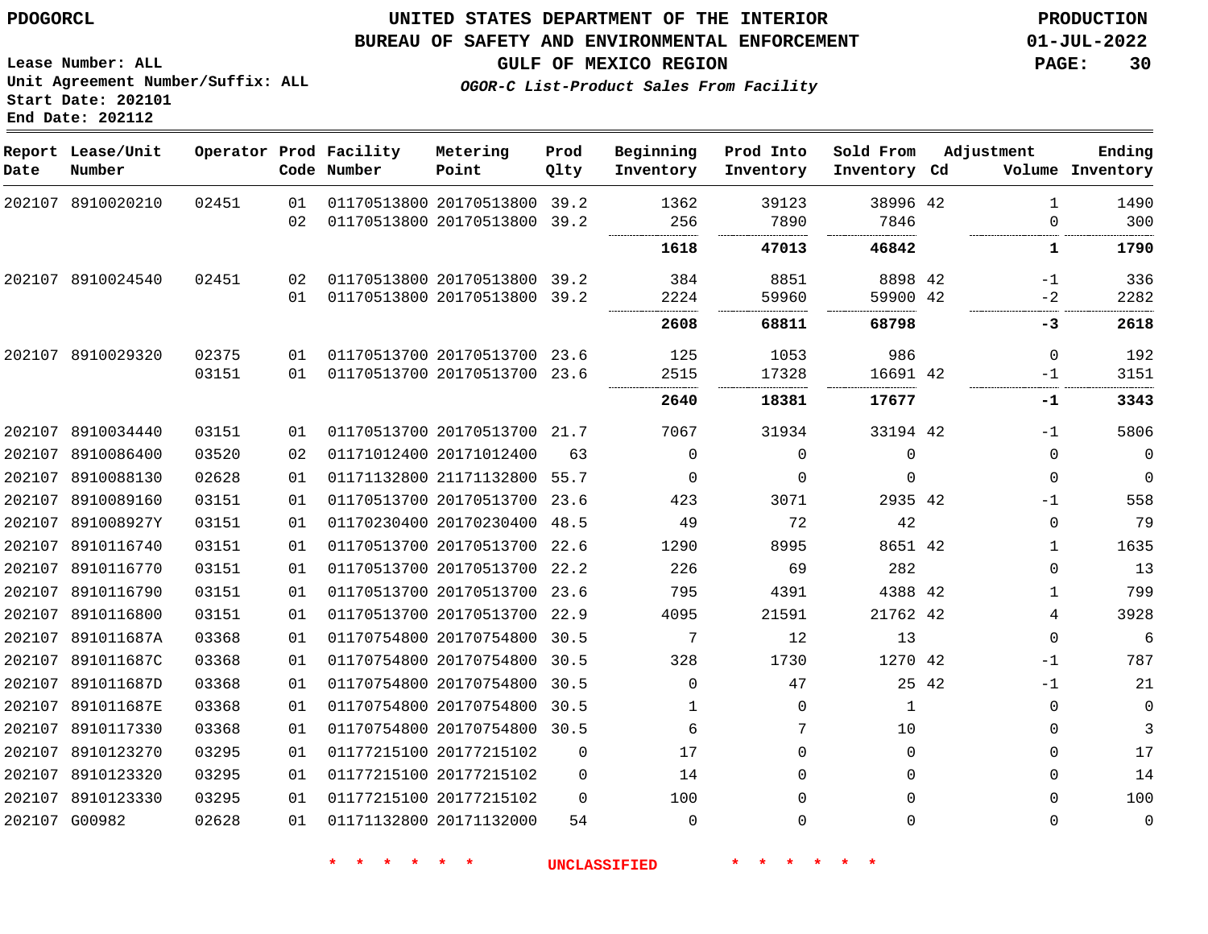PDOGORCL

# UNITED STATES DEPARTMENT OF THE INTERIOR
## BUREAU OF SAFETY AND ENVIRONMENTAL ENFORCEMENT
### GULF OF MEXICO REGION
*OGOR-C List-Product Sales From Facility*

PRODUCTION
01-JUL-2022

Lease Number: ALL
Unit Agreement Number/Suffix: ALL
Start Date: 202101
End Date: 202112

| Report Date | Lease/Unit Number | Operator | Prod Code | Facility Number | Metering Point | Prod Qlty | Beginning Inventory | Prod Into Inventory | Sold From Inventory | Adjustment Cd | Volume | Ending Inventory |
|---|---|---|---|---|---|---|---|---|---|---|---|---|
| 202107 | 8910020210 | 02451 | 01 | 01170513800 | 20170513800 | 39.2 | 1362 | 39123 | 38996 | 42 | 1 | 1490 |
| | | | 02 | 01170513800 | 20170513800 | 39.2 | 256 | 7890 | 7846 | | 0 | 300 |
| | | | | | | | **1618** | **47013** | **46842** | | **1** | **1790** |
| 202107 | 8910024540 | 02451 | 02 | 01170513800 | 20170513800 | 39.2 | 384 | 8851 | 8898 | 42 | -1 | 336 |
| | | | 01 | 01170513800 | 20170513800 | 39.2 | 2224 | 59960 | 59900 | 42 | -2 | 2282 |
| | | | | | | | **2608** | **68811** | **68798** | | **-3** | **2618** |
| 202107 | 8910029320 | 02375 | 01 | 01170513700 | 20170513700 | 23.6 | 125 | 1053 | 986 | | 0 | 192 |
| | | 03151 | 01 | 01170513700 | 20170513700 | 23.6 | 2515 | 17328 | 16691 | 42 | -1 | 3151 |
| | | | | | | | **2640** | **18381** | **17677** | | **-1** | **3343** |
| 202107 | 8910034440 | 03151 | 01 | 01170513700 | 20170513700 | 21.7 | 7067 | 31934 | 33194 | 42 | -1 | 5806 |
| 202107 | 8910086400 | 03520 | 02 | 01171012400 | 20171012400 | 63 | 0 | 0 | 0 | | 0 | 0 |
| 202107 | 8910088130 | 02628 | 01 | 01171132800 | 21171132800 | 55.7 | 0 | 0 | 0 | | 0 | 0 |
| 202107 | 8910089160 | 03151 | 01 | 01170513700 | 20170513700 | 23.6 | 423 | 3071 | 2935 | 42 | -1 | 558 |
| 202107 | 891008927Y | 03151 | 01 | 01170230400 | 20170230400 | 48.5 | 49 | 72 | 42 | | 0 | 79 |
| 202107 | 8910116740 | 03151 | 01 | 01170513700 | 20170513700 | 22.6 | 1290 | 8995 | 8651 | 42 | 1 | 1635 |
| 202107 | 8910116770 | 03151 | 01 | 01170513700 | 20170513700 | 22.2 | 226 | 69 | 282 | | 0 | 13 |
| 202107 | 8910116790 | 03151 | 01 | 01170513700 | 20170513700 | 23.6 | 795 | 4391 | 4388 | 42 | 1 | 799 |
| 202107 | 8910116800 | 03151 | 01 | 01170513700 | 20170513700 | 22.9 | 4095 | 21591 | 21762 | 42 | 4 | 3928 |
| 202107 | 891011687A | 03368 | 01 | 01170754800 | 20170754800 | 30.5 | 7 | 12 | 13 | | 0 | 6 |
| 202107 | 891011687C | 03368 | 01 | 01170754800 | 20170754800 | 30.5 | 328 | 1730 | 1270 | 42 | -1 | 787 |
| 202107 | 891011687D | 03368 | 01 | 01170754800 | 20170754800 | 30.5 | 0 | 47 | 25 | 42 | -1 | 21 |
| 202107 | 891011687E | 03368 | 01 | 01170754800 | 20170754800 | 30.5 | 1 | 0 | 1 | | 0 | 0 |
| 202107 | 8910117330 | 03368 | 01 | 01170754800 | 20170754800 | 30.5 | 6 | 7 | 10 | | 0 | 3 |
| 202107 | 8910123270 | 03295 | 01 | 01177215100 | 20177215102 | 0 | 17 | 0 | 0 | | 0 | 17 |
| 202107 | 8910123320 | 03295 | 01 | 01177215100 | 20177215102 | 0 | 14 | 0 | 0 | | 0 | 14 |
| 202107 | 8910123330 | 03295 | 01 | 01177215100 | 20177215102 | 0 | 100 | 0 | 0 | | 0 | 100 |
| 202107 | G00982 | 02628 | 01 | 01171132800 | 20171132000 | 54 | 0 | 0 | 0 | | 0 | 0 |

\* \* \* \* \* \* UNCLASSIFIED \* \* \* \* \* \*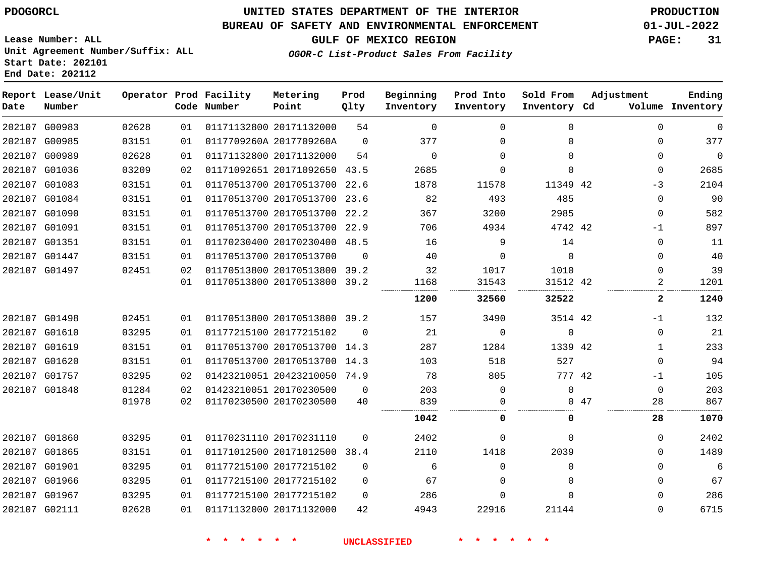PDOGORCL

# UNITED STATES DEPARTMENT OF THE INTERIOR
## BUREAU OF SAFETY AND ENVIRONMENTAL ENFORCEMENT
### GULF OF MEXICO REGION
*OGOR-C List-Product Sales From Facility*

PRODUCTION
01-JUL-2022

Lease Number: ALL
Unit Agreement Number/Suffix: ALL
Start Date: 202101
End Date: 202112

| Report Date | Lease/Unit Number | Operator | Prod Code | Facility Number | Metering Point | Prod Qlty | Beginning Inventory | Prod Into Inventory | Sold From Inventory | Adjustment Cd | Volume | Ending Inventory |
|---|---|---|---|---|---|---|---|---|---|---|---|---|
| 202107 | G00983 | 02628 | 01 | 01171132800 | 20171132000 | 54 | 0 | 0 | 0 | | 0 | 0 |
| 202107 | G00985 | 03151 | 01 | 0117709260A | 2017709260A | 0 | 377 | 0 | 0 | | 0 | 377 |
| 202107 | G00989 | 02628 | 01 | 01171132800 | 20171132000 | 54 | 0 | 0 | 0 | | 0 | 0 |
| 202107 | G01036 | 03209 | 02 | 01171092651 | 20171092650 | 43.5 | 2685 | 0 | 0 | | 0 | 2685 |
| 202107 | G01083 | 03151 | 01 | 01170513700 | 20170513700 | 22.6 | 1878 | 11578 | 11349 | 42 | -3 | 2104 |
| 202107 | G01084 | 03151 | 01 | 01170513700 | 20170513700 | 23.6 | 82 | 493 | 485 | | 0 | 90 |
| 202107 | G01090 | 03151 | 01 | 01170513700 | 20170513700 | 22.2 | 367 | 3200 | 2985 | | 0 | 582 |
| 202107 | G01091 | 03151 | 01 | 01170513700 | 20170513700 | 22.9 | 706 | 4934 | 4742 | 42 | -1 | 897 |
| 202107 | G01351 | 03151 | 01 | 01170230400 | 20170230400 | 48.5 | 16 | 9 | 14 | | 0 | 11 |
| 202107 | G01447 | 03151 | 01 | 01170513700 | 20170513700 | 0 | 40 | 0 | 0 | | 0 | 40 |
| 202107 | G01497 | 02451 | 02 | 01170513800 | 20170513800 | 39.2 | 32 | 1017 | 1010 | | 0 | 39 |
| | | | 01 | 01170513800 | 20170513800 | 39.2 | 1168 | 31543 | 31512 | 42 | 2 | 1201 |
| | | | | | | | **1200** | **32560** | **32522** | | **2** | **1240** |
| 202107 | G01498 | 02451 | 01 | 01170513800 | 20170513800 | 39.2 | 157 | 3490 | 3514 | 42 | -1 | 132 |
| 202107 | G01610 | 03295 | 01 | 01177215100 | 20177215102 | 0 | 21 | 0 | 0 | | 0 | 21 |
| 202107 | G01619 | 03151 | 01 | 01170513700 | 20170513700 | 14.3 | 287 | 1284 | 1339 | 42 | 1 | 233 |
| 202107 | G01620 | 03151 | 01 | 01170513700 | 20170513700 | 14.3 | 103 | 518 | 527 | | 0 | 94 |
| 202107 | G01757 | 03295 | 02 | 01423210051 | 20423210050 | 74.9 | 78 | 805 | 777 | 42 | -1 | 105 |
| 202107 | G01848 | 01284 | 02 | 01423210051 | 20170230500 | 0 | 203 | 0 | 0 | | 0 | 203 |
| | | 01978 | 02 | 01170230500 | 20170230500 | 40 | 839 | 0 | 0 | 47 | 28 | 867 |
| | | | | | | | **1042** | **0** | **0** | | **28** | **1070** |
| 202107 | G01860 | 03295 | 01 | 01170231110 | 20170231110 | 0 | 2402 | 0 | 0 | | 0 | 2402 |
| 202107 | G01865 | 03151 | 01 | 01171012500 | 20171012500 | 38.4 | 2110 | 1418 | 2039 | | 0 | 1489 |
| 202107 | G01901 | 03295 | 01 | 01177215100 | 20177215102 | 0 | 6 | 0 | 0 | | 0 | 6 |
| 202107 | G01966 | 03295 | 01 | 01177215100 | 20177215102 | 0 | 67 | 0 | 0 | | 0 | 67 |
| 202107 | G01967 | 03295 | 01 | 01177215100 | 20177215102 | 0 | 286 | 0 | 0 | | 0 | 286 |
| 202107 | G02111 | 02628 | 01 | 01171132000 | 20171132000 | 42 | 4943 | 22916 | 21144 | | 0 | 6715 |

\* \* \* \* \* \* UNCLASSIFIED \* \* \* \* \* \*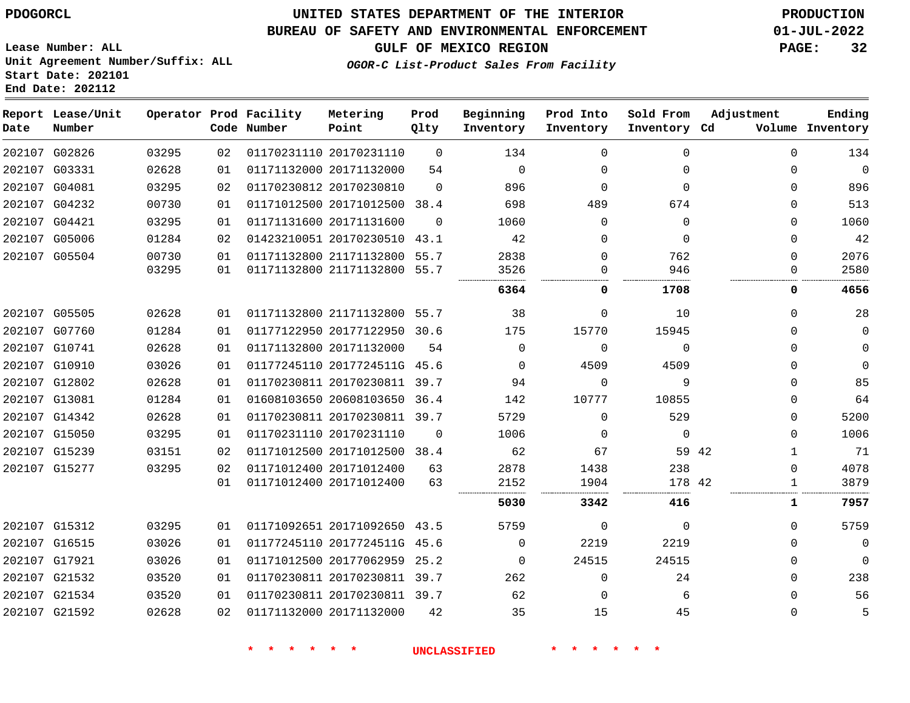PDOGORCL

UNITED STATES DEPARTMENT OF THE INTERIOR
BUREAU OF SAFETY AND ENVIRONMENTAL ENFORCEMENT
GULF OF MEXICO REGION
*OGOR-C List-Product Sales From Facility*

PRODUCTION
01-JUL-2022

Lease Number: ALL
Unit Agreement Number/Suffix: ALL
Start Date: 202101
End Date: 202112

| Report Date | Lease/Unit Number | Operator | Prod Code | Facility Number | Metering Point | Prod Qlty | Beginning Inventory | Prod Into Inventory | Sold From Inventory | Adjustment Cd | Volume | Ending Inventory |
|---|---|---|---|---|---|---|---|---|---|---|---|---|
| 202107 | G02826 | 03295 | 02 | 01170231110 | 20170231110 | 0 | 134 | 0 | 0 | | 0 | 134 |
| 202107 | G03331 | 02628 | 01 | 01171132000 | 20171132000 | 54 | 0 | 0 | 0 | | 0 | 0 |
| 202107 | G04081 | 03295 | 02 | 01170230812 | 20170230810 | 0 | 896 | 0 | 0 | | 0 | 896 |
| 202107 | G04232 | 00730 | 01 | 01171012500 | 20171012500 | 38.4 | 698 | 489 | 674 | | 0 | 513 |
| 202107 | G04421 | 03295 | 01 | 01171131600 | 20171131600 | 0 | 1060 | 0 | 0 | | 0 | 1060 |
| 202107 | G05006 | 01284 | 02 | 01423210051 | 20170230510 | 43.1 | 42 | 0 | 0 | | 0 | 42 |
| 202107 | G05504 | 00730 | 01 | 01171132800 | 21171132800 | 55.7 | 2838 | 0 | 762 | | 0 | 2076 |
| | | 03295 | 01 | 01171132800 | 21171132800 | 55.7 | 3526 | 0 | 946 | | 0 | 2580 |
| | | | | | | | **6364** | **0** | **1708** | | **0** | **4656** |
| 202107 | G05505 | 02628 | 01 | 01171132800 | 21171132800 | 55.7 | 38 | 0 | 10 | | 0 | 28 |
| 202107 | G07760 | 01284 | 01 | 01177122950 | 20177122950 | 30.6 | 175 | 15770 | 15945 | | 0 | 0 |
| 202107 | G10741 | 02628 | 01 | 01171132800 | 20171132000 | 54 | 0 | 0 | 0 | | 0 | 0 |
| 202107 | G10910 | 03026 | 01 | 01177245110 | 2017724511G | 45.6 | 0 | 4509 | 4509 | | 0 | 0 |
| 202107 | G12802 | 02628 | 01 | 01170230811 | 20170230811 | 39.7 | 94 | 0 | 9 | | 0 | 85 |
| 202107 | G13081 | 01284 | 01 | 01608103650 | 20608103650 | 36.4 | 142 | 10777 | 10855 | | 0 | 64 |
| 202107 | G14342 | 02628 | 01 | 01170230811 | 20170230811 | 39.7 | 5729 | 0 | 529 | | 0 | 5200 |
| 202107 | G15050 | 03295 | 01 | 01170231110 | 20170231110 | 0 | 1006 | 0 | 0 | | 0 | 1006 |
| 202107 | G15239 | 03151 | 02 | 01171012500 | 20171012500 | 38.4 | 62 | 67 | 59 | 42 | 1 | 71 |
| 202107 | G15277 | 03295 | 02 | 01171012400 | 20171012400 | 63 | 2878 | 1438 | 238 | | 0 | 4078 |
| | | | 01 | 01171012400 | 20171012400 | 63 | 2152 | 1904 | 178 | 42 | 1 | 3879 |
| | | | | | | | **5030** | **3342** | **416** | | **1** | **7957** |
| 202107 | G15312 | 03295 | 01 | 01171092651 | 20171092650 | 43.5 | 5759 | 0 | 0 | | 0 | 5759 |
| 202107 | G16515 | 03026 | 01 | 01177245110 | 2017724511G | 45.6 | 0 | 2219 | 2219 | | 0 | 0 |
| 202107 | G17921 | 03026 | 01 | 01171012500 | 20177062959 | 25.2 | 0 | 24515 | 24515 | | 0 | 0 |
| 202107 | G21532 | 03520 | 01 | 01170230811 | 20170230811 | 39.7 | 262 | 0 | 24 | | 0 | 238 |
| 202107 | G21534 | 03520 | 01 | 01170230811 | 20170230811 | 39.7 | 62 | 0 | 6 | | 0 | 56 |
| 202107 | G21592 | 02628 | 02 | 01171132000 | 20171132000 | 42 | 35 | 15 | 45 | | 0 | 5 |

* * * * * * UNCLASSIFIED * * * * * *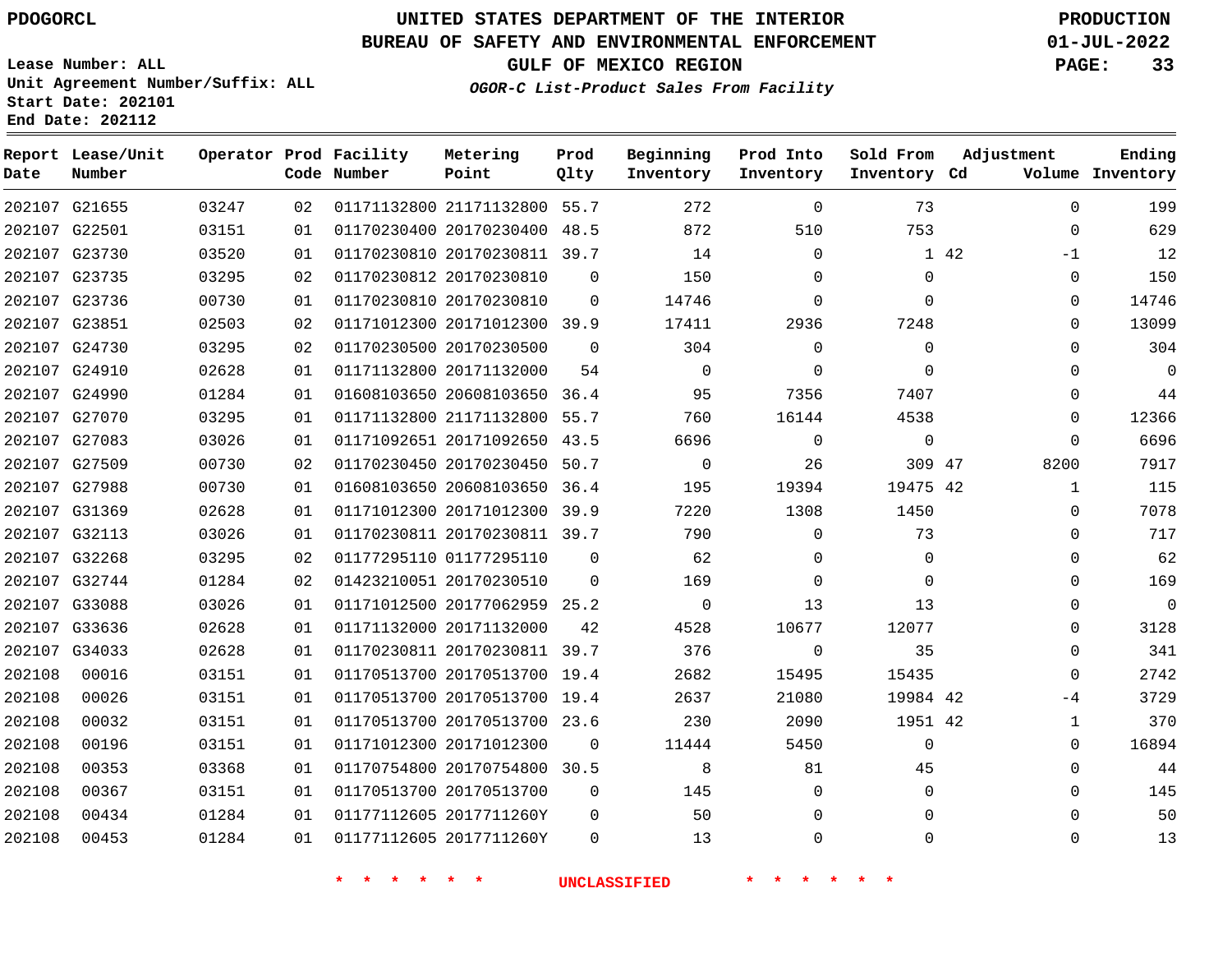PDOGORCL

# UNITED STATES DEPARTMENT OF THE INTERIOR
## BUREAU OF SAFETY AND ENVIRONMENTAL ENFORCEMENT
### GULF OF MEXICO REGION
*OGOR-C List-Product Sales From Facility*

PRODUCTION
01-JUL-2022

Lease Number: ALL
Unit Agreement Number/Suffix: ALL
Start Date: 202101
End Date: 202112

| Report Date | Lease/Unit Number | Operator | Prod Code | Facility Number | Metering Point | Prod Qlty | Beginning Inventory | Prod Into Inventory | Sold From Inventory | Adjustment Cd | Adjustment Volume | Ending Inventory |
|---|---|---|---|---|---|---|---|---|---|---|---|---|
| 202107 | G21655 | 03247 | 02 | 01171132800 | 21171132800 | 55.7 | 272 | 0 | 73 | | 0 | 199 |
| 202107 | G22501 | 03151 | 01 | 01170230400 | 20170230400 | 48.5 | 872 | 510 | 753 | | 0 | 629 |
| 202107 | G23730 | 03520 | 01 | 01170230810 | 20170230811 | 39.7 | 14 | 0 | 1 | 42 | -1 | 12 |
| 202107 | G23735 | 03295 | 02 | 01170230812 | 20170230810 | 0 | 150 | 0 | 0 | | 0 | 150 |
| 202107 | G23736 | 00730 | 01 | 01170230810 | 20170230810 | 0 | 14746 | 0 | 0 | | 0 | 14746 |
| 202107 | G23851 | 02503 | 02 | 01171012300 | 20171012300 | 39.9 | 17411 | 2936 | 7248 | | 0 | 13099 |
| 202107 | G24730 | 03295 | 02 | 01170230500 | 20170230500 | 0 | 304 | 0 | 0 | | 0 | 304 |
| 202107 | G24910 | 02628 | 01 | 01171132800 | 20171132000 | 54 | 0 | 0 | 0 | | 0 | 0 |
| 202107 | G24990 | 01284 | 01 | 01608103650 | 20608103650 | 36.4 | 95 | 7356 | 7407 | | 0 | 44 |
| 202107 | G27070 | 03295 | 01 | 01171132800 | 21171132800 | 55.7 | 760 | 16144 | 4538 | | 0 | 12366 |
| 202107 | G27083 | 03026 | 01 | 01171092651 | 20171092650 | 43.5 | 6696 | 0 | 0 | | 0 | 6696 |
| 202107 | G27509 | 00730 | 02 | 01170230450 | 20170230450 | 50.7 | 0 | 26 | 309 | 47 | 8200 | 7917 |
| 202107 | G27988 | 00730 | 01 | 01608103650 | 20608103650 | 36.4 | 195 | 19394 | 19475 | 42 | 1 | 115 |
| 202107 | G31369 | 02628 | 01 | 01171012300 | 20171012300 | 39.9 | 7220 | 1308 | 1450 | | 0 | 7078 |
| 202107 | G32113 | 03026 | 01 | 01170230811 | 20170230811 | 39.7 | 790 | 0 | 73 | | 0 | 717 |
| 202107 | G32268 | 03295 | 02 | 01177295110 | 01177295110 | 0 | 62 | 0 | 0 | | 0 | 62 |
| 202107 | G32744 | 01284 | 02 | 01423210051 | 20170230510 | 0 | 169 | 0 | 0 | | 0 | 169 |
| 202107 | G33088 | 03026 | 01 | 01171012500 | 20177062959 | 25.2 | 0 | 13 | 13 | | 0 | 0 |
| 202107 | G33636 | 02628 | 01 | 01171132000 | 20171132000 | 42 | 4528 | 10677 | 12077 | | 0 | 3128 |
| 202107 | G34033 | 02628 | 01 | 01170230811 | 20170230811 | 39.7 | 376 | 0 | 35 | | 0 | 341 |
| 202108 | 00016 | 03151 | 01 | 01170513700 | 20170513700 | 19.4 | 2682 | 15495 | 15435 | | 0 | 2742 |
| 202108 | 00026 | 03151 | 01 | 01170513700 | 20170513700 | 19.4 | 2637 | 21080 | 19984 | 42 | -4 | 3729 |
| 202108 | 00032 | 03151 | 01 | 01170513700 | 20170513700 | 23.6 | 230 | 2090 | 1951 | 42 | 1 | 370 |
| 202108 | 00196 | 03151 | 01 | 01171012300 | 20171012300 | 0 | 11444 | 5450 | 0 | | 0 | 16894 |
| 202108 | 00353 | 03368 | 01 | 01170754800 | 20170754800 | 30.5 | 8 | 81 | 45 | | 0 | 44 |
| 202108 | 00367 | 03151 | 01 | 01170513700 | 20170513700 | 0 | 145 | 0 | 0 | | 0 | 145 |
| 202108 | 00434 | 01284 | 01 | 01177112605 | 2017711260Y | 0 | 50 | 0 | 0 | | 0 | 50 |
| 202108 | 00453 | 01284 | 01 | 01177112605 | 2017711260Y | 0 | 13 | 0 | 0 | | 0 | 13 |

* * * * * * UNCLASSIFIED * * * * * *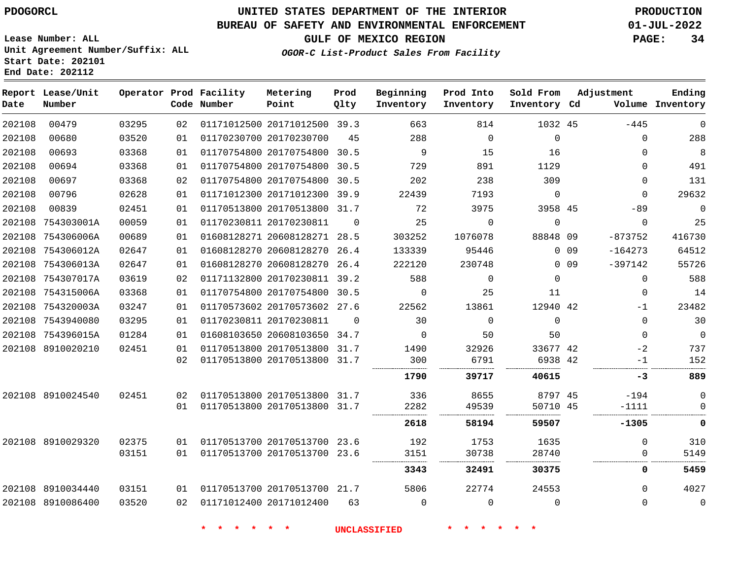PDOGORCL

# UNITED STATES DEPARTMENT OF THE INTERIOR
## BUREAU OF SAFETY AND ENVIRONMENTAL ENFORCEMENT
### GULF OF MEXICO REGION
*OGOR-C List-Product Sales From Facility*

PRODUCTION
01-JUL-2022

Lease Number: ALL
Unit Agreement Number/Suffix: ALL
Start Date: 202101
End Date: 202112

| Report Date | Lease/Unit Number | Operator | Prod Code | Facility Number | Metering Point | Prod Qlty | Beginning Inventory | Prod Into Inventory | Sold From Inventory | Adjustment Cd | Adjustment Volume | Ending Inventory |
|---|---|---|---|---|---|---|---|---|---|---|---|---|
| 202108 | 00479 | 03295 | 02 | 01171012500 | 20171012500 | 39.3 | 663 | 814 | 1032 | 45 | -445 | 0 |
| 202108 | 00680 | 03520 | 01 | 01170230700 | 20170230700 | 45 | 288 | 0 | 0 | | 0 | 288 |
| 202108 | 00693 | 03368 | 01 | 01170754800 | 20170754800 | 30.5 | 9 | 15 | 16 | | 0 | 8 |
| 202108 | 00694 | 03368 | 01 | 01170754800 | 20170754800 | 30.5 | 729 | 891 | 1129 | | 0 | 491 |
| 202108 | 00697 | 03368 | 02 | 01170754800 | 20170754800 | 30.5 | 202 | 238 | 309 | | 0 | 131 |
| 202108 | 00796 | 02628 | 01 | 01171012300 | 20171012300 | 39.9 | 22439 | 7193 | 0 | | 0 | 29632 |
| 202108 | 00839 | 02451 | 01 | 01170513800 | 20170513800 | 31.7 | 72 | 3975 | 3958 | 45 | -89 | 0 |
| 202108 | 754303001A | 00059 | 01 | 01170230811 | 20170230811 | 0 | 25 | 0 | 0 | | 0 | 25 |
| 202108 | 754306006A | 00689 | 01 | 01608128271 | 20608128271 | 28.5 | 303252 | 1076078 | 88848 | 09 | -873752 | 416730 |
| 202108 | 754306012A | 02647 | 01 | 01608128270 | 20608128270 | 26.4 | 133339 | 95446 | 0 | 09 | -164273 | 64512 |
| 202108 | 754306013A | 02647 | 01 | 01608128270 | 20608128270 | 26.4 | 222120 | 230748 | 0 | 09 | -397142 | 55726 |
| 202108 | 754307017A | 03619 | 02 | 01171132800 | 20170230811 | 39.2 | 588 | 0 | 0 | | 0 | 588 |
| 202108 | 754315006A | 03368 | 01 | 01170754800 | 20170754800 | 30.5 | 0 | 25 | 11 | | 0 | 14 |
| 202108 | 754320003A | 03247 | 01 | 01170573602 | 20170573602 | 27.6 | 22562 | 13861 | 12940 | 42 | -1 | 23482 |
| 202108 | 7543940080 | 03295 | 01 | 01170230811 | 20170230811 | 0 | 30 | 0 | 0 | | 0 | 30 |
| 202108 | 754396015A | 01284 | 01 | 01608103650 | 20608103650 | 34.7 | 0 | 50 | 50 | | 0 | 0 |
| 202108 | 8910020210 | 02451 | 01 | 01170513800 | 20170513800 | 31.7 | 1490 | 32926 | 33677 | 42 | -2 | 737 |
| | | | 02 | 01170513800 | 20170513800 | 31.7 | 300 | 6791 | 6938 | 42 | -1 | 152 |
| | | | | | | | **1790** | **39717** | **40615** | | **-3** | **889** |
| 202108 | 8910024540 | 02451 | 02 | 01170513800 | 20170513800 | 31.7 | 336 | 8655 | 8797 | 45 | -194 | 0 |
| | | | 01 | 01170513800 | 20170513800 | 31.7 | 2282 | 49539 | 50710 | 45 | -1111 | 0 |
| | | | | | | | **2618** | **58194** | **59507** | | **-1305** | **0** |
| 202108 | 8910029320 | 02375 | 01 | 01170513700 | 20170513700 | 23.6 | 192 | 1753 | 1635 | | 0 | 310 |
| | | 03151 | 01 | 01170513700 | 20170513700 | 23.6 | 3151 | 30738 | 28740 | | 0 | 5149 |
| | | | | | | | **3343** | **32491** | **30375** | | **0** | **5459** |
| 202108 | 8910034440 | 03151 | 01 | 01170513700 | 20170513700 | 21.7 | 5806 | 22774 | 24553 | | 0 | 4027 |
| 202108 | 8910086400 | 03520 | 02 | 01171012400 | 20171012400 | 63 | 0 | 0 | 0 | | 0 | 0 |

\* \* \* \* \* \* UNCLASSIFIED \* \* \* \* \* \*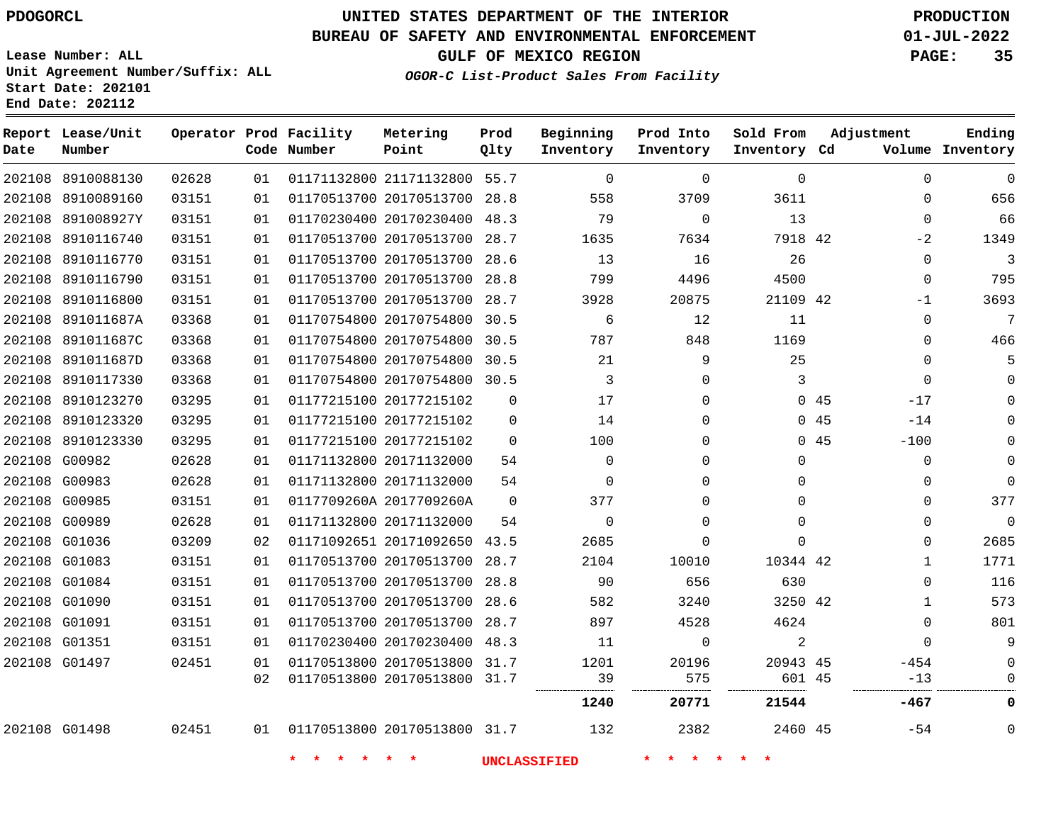PDOGORCL

# UNITED STATES DEPARTMENT OF THE INTERIOR
## BUREAU OF SAFETY AND ENVIRONMENTAL ENFORCEMENT
### GULF OF MEXICO REGION
*OGOR-C List-Product Sales From Facility*

PRODUCTION
01-JUL-2022

Lease Number: ALL
Unit Agreement Number/Suffix: ALL
Start Date: 202101
End Date: 202112

| Report Date | Lease/Unit Number | Operator | Prod Code | Facility Number | Metering Point | Prod Qlty | Beginning Inventory | Prod Into Inventory | Sold From Inventory | Adjustment Cd | Adjustment Volume | Ending Inventory |
|---|---|---|---|---|---|---|---|---|---|---|---|---|
| 202108 | 8910088130 | 02628 | 01 | 01171132800 | 21171132800 | 55.7 | 0 | 0 | 0 | | 0 | 0 |
| 202108 | 8910089160 | 03151 | 01 | 01170513700 | 20170513700 | 28.8 | 558 | 3709 | 3611 | | 0 | 656 |
| 202108 | 891008927Y | 03151 | 01 | 01170230400 | 20170230400 | 48.3 | 79 | 0 | 13 | | 0 | 66 |
| 202108 | 8910116740 | 03151 | 01 | 01170513700 | 20170513700 | 28.7 | 1635 | 7634 | 7918 | 42 | -2 | 1349 |
| 202108 | 8910116770 | 03151 | 01 | 01170513700 | 20170513700 | 28.6 | 13 | 16 | 26 | | 0 | 3 |
| 202108 | 8910116790 | 03151 | 01 | 01170513700 | 20170513700 | 28.8 | 799 | 4496 | 4500 | | 0 | 795 |
| 202108 | 8910116800 | 03151 | 01 | 01170513700 | 20170513700 | 28.7 | 3928 | 20875 | 21109 | 42 | -1 | 3693 |
| 202108 | 891011687A | 03368 | 01 | 01170754800 | 20170754800 | 30.5 | 6 | 12 | 11 | | 0 | 7 |
| 202108 | 891011687C | 03368 | 01 | 01170754800 | 20170754800 | 30.5 | 787 | 848 | 1169 | | 0 | 466 |
| 202108 | 891011687D | 03368 | 01 | 01170754800 | 20170754800 | 30.5 | 21 | 9 | 25 | | 0 | 5 |
| 202108 | 8910117330 | 03368 | 01 | 01170754800 | 20170754800 | 30.5 | 3 | 0 | 3 | | 0 | 0 |
| 202108 | 8910123270 | 03295 | 01 | 01177215100 | 20177215102 | 0 | 17 | 0 | 0 | 45 | -17 | 0 |
| 202108 | 8910123320 | 03295 | 01 | 01177215100 | 20177215102 | 0 | 14 | 0 | 0 | 45 | -14 | 0 |
| 202108 | 8910123330 | 03295 | 01 | 01177215100 | 20177215102 | 0 | 100 | 0 | 0 | 45 | -100 | 0 |
| 202108 | G00982 | 02628 | 01 | 01171132800 | 20171132000 | 54 | 0 | 0 | 0 | | 0 | 0 |
| 202108 | G00983 | 02628 | 01 | 01171132800 | 20171132000 | 54 | 0 | 0 | 0 | | 0 | 0 |
| 202108 | G00985 | 03151 | 01 | 0117709260A | 2017709260A | 0 | 377 | 0 | 0 | | 0 | 377 |
| 202108 | G00989 | 02628 | 01 | 01171132800 | 20171132000 | 54 | 0 | 0 | 0 | | 0 | 0 |
| 202108 | G01036 | 03209 | 02 | 01171092651 | 20171092650 | 43.5 | 2685 | 0 | 0 | | 0 | 2685 |
| 202108 | G01083 | 03151 | 01 | 01170513700 | 20170513700 | 28.7 | 2104 | 10010 | 10344 | 42 | 1 | 1771 |
| 202108 | G01084 | 03151 | 01 | 01170513700 | 20170513700 | 28.8 | 90 | 656 | 630 | | 0 | 116 |
| 202108 | G01090 | 03151 | 01 | 01170513700 | 20170513700 | 28.6 | 582 | 3240 | 3250 | 42 | 1 | 573 |
| 202108 | G01091 | 03151 | 01 | 01170513700 | 20170513700 | 28.7 | 897 | 4528 | 4624 | | 0 | 801 |
| 202108 | G01351 | 03151 | 01 | 01170230400 | 20170230400 | 48.3 | 11 | 0 | 2 | | 0 | 9 |
| 202108 | G01497 | 02451 | 01 | 01170513800 | 20170513800 | 31.7 | 1201 | 20196 | 20943 | 45 | -454 | 0 |
| | | | 02 | 01170513800 | 20170513800 | 31.7 | 39 | 575 | 601 | 45 | -13 | 0 |
| | | | | | | | **1240** | **20771** | **21544** | | **-467** | **0** |
| 202108 | G01498 | 02451 | 01 | 01170513800 | 20170513800 | 31.7 | 132 | 2382 | 2460 | 45 | -54 | 0 |

\* \* \* \* \* \* UNCLASSIFIED \* \* \* \* \* \*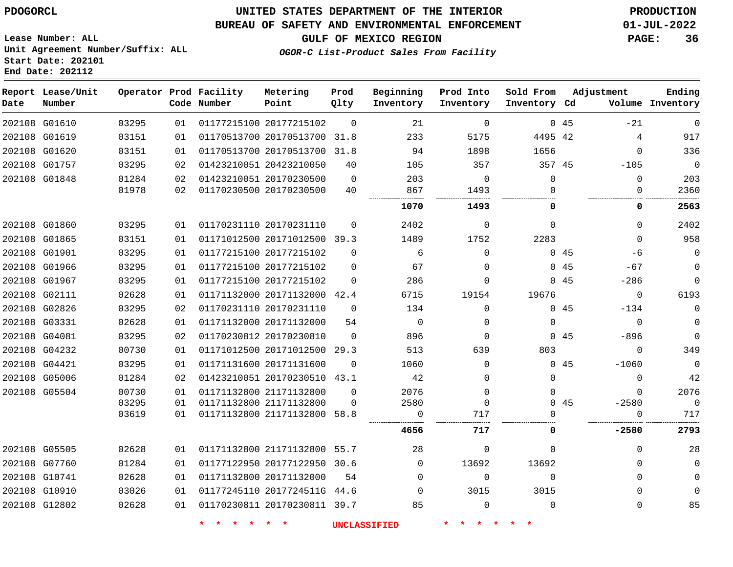PDOGORCL

Lease Number: ALL
Unit Agreement Number/Suffix: ALL
Start Date: 202101
End Date: 202112

# UNITED STATES DEPARTMENT OF THE INTERIOR
## BUREAU OF SAFETY AND ENVIRONMENTAL ENFORCEMENT
### GULF OF MEXICO REGION
*OGOR-C List-Product Sales From Facility*

PRODUCTION
01-JUL-2022

| Report Date | Lease/Unit Number | Operator | Prod Code | Facility Number | Metering Point | Prod Qlty | Beginning Inventory | Prod Into Inventory | Sold From Inventory | Adjustment Cd | Volume | Ending Inventory |
|---|---|---|---|---|---|---|---|---|---|---|---|---|
| 202108 | G01610 | 03295 | 01 | 01177215100 | 20177215102 | 0 | 21 | 0 | 0 | 45 | -21 | 0 |
| 202108 | G01619 | 03151 | 01 | 01170513700 | 20170513700 | 31.8 | 233 | 5175 | 4495 | 42 | 4 | 917 |
| 202108 | G01620 | 03151 | 01 | 01170513700 | 20170513700 | 31.8 | 94 | 1898 | 1656 | | 0 | 336 |
| 202108 | G01757 | 03295 | 02 | 01423210051 | 20423210050 | 40 | 105 | 357 | 357 | 45 | -105 | 0 |
| 202108 | G01848 | 01284 | 02 | 01423210051 | 20170230500 | 0 | 203 | 0 | 0 | | 0 | 203 |
| | | 01978 | 02 | 01170230500 | 20170230500 | 40 | 867 | 1493 | 0 | | 0 | 2360 |
| | | | | | | | **1070** | **1493** | **0** | | **0** | **2563** |
| 202108 | G01860 | 03295 | 01 | 01170231110 | 20170231110 | 0 | 2402 | 0 | 0 | | 0 | 2402 |
| 202108 | G01865 | 03151 | 01 | 01171012500 | 20171012500 | 39.3 | 1489 | 1752 | 2283 | | 0 | 958 |
| 202108 | G01901 | 03295 | 01 | 01177215100 | 20177215102 | 0 | 6 | 0 | 0 | 45 | -6 | 0 |
| 202108 | G01966 | 03295 | 01 | 01177215100 | 20177215102 | 0 | 67 | 0 | 0 | 45 | -67 | 0 |
| 202108 | G01967 | 03295 | 01 | 01177215100 | 20177215102 | 0 | 286 | 0 | 0 | 45 | -286 | 0 |
| 202108 | G02111 | 02628 | 01 | 01171132000 | 20171132000 | 42.4 | 6715 | 19154 | 19676 | | 0 | 6193 |
| 202108 | G02826 | 03295 | 02 | 01170231110 | 20170231110 | 0 | 134 | 0 | 0 | 45 | -134 | 0 |
| 202108 | G03331 | 02628 | 01 | 01171132000 | 20171132000 | 54 | 0 | 0 | 0 | | 0 | 0 |
| 202108 | G04081 | 03295 | 02 | 01170230812 | 20170230810 | 0 | 896 | 0 | 0 | 45 | -896 | 0 |
| 202108 | G04232 | 00730 | 01 | 01171012500 | 20171012500 | 29.3 | 513 | 639 | 803 | | 0 | 349 |
| 202108 | G04421 | 03295 | 01 | 01171131600 | 20171131600 | 0 | 1060 | 0 | 0 | 45 | -1060 | 0 |
| 202108 | G05006 | 01284 | 02 | 01423210051 | 20170230510 | 43.1 | 42 | 0 | 0 | | 0 | 42 |
| 202108 | G05504 | 00730 | 01 | 01171132800 | 21171132800 | 0 | 2076 | 0 | 0 | | 0 | 2076 |
| | | 03295 | 01 | 01171132800 | 21171132800 | 0 | 2580 | 0 | 0 | 45 | -2580 | 0 |
| | | 03619 | 01 | 01171132800 | 21171132800 | 58.8 | 0 | 717 | 0 | | 0 | 717 |
| | | | | | | | **4656** | **717** | **0** | | **-2580** | **2793** |
| 202108 | G05505 | 02628 | 01 | 01171132800 | 21171132800 | 55.7 | 28 | 0 | 0 | | 0 | 28 |
| 202108 | G07760 | 01284 | 01 | 01177122950 | 20177122950 | 30.6 | 0 | 13692 | 13692 | | 0 | 0 |
| 202108 | G10741 | 02628 | 01 | 01171132800 | 20171132000 | 54 | 0 | 0 | 0 | | 0 | 0 |
| 202108 | G10910 | 03026 | 01 | 01177245110 | 2017724511G | 44.6 | 0 | 3015 | 3015 | | 0 | 0 |
| 202108 | G12802 | 02628 | 01 | 01170230811 | 20170230811 | 39.7 | 85 | 0 | 0 | | 0 | 85 |

\* \* \* \* \* \* UNCLASSIFIED \* \* \* \* \* \*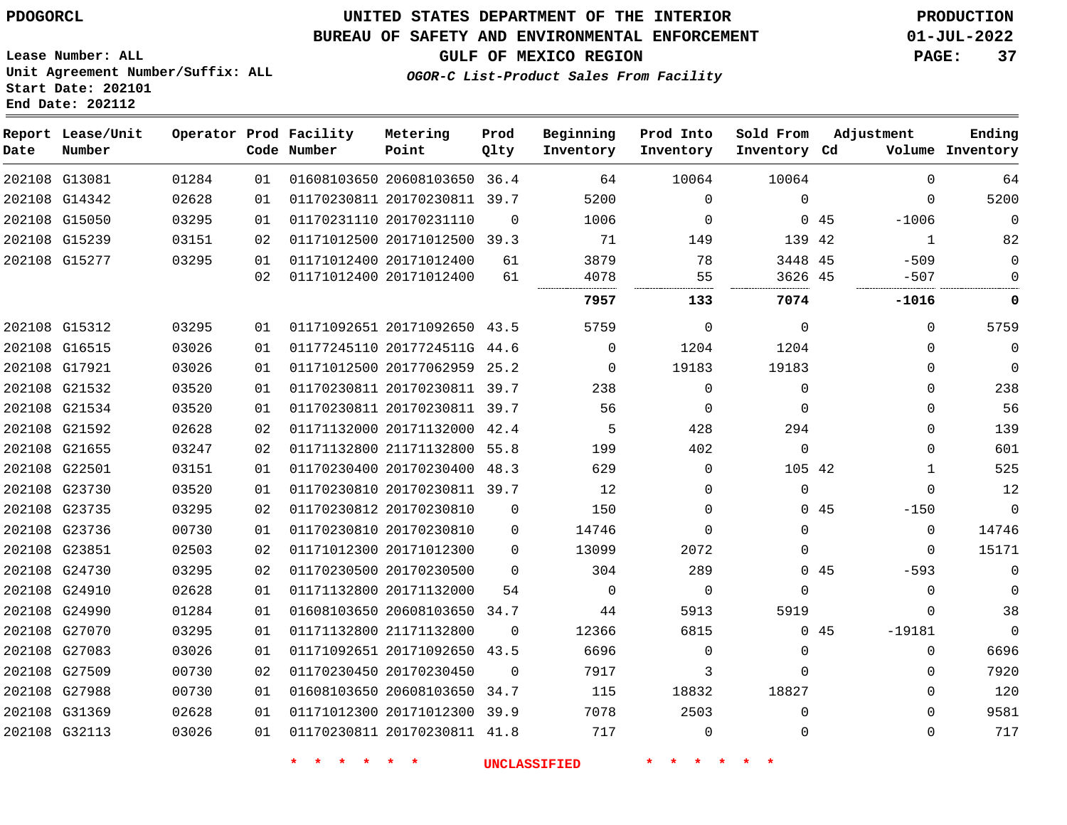PDOGORCL

UNITED STATES DEPARTMENT OF THE INTERIOR
BUREAU OF SAFETY AND ENVIRONMENTAL ENFORCEMENT
GULF OF MEXICO REGION
*OGOR-C List-Product Sales From Facility*

PRODUCTION
01-JUL-2022

Lease Number: ALL
Unit Agreement Number/Suffix: ALL
Start Date: 202101
End Date: 202112

| Report Date | Lease/Unit Number | Operator | Prod Code | Facility Number | Metering Point | Prod Qlty | Beginning Inventory | Prod Into Inventory | Sold From Inventory | Adjustment Cd | Volume | Ending Inventory |
|---|---|---|---|---|---|---|---|---|---|---|---|---|
| 202108 | G13081 | 01284 | 01 | 01608103650 | 20608103650 | 36.4 | 64 | 10064 | 10064 | | 0 | 64 |
| 202108 | G14342 | 02628 | 01 | 01170230811 | 20170230811 | 39.7 | 5200 | 0 | 0 | | 0 | 5200 |
| 202108 | G15050 | 03295 | 01 | 01170231110 | 20170231110 | 0 | 1006 | 0 | 0 | 45 | -1006 | 0 |
| 202108 | G15239 | 03151 | 02 | 01171012500 | 20171012500 | 39.3 | 71 | 149 | 139 | 42 | 1 | 82 |
| 202108 | G15277 | 03295 | 01 | 01171012400 | 20171012400 | 61 | 3879 | 78 | 3448 | 45 | -509 | 0 |
| | | | 02 | 01171012400 | 20171012400 | 61 | 4078 | 55 | 3626 | 45 | -507 | 0 |
| | | | | | | | **7957** | **133** | **7074** | | **-1016** | **0** |
| 202108 | G15312 | 03295 | 01 | 01171092651 | 20171092650 | 43.5 | 5759 | 0 | 0 | | 0 | 5759 |
| 202108 | G16515 | 03026 | 01 | 01177245110 | 2017724511G | 44.6 | 0 | 1204 | 1204 | | 0 | 0 |
| 202108 | G17921 | 03026 | 01 | 01171012500 | 20177062959 | 25.2 | 0 | 19183 | 19183 | | 0 | 0 |
| 202108 | G21532 | 03520 | 01 | 01170230811 | 20170230811 | 39.7 | 238 | 0 | 0 | | 0 | 238 |
| 202108 | G21534 | 03520 | 01 | 01170230811 | 20170230811 | 39.7 | 56 | 0 | 0 | | 0 | 56 |
| 202108 | G21592 | 02628 | 02 | 01171132000 | 20171132000 | 42.4 | 5 | 428 | 294 | | 0 | 139 |
| 202108 | G21655 | 03247 | 02 | 01171132800 | 21171132800 | 55.8 | 199 | 402 | 0 | | 0 | 601 |
| 202108 | G22501 | 03151 | 01 | 01170230400 | 20170230400 | 48.3 | 629 | 0 | 105 | 42 | 1 | 525 |
| 202108 | G23730 | 03520 | 01 | 01170230810 | 20170230811 | 39.7 | 12 | 0 | 0 | | 0 | 12 |
| 202108 | G23735 | 03295 | 02 | 01170230812 | 20170230810 | 0 | 150 | 0 | 0 | 45 | -150 | 0 |
| 202108 | G23736 | 00730 | 01 | 01170230810 | 20170230810 | 0 | 14746 | 0 | 0 | | 0 | 14746 |
| 202108 | G23851 | 02503 | 02 | 01171012300 | 20171012300 | 0 | 13099 | 2072 | 0 | | 0 | 15171 |
| 202108 | G24730 | 03295 | 02 | 01170230500 | 20170230500 | 0 | 304 | 289 | 0 | 45 | -593 | 0 |
| 202108 | G24910 | 02628 | 01 | 01171132800 | 20171132000 | 54 | 0 | 0 | 0 | | 0 | 0 |
| 202108 | G24990 | 01284 | 01 | 01608103650 | 20608103650 | 34.7 | 44 | 5913 | 5919 | | 0 | 38 |
| 202108 | G27070 | 03295 | 01 | 01171132800 | 21171132800 | 0 | 12366 | 6815 | 0 | 45 | -19181 | 0 |
| 202108 | G27083 | 03026 | 01 | 01171092651 | 20171092650 | 43.5 | 6696 | 0 | 0 | | 0 | 6696 |
| 202108 | G27509 | 00730 | 02 | 01170230450 | 20170230450 | 0 | 7917 | 3 | 0 | | 0 | 7920 |
| 202108 | G27988 | 00730 | 01 | 01608103650 | 20608103650 | 34.7 | 115 | 18832 | 18827 | | 0 | 120 |
| 202108 | G31369 | 02628 | 01 | 01171012300 | 20171012300 | 39.9 | 7078 | 2503 | 0 | | 0 | 9581 |
| 202108 | G32113 | 03026 | 01 | 01170230811 | 20170230811 | 41.8 | 717 | 0 | 0 | | 0 | 717 |

* * * * * * UNCLASSIFIED * * * * * *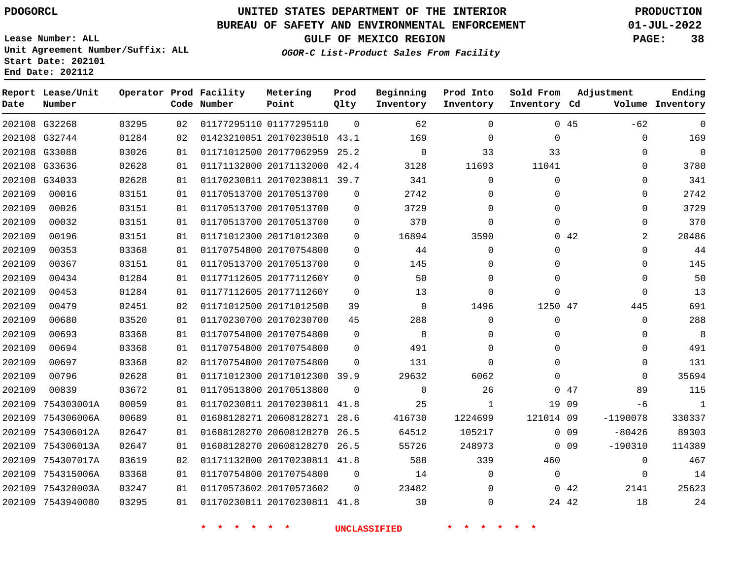PDOGORCL

# UNITED STATES DEPARTMENT OF THE INTERIOR
## BUREAU OF SAFETY AND ENVIRONMENTAL ENFORCEMENT
### GULF OF MEXICO REGION

*OGOR-C List-Product Sales From Facility*

PRODUCTION
01-JUL-2022

Lease Number: ALL
Unit Agreement Number/Suffix: ALL
Start Date: 202101
End Date: 202112

| Report Date | Lease/Unit Number | Operator | Prod Code | Facility Number | Metering Point | Prod Qlty | Beginning Inventory | Prod Into Inventory | Sold From Inventory | Adjustment Cd | Adjustment Volume | Ending Inventory |
|---|---|---|---|---|---|---|---|---|---|---|---|---|
| 202108 | G32268 | 03295 | 02 | 01177295110 | 01177295110 | 0 | 62 | 0 | 0 | 45 | -62 | 0 |
| 202108 | G32744 | 01284 | 02 | 01423210051 | 20170230510 | 43.1 | 169 | 0 | 0 | | 0 | 169 |
| 202108 | G33088 | 03026 | 01 | 01171012500 | 20177062959 | 25.2 | 0 | 33 | 33 | | 0 | 0 |
| 202108 | G33636 | 02628 | 01 | 01171132000 | 20171132000 | 42.4 | 3128 | 11693 | 11041 | | 0 | 3780 |
| 202108 | G34033 | 02628 | 01 | 01170230811 | 20170230811 | 39.7 | 341 | 0 | 0 | | 0 | 341 |
| 202109 | 00016 | 03151 | 01 | 01170513700 | 20170513700 | 0 | 2742 | 0 | 0 | | 0 | 2742 |
| 202109 | 00026 | 03151 | 01 | 01170513700 | 20170513700 | 0 | 3729 | 0 | 0 | | 0 | 3729 |
| 202109 | 00032 | 03151 | 01 | 01170513700 | 20170513700 | 0 | 370 | 0 | 0 | | 0 | 370 |
| 202109 | 00196 | 03151 | 01 | 01171012300 | 20171012300 | 0 | 16894 | 3590 | 0 | 42 | 2 | 20486 |
| 202109 | 00353 | 03368 | 01 | 01170754800 | 20170754800 | 0 | 44 | 0 | 0 | | 0 | 44 |
| 202109 | 00367 | 03151 | 01 | 01170513700 | 20170513700 | 0 | 145 | 0 | 0 | | 0 | 145 |
| 202109 | 00434 | 01284 | 01 | 01177112605 | 2017711260Y | 0 | 50 | 0 | 0 | | 0 | 50 |
| 202109 | 00453 | 01284 | 01 | 01177112605 | 2017711260Y | 0 | 13 | 0 | 0 | | 0 | 13 |
| 202109 | 00479 | 02451 | 02 | 01171012500 | 20171012500 | 39 | 0 | 1496 | 1250 | 47 | 445 | 691 |
| 202109 | 00680 | 03520 | 01 | 01170230700 | 20170230700 | 45 | 288 | 0 | 0 | | 0 | 288 |
| 202109 | 00693 | 03368 | 01 | 01170754800 | 20170754800 | 0 | 8 | 0 | 0 | | 0 | 8 |
| 202109 | 00694 | 03368 | 01 | 01170754800 | 20170754800 | 0 | 491 | 0 | 0 | | 0 | 491 |
| 202109 | 00697 | 03368 | 02 | 01170754800 | 20170754800 | 0 | 131 | 0 | 0 | | 0 | 131 |
| 202109 | 00796 | 02628 | 01 | 01171012300 | 20171012300 | 39.9 | 29632 | 6062 | 0 | | 0 | 35694 |
| 202109 | 00839 | 03672 | 01 | 01170513800 | 20170513800 | 0 | 0 | 26 | 0 | 47 | 89 | 115 |
| 202109 | 754303001A | 00059 | 01 | 01170230811 | 20170230811 | 41.8 | 25 | 1 | 19 | 09 | -6 | 1 |
| 202109 | 754306006A | 00689 | 01 | 01608128271 | 20608128271 | 28.6 | 416730 | 1224699 | 121014 | 09 | -1190078 | 330337 |
| 202109 | 754306012A | 02647 | 01 | 01608128270 | 20608128270 | 26.5 | 64512 | 105217 | 0 | 09 | -80426 | 89303 |
| 202109 | 754306013A | 02647 | 01 | 01608128270 | 20608128270 | 26.5 | 55726 | 248973 | 0 | 09 | -190310 | 114389 |
| 202109 | 754307017A | 03619 | 02 | 01171132800 | 20170230811 | 41.8 | 588 | 339 | 460 | | 0 | 467 |
| 202109 | 754315006A | 03368 | 01 | 01170754800 | 20170754800 | 0 | 14 | 0 | 0 | | 0 | 14 |
| 202109 | 754320003A | 03247 | 01 | 01170573602 | 20170573602 | 0 | 23482 | 0 | 0 | 42 | 2141 | 25623 |
| 202109 | 7543940080 | 03295 | 01 | 01170230811 | 20170230811 | 41.8 | 30 | 0 | 24 | 42 | 18 | 24 |

\* \* \* \* \* \* UNCLASSIFIED \* \* \* \* \* \*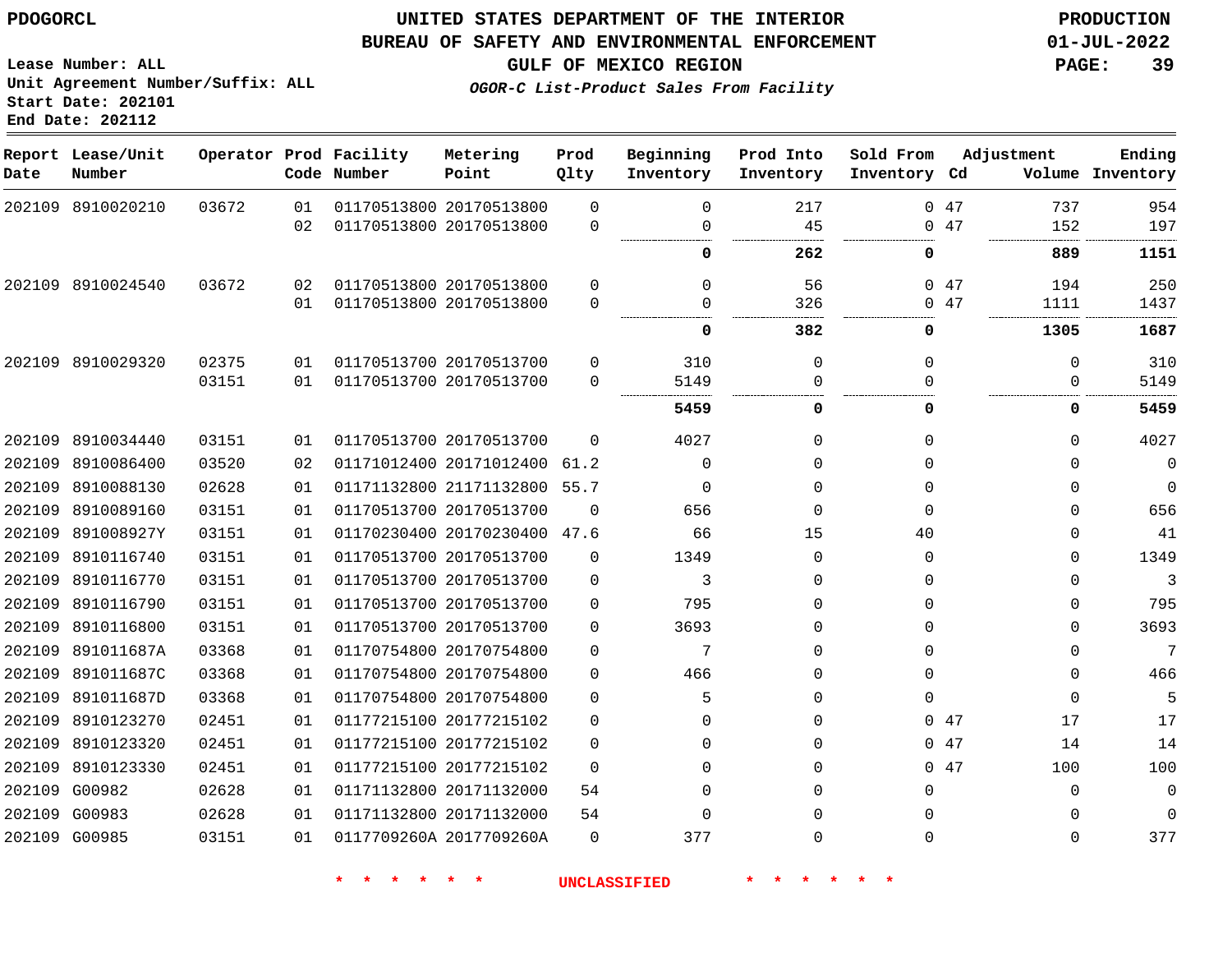PDOGORCL

# UNITED STATES DEPARTMENT OF THE INTERIOR
## BUREAU OF SAFETY AND ENVIRONMENTAL ENFORCEMENT
### GULF OF MEXICO REGION

*OGOR-C List-Product Sales From Facility*

PRODUCTION
01-JUL-2022

Lease Number: ALL
Unit Agreement Number/Suffix: ALL
Start Date: 202101
End Date: 202112

| Report Date | Lease/Unit Number | Operator | Prod Code | Facility Number | Metering Point | Prod Qlty | Beginning Inventory | Prod Into Inventory | Sold From Inventory | Adjustment Cd | Adjustment Volume | Ending Inventory |
|---|---|---|---|---|---|---|---|---|---|---|---|---|
| 202109 | 8910020210 | 03672 | 01 | 01170513800 | 20170513800 | 0 | 0 | 217 | 0 | 47 | 737 | 954 |
| | | | 02 | 01170513800 | 20170513800 | 0 | 0 | 45 | 0 | 47 | 152 | 197 |
| | | | | | | | **0** | **262** | **0** | | **889** | **1151** |
| 202109 | 8910024540 | 03672 | 02 | 01170513800 | 20170513800 | 0 | 0 | 56 | 0 | 47 | 194 | 250 |
| | | | 01 | 01170513800 | 20170513800 | 0 | 0 | 326 | 0 | 47 | 1111 | 1437 |
| | | | | | | | **0** | **382** | **0** | | **1305** | **1687** |
| 202109 | 8910029320 | 02375 | 01 | 01170513700 | 20170513700 | 0 | 310 | 0 | 0 | | 0 | 310 |
| | | 03151 | 01 | 01170513700 | 20170513700 | 0 | 5149 | 0 | 0 | | 0 | 5149 |
| | | | | | | | **5459** | **0** | **0** | | **0** | **5459** |
| 202109 | 8910034440 | 03151 | 01 | 01170513700 | 20170513700 | 0 | 4027 | 0 | 0 | | 0 | 4027 |
| 202109 | 8910086400 | 03520 | 02 | 01171012400 | 20171012400 | 61.2 | 0 | 0 | 0 | | 0 | 0 |
| 202109 | 8910088130 | 02628 | 01 | 01171132800 | 21171132800 | 55.7 | 0 | 0 | 0 | | 0 | 0 |
| 202109 | 8910089160 | 03151 | 01 | 01170513700 | 20170513700 | 0 | 656 | 0 | 0 | | 0 | 656 |
| 202109 | 891008927Y | 03151 | 01 | 01170230400 | 20170230400 | 47.6 | 66 | 15 | 40 | | 0 | 41 |
| 202109 | 8910116740 | 03151 | 01 | 01170513700 | 20170513700 | 0 | 1349 | 0 | 0 | | 0 | 1349 |
| 202109 | 8910116770 | 03151 | 01 | 01170513700 | 20170513700 | 0 | 3 | 0 | 0 | | 0 | 3 |
| 202109 | 8910116790 | 03151 | 01 | 01170513700 | 20170513700 | 0 | 795 | 0 | 0 | | 0 | 795 |
| 202109 | 8910116800 | 03151 | 01 | 01170513700 | 20170513700 | 0 | 3693 | 0 | 0 | | 0 | 3693 |
| 202109 | 891011687A | 03368 | 01 | 01170754800 | 20170754800 | 0 | 7 | 0 | 0 | | 0 | 7 |
| 202109 | 891011687C | 03368 | 01 | 01170754800 | 20170754800 | 0 | 466 | 0 | 0 | | 0 | 466 |
| 202109 | 891011687D | 03368 | 01 | 01170754800 | 20170754800 | 0 | 5 | 0 | 0 | | 0 | 5 |
| 202109 | 8910123270 | 02451 | 01 | 01177215100 | 20177215102 | 0 | 0 | 0 | 0 | 47 | 17 | 17 |
| 202109 | 8910123320 | 02451 | 01 | 01177215100 | 20177215102 | 0 | 0 | 0 | 0 | 47 | 14 | 14 |
| 202109 | 8910123330 | 02451 | 01 | 01177215100 | 20177215102 | 0 | 0 | 0 | 0 | 47 | 100 | 100 |
| 202109 | G00982 | 02628 | 01 | 01171132800 | 20171132000 | 54 | 0 | 0 | 0 | | 0 | 0 |
| 202109 | G00983 | 02628 | 01 | 01171132800 | 20171132000 | 54 | 0 | 0 | 0 | | 0 | 0 |
| 202109 | G00985 | 03151 | 01 | 0117709260A | 2017709260A | 0 | 377 | 0 | 0 | | 0 | 377 |

\* \* \* \* \* \* UNCLASSIFIED \* \* \* \* \* \*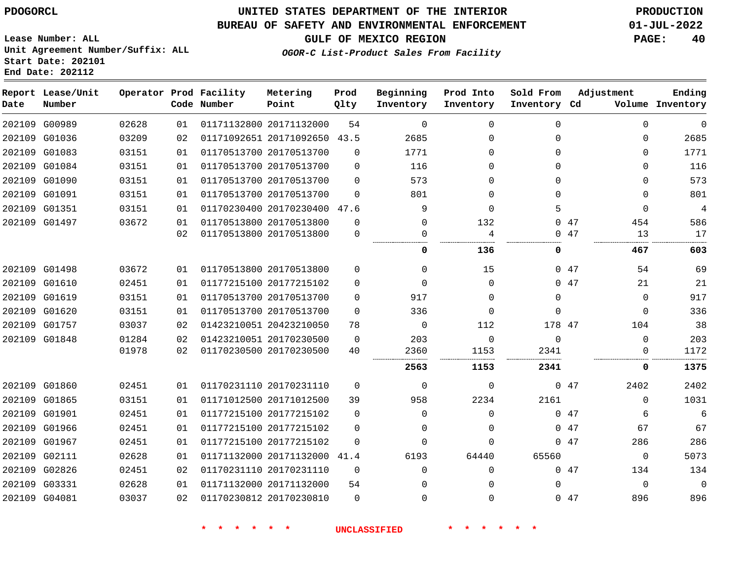PDOGORCL

# UNITED STATES DEPARTMENT OF THE INTERIOR
## BUREAU OF SAFETY AND ENVIRONMENTAL ENFORCEMENT
### GULF OF MEXICO REGION

*OGOR-C List-Product Sales From Facility*

PRODUCTION
01-JUL-2022

Lease Number: ALL
Unit Agreement Number/Suffix: ALL
Start Date: 202101
End Date: 202112

| Report Date | Lease/Unit Number | Operator | Prod Code | Facility Number | Metering Point | Prod Qlty | Beginning Inventory | Prod Into Inventory | Sold From Inventory | Adjustment Cd | Adjustment Volume | Ending Inventory |
|---|---|---|---|---|---|---|---|---|---|---|---|---|
| 202109 | G00989 | 02628 | 01 | 01171132800 | 20171132000 | 54 | 0 | 0 | 0 | | 0 | 0 |
| 202109 | G01036 | 03209 | 02 | 01171092651 | 20171092650 | 43.5 | 2685 | 0 | 0 | | 0 | 2685 |
| 202109 | G01083 | 03151 | 01 | 01170513700 | 20170513700 | 0 | 1771 | 0 | 0 | | 0 | 1771 |
| 202109 | G01084 | 03151 | 01 | 01170513700 | 20170513700 | 0 | 116 | 0 | 0 | | 0 | 116 |
| 202109 | G01090 | 03151 | 01 | 01170513700 | 20170513700 | 0 | 573 | 0 | 0 | | 0 | 573 |
| 202109 | G01091 | 03151 | 01 | 01170513700 | 20170513700 | 0 | 801 | 0 | 0 | | 0 | 801 |
| 202109 | G01351 | 03151 | 01 | 01170230400 | 20170230400 | 47.6 | 9 | 0 | 5 | | 0 | 4 |
| 202109 | G01497 | 03672 | 01 | 01170513800 | 20170513800 | 0 | 0 | 132 | 0 | 47 | 454 | 586 |
| | | | 02 | 01170513800 | 20170513800 | 0 | 0 | 4 | 0 | 47 | 13 | 17 |
| | | | | | | | **0** | **136** | **0** | | **467** | **603** |
| 202109 | G01498 | 03672 | 01 | 01170513800 | 20170513800 | 0 | 0 | 15 | 0 | 47 | 54 | 69 |
| 202109 | G01610 | 02451 | 01 | 01177215100 | 20177215102 | 0 | 0 | 0 | 0 | 47 | 21 | 21 |
| 202109 | G01619 | 03151 | 01 | 01170513700 | 20170513700 | 0 | 917 | 0 | 0 | | 0 | 917 |
| 202109 | G01620 | 03151 | 01 | 01170513700 | 20170513700 | 0 | 336 | 0 | 0 | | 0 | 336 |
| 202109 | G01757 | 03037 | 02 | 01423210051 | 20423210050 | 78 | 0 | 112 | 178 | 47 | 104 | 38 |
| 202109 | G01848 | 01284 | 02 | 01423210051 | 20170230500 | 0 | 203 | 0 | 0 | | 0 | 203 |
| | | 01978 | 02 | 01170230500 | 20170230500 | 40 | 2360 | 1153 | 2341 | | 0 | 1172 |
| | | | | | | | **2563** | **1153** | **2341** | | **0** | **1375** |
| 202109 | G01860 | 02451 | 01 | 01170231110 | 20170231110 | 0 | 0 | 0 | 0 | 47 | 2402 | 2402 |
| 202109 | G01865 | 03151 | 01 | 01171012500 | 20171012500 | 39 | 958 | 2234 | 2161 | | 0 | 1031 |
| 202109 | G01901 | 02451 | 01 | 01177215100 | 20177215102 | 0 | 0 | 0 | 0 | 47 | 6 | 6 |
| 202109 | G01966 | 02451 | 01 | 01177215100 | 20177215102 | 0 | 0 | 0 | 0 | 47 | 67 | 67 |
| 202109 | G01967 | 02451 | 01 | 01177215100 | 20177215102 | 0 | 0 | 0 | 0 | 47 | 286 | 286 |
| 202109 | G02111 | 02628 | 01 | 01171132000 | 20171132000 | 41.4 | 6193 | 64440 | 65560 | | 0 | 5073 |
| 202109 | G02826 | 02451 | 02 | 01170231110 | 20170231110 | 0 | 0 | 0 | 0 | 47 | 134 | 134 |
| 202109 | G03331 | 02628 | 01 | 01171132000 | 20171132000 | 54 | 0 | 0 | 0 | | 0 | 0 |
| 202109 | G04081 | 03037 | 02 | 01170230812 | 20170230810 | 0 | 0 | 0 | 0 | 47 | 896 | 896 |

\* \* \* \* \* \* UNCLASSIFIED \* \* \* \* \* \*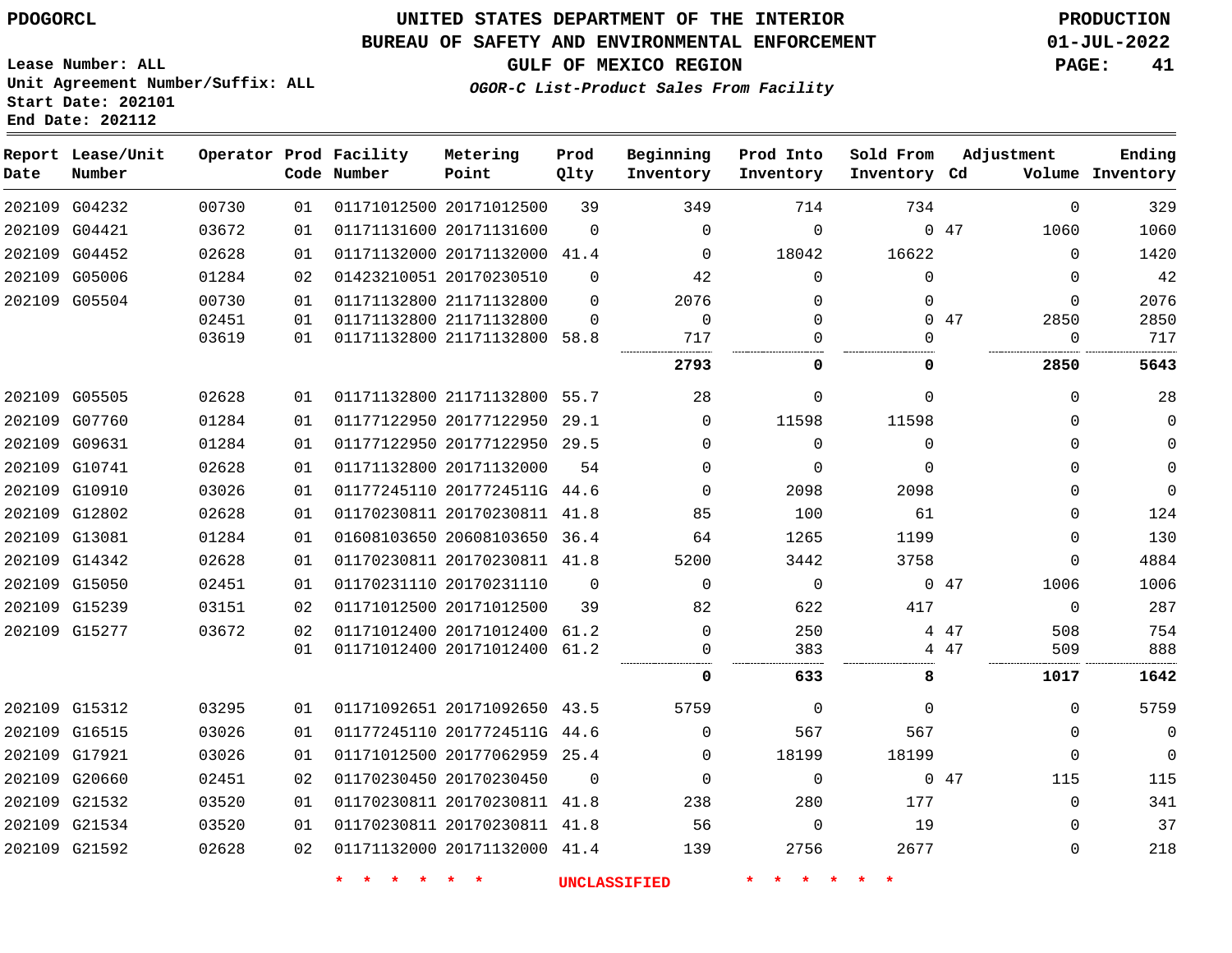PDOGORCL

# UNITED STATES DEPARTMENT OF THE INTERIOR
## BUREAU OF SAFETY AND ENVIRONMENTAL ENFORCEMENT
### GULF OF MEXICO REGION
*OGOR-C List-Product Sales From Facility*

PRODUCTION
01-JUL-2022

Lease Number: ALL
Unit Agreement Number/Suffix: ALL
Start Date: 202101
End Date: 202112

| Report Date | Lease/Unit Number | Operator | Prod Code | Facility Number | Metering Point | Prod Qlty | Beginning Inventory | Prod Into Inventory | Sold From Inventory | Adjustment Cd | Adjustment Volume | Ending Inventory |
|---|---|---|---|---|---|---|---|---|---|---|---|---|
| 202109 | G04232 | 00730 | 01 | 01171012500 | 20171012500 | 39 | 349 | 714 | 734 | | 0 | 329 |
| 202109 | G04421 | 03672 | 01 | 01171131600 | 20171131600 | 0 | 0 | 0 | 0 | 47 | 1060 | 1060 |
| 202109 | G04452 | 02628 | 01 | 01171132000 | 20171132000 | 41.4 | 0 | 18042 | 16622 | | 0 | 1420 |
| 202109 | G05006 | 01284 | 02 | 01423210051 | 20170230510 | 0 | 42 | 0 | 0 | | 0 | 42 |
| 202109 | G05504 | 00730 | 01 | 01171132800 | 21171132800 | 0 | 2076 | 0 | 0 | | 0 | 2076 |
| | | 02451 | 01 | 01171132800 | 21171132800 | 0 | 0 | 0 | 0 | 47 | 2850 | 2850 |
| | | 03619 | 01 | 01171132800 | 21171132800 | 58.8 | 717 | 0 | 0 | | 0 | 717 |
| | | | | | | | **2793** | **0** | **0** | | **2850** | **5643** |
| 202109 | G05505 | 02628 | 01 | 01171132800 | 21171132800 | 55.7 | 28 | 0 | 0 | | 0 | 28 |
| 202109 | G07760 | 01284 | 01 | 01177122950 | 20177122950 | 29.1 | 0 | 11598 | 11598 | | 0 | 0 |
| 202109 | G09631 | 01284 | 01 | 01177122950 | 20177122950 | 29.5 | 0 | 0 | 0 | | 0 | 0 |
| 202109 | G10741 | 02628 | 01 | 01171132800 | 20171132000 | 54 | 0 | 0 | 0 | | 0 | 0 |
| 202109 | G10910 | 03026 | 01 | 01177245110 | 2017724511G | 44.6 | 0 | 2098 | 2098 | | 0 | 0 |
| 202109 | G12802 | 02628 | 01 | 01170230811 | 20170230811 | 41.8 | 85 | 100 | 61 | | 0 | 124 |
| 202109 | G13081 | 01284 | 01 | 01608103650 | 20608103650 | 36.4 | 64 | 1265 | 1199 | | 0 | 130 |
| 202109 | G14342 | 02628 | 01 | 01170230811 | 20170230811 | 41.8 | 5200 | 3442 | 3758 | | 0 | 4884 |
| 202109 | G15050 | 02451 | 01 | 01170231110 | 20170231110 | 0 | 0 | 0 | 0 | 47 | 1006 | 1006 |
| 202109 | G15239 | 03151 | 02 | 01171012500 | 20171012500 | 39 | 82 | 622 | 417 | | 0 | 287 |
| 202109 | G15277 | 03672 | 02 | 01171012400 | 20171012400 | 61.2 | 0 | 250 | 4 | 47 | 508 | 754 |
| | | | 01 | 01171012400 | 20171012400 | 61.2 | 0 | 383 | 4 | 47 | 509 | 888 |
| | | | | | | | **0** | **633** | **8** | | **1017** | **1642** |
| 202109 | G15312 | 03295 | 01 | 01171092651 | 20171092650 | 43.5 | 5759 | 0 | 0 | | 0 | 5759 |
| 202109 | G16515 | 03026 | 01 | 01177245110 | 2017724511G | 44.6 | 0 | 567 | 567 | | 0 | 0 |
| 202109 | G17921 | 03026 | 01 | 01171012500 | 20177062959 | 25.4 | 0 | 18199 | 18199 | | 0 | 0 |
| 202109 | G20660 | 02451 | 02 | 01170230450 | 20170230450 | 0 | 0 | 0 | 0 | 47 | 115 | 115 |
| 202109 | G21532 | 03520 | 01 | 01170230811 | 20170230811 | 41.8 | 238 | 280 | 177 | | 0 | 341 |
| 202109 | G21534 | 03520 | 01 | 01170230811 | 20170230811 | 41.8 | 56 | 0 | 19 | | 0 | 37 |
| 202109 | G21592 | 02628 | 02 | 01171132000 | 20171132000 | 41.4 | 139 | 2756 | 2677 | | 0 | 218 |

* * * * * * UNCLASSIFIED * * * * * *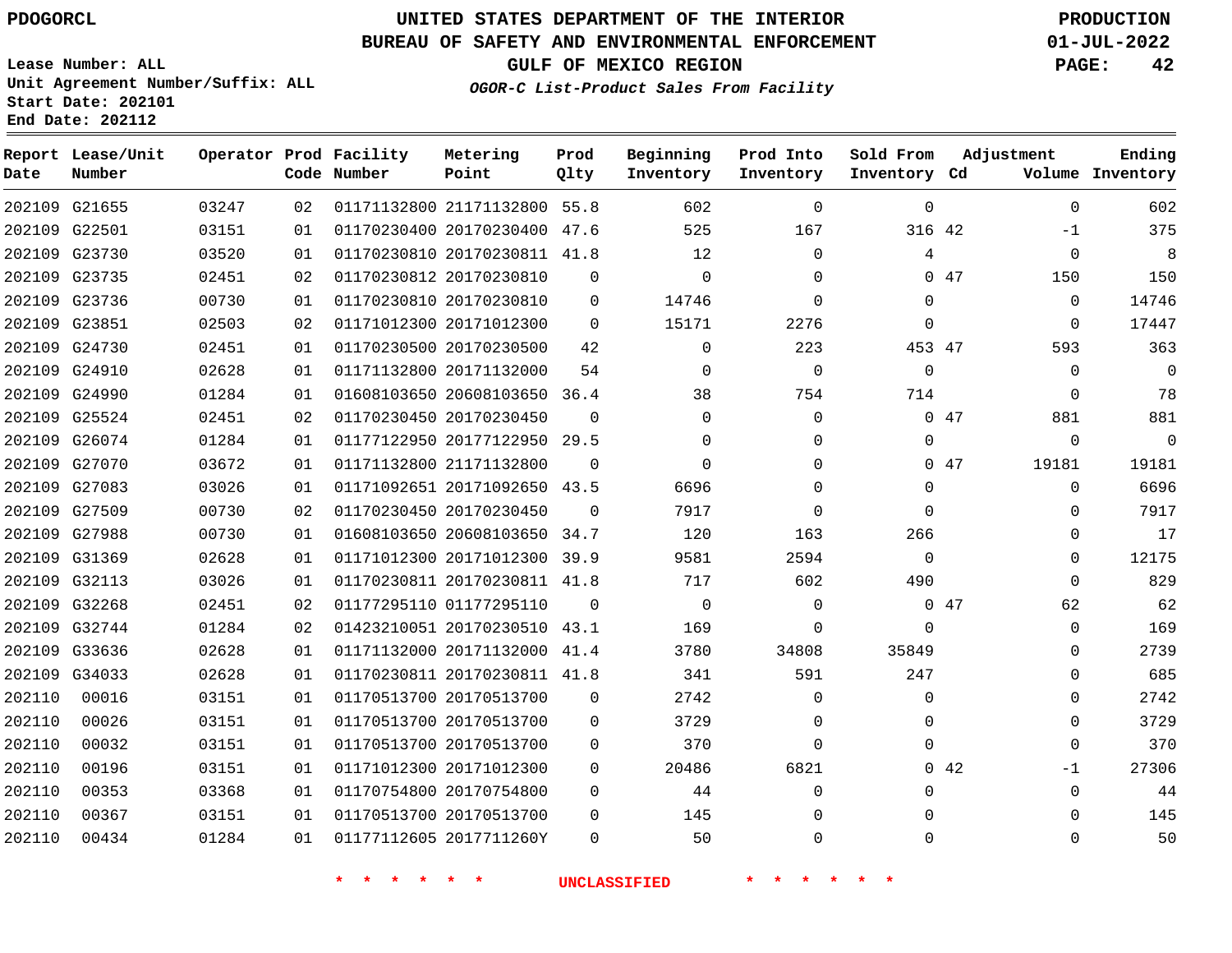PDOGORCL

# UNITED STATES DEPARTMENT OF THE INTERIOR
## BUREAU OF SAFETY AND ENVIRONMENTAL ENFORCEMENT
### GULF OF MEXICO REGION
*OGOR-C List-Product Sales From Facility*

PRODUCTION
01-JUL-2022

Lease Number: ALL
Unit Agreement Number/Suffix: ALL
Start Date: 202101
End Date: 202112

| Report Date | Lease/Unit Number | Operator | Prod Code | Facility Number | Metering Point | Prod Qlty | Beginning Inventory | Prod Into Inventory | Sold From Inventory | Adjustment Cd | Volume | Ending Inventory |
|---|---|---|---|---|---|---|---|---|---|---|---|---|
| 202109 | G21655 | 03247 | 02 | 01171132800 | 21171132800 | 55.8 | 602 | 0 | 0 | | 0 | 602 |
| 202109 | G22501 | 03151 | 01 | 01170230400 | 20170230400 | 47.6 | 525 | 167 | 316 | 42 | -1 | 375 |
| 202109 | G23730 | 03520 | 01 | 01170230810 | 20170230811 | 41.8 | 12 | 0 | 4 | | 0 | 8 |
| 202109 | G23735 | 02451 | 02 | 01170230812 | 20170230810 | 0 | 0 | 0 | 0 | 47 | 150 | 150 |
| 202109 | G23736 | 00730 | 01 | 01170230810 | 20170230810 | 0 | 14746 | 0 | 0 | | 0 | 14746 |
| 202109 | G23851 | 02503 | 02 | 01171012300 | 20171012300 | 0 | 15171 | 2276 | 0 | | 0 | 17447 |
| 202109 | G24730 | 02451 | 01 | 01170230500 | 20170230500 | 42 | 0 | 223 | 453 | 47 | 593 | 363 |
| 202109 | G24910 | 02628 | 01 | 01171132800 | 20171132000 | 54 | 0 | 0 | 0 | | 0 | 0 |
| 202109 | G24990 | 01284 | 01 | 01608103650 | 20608103650 | 36.4 | 38 | 754 | 714 | | 0 | 78 |
| 202109 | G25524 | 02451 | 02 | 01170230450 | 20170230450 | 0 | 0 | 0 | 0 | 47 | 881 | 881 |
| 202109 | G26074 | 01284 | 01 | 01177122950 | 20177122950 | 29.5 | 0 | 0 | 0 | | 0 | 0 |
| 202109 | G27070 | 03672 | 01 | 01171132800 | 21171132800 | 0 | 0 | 0 | 0 | 47 | 19181 | 19181 |
| 202109 | G27083 | 03026 | 01 | 01171092651 | 20171092650 | 43.5 | 6696 | 0 | 0 | | 0 | 6696 |
| 202109 | G27509 | 00730 | 02 | 01170230450 | 20170230450 | 0 | 7917 | 0 | 0 | | 0 | 7917 |
| 202109 | G27988 | 00730 | 01 | 01608103650 | 20608103650 | 34.7 | 120 | 163 | 266 | | 0 | 17 |
| 202109 | G31369 | 02628 | 01 | 01171012300 | 20171012300 | 39.9 | 9581 | 2594 | 0 | | 0 | 12175 |
| 202109 | G32113 | 03026 | 01 | 01170230811 | 20170230811 | 41.8 | 717 | 602 | 490 | | 0 | 829 |
| 202109 | G32268 | 02451 | 02 | 01177295110 | 01177295110 | 0 | 0 | 0 | 0 | 47 | 62 | 62 |
| 202109 | G32744 | 01284 | 02 | 01423210051 | 20170230510 | 43.1 | 169 | 0 | 0 | | 0 | 169 |
| 202109 | G33636 | 02628 | 01 | 01171132000 | 20171132000 | 41.4 | 3780 | 34808 | 35849 | | 0 | 2739 |
| 202109 | G34033 | 02628 | 01 | 01170230811 | 20170230811 | 41.8 | 341 | 591 | 247 | | 0 | 685 |
| 202110 | 00016 | 03151 | 01 | 01170513700 | 20170513700 | 0 | 2742 | 0 | 0 | | 0 | 2742 |
| 202110 | 00026 | 03151 | 01 | 01170513700 | 20170513700 | 0 | 3729 | 0 | 0 | | 0 | 3729 |
| 202110 | 00032 | 03151 | 01 | 01170513700 | 20170513700 | 0 | 370 | 0 | 0 | | 0 | 370 |
| 202110 | 00196 | 03151 | 01 | 01171012300 | 20171012300 | 0 | 20486 | 6821 | 0 | 42 | -1 | 27306 |
| 202110 | 00353 | 03368 | 01 | 01170754800 | 20170754800 | 0 | 44 | 0 | 0 | | 0 | 44 |
| 202110 | 00367 | 03151 | 01 | 01170513700 | 20170513700 | 0 | 145 | 0 | 0 | | 0 | 145 |
| 202110 | 00434 | 01284 | 01 | 01177112605 | 2017711260Y | 0 | 50 | 0 | 0 | | 0 | 50 |

\* \* \* \* \* \* UNCLASSIFIED \* \* \* \* \* \*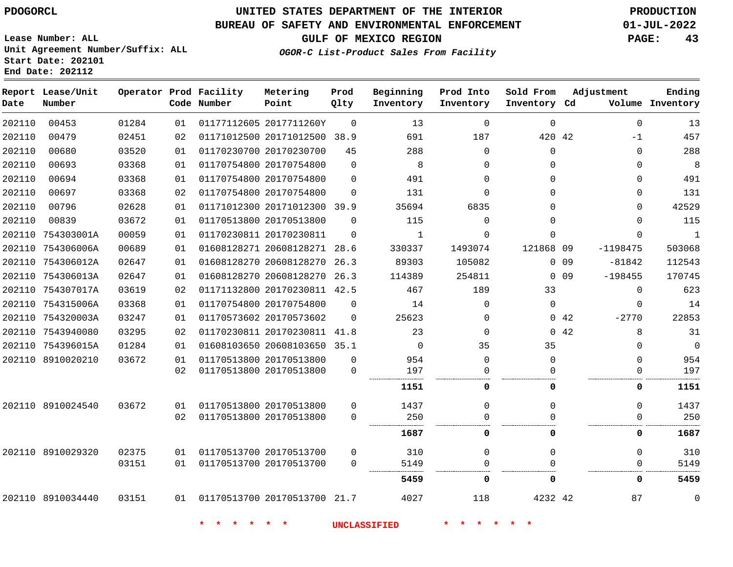PDOGORCL

Lease Number: ALL
Unit Agreement Number/Suffix: ALL
Start Date: 202101
End Date: 202112

# UNITED STATES DEPARTMENT OF THE INTERIOR
## BUREAU OF SAFETY AND ENVIRONMENTAL ENFORCEMENT
## GULF OF MEXICO REGION

*OGOR-C List-Product Sales From Facility*

PRODUCTION
01-JUL-2022

| Report Date | Lease/Unit Number | Operator | Prod Code | Facility Number | Metering Point | Prod Qlty | Beginning Inventory | Prod Into Inventory | Sold From Inventory | Adjustment Cd | Adjustment Volume | Ending Inventory |
|---|---|---|---|---|---|---|---|---|---|---|---|---|
| 202110 | 00453 | 01284 | 01 | 01177112605 | 2017711260Y | 0 | 13 | 0 | 0 | | 0 | 13 |
| 202110 | 00479 | 02451 | 02 | 01171012500 | 20171012500 | 38.9 | 691 | 187 | 420 | 42 | -1 | 457 |
| 202110 | 00680 | 03520 | 01 | 01170230700 | 20170230700 | 45 | 288 | 0 | 0 | | 0 | 288 |
| 202110 | 00693 | 03368 | 01 | 01170754800 | 20170754800 | 0 | 8 | 0 | 0 | | 0 | 8 |
| 202110 | 00694 | 03368 | 01 | 01170754800 | 20170754800 | 0 | 491 | 0 | 0 | | 0 | 491 |
| 202110 | 00697 | 03368 | 02 | 01170754800 | 20170754800 | 0 | 131 | 0 | 0 | | 0 | 131 |
| 202110 | 00796 | 02628 | 01 | 01171012300 | 20171012300 | 39.9 | 35694 | 6835 | 0 | | 0 | 42529 |
| 202110 | 00839 | 03672 | 01 | 01170513800 | 20170513800 | 0 | 115 | 0 | 0 | | 0 | 115 |
| 202110 | 754303001A | 00059 | 01 | 01170230811 | 20170230811 | 0 | 1 | 0 | 0 | | 0 | 1 |
| 202110 | 754306006A | 00689 | 01 | 01608128271 | 20608128271 | 28.6 | 330337 | 1493074 | 121868 | 09 | -1198475 | 503068 |
| 202110 | 754306012A | 02647 | 01 | 01608128270 | 20608128270 | 26.3 | 89303 | 105082 | 0 | 09 | -81842 | 112543 |
| 202110 | 754306013A | 02647 | 01 | 01608128270 | 20608128270 | 26.3 | 114389 | 254811 | 0 | 09 | -198455 | 170745 |
| 202110 | 754307017A | 03619 | 02 | 01171132800 | 20170230811 | 42.5 | 467 | 189 | 33 | | 0 | 623 |
| 202110 | 754315006A | 03368 | 01 | 01170754800 | 20170754800 | 0 | 14 | 0 | 0 | | 0 | 14 |
| 202110 | 754320003A | 03247 | 01 | 01170573602 | 20170573602 | 0 | 25623 | 0 | 0 | 42 | -2770 | 22853 |
| 202110 | 7543940080 | 03295 | 02 | 01170230811 | 20170230811 | 41.8 | 23 | 0 | 0 | 42 | 8 | 31 |
| 202110 | 754396015A | 01284 | 01 | 01608103650 | 20608103650 | 35.1 | 0 | 35 | 35 | | 0 | 0 |
| 202110 | 8910020210 | 03672 | 01 | 01170513800 | 20170513800 | 0 | 954 | 0 | 0 | | 0 | 954 |
| | | | 02 | 01170513800 | 20170513800 | 0 | 197 | 0 | 0 | | 0 | 197 |
| | | | | | | | **1151** | **0** | **0** | | **0** | **1151** |
| 202110 | 8910024540 | 03672 | 01 | 01170513800 | 20170513800 | 0 | 1437 | 0 | 0 | | 0 | 1437 |
| | | | 02 | 01170513800 | 20170513800 | 0 | 250 | 0 | 0 | | 0 | 250 |
| | | | | | | | **1687** | **0** | **0** | | **0** | **1687** |
| 202110 | 8910029320 | 02375 | 01 | 01170513700 | 20170513700 | 0 | 310 | 0 | 0 | | 0 | 310 |
| | | 03151 | 01 | 01170513700 | 20170513700 | 0 | 5149 | 0 | 0 | | 0 | 5149 |
| | | | | | | | **5459** | **0** | **0** | | **0** | **5459** |
| 202110 | 8910034440 | 03151 | 01 | 01170513700 | 20170513700 | 21.7 | 4027 | 118 | 4232 | 42 | 87 | 0 |

* * * * * * UNCLASSIFIED * * * * * *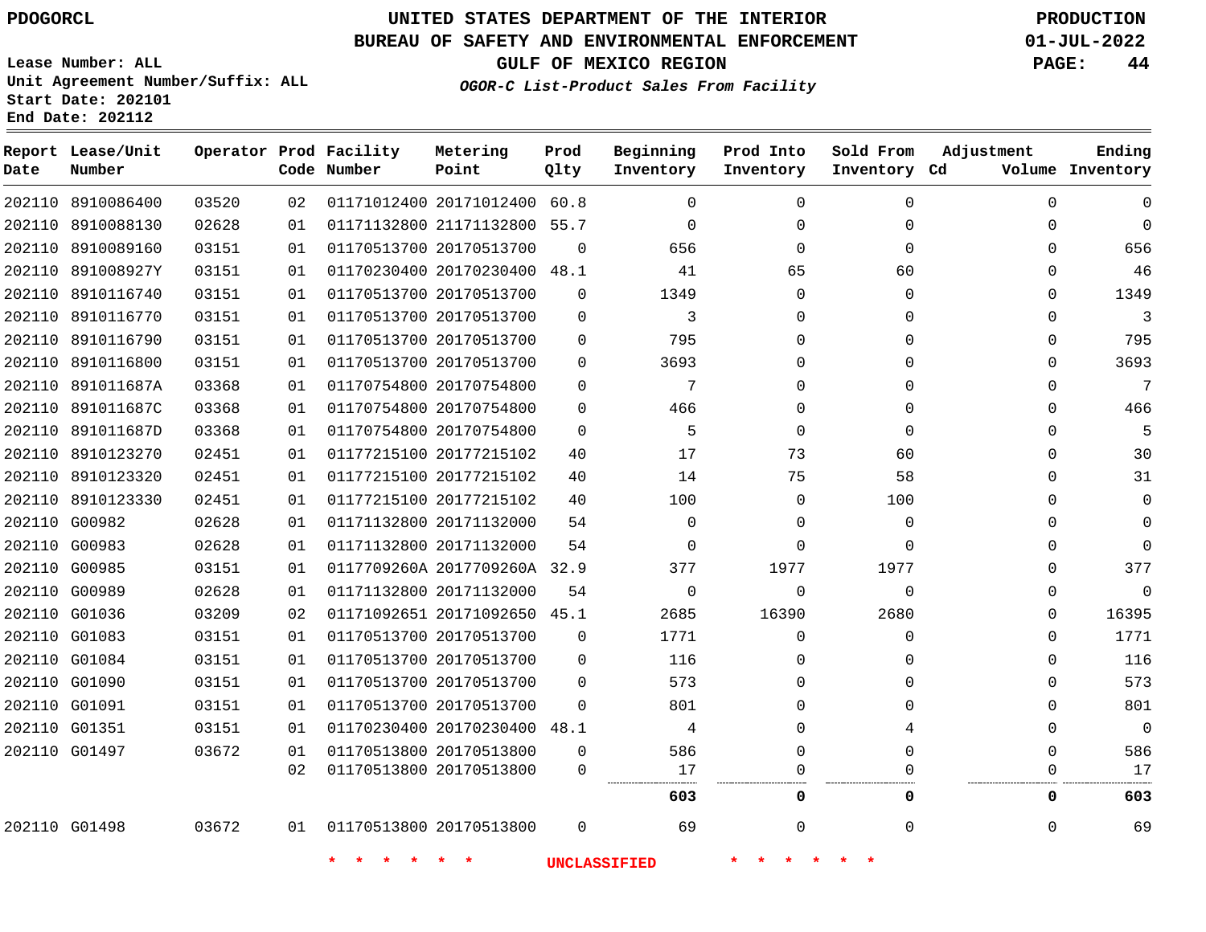PDOGORCL

# UNITED STATES DEPARTMENT OF THE INTERIOR
## BUREAU OF SAFETY AND ENVIRONMENTAL ENFORCEMENT
### GULF OF MEXICO REGION
*OGOR-C List-Product Sales From Facility*

PRODUCTION
01-JUL-2022

Lease Number: ALL
Unit Agreement Number/Suffix: ALL
Start Date: 202101
End Date: 202112

| Report Date | Lease/Unit Number | Operator | Prod Code | Facility Number | Metering Point | Prod Qlty | Beginning Inventory | Prod Into Inventory | Sold From Inventory | Adjustment Cd | Volume | Ending Inventory |
|---|---|---|---|---|---|---|---|---|---|---|---|---|
| 202110 | 8910086400 | 03520 | 02 | 01171012400 | 20171012400 | 60.8 | 0 | 0 | 0 | | 0 | 0 |
| 202110 | 8910088130 | 02628 | 01 | 01171132800 | 21171132800 | 55.7 | 0 | 0 | 0 | | 0 | 0 |
| 202110 | 8910089160 | 03151 | 01 | 01170513700 | 20170513700 | 0 | 656 | 0 | 0 | | 0 | 656 |
| 202110 | 891008927Y | 03151 | 01 | 01170230400 | 20170230400 | 48.1 | 41 | 65 | 60 | | 0 | 46 |
| 202110 | 8910116740 | 03151 | 01 | 01170513700 | 20170513700 | 0 | 1349 | 0 | 0 | | 0 | 1349 |
| 202110 | 8910116770 | 03151 | 01 | 01170513700 | 20170513700 | 0 | 3 | 0 | 0 | | 0 | 3 |
| 202110 | 8910116790 | 03151 | 01 | 01170513700 | 20170513700 | 0 | 795 | 0 | 0 | | 0 | 795 |
| 202110 | 8910116800 | 03151 | 01 | 01170513700 | 20170513700 | 0 | 3693 | 0 | 0 | | 0 | 3693 |
| 202110 | 891011687A | 03368 | 01 | 01170754800 | 20170754800 | 0 | 7 | 0 | 0 | | 0 | 7 |
| 202110 | 891011687C | 03368 | 01 | 01170754800 | 20170754800 | 0 | 466 | 0 | 0 | | 0 | 466 |
| 202110 | 891011687D | 03368 | 01 | 01170754800 | 20170754800 | 0 | 5 | 0 | 0 | | 0 | 5 |
| 202110 | 8910123270 | 02451 | 01 | 01177215100 | 20177215102 | 40 | 17 | 73 | 60 | | 0 | 30 |
| 202110 | 8910123320 | 02451 | 01 | 01177215100 | 20177215102 | 40 | 14 | 75 | 58 | | 0 | 31 |
| 202110 | 8910123330 | 02451 | 01 | 01177215100 | 20177215102 | 40 | 100 | 0 | 100 | | 0 | 0 |
| 202110 | G00982 | 02628 | 01 | 01171132800 | 20171132000 | 54 | 0 | 0 | 0 | | 0 | 0 |
| 202110 | G00983 | 02628 | 01 | 01171132800 | 20171132000 | 54 | 0 | 0 | 0 | | 0 | 0 |
| 202110 | G00985 | 03151 | 01 | 0117709260A | 2017709260A | 32.9 | 377 | 1977 | 1977 | | 0 | 377 |
| 202110 | G00989 | 02628 | 01 | 01171132800 | 20171132000 | 54 | 0 | 0 | 0 | | 0 | 0 |
| 202110 | G01036 | 03209 | 02 | 01171092651 | 20171092650 | 45.1 | 2685 | 16390 | 2680 | | 0 | 16395 |
| 202110 | G01083 | 03151 | 01 | 01170513700 | 20170513700 | 0 | 1771 | 0 | 0 | | 0 | 1771 |
| 202110 | G01084 | 03151 | 01 | 01170513700 | 20170513700 | 0 | 116 | 0 | 0 | | 0 | 116 |
| 202110 | G01090 | 03151 | 01 | 01170513700 | 20170513700 | 0 | 573 | 0 | 0 | | 0 | 573 |
| 202110 | G01091 | 03151 | 01 | 01170513700 | 20170513700 | 0 | 801 | 0 | 0 | | 0 | 801 |
| 202110 | G01351 | 03151 | 01 | 01170230400 | 20170230400 | 48.1 | 4 | 0 | 4 | | 0 | 0 |
| 202110 | G01497 | 03672 | 01 | 01170513800 | 20170513800 | 0 | 586 | 0 | 0 | | 0 | 586 |
| | | | 02 | 01170513800 | 20170513800 | 0 | 17 | 0 | 0 | | 0 | 17 |
| | | | | | | | **603** | **0** | **0** | | **0** | **603** |
| 202110 | G01498 | 03672 | 01 | 01170513800 | 20170513800 | 0 | 69 | 0 | 0 | | 0 | 69 |

\* \* \* \* \* \* UNCLASSIFIED \* \* \* \* \* \*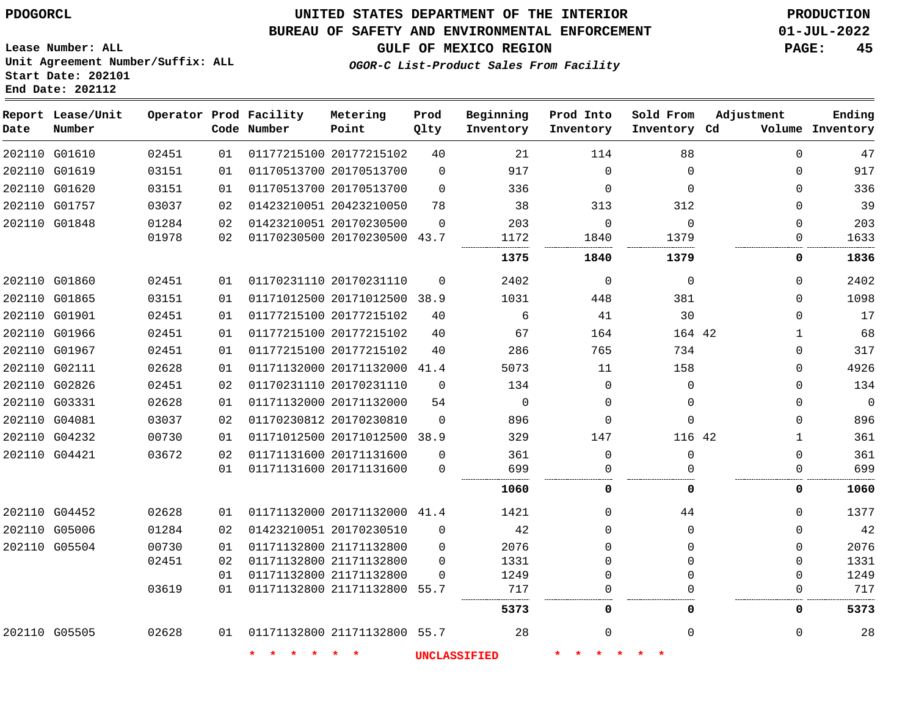PDOGORCL

# UNITED STATES DEPARTMENT OF THE INTERIOR
## BUREAU OF SAFETY AND ENVIRONMENTAL ENFORCEMENT
### GULF OF MEXICO REGION

*OGOR-C List-Product Sales From Facility*

PRODUCTION
01-JUL-2022

Lease Number: ALL
Unit Agreement Number/Suffix: ALL
Start Date: 202101
End Date: 202112

| Report Date | Lease/Unit Number | Operator | Prod Code | Facility Number | Metering Point | Prod Qlty | Beginning Inventory | Prod Into Inventory | Sold From Inventory | Adjustment Cd | Volume | Ending Inventory |
|---|---|---|---|---|---|---|---|---|---|---|---|---|
| 202110 | G01610 | 02451 | 01 | 01177215100 | 20177215102 | 40 | 21 | 114 | 88 | | 0 | 47 |
| 202110 | G01619 | 03151 | 01 | 01170513700 | 20170513700 | 0 | 917 | 0 | 0 | | 0 | 917 |
| 202110 | G01620 | 03151 | 01 | 01170513700 | 20170513700 | 0 | 336 | 0 | 0 | | 0 | 336 |
| 202110 | G01757 | 03037 | 02 | 01423210051 | 20423210050 | 78 | 38 | 313 | 312 | | 0 | 39 |
| 202110 | G01848 | 01284 | 02 | 01423210051 | 20170230500 | 0 | 203 | 0 | 0 | | 0 | 203 |
| | | 01978 | 02 | 01170230500 | 20170230500 | 43.7 | 1172 | 1840 | 1379 | | 0 | 1633 |
| | | | | | | | **1375** | **1840** | **1379** | | **0** | **1836** |
| 202110 | G01860 | 02451 | 01 | 01170231110 | 20170231110 | 0 | 2402 | 0 | 0 | | 0 | 2402 |
| 202110 | G01865 | 03151 | 01 | 01171012500 | 20171012500 | 38.9 | 1031 | 448 | 381 | | 0 | 1098 |
| 202110 | G01901 | 02451 | 01 | 01177215100 | 20177215102 | 40 | 6 | 41 | 30 | | 0 | 17 |
| 202110 | G01966 | 02451 | 01 | 01177215100 | 20177215102 | 40 | 67 | 164 | 164 | 42 | 1 | 68 |
| 202110 | G01967 | 02451 | 01 | 01177215100 | 20177215102 | 40 | 286 | 765 | 734 | | 0 | 317 |
| 202110 | G02111 | 02628 | 01 | 01171132000 | 20171132000 | 41.4 | 5073 | 11 | 158 | | 0 | 4926 |
| 202110 | G02826 | 02451 | 02 | 01170231110 | 20170231110 | 0 | 134 | 0 | 0 | | 0 | 134 |
| 202110 | G03331 | 02628 | 01 | 01171132000 | 20171132000 | 54 | 0 | 0 | 0 | | 0 | 0 |
| 202110 | G04081 | 03037 | 02 | 01170230812 | 20170230810 | 0 | 896 | 0 | 0 | | 0 | 896 |
| 202110 | G04232 | 00730 | 01 | 01171012500 | 20171012500 | 38.9 | 329 | 147 | 116 | 42 | 1 | 361 |
| 202110 | G04421 | 03672 | 02 | 01171131600 | 20171131600 | 0 | 361 | 0 | 0 | | 0 | 361 |
| | | | 01 | 01171131600 | 20171131600 | 0 | 699 | 0 | 0 | | 0 | 699 |
| | | | | | | | **1060** | **0** | **0** | | **0** | **1060** |
| 202110 | G04452 | 02628 | 01 | 01171132000 | 20171132000 | 41.4 | 1421 | 0 | 44 | | 0 | 1377 |
| 202110 | G05006 | 01284 | 02 | 01423210051 | 20170230510 | 0 | 42 | 0 | 0 | | 0 | 42 |
| 202110 | G05504 | 00730 | 01 | 01171132800 | 21171132800 | 0 | 2076 | 0 | 0 | | 0 | 2076 |
| | | 02451 | 02 | 01171132800 | 21171132800 | 0 | 1331 | 0 | 0 | | 0 | 1331 |
| | | | 01 | 01171132800 | 21171132800 | 0 | 1249 | 0 | 0 | | 0 | 1249 |
| | | 03619 | 01 | 01171132800 | 21171132800 | 55.7 | 717 | 0 | 0 | | 0 | 717 |
| | | | | | | | **5373** | **0** | **0** | | **0** | **5373** |
| 202110 | G05505 | 02628 | 01 | 01171132800 | 21171132800 | 55.7 | 28 | 0 | 0 | | 0 | 28 |

* * * * * * UNCLASSIFIED * * * * * *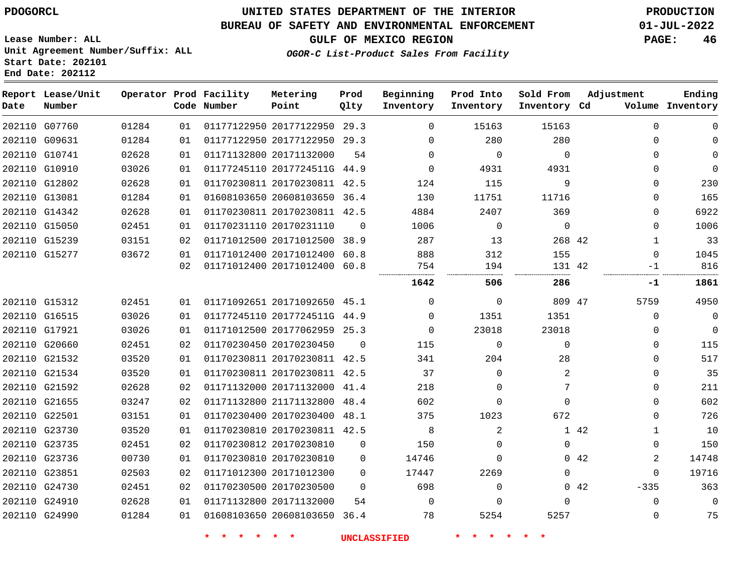PDOGORCL

# UNITED STATES DEPARTMENT OF THE INTERIOR
## BUREAU OF SAFETY AND ENVIRONMENTAL ENFORCEMENT
### GULF OF MEXICO REGION

*OGOR-C List-Product Sales From Facility*

PRODUCTION
01-JUL-2022

Lease Number: ALL
Unit Agreement Number/Suffix: ALL
Start Date: 202101
End Date: 202112

| Report Date | Lease/Unit Number | Operator | Prod Code | Facility Number | Metering Point | Prod Qlty | Beginning Inventory | Prod Into Inventory | Sold From Inventory | Adjustment Cd | Adjustment Volume | Ending Inventory |
|---|---|---|---|---|---|---|---|---|---|---|---|---|
| 202110 | G07760 | 01284 | 01 | 01177122950 | 20177122950 | 29.3 | 0 | 15163 | 15163 | | 0 | 0 |
| 202110 | G09631 | 01284 | 01 | 01177122950 | 20177122950 | 29.3 | 0 | 280 | 280 | | 0 | 0 |
| 202110 | G10741 | 02628 | 01 | 01171132800 | 20171132000 | 54 | 0 | 0 | 0 | | 0 | 0 |
| 202110 | G10910 | 03026 | 01 | 01177245110 | 2017724511G | 44.9 | 0 | 4931 | 4931 | | 0 | 0 |
| 202110 | G12802 | 02628 | 01 | 01170230811 | 20170230811 | 42.5 | 124 | 115 | 9 | | 0 | 230 |
| 202110 | G13081 | 01284 | 01 | 01608103650 | 20608103650 | 36.4 | 130 | 11751 | 11716 | | 0 | 165 |
| 202110 | G14342 | 02628 | 01 | 01170230811 | 20170230811 | 42.5 | 4884 | 2407 | 369 | | 0 | 6922 |
| 202110 | G15050 | 02451 | 01 | 01170231110 | 20170231110 | 0 | 1006 | 0 | 0 | | 0 | 1006 |
| 202110 | G15239 | 03151 | 02 | 01171012500 | 20171012500 | 38.9 | 287 | 13 | 268 | 42 | 1 | 33 |
| 202110 | G15277 | 03672 | 01 | 01171012400 | 20171012400 | 60.8 | 888 | 312 | 155 | | 0 | 1045 |
| | | | 02 | 01171012400 | 20171012400 | 60.8 | 754 | 194 | 131 | 42 | -1 | 816 |
| | | | | | | | **1642** | **506** | **286** | | **-1** | **1861** |
| 202110 | G15312 | 02451 | 01 | 01171092651 | 20171092650 | 45.1 | 0 | 0 | 809 | 47 | 5759 | 4950 |
| 202110 | G16515 | 03026 | 01 | 01177245110 | 2017724511G | 44.9 | 0 | 1351 | 1351 | | 0 | 0 |
| 202110 | G17921 | 03026 | 01 | 01171012500 | 20177062959 | 25.3 | 0 | 23018 | 23018 | | 0 | 0 |
| 202110 | G20660 | 02451 | 02 | 01170230450 | 20170230450 | 0 | 115 | 0 | 0 | | 0 | 115 |
| 202110 | G21532 | 03520 | 01 | 01170230811 | 20170230811 | 42.5 | 341 | 204 | 28 | | 0 | 517 |
| 202110 | G21534 | 03520 | 01 | 01170230811 | 20170230811 | 42.5 | 37 | 0 | 2 | | 0 | 35 |
| 202110 | G21592 | 02628 | 02 | 01171132000 | 20171132000 | 41.4 | 218 | 0 | 7 | | 0 | 211 |
| 202110 | G21655 | 03247 | 02 | 01171132800 | 21171132800 | 48.4 | 602 | 0 | 0 | | 0 | 602 |
| 202110 | G22501 | 03151 | 01 | 01170230400 | 20170230400 | 48.1 | 375 | 1023 | 672 | | 0 | 726 |
| 202110 | G23730 | 03520 | 01 | 01170230810 | 20170230811 | 42.5 | 8 | 2 | 1 | 42 | 1 | 10 |
| 202110 | G23735 | 02451 | 02 | 01170230812 | 20170230810 | 0 | 150 | 0 | 0 | | 0 | 150 |
| 202110 | G23736 | 00730 | 01 | 01170230810 | 20170230810 | 0 | 14746 | 0 | 0 | 42 | 2 | 14748 |
| 202110 | G23851 | 02503 | 02 | 01171012300 | 20171012300 | 0 | 17447 | 2269 | 0 | | 0 | 19716 |
| 202110 | G24730 | 02451 | 02 | 01170230500 | 20170230500 | 0 | 698 | 0 | 0 | 42 | -335 | 363 |
| 202110 | G24910 | 02628 | 01 | 01171132800 | 20171132000 | 54 | 0 | 0 | 0 | | 0 | 0 |
| 202110 | G24990 | 01284 | 01 | 01608103650 | 20608103650 | 36.4 | 78 | 5254 | 5257 | | 0 | 75 |

\* \* \* \* \* \* UNCLASSIFIED \* \* \* \* \* \*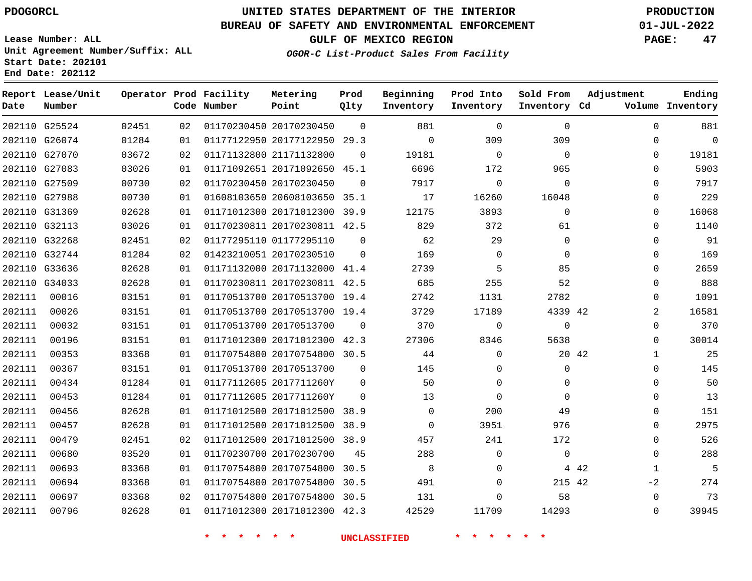PDOGORCL

Lease Number: ALL
Unit Agreement Number/Suffix: ALL
Start Date: 202101
End Date: 202112

# UNITED STATES DEPARTMENT OF THE INTERIOR
## BUREAU OF SAFETY AND ENVIRONMENTAL ENFORCEMENT
### GULF OF MEXICO REGION
*OGOR-C List-Product Sales From Facility*

PRODUCTION
01-JUL-2022

| Report Date | Lease/Unit Number | Operator | Prod Code | Facility Number | Metering Point | Prod Qlty | Beginning Inventory | Prod Into Inventory | Sold From Inventory | Adjustment Cd | Adjustment Volume | Ending Inventory |
|---|---|---|---|---|---|---|---|---|---|---|---|---|
| 202110 | G25524 | 02451 | 02 | 01170230450 | 20170230450 | 0 | 881 | 0 | 0 | | 0 | 881 |
| 202110 | G26074 | 01284 | 01 | 01177122950 | 20177122950 | 29.3 | 0 | 309 | 309 | | 0 | 0 |
| 202110 | G27070 | 03672 | 02 | 01171132800 | 21171132800 | 0 | 19181 | 0 | 0 | | 0 | 19181 |
| 202110 | G27083 | 03026 | 01 | 01171092651 | 20171092650 | 45.1 | 6696 | 172 | 965 | | 0 | 5903 |
| 202110 | G27509 | 00730 | 02 | 01170230450 | 20170230450 | 0 | 7917 | 0 | 0 | | 0 | 7917 |
| 202110 | G27988 | 00730 | 01 | 01608103650 | 20608103650 | 35.1 | 17 | 16260 | 16048 | | 0 | 229 |
| 202110 | G31369 | 02628 | 01 | 01171012300 | 20171012300 | 39.9 | 12175 | 3893 | 0 | | 0 | 16068 |
| 202110 | G32113 | 03026 | 01 | 01170230811 | 20170230811 | 42.5 | 829 | 372 | 61 | | 0 | 1140 |
| 202110 | G32268 | 02451 | 02 | 01177295110 | 01177295110 | 0 | 62 | 29 | 0 | | 0 | 91 |
| 202110 | G32744 | 01284 | 02 | 01423210051 | 20170230510 | 0 | 169 | 0 | 0 | | 0 | 169 |
| 202110 | G33636 | 02628 | 01 | 01171132000 | 20171132000 | 41.4 | 2739 | 5 | 85 | | 0 | 2659 |
| 202110 | G34033 | 02628 | 01 | 01170230811 | 20170230811 | 42.5 | 685 | 255 | 52 | | 0 | 888 |
| 202111 | 00016 | 03151 | 01 | 01170513700 | 20170513700 | 19.4 | 2742 | 1131 | 2782 | | 0 | 1091 |
| 202111 | 00026 | 03151 | 01 | 01170513700 | 20170513700 | 19.4 | 3729 | 17189 | 4339 | 42 | 2 | 16581 |
| 202111 | 00032 | 03151 | 01 | 01170513700 | 20170513700 | 0 | 370 | 0 | 0 | | 0 | 370 |
| 202111 | 00196 | 03151 | 01 | 01171012300 | 20171012300 | 42.3 | 27306 | 8346 | 5638 | | 0 | 30014 |
| 202111 | 00353 | 03368 | 01 | 01170754800 | 20170754800 | 30.5 | 44 | 0 | 20 | 42 | 1 | 25 |
| 202111 | 00367 | 03151 | 01 | 01170513700 | 20170513700 | 0 | 145 | 0 | 0 | | 0 | 145 |
| 202111 | 00434 | 01284 | 01 | 01177112605 | 2017711260Y | 0 | 50 | 0 | 0 | | 0 | 50 |
| 202111 | 00453 | 01284 | 01 | 01177112605 | 2017711260Y | 0 | 13 | 0 | 0 | | 0 | 13 |
| 202111 | 00456 | 02628 | 01 | 01171012500 | 20171012500 | 38.9 | 0 | 200 | 49 | | 0 | 151 |
| 202111 | 00457 | 02628 | 01 | 01171012500 | 20171012500 | 38.9 | 0 | 3951 | 976 | | 0 | 2975 |
| 202111 | 00479 | 02451 | 02 | 01171012500 | 20171012500 | 38.9 | 457 | 241 | 172 | | 0 | 526 |
| 202111 | 00680 | 03520 | 01 | 01170230700 | 20170230700 | 45 | 288 | 0 | 0 | | 0 | 288 |
| 202111 | 00693 | 03368 | 01 | 01170754800 | 20170754800 | 30.5 | 8 | 0 | 4 | 42 | 1 | 5 |
| 202111 | 00694 | 03368 | 01 | 01170754800 | 20170754800 | 30.5 | 491 | 0 | 215 | 42 | -2 | 274 |
| 202111 | 00697 | 03368 | 02 | 01170754800 | 20170754800 | 30.5 | 131 | 0 | 58 | | 0 | 73 |
| 202111 | 00796 | 02628 | 01 | 01171012300 | 20171012300 | 42.3 | 42529 | 11709 | 14293 | | 0 | 39945 |

* * * * * * UNCLASSIFIED * * * * * *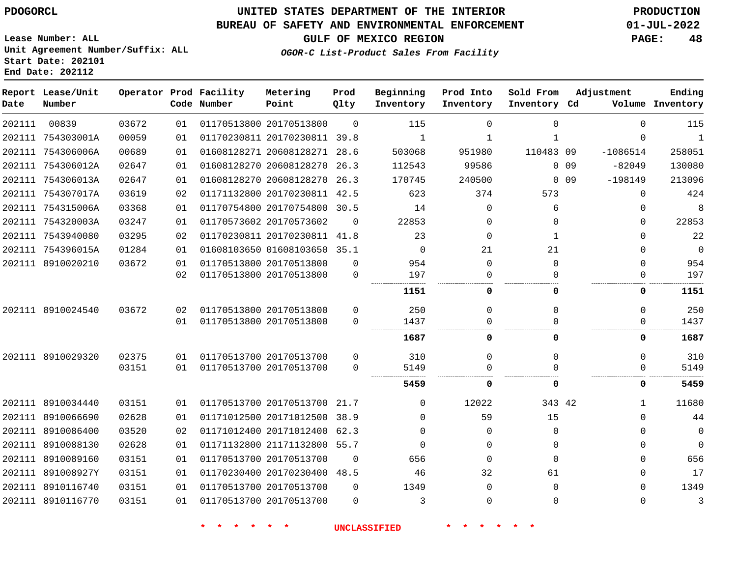PDOGORCL

# UNITED STATES DEPARTMENT OF THE INTERIOR
## BUREAU OF SAFETY AND ENVIRONMENTAL ENFORCEMENT
### GULF OF MEXICO REGION
*OGOR-C List-Product Sales From Facility*

PRODUCTION
01-JUL-2022

Lease Number: ALL
Unit Agreement Number/Suffix: ALL
Start Date: 202101
End Date: 202112

| Report Date | Lease/Unit Number | Operator | Prod Code | Facility Number | Metering Point | Prod Qlty | Beginning Inventory | Prod Into Inventory | Sold From Inventory | Adjustment Cd | Volume | Ending Inventory |
|---|---|---|---|---|---|---|---|---|---|---|---|---|
| 202111 | 00839 | 03672 | 01 | 01170513800 | 20170513800 | 0 | 115 | 0 | 0 | | 0 | 115 |
| 202111 | 754303001A | 00059 | 01 | 01170230811 | 20170230811 | 39.8 | 1 | 1 | 1 | | 0 | 1 |
| 202111 | 754306006A | 00689 | 01 | 01608128271 | 20608128271 | 28.6 | 503068 | 951980 | 110483 | 09 | -1086514 | 258051 |
| 202111 | 754306012A | 02647 | 01 | 01608128270 | 20608128270 | 26.3 | 112543 | 99586 | 0 | 09 | -82049 | 130080 |
| 202111 | 754306013A | 02647 | 01 | 01608128270 | 20608128270 | 26.3 | 170745 | 240500 | 0 | 09 | -198149 | 213096 |
| 202111 | 754307017A | 03619 | 02 | 01171132800 | 20170230811 | 42.5 | 623 | 374 | 573 | | 0 | 424 |
| 202111 | 754315006A | 03368 | 01 | 01170754800 | 20170754800 | 30.5 | 14 | 0 | 6 | | 0 | 8 |
| 202111 | 754320003A | 03247 | 01 | 01170573602 | 20170573602 | 0 | 22853 | 0 | 0 | | 0 | 22853 |
| 202111 | 7543940080 | 03295 | 02 | 01170230811 | 20170230811 | 41.8 | 23 | 0 | 1 | | 0 | 22 |
| 202111 | 754396015A | 01284 | 01 | 01608103650 | 01608103650 | 35.1 | 0 | 21 | 21 | | 0 | 0 |
| 202111 | 8910020210 | 03672 | 01 | 01170513800 | 20170513800 | 0 | 954 | 0 | 0 | | 0 | 954 |
| | | | 02 | 01170513800 | 20170513800 | 0 | 197 | 0 | 0 | | 0 | 197 |
| | | | | | | | **1151** | **0** | **0** | | **0** | **1151** |
| 202111 | 8910024540 | 03672 | 02 | 01170513800 | 20170513800 | 0 | 250 | 0 | 0 | | 0 | 250 |
| | | | 01 | 01170513800 | 20170513800 | 0 | 1437 | 0 | 0 | | 0 | 1437 |
| | | | | | | | **1687** | **0** | **0** | | **0** | **1687** |
| 202111 | 8910029320 | 02375 | 01 | 01170513700 | 20170513700 | 0 | 310 | 0 | 0 | | 0 | 310 |
| | | 03151 | 01 | 01170513700 | 20170513700 | 0 | 5149 | 0 | 0 | | 0 | 5149 |
| | | | | | | | **5459** | **0** | **0** | | **0** | **5459** |
| 202111 | 8910034440 | 03151 | 01 | 01170513700 | 20170513700 | 21.7 | 0 | 12022 | 343 | 42 | 1 | 11680 |
| 202111 | 8910066690 | 02628 | 01 | 01171012500 | 20171012500 | 38.9 | 0 | 59 | 15 | | 0 | 44 |
| 202111 | 8910086400 | 03520 | 02 | 01171012400 | 20171012400 | 62.3 | 0 | 0 | 0 | | 0 | 0 |
| 202111 | 8910088130 | 02628 | 01 | 01171132800 | 21171132800 | 55.7 | 0 | 0 | 0 | | 0 | 0 |
| 202111 | 8910089160 | 03151 | 01 | 01170513700 | 20170513700 | 0 | 656 | 0 | 0 | | 0 | 656 |
| 202111 | 891008927Y | 03151 | 01 | 01170230400 | 20170230400 | 48.5 | 46 | 32 | 61 | | 0 | 17 |
| 202111 | 8910116740 | 03151 | 01 | 01170513700 | 20170513700 | 0 | 1349 | 0 | 0 | | 0 | 1349 |
| 202111 | 8910116770 | 03151 | 01 | 01170513700 | 20170513700 | 0 | 3 | 0 | 0 | | 0 | 3 |

* * * * * * UNCLASSIFIED * * * * * *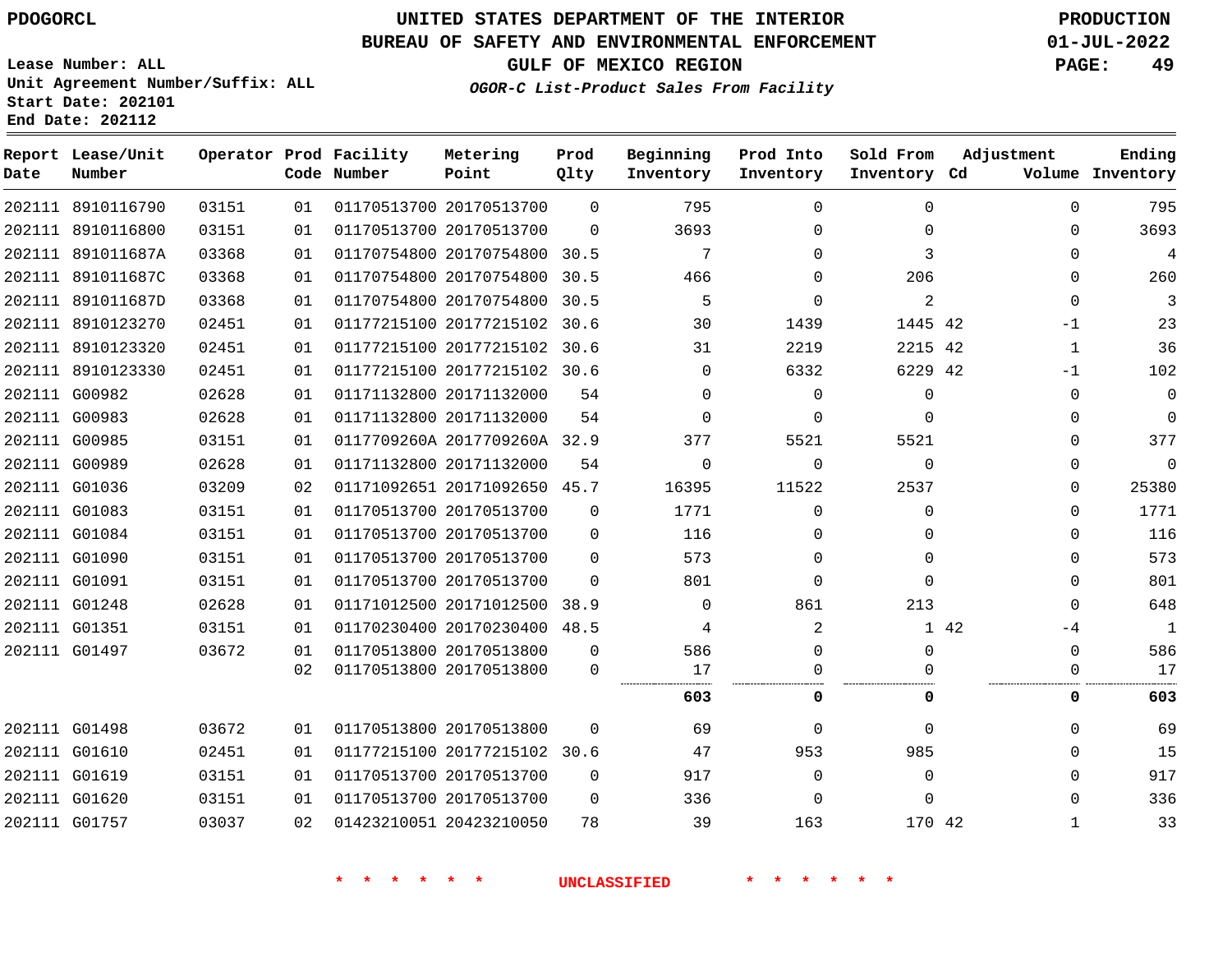PDOGORCL

# UNITED STATES DEPARTMENT OF THE INTERIOR
## BUREAU OF SAFETY AND ENVIRONMENTAL ENFORCEMENT
### GULF OF MEXICO REGION

*OGOR-C List-Product Sales From Facility*

PRODUCTION
01-JUL-2022

Lease Number: ALL
Unit Agreement Number/Suffix: ALL
Start Date: 202101
End Date: 202112

| Report Date | Lease/Unit Number | Operator | Prod Code | Facility Number | Metering Point | Prod Qlty | Beginning Inventory | Prod Into Inventory | Sold From Inventory | Adjustment Cd | Volume | Ending Inventory |
|---|---|---|---|---|---|---|---|---|---|---|---|---|
| 202111 | 8910116790 | 03151 | 01 | 01170513700 | 20170513700 | 0 | 795 | 0 | 0 | | 0 | 795 |
| 202111 | 8910116800 | 03151 | 01 | 01170513700 | 20170513700 | 0 | 3693 | 0 | 0 | | 0 | 3693 |
| 202111 | 891011687A | 03368 | 01 | 01170754800 | 20170754800 | 30.5 | 7 | 0 | 3 | | 0 | 4 |
| 202111 | 891011687C | 03368 | 01 | 01170754800 | 20170754800 | 30.5 | 466 | 0 | 206 | | 0 | 260 |
| 202111 | 891011687D | 03368 | 01 | 01170754800 | 20170754800 | 30.5 | 5 | 0 | 2 | | 0 | 3 |
| 202111 | 8910123270 | 02451 | 01 | 01177215100 | 20177215102 | 30.6 | 30 | 1439 | 1445 | 42 | -1 | 23 |
| 202111 | 8910123320 | 02451 | 01 | 01177215100 | 20177215102 | 30.6 | 31 | 2219 | 2215 | 42 | 1 | 36 |
| 202111 | 8910123330 | 02451 | 01 | 01177215100 | 20177215102 | 30.6 | 0 | 6332 | 6229 | 42 | -1 | 102 |
| 202111 | G00982 | 02628 | 01 | 01171132800 | 20171132000 | 54 | 0 | 0 | 0 | | 0 | 0 |
| 202111 | G00983 | 02628 | 01 | 01171132800 | 20171132000 | 54 | 0 | 0 | 0 | | 0 | 0 |
| 202111 | G00985 | 03151 | 01 | 0117709260A | 2017709260A | 32.9 | 377 | 5521 | 5521 | | 0 | 377 |
| 202111 | G00989 | 02628 | 01 | 01171132800 | 20171132000 | 54 | 0 | 0 | 0 | | 0 | 0 |
| 202111 | G01036 | 03209 | 02 | 01171092651 | 20171092650 | 45.7 | 16395 | 11522 | 2537 | | 0 | 25380 |
| 202111 | G01083 | 03151 | 01 | 01170513700 | 20170513700 | 0 | 1771 | 0 | 0 | | 0 | 1771 |
| 202111 | G01084 | 03151 | 01 | 01170513700 | 20170513700 | 0 | 116 | 0 | 0 | | 0 | 116 |
| 202111 | G01090 | 03151 | 01 | 01170513700 | 20170513700 | 0 | 573 | 0 | 0 | | 0 | 573 |
| 202111 | G01091 | 03151 | 01 | 01170513700 | 20170513700 | 0 | 801 | 0 | 0 | | 0 | 801 |
| 202111 | G01248 | 02628 | 01 | 01171012500 | 20171012500 | 38.9 | 0 | 861 | 213 | | 0 | 648 |
| 202111 | G01351 | 03151 | 01 | 01170230400 | 20170230400 | 48.5 | 4 | 2 | 1 | 42 | -4 | 1 |
| 202111 | G01497 | 03672 | 01 | 01170513800 | 20170513800 | 0 | 586 | 0 | 0 | | 0 | 586 |
| | | | 02 | 01170513800 | 20170513800 | 0 | 17 | 0 | 0 | | 0 | 17 |
| | | | | | | | **603** | **0** | **0** | | **0** | **603** |
| 202111 | G01498 | 03672 | 01 | 01170513800 | 20170513800 | 0 | 69 | 0 | 0 | | 0 | 69 |
| 202111 | G01610 | 02451 | 01 | 01177215100 | 20177215102 | 30.6 | 47 | 953 | 985 | | 0 | 15 |
| 202111 | G01619 | 03151 | 01 | 01170513700 | 20170513700 | 0 | 917 | 0 | 0 | | 0 | 917 |
| 202111 | G01620 | 03151 | 01 | 01170513700 | 20170513700 | 0 | 336 | 0 | 0 | | 0 | 336 |
| 202111 | G01757 | 03037 | 02 | 01423210051 | 20423210050 | 78 | 39 | 163 | 170 | 42 | 1 | 33 |

* * * * * * UNCLASSIFIED * * * * * *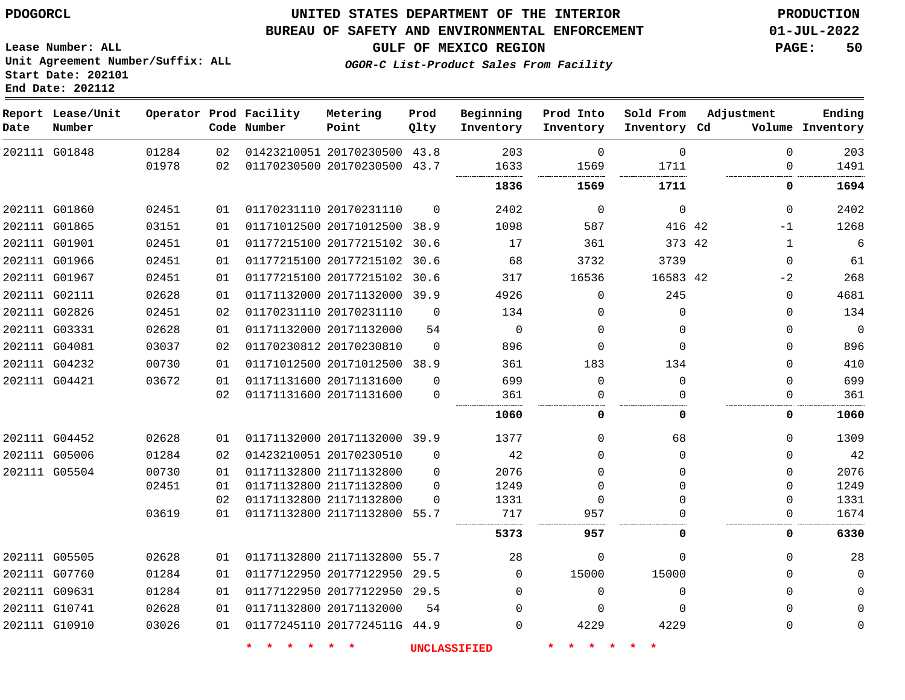PDOGORCL

# UNITED STATES DEPARTMENT OF THE INTERIOR
## BUREAU OF SAFETY AND ENVIRONMENTAL ENFORCEMENT
### GULF OF MEXICO REGION
*OGOR-C List-Product Sales From Facility*

PRODUCTION
01-JUL-2022

Lease Number: ALL
Unit Agreement Number/Suffix: ALL
Start Date: 202101
End Date: 202112

| Report Date | Lease/Unit Number | Operator | Prod Code | Facility Number | Metering Point | Prod Qlty | Beginning Inventory | Prod Into Inventory | Sold From Inventory | Adjustment Cd | Volume | Ending Inventory |
|---|---|---|---|---|---|---|---|---|---|---|---|---|
| 202111 | G01848 | 01284 | 02 | 01423210051 | 20170230500 | 43.8 | 203 | 0 | 0 | | 0 | 203 |
| | | 01978 | 02 | 01170230500 | 20170230500 | 43.7 | 1633 | 1569 | 1711 | | 0 | 1491 |
| | | | | | | | **1836** | **1569** | **1711** | | **0** | **1694** |
| 202111 | G01860 | 02451 | 01 | 01170231110 | 20170231110 | 0 | 2402 | 0 | 0 | | 0 | 2402 |
| 202111 | G01865 | 03151 | 01 | 01171012500 | 20171012500 | 38.9 | 1098 | 587 | 416 | 42 | -1 | 1268 |
| 202111 | G01901 | 02451 | 01 | 01177215100 | 20177215102 | 30.6 | 17 | 361 | 373 | 42 | 1 | 6 |
| 202111 | G01966 | 02451 | 01 | 01177215100 | 20177215102 | 30.6 | 68 | 3732 | 3739 | | 0 | 61 |
| 202111 | G01967 | 02451 | 01 | 01177215100 | 20177215102 | 30.6 | 317 | 16536 | 16583 | 42 | -2 | 268 |
| 202111 | G02111 | 02628 | 01 | 01171132000 | 20171132000 | 39.9 | 4926 | 0 | 245 | | 0 | 4681 |
| 202111 | G02826 | 02451 | 02 | 01170231110 | 20170231110 | 0 | 134 | 0 | 0 | | 0 | 134 |
| 202111 | G03331 | 02628 | 01 | 01171132000 | 20171132000 | 54 | 0 | 0 | 0 | | 0 | 0 |
| 202111 | G04081 | 03037 | 02 | 01170230812 | 20170230810 | 0 | 896 | 0 | 0 | | 0 | 896 |
| 202111 | G04232 | 00730 | 01 | 01171012500 | 20171012500 | 38.9 | 361 | 183 | 134 | | 0 | 410 |
| 202111 | G04421 | 03672 | 01 | 01171131600 | 20171131600 | 0 | 699 | 0 | 0 | | 0 | 699 |
| | | | 02 | 01171131600 | 20171131600 | 0 | 361 | 0 | 0 | | 0 | 361 |
| | | | | | | | **1060** | **0** | **0** | | **0** | **1060** |
| 202111 | G04452 | 02628 | 01 | 01171132000 | 20171132000 | 39.9 | 1377 | 0 | 68 | | 0 | 1309 |
| 202111 | G05006 | 01284 | 02 | 01423210051 | 20170230510 | 0 | 42 | 0 | 0 | | 0 | 42 |
| 202111 | G05504 | 00730 | 01 | 01171132800 | 21171132800 | 0 | 2076 | 0 | 0 | | 0 | 2076 |
| | | 02451 | 01 | 01171132800 | 21171132800 | 0 | 1249 | 0 | 0 | | 0 | 1249 |
| | | | 02 | 01171132800 | 21171132800 | 0 | 1331 | 0 | 0 | | 0 | 1331 |
| | | 03619 | 01 | 01171132800 | 21171132800 | 55.7 | 717 | 957 | 0 | | 0 | 1674 |
| | | | | | | | **5373** | **957** | **0** | | **0** | **6330** |
| 202111 | G05505 | 02628 | 01 | 01171132800 | 21171132800 | 55.7 | 28 | 0 | 0 | | 0 | 28 |
| 202111 | G07760 | 01284 | 01 | 01177122950 | 20177122950 | 29.5 | 0 | 15000 | 15000 | | 0 | 0 |
| 202111 | G09631 | 01284 | 01 | 01177122950 | 20177122950 | 29.5 | 0 | 0 | 0 | | 0 | 0 |
| 202111 | G10741 | 02628 | 01 | 01171132800 | 20171132000 | 54 | 0 | 0 | 0 | | 0 | 0 |
| 202111 | G10910 | 03026 | 01 | 01177245110 | 2017724511G | 44.9 | 0 | 4229 | 4229 | | 0 | 0 |

\* \* \* \* \* \* UNCLASSIFIED \* \* \* \* \* \*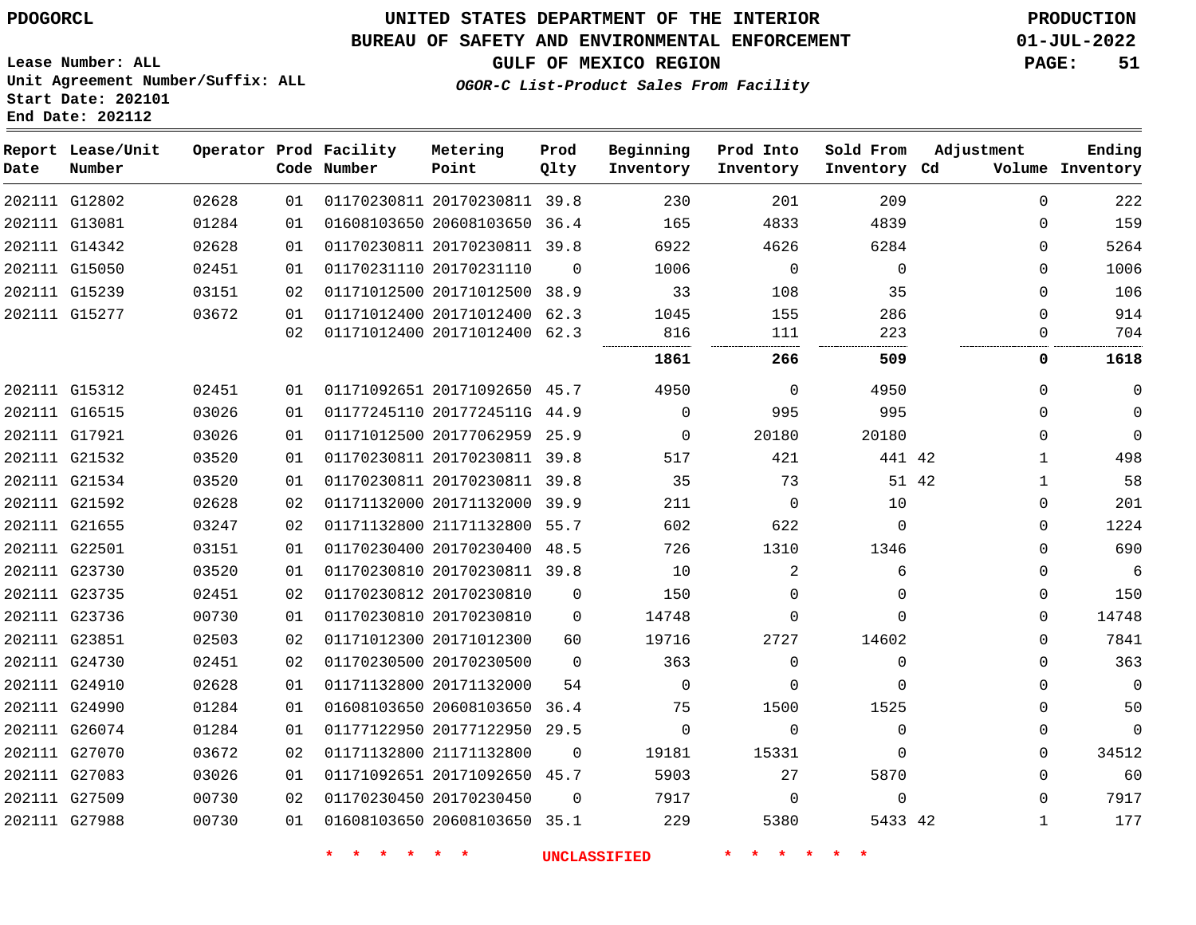PDOGORCL

**UNITED STATES DEPARTMENT OF THE INTERIOR**
**BUREAU OF SAFETY AND ENVIRONMENTAL ENFORCEMENT**
**GULF OF MEXICO REGION**
*OGOR-C List-Product Sales From Facility*

PRODUCTION
01-JUL-2022

Lease Number: ALL
Unit Agreement Number/Suffix: ALL
Start Date: 202101
End Date: 202112

| Report Date | Lease/Unit Number | Operator | Prod Code | Facility Number | Metering Point | Prod Qlty | Beginning Inventory | Prod Into Inventory | Sold From Inventory | Adjustment Cd | Adjustment Volume | Ending Inventory |
|---|---|---|---|---|---|---|---|---|---|---|---|---|
| 202111 | G12802 | 02628 | 01 | 01170230811 | 20170230811 | 39.8 | 230 | 201 | 209 | | 0 | 222 |
| 202111 | G13081 | 01284 | 01 | 01608103650 | 20608103650 | 36.4 | 165 | 4833 | 4839 | | 0 | 159 |
| 202111 | G14342 | 02628 | 01 | 01170230811 | 20170230811 | 39.8 | 6922 | 4626 | 6284 | | 0 | 5264 |
| 202111 | G15050 | 02451 | 01 | 01170231110 | 20170231110 | 0 | 1006 | 0 | 0 | | 0 | 1006 |
| 202111 | G15239 | 03151 | 02 | 01171012500 | 20171012500 | 38.9 | 33 | 108 | 35 | | 0 | 106 |
| 202111 | G15277 | 03672 | 01 | 01171012400 | 20171012400 | 62.3 | 1045 | 155 | 286 | | 0 | 914 |
| | | | 02 | 01171012400 | 20171012400 | 62.3 | 816 | 111 | 223 | | 0 | 704 |
| | | | | | | | **1861** | **266** | **509** | | **0** | **1618** |
| 202111 | G15312 | 02451 | 01 | 01171092651 | 20171092650 | 45.7 | 4950 | 0 | 4950 | | 0 | 0 |
| 202111 | G16515 | 03026 | 01 | 01177245110 | 2017724511G | 44.9 | 0 | 995 | 995 | | 0 | 0 |
| 202111 | G17921 | 03026 | 01 | 01171012500 | 20177062959 | 25.9 | 0 | 20180 | 20180 | | 0 | 0 |
| 202111 | G21532 | 03520 | 01 | 01170230811 | 20170230811 | 39.8 | 517 | 421 | 441 | 42 | 1 | 498 |
| 202111 | G21534 | 03520 | 01 | 01170230811 | 20170230811 | 39.8 | 35 | 73 | 51 | 42 | 1 | 58 |
| 202111 | G21592 | 02628 | 02 | 01171132000 | 20171132000 | 39.9 | 211 | 0 | 10 | | 0 | 201 |
| 202111 | G21655 | 03247 | 02 | 01171132800 | 21171132800 | 55.7 | 602 | 622 | 0 | | 0 | 1224 |
| 202111 | G22501 | 03151 | 01 | 01170230400 | 20170230400 | 48.5 | 726 | 1310 | 1346 | | 0 | 690 |
| 202111 | G23730 | 03520 | 01 | 01170230810 | 20170230811 | 39.8 | 10 | 2 | 6 | | 0 | 6 |
| 202111 | G23735 | 02451 | 02 | 01170230812 | 20170230810 | 0 | 150 | 0 | 0 | | 0 | 150 |
| 202111 | G23736 | 00730 | 01 | 01170230810 | 20170230810 | 0 | 14748 | 0 | 0 | | 0 | 14748 |
| 202111 | G23851 | 02503 | 02 | 01171012300 | 20171012300 | 60 | 19716 | 2727 | 14602 | | 0 | 7841 |
| 202111 | G24730 | 02451 | 02 | 01170230500 | 20170230500 | 0 | 363 | 0 | 0 | | 0 | 363 |
| 202111 | G24910 | 02628 | 01 | 01171132800 | 20171132000 | 54 | 0 | 0 | 0 | | 0 | 0 |
| 202111 | G24990 | 01284 | 01 | 01608103650 | 20608103650 | 36.4 | 75 | 1500 | 1525 | | 0 | 50 |
| 202111 | G26074 | 01284 | 01 | 01177122950 | 20177122950 | 29.5 | 0 | 0 | 0 | | 0 | 0 |
| 202111 | G27070 | 03672 | 02 | 01171132800 | 21171132800 | 0 | 19181 | 15331 | 0 | | 0 | 34512 |
| 202111 | G27083 | 03026 | 01 | 01171092651 | 20171092650 | 45.7 | 5903 | 27 | 5870 | | 0 | 60 |
| 202111 | G27509 | 00730 | 02 | 01170230450 | 20170230450 | 0 | 7917 | 0 | 0 | | 0 | 7917 |
| 202111 | G27988 | 00730 | 01 | 01608103650 | 20608103650 | 35.1 | 229 | 5380 | 5433 | 42 | 1 | 177 |

* * * * * * UNCLASSIFIED * * * * * *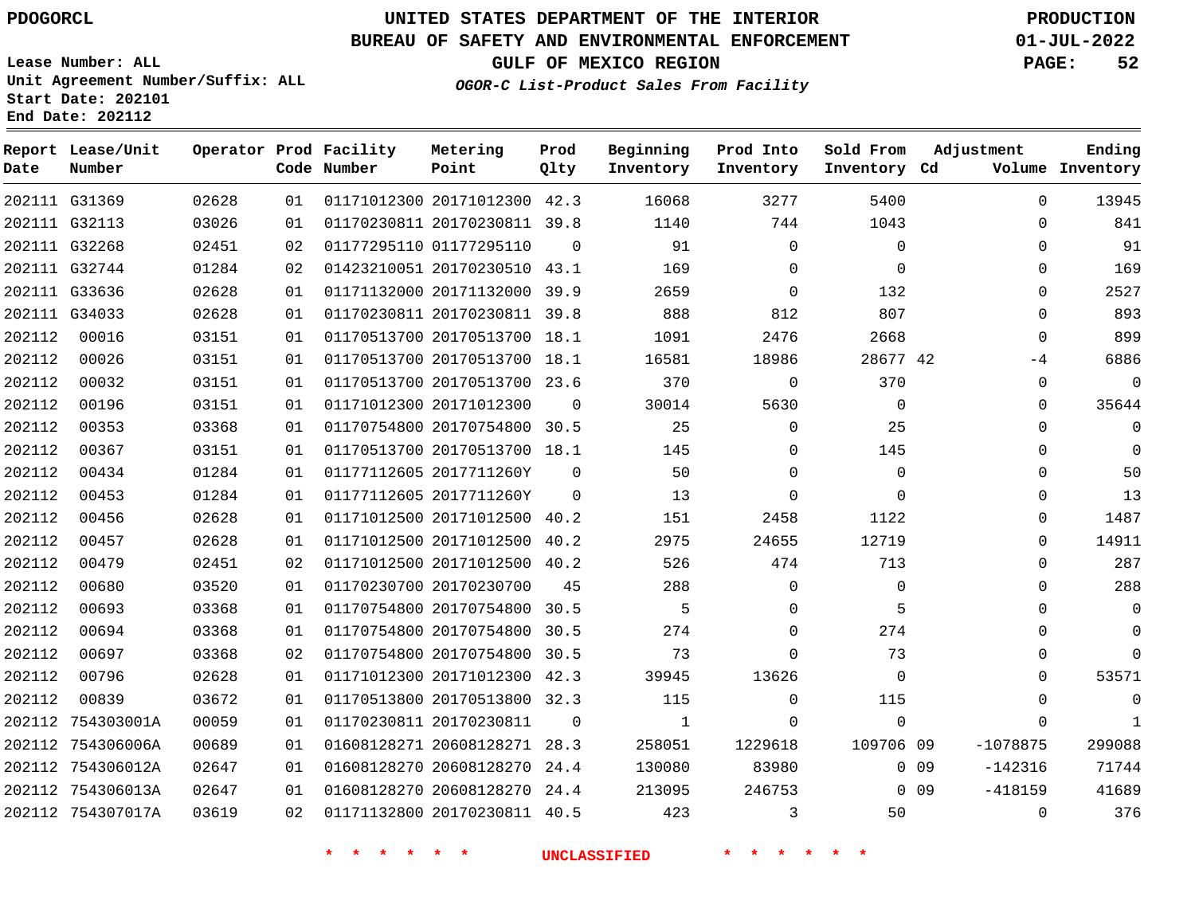PDOGORCL

# UNITED STATES DEPARTMENT OF THE INTERIOR
## BUREAU OF SAFETY AND ENVIRONMENTAL ENFORCEMENT
### GULF OF MEXICO REGION
*OGOR-C List-Product Sales From Facility*

PRODUCTION
01-JUL-2022

Lease Number: ALL
Unit Agreement Number/Suffix: ALL
Start Date: 202101
End Date: 202112

| Report Date | Lease/Unit Number | Operator | Prod Code | Facility Number | Metering Point | Prod Qlty | Beginning Inventory | Prod Into Inventory | Sold From Inventory | Adjustment Cd | Adjustment Volume | Ending Inventory |
|---|---|---|---|---|---|---|---|---|---|---|---|---|
| 202111 | G31369 | 02628 | 01 | 01171012300 | 20171012300 | 42.3 | 16068 | 3277 | 5400 | | 0 | 13945 |
| 202111 | G32113 | 03026 | 01 | 01170230811 | 20170230811 | 39.8 | 1140 | 744 | 1043 | | 0 | 841 |
| 202111 | G32268 | 02451 | 02 | 01177295110 | 01177295110 | 0 | 91 | 0 | 0 | | 0 | 91 |
| 202111 | G32744 | 01284 | 02 | 01423210051 | 20170230510 | 43.1 | 169 | 0 | 0 | | 0 | 169 |
| 202111 | G33636 | 02628 | 01 | 01171132000 | 20171132000 | 39.9 | 2659 | 0 | 132 | | 0 | 2527 |
| 202111 | G34033 | 02628 | 01 | 01170230811 | 20170230811 | 39.8 | 888 | 812 | 807 | | 0 | 893 |
| 202112 | 00016 | 03151 | 01 | 01170513700 | 20170513700 | 18.1 | 1091 | 2476 | 2668 | | 0 | 899 |
| 202112 | 00026 | 03151 | 01 | 01170513700 | 20170513700 | 18.1 | 16581 | 18986 | 28677 | 42 | -4 | 6886 |
| 202112 | 00032 | 03151 | 01 | 01170513700 | 20170513700 | 23.6 | 370 | 0 | 370 | | 0 | 0 |
| 202112 | 00196 | 03151 | 01 | 01171012300 | 20171012300 | 0 | 30014 | 5630 | 0 | | 0 | 35644 |
| 202112 | 00353 | 03368 | 01 | 01170754800 | 20170754800 | 30.5 | 25 | 0 | 25 | | 0 | 0 |
| 202112 | 00367 | 03151 | 01 | 01170513700 | 20170513700 | 18.1 | 145 | 0 | 145 | | 0 | 0 |
| 202112 | 00434 | 01284 | 01 | 01177112605 | 2017711260Y | 0 | 50 | 0 | 0 | | 0 | 50 |
| 202112 | 00453 | 01284 | 01 | 01177112605 | 2017711260Y | 0 | 13 | 0 | 0 | | 0 | 13 |
| 202112 | 00456 | 02628 | 01 | 01171012500 | 20171012500 | 40.2 | 151 | 2458 | 1122 | | 0 | 1487 |
| 202112 | 00457 | 02628 | 01 | 01171012500 | 20171012500 | 40.2 | 2975 | 24655 | 12719 | | 0 | 14911 |
| 202112 | 00479 | 02451 | 02 | 01171012500 | 20171012500 | 40.2 | 526 | 474 | 713 | | 0 | 287 |
| 202112 | 00680 | 03520 | 01 | 01170230700 | 20170230700 | 45 | 288 | 0 | 0 | | 0 | 288 |
| 202112 | 00693 | 03368 | 01 | 01170754800 | 20170754800 | 30.5 | 5 | 0 | 5 | | 0 | 0 |
| 202112 | 00694 | 03368 | 01 | 01170754800 | 20170754800 | 30.5 | 274 | 0 | 274 | | 0 | 0 |
| 202112 | 00697 | 03368 | 02 | 01170754800 | 20170754800 | 30.5 | 73 | 0 | 73 | | 0 | 0 |
| 202112 | 00796 | 02628 | 01 | 01171012300 | 20171012300 | 42.3 | 39945 | 13626 | 0 | | 0 | 53571 |
| 202112 | 00839 | 03672 | 01 | 01170513800 | 20170513800 | 32.3 | 115 | 0 | 115 | | 0 | 0 |
| 202112 | 754303001A | 00059 | 01 | 01170230811 | 20170230811 | 0 | 1 | 0 | 0 | | 0 | 1 |
| 202112 | 754306006A | 00689 | 01 | 01608128271 | 20608128271 | 28.3 | 258051 | 1229618 | 109706 | 09 | -1078875 | 299088 |
| 202112 | 754306012A | 02647 | 01 | 01608128270 | 20608128270 | 24.4 | 130080 | 83980 | 0 | 09 | -142316 | 71744 |
| 202112 | 754306013A | 02647 | 01 | 01608128270 | 20608128270 | 24.4 | 213095 | 246753 | 0 | 09 | -418159 | 41689 |
| 202112 | 754307017A | 03619 | 02 | 01171132800 | 20170230811 | 40.5 | 423 | 3 | 50 | | 0 | 376 |

\* \* \* \* \* \* UNCLASSIFIED \* \* \* \* \* \*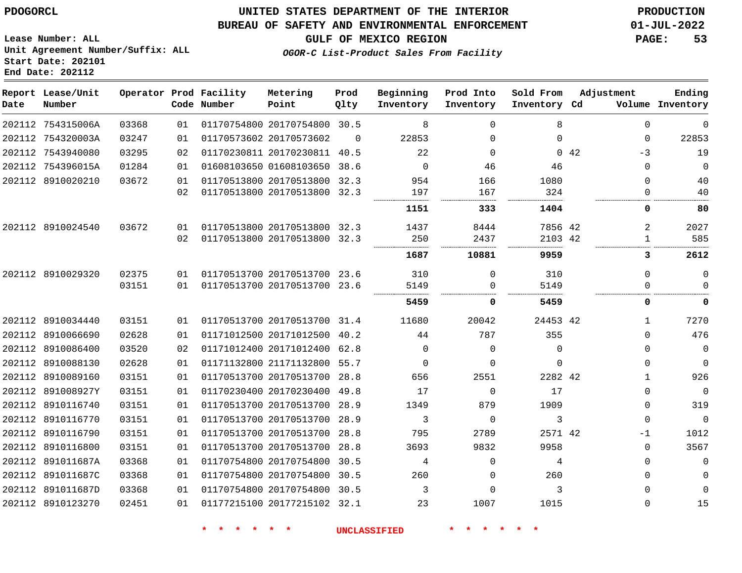PDOGORCL

Lease Number: ALL
Unit Agreement Number/Suffix: ALL
Start Date: 202101
End Date: 202112

# UNITED STATES DEPARTMENT OF THE INTERIOR
## BUREAU OF SAFETY AND ENVIRONMENTAL ENFORCEMENT
## GULF OF MEXICO REGION
### *OGOR-C List-Product Sales From Facility*

PRODUCTION
01-JUL-2022

| Report Date | Lease/Unit Number | Operator | Prod Code | Facility Number | Metering Point | Prod Qlty | Beginning Inventory | Prod Into Inventory | Sold From Inventory | Adjustment Cd | Adjustment Volume | Ending Inventory |
|---|---|---|---|---|---|---|---|---|---|---|---|---|
| 202112 | 754315006A | 03368 | 01 | 01170754800 | 20170754800 | 30.5 | 8 | 0 | 8 | | 0 | 0 |
| 202112 | 754320003A | 03247 | 01 | 01170573602 | 20170573602 | 0 | 22853 | 0 | 0 | | 0 | 22853 |
| 202112 | 7543940080 | 03295 | 02 | 01170230811 | 20170230811 | 40.5 | 22 | 0 | 0 | 42 | -3 | 19 |
| 202112 | 754396015A | 01284 | 01 | 01608103650 | 01608103650 | 38.6 | 0 | 46 | 46 | | 0 | 0 |
| 202112 | 8910020210 | 03672 | 01 | 01170513800 | 20170513800 | 32.3 | 954 | 166 | 1080 | | 0 | 40 |
| | | | 02 | 01170513800 | 20170513800 | 32.3 | 197 | 167 | 324 | | 0 | 40 |
| | | | | | | | **1151** | **333** | **1404** | | **0** | **80** |
| 202112 | 8910024540 | 03672 | 01 | 01170513800 | 20170513800 | 32.3 | 1437 | 8444 | 7856 | 42 | 2 | 2027 |
| | | | 02 | 01170513800 | 20170513800 | 32.3 | 250 | 2437 | 2103 | 42 | 1 | 585 |
| | | | | | | | **1687** | **10881** | **9959** | | **3** | **2612** |
| 202112 | 8910029320 | 02375 | 01 | 01170513700 | 20170513700 | 23.6 | 310 | 0 | 310 | | 0 | 0 |
| | | 03151 | 01 | 01170513700 | 20170513700 | 23.6 | 5149 | 0 | 5149 | | 0 | 0 |
| | | | | | | | **5459** | **0** | **5459** | | **0** | **0** |
| 202112 | 8910034440 | 03151 | 01 | 01170513700 | 20170513700 | 31.4 | 11680 | 20042 | 24453 | 42 | 1 | 7270 |
| 202112 | 8910066690 | 02628 | 01 | 01171012500 | 20171012500 | 40.2 | 44 | 787 | 355 | | 0 | 476 |
| 202112 | 8910086400 | 03520 | 02 | 01171012400 | 20171012400 | 62.8 | 0 | 0 | 0 | | 0 | 0 |
| 202112 | 8910088130 | 02628 | 01 | 01171132800 | 21171132800 | 55.7 | 0 | 0 | 0 | | 0 | 0 |
| 202112 | 8910089160 | 03151 | 01 | 01170513700 | 20170513700 | 28.8 | 656 | 2551 | 2282 | 42 | 1 | 926 |
| 202112 | 891008927Y | 03151 | 01 | 01170230400 | 20170230400 | 49.8 | 17 | 0 | 17 | | 0 | 0 |
| 202112 | 8910116740 | 03151 | 01 | 01170513700 | 20170513700 | 28.9 | 1349 | 879 | 1909 | | 0 | 319 |
| 202112 | 8910116770 | 03151 | 01 | 01170513700 | 20170513700 | 28.9 | 3 | 0 | 3 | | 0 | 0 |
| 202112 | 8910116790 | 03151 | 01 | 01170513700 | 20170513700 | 28.8 | 795 | 2789 | 2571 | 42 | -1 | 1012 |
| 202112 | 8910116800 | 03151 | 01 | 01170513700 | 20170513700 | 28.8 | 3693 | 9832 | 9958 | | 0 | 3567 |
| 202112 | 891011687A | 03368 | 01 | 01170754800 | 20170754800 | 30.5 | 4 | 0 | 4 | | 0 | 0 |
| 202112 | 891011687C | 03368 | 01 | 01170754800 | 20170754800 | 30.5 | 260 | 0 | 260 | | 0 | 0 |
| 202112 | 891011687D | 03368 | 01 | 01170754800 | 20170754800 | 30.5 | 3 | 0 | 3 | | 0 | 0 |
| 202112 | 8910123270 | 02451 | 01 | 01177215100 | 20177215102 | 32.1 | 23 | 1007 | 1015 | | 0 | 15 |

\* \* \* \* \* \* UNCLASSIFIED \* \* \* \* \* \*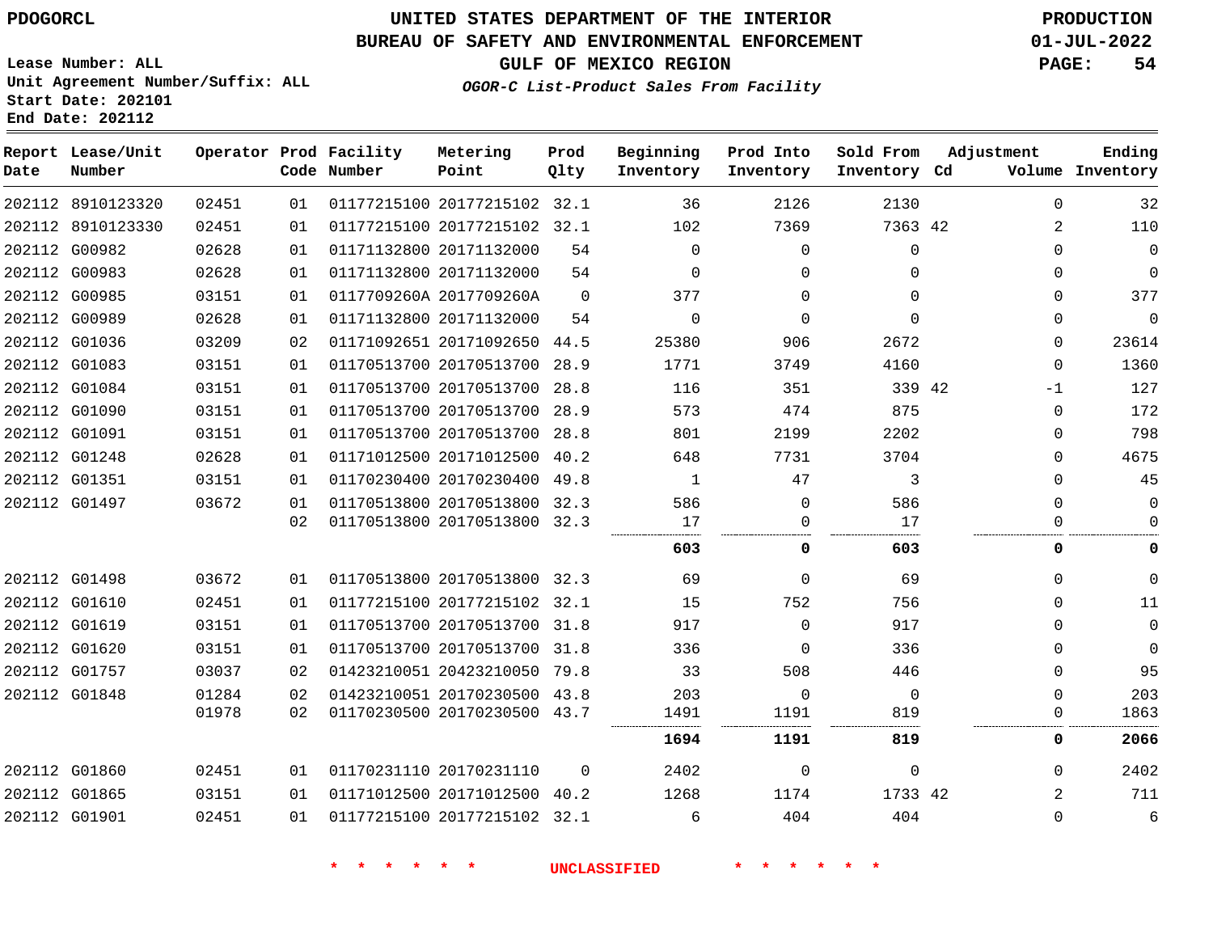PDOGORCL

# UNITED STATES DEPARTMENT OF THE INTERIOR
## BUREAU OF SAFETY AND ENVIRONMENTAL ENFORCEMENT
### GULF OF MEXICO REGION
*OGOR-C List-Product Sales From Facility*

PRODUCTION
01-JUL-2022

Lease Number: ALL
Unit Agreement Number/Suffix: ALL
Start Date: 202101
End Date: 202112

| Report Date | Lease/Unit Number | Operator | Prod Code | Facility Number | Metering Point | Prod Qlty | Beginning Inventory | Prod Into Inventory | Sold From Inventory | Adjustment Cd | Volume | Ending Inventory |
|---|---|---|---|---|---|---|---|---|---|---|---|---|
| 202112 | 8910123320 | 02451 | 01 | 01177215100 | 20177215102 | 32.1 | 36 | 2126 | 2130 | | 0 | 32 |
| 202112 | 8910123330 | 02451 | 01 | 01177215100 | 20177215102 | 32.1 | 102 | 7369 | 7363 | 42 | 2 | 110 |
| 202112 | G00982 | 02628 | 01 | 01171132800 | 20171132000 | 54 | 0 | 0 | 0 | | 0 | 0 |
| 202112 | G00983 | 02628 | 01 | 01171132800 | 20171132000 | 54 | 0 | 0 | 0 | | 0 | 0 |
| 202112 | G00985 | 03151 | 01 | 0117709260A | 2017709260A | 0 | 377 | 0 | 0 | | 0 | 377 |
| 202112 | G00989 | 02628 | 01 | 01171132800 | 20171132000 | 54 | 0 | 0 | 0 | | 0 | 0 |
| 202112 | G01036 | 03209 | 02 | 01171092651 | 20171092650 | 44.5 | 25380 | 906 | 2672 | | 0 | 23614 |
| 202112 | G01083 | 03151 | 01 | 01170513700 | 20170513700 | 28.9 | 1771 | 3749 | 4160 | | 0 | 1360 |
| 202112 | G01084 | 03151 | 01 | 01170513700 | 20170513700 | 28.8 | 116 | 351 | 339 | 42 | -1 | 127 |
| 202112 | G01090 | 03151 | 01 | 01170513700 | 20170513700 | 28.9 | 573 | 474 | 875 | | 0 | 172 |
| 202112 | G01091 | 03151 | 01 | 01170513700 | 20170513700 | 28.8 | 801 | 2199 | 2202 | | 0 | 798 |
| 202112 | G01248 | 02628 | 01 | 01171012500 | 20171012500 | 40.2 | 648 | 7731 | 3704 | | 0 | 4675 |
| 202112 | G01351 | 03151 | 01 | 01170230400 | 20170230400 | 49.8 | 1 | 47 | 3 | | 0 | 45 |
| 202112 | G01497 | 03672 | 01 | 01170513800 | 20170513800 | 32.3 | 586 | 0 | 586 | | 0 | 0 |
| | | | 02 | 01170513800 | 20170513800 | 32.3 | 17 | 0 | 17 | | 0 | 0 |
| | | | | | | | **603** | **0** | **603** | | **0** | **0** |
| 202112 | G01498 | 03672 | 01 | 01170513800 | 20170513800 | 32.3 | 69 | 0 | 69 | | 0 | 0 |
| 202112 | G01610 | 02451 | 01 | 01177215100 | 20177215102 | 32.1 | 15 | 752 | 756 | | 0 | 11 |
| 202112 | G01619 | 03151 | 01 | 01170513700 | 20170513700 | 31.8 | 917 | 0 | 917 | | 0 | 0 |
| 202112 | G01620 | 03151 | 01 | 01170513700 | 20170513700 | 31.8 | 336 | 0 | 336 | | 0 | 0 |
| 202112 | G01757 | 03037 | 02 | 01423210051 | 20423210050 | 79.8 | 33 | 508 | 446 | | 0 | 95 |
| 202112 | G01848 | 01284 | 02 | 01423210051 | 20170230500 | 43.8 | 203 | 0 | 0 | | 0 | 203 |
| | | 01978 | 02 | 01170230500 | 20170230500 | 43.7 | 1491 | 1191 | 819 | | 0 | 1863 |
| | | | | | | | **1694** | **1191** | **819** | | **0** | **2066** |
| 202112 | G01860 | 02451 | 01 | 01170231110 | 20170231110 | 0 | 2402 | 0 | 0 | | 0 | 2402 |
| 202112 | G01865 | 03151 | 01 | 01171012500 | 20171012500 | 40.2 | 1268 | 1174 | 1733 | 42 | 2 | 711 |
| 202112 | G01901 | 02451 | 01 | 01177215100 | 20177215102 | 32.1 | 6 | 404 | 404 | | 0 | 6 |

* * * * * * UNCLASSIFIED * * * * * *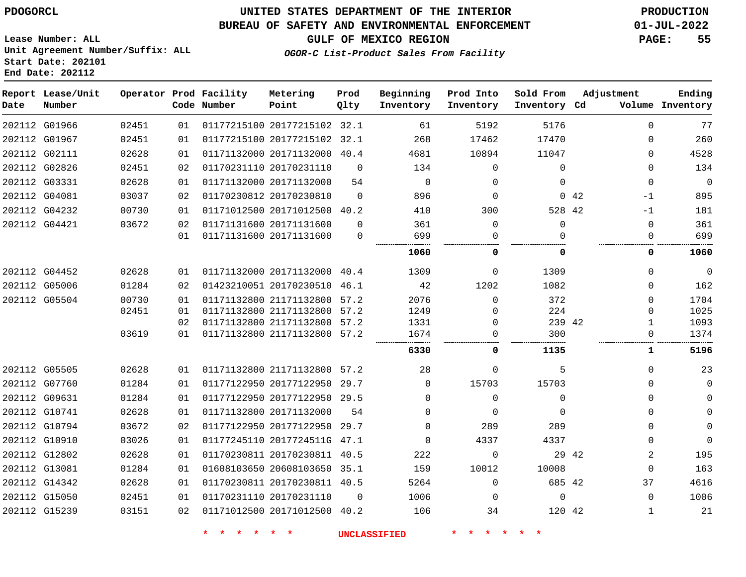PDOGORCL

# UNITED STATES DEPARTMENT OF THE INTERIOR
## BUREAU OF SAFETY AND ENVIRONMENTAL ENFORCEMENT
### GULF OF MEXICO REGION
*OGOR-C List-Product Sales From Facility*

PRODUCTION
01-JUL-2022

Lease Number: ALL
Unit Agreement Number/Suffix: ALL
Start Date: 202101
End Date: 202112

| Report Date | Lease/Unit Number | Operator | Prod Code | Facility Number | Metering Point | Prod Qlty | Beginning Inventory | Prod Into Inventory | Sold From Inventory | Adjustment Cd | Adjustment Volume | Ending Inventory |
|---|---|---|---|---|---|---|---|---|---|---|---|---|
| 202112 | G01966 | 02451 | 01 | 01177215100 | 20177215102 | 32.1 | 61 | 5192 | 5176 | | 0 | 77 |
| 202112 | G01967 | 02451 | 01 | 01177215100 | 20177215102 | 32.1 | 268 | 17462 | 17470 | | 0 | 260 |
| 202112 | G02111 | 02628 | 01 | 01171132000 | 20171132000 | 40.4 | 4681 | 10894 | 11047 | | 0 | 4528 |
| 202112 | G02826 | 02451 | 02 | 01170231110 | 20170231110 | 0 | 134 | 0 | 0 | | 0 | 134 |
| 202112 | G03331 | 02628 | 01 | 01171132000 | 20171132000 | 54 | 0 | 0 | 0 | | 0 | 0 |
| 202112 | G04081 | 03037 | 02 | 01170230812 | 20170230810 | 0 | 896 | 0 | 0 | 42 | -1 | 895 |
| 202112 | G04232 | 00730 | 01 | 01171012500 | 20171012500 | 40.2 | 410 | 300 | 528 | 42 | -1 | 181 |
| 202112 | G04421 | 03672 | 02 | 01171131600 | 20171131600 | 0 | 361 | 0 | 0 | | 0 | 361 |
| | | | 01 | 01171131600 | 20171131600 | 0 | 699 | 0 | 0 | | 0 | 699 |
| | | | | | | | **1060** | **0** | **0** | | **0** | **1060** |
| 202112 | G04452 | 02628 | 01 | 01171132000 | 20171132000 | 40.4 | 1309 | 0 | 1309 | | 0 | 0 |
| 202112 | G05006 | 01284 | 02 | 01423210051 | 20170230510 | 46.1 | 42 | 1202 | 1082 | | 0 | 162 |
| 202112 | G05504 | 00730 | 01 | 01171132800 | 21171132800 | 57.2 | 2076 | 0 | 372 | | 0 | 1704 |
| | | 02451 | 01 | 01171132800 | 21171132800 | 57.2 | 1249 | 0 | 224 | | 0 | 1025 |
| | | | 02 | 01171132800 | 21171132800 | 57.2 | 1331 | 0 | 239 | 42 | 1 | 1093 |
| | | 03619 | 01 | 01171132800 | 21171132800 | 57.2 | 1674 | 0 | 300 | | 0 | 1374 |
| | | | | | | | **6330** | **0** | **1135** | | **1** | **5196** |
| 202112 | G05505 | 02628 | 01 | 01171132800 | 21171132800 | 57.2 | 28 | 0 | 5 | | 0 | 23 |
| 202112 | G07760 | 01284 | 01 | 01177122950 | 20177122950 | 29.7 | 0 | 15703 | 15703 | | 0 | 0 |
| 202112 | G09631 | 01284 | 01 | 01177122950 | 20177122950 | 29.5 | 0 | 0 | 0 | | 0 | 0 |
| 202112 | G10741 | 02628 | 01 | 01171132800 | 20171132000 | 54 | 0 | 0 | 0 | | 0 | 0 |
| 202112 | G10794 | 03672 | 02 | 01177122950 | 20177122950 | 29.7 | 0 | 289 | 289 | | 0 | 0 |
| 202112 | G10910 | 03026 | 01 | 01177245110 | 2017724511G | 47.1 | 0 | 4337 | 4337 | | 0 | 0 |
| 202112 | G12802 | 02628 | 01 | 01170230811 | 20170230811 | 40.5 | 222 | 0 | 29 | 42 | 2 | 195 |
| 202112 | G13081 | 01284 | 01 | 01608103650 | 20608103650 | 35.1 | 159 | 10012 | 10008 | | 0 | 163 |
| 202112 | G14342 | 02628 | 01 | 01170230811 | 20170230811 | 40.5 | 5264 | 0 | 685 | 42 | 37 | 4616 |
| 202112 | G15050 | 02451 | 01 | 01170231110 | 20170231110 | 0 | 1006 | 0 | 0 | | 0 | 1006 |
| 202112 | G15239 | 03151 | 02 | 01171012500 | 20171012500 | 40.2 | 106 | 34 | 120 | 42 | 1 | 21 |

* * * * * * UNCLASSIFIED * * * * * *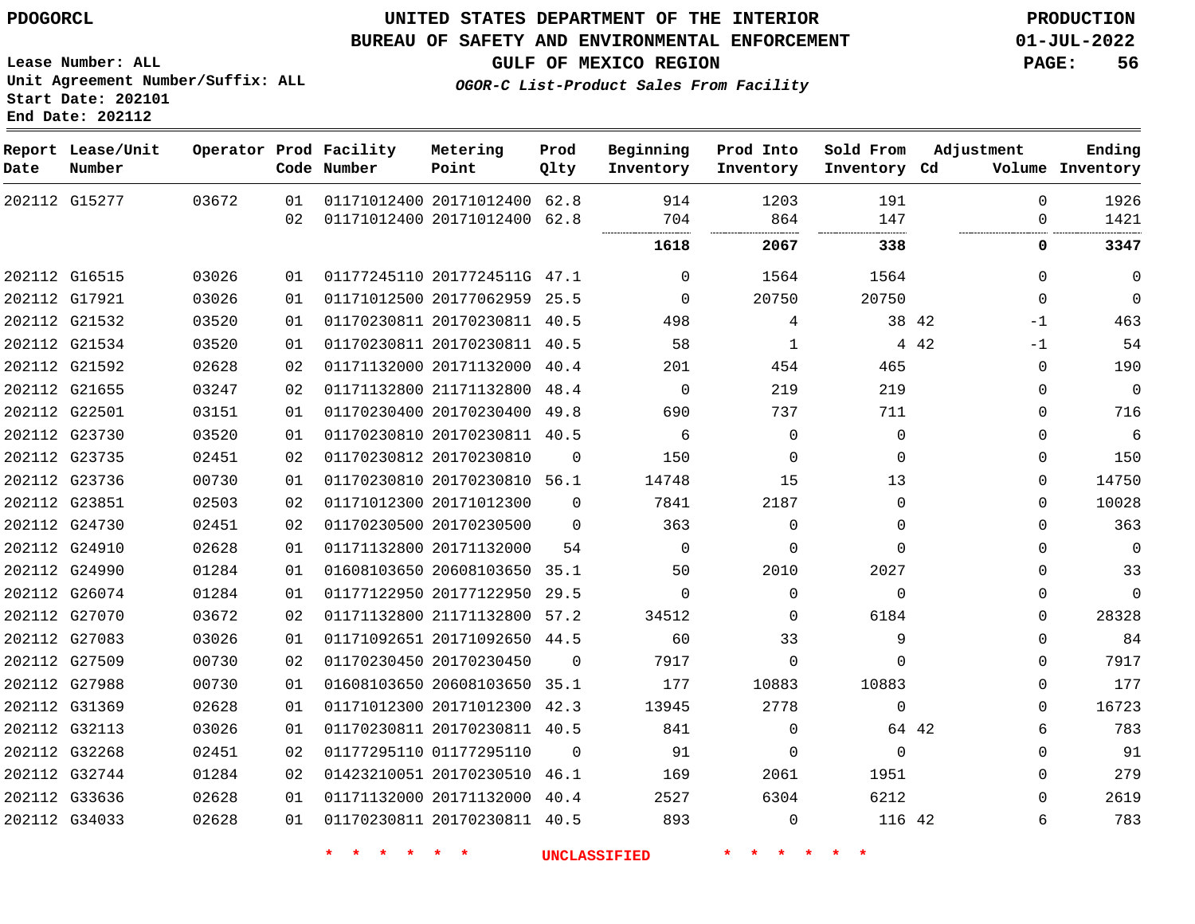PDOGORCL

# UNITED STATES DEPARTMENT OF THE INTERIOR
## BUREAU OF SAFETY AND ENVIRONMENTAL ENFORCEMENT
## GULF OF MEXICO REGION

*OGOR-C List-Product Sales From Facility*

PRODUCTION
01-JUL-2022

Lease Number: ALL
Unit Agreement Number/Suffix: ALL
Start Date: 202101
End Date: 202112

| Report Date | Lease/Unit Number | Operator | Prod Code | Facility Number | Metering Point | Prod Qlty | Beginning Inventory | Prod Into Inventory | Sold From Inventory | Adjustment Cd | Adjustment Volume | Ending Inventory |
|---|---|---|---|---|---|---|---|---|---|---|---|---|
| 202112 | G15277 | 03672 | 01 | 01171012400 | 20171012400 | 62.8 | 914 | 1203 | 191 | | 0 | 1926 |
| | | | 02 | 01171012400 | 20171012400 | 62.8 | 704 | 864 | 147 | | 0 | 1421 |
| | | | | | | | **1618** | **2067** | **338** | | **0** | **3347** |
| 202112 | G16515 | 03026 | 01 | 01177245110 | 2017724511G | 47.1 | 0 | 1564 | 1564 | | 0 | 0 |
| 202112 | G17921 | 03026 | 01 | 01171012500 | 20177062959 | 25.5 | 0 | 20750 | 20750 | | 0 | 0 |
| 202112 | G21532 | 03520 | 01 | 01170230811 | 20170230811 | 40.5 | 498 | 4 | 38 | 42 | -1 | 463 |
| 202112 | G21534 | 03520 | 01 | 01170230811 | 20170230811 | 40.5 | 58 | 1 | 4 | 42 | -1 | 54 |
| 202112 | G21592 | 02628 | 02 | 01171132000 | 20171132000 | 40.4 | 201 | 454 | 465 | | 0 | 190 |
| 202112 | G21655 | 03247 | 02 | 01171132800 | 21171132800 | 48.4 | 0 | 219 | 219 | | 0 | 0 |
| 202112 | G22501 | 03151 | 01 | 01170230400 | 20170230400 | 49.8 | 690 | 737 | 711 | | 0 | 716 |
| 202112 | G23730 | 03520 | 01 | 01170230810 | 20170230811 | 40.5 | 6 | 0 | 0 | | 0 | 6 |
| 202112 | G23735 | 02451 | 02 | 01170230812 | 20170230810 | 0 | 150 | 0 | 0 | | 0 | 150 |
| 202112 | G23736 | 00730 | 01 | 01170230810 | 20170230810 | 56.1 | 14748 | 15 | 13 | | 0 | 14750 |
| 202112 | G23851 | 02503 | 02 | 01171012300 | 20171012300 | 0 | 7841 | 2187 | 0 | | 0 | 10028 |
| 202112 | G24730 | 02451 | 02 | 01170230500 | 20170230500 | 0 | 363 | 0 | 0 | | 0 | 363 |
| 202112 | G24910 | 02628 | 01 | 01171132800 | 20171132000 | 54 | 0 | 0 | 0 | | 0 | 0 |
| 202112 | G24990 | 01284 | 01 | 01608103650 | 20608103650 | 35.1 | 50 | 2010 | 2027 | | 0 | 33 |
| 202112 | G26074 | 01284 | 01 | 01177122950 | 20177122950 | 29.5 | 0 | 0 | 0 | | 0 | 0 |
| 202112 | G27070 | 03672 | 02 | 01171132800 | 21171132800 | 57.2 | 34512 | 0 | 6184 | | 0 | 28328 |
| 202112 | G27083 | 03026 | 01 | 01171092651 | 20171092650 | 44.5 | 60 | 33 | 9 | | 0 | 84 |
| 202112 | G27509 | 00730 | 02 | 01170230450 | 20170230450 | 0 | 7917 | 0 | 0 | | 0 | 7917 |
| 202112 | G27988 | 00730 | 01 | 01608103650 | 20608103650 | 35.1 | 177 | 10883 | 10883 | | 0 | 177 |
| 202112 | G31369 | 02628 | 01 | 01171012300 | 20171012300 | 42.3 | 13945 | 2778 | 0 | | 0 | 16723 |
| 202112 | G32113 | 03026 | 01 | 01170230811 | 20170230811 | 40.5 | 841 | 0 | 64 | 42 | 6 | 783 |
| 202112 | G32268 | 02451 | 02 | 01177295110 | 01177295110 | 0 | 91 | 0 | 0 | | 0 | 91 |
| 202112 | G32744 | 01284 | 02 | 01423210051 | 20170230510 | 46.1 | 169 | 2061 | 1951 | | 0 | 279 |
| 202112 | G33636 | 02628 | 01 | 01171132000 | 20171132000 | 40.4 | 2527 | 6304 | 6212 | | 0 | 2619 |
| 202112 | G34033 | 02628 | 01 | 01170230811 | 20170230811 | 40.5 | 893 | 0 | 116 | 42 | 6 | 783 |

* * * * * * UNCLASSIFIED * * * * * *